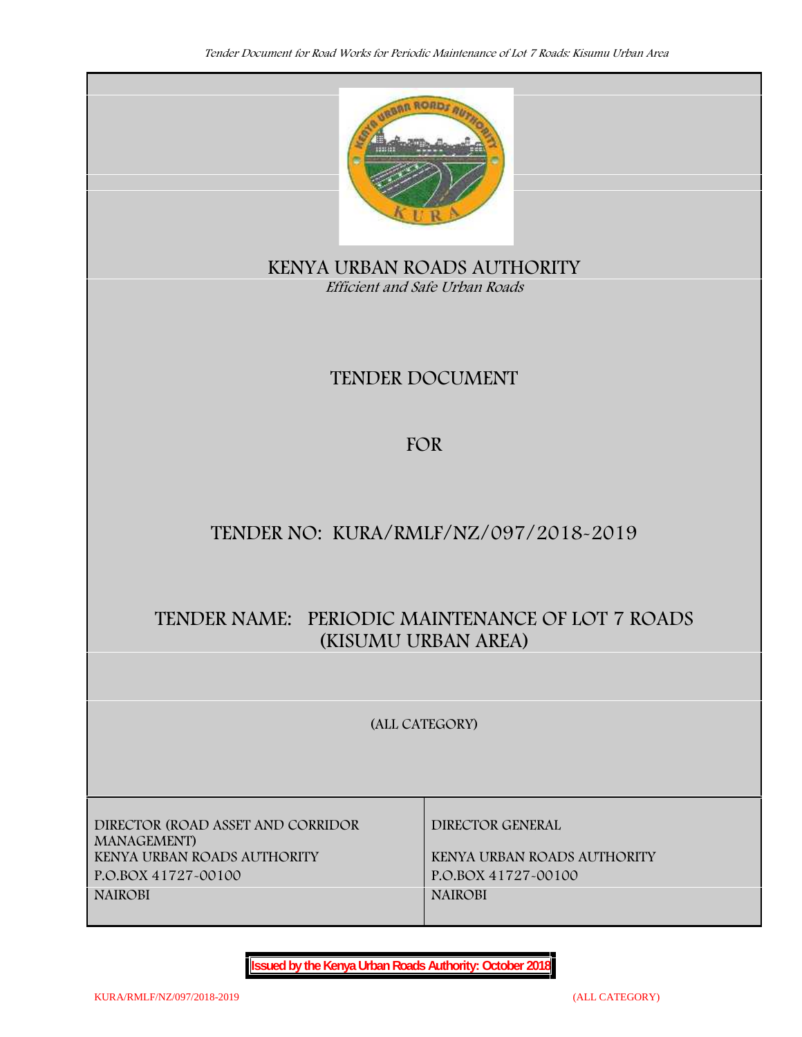# KENYA URBAN ROADS AUTHORITY

*Efficient and Safe Urban Roads*

## TENDER DOCUMENT

## FOR

## TENDER NO: KURA/RMLF/NZ/097/2018-2019

## TENDER NAME: PERIODIC MAINTENANCE OF LOT 7 ROADS (KISUMU URBAN AREA)

**(ALL CATEGORY)**

| DIRECTOR (ROAD ASSET AND CORRIDOR MANAGEMENT) | DIRECTOR GENERAL |
| --- | --- |
| KENYA URBAN ROADS AUTHORITY | KENYA URBAN ROADS AUTHORITY |
| P.O.BOX 41727-00100 | P.O.BOX 41727-00100 |
| NAIROBI | NAIROBI |

**Issued by the Kenya Urban Roads Authority: October 2018**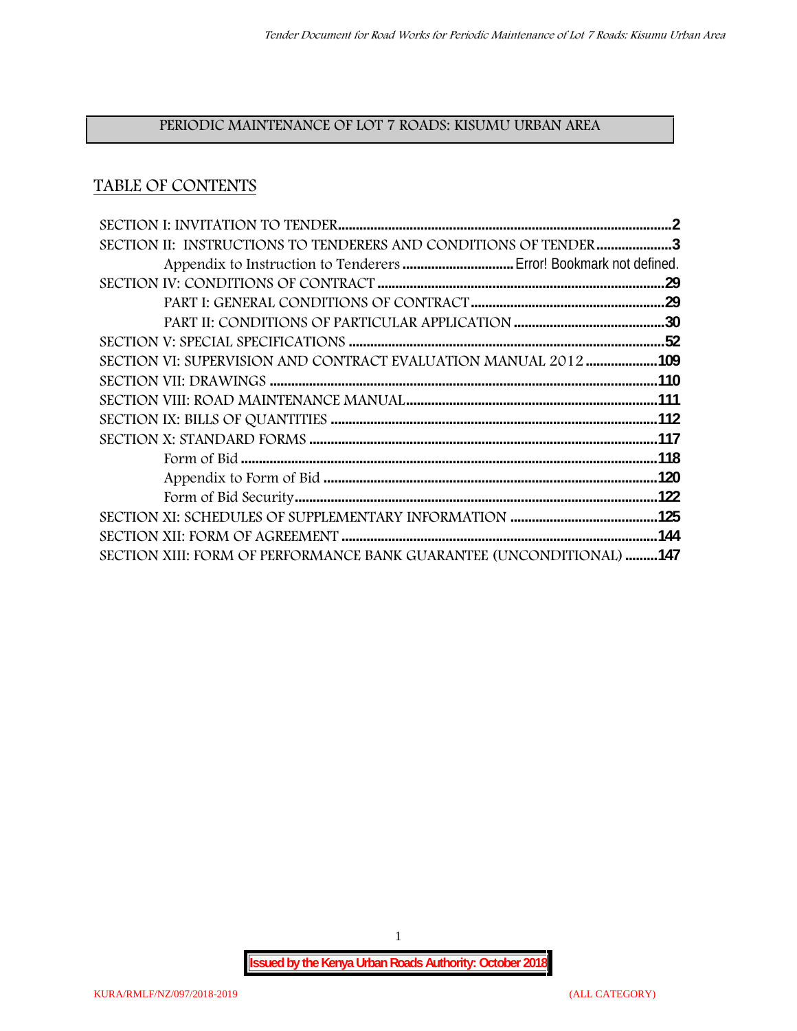# PERIODIC MAINTENANCE OF LOT 7 ROADS: KISUMU URBAN AREA

## TABLE OF CONTENTS

SECTION I: INVITATION TO TENDER ........................................................................................2
SECTION II: INSTRUCTIONS TO TENDERERS AND CONDITIONS OF TENDER ....................3
    Appendix to Instruction to Tenderers ............................... Error! Bookmark not defined.
SECTION IV: CONDITIONS OF CONTRACT ..........................................................................29
    PART I: GENERAL CONDITIONS OF CONTRACT .................................................29
    PART II: CONDITIONS OF PARTICULAR APPLICATION ........................................30
SECTION V: SPECIAL SPECIFICATIONS ..................................................................................52
SECTION VI: SUPERVISION AND CONTRACT EVALUATION MANUAL 2012 ....................109
SECTION VII: DRAWINGS ........................................................................................................110
SECTION VIII: ROAD MAINTENANCE MANUAL.....................................................................111
SECTION IX: BILLS OF QUANTITIES .......................................................................................112
SECTION X: STANDARD FORMS .............................................................................................117
    Form of Bid .......................................................................................................118
    Appendix to Form of Bid ...................................................................................120
    Form of Bid Security..........................................................................................122
SECTION XI: SCHEDULES OF SUPPLEMENTARY INFORMATION ........................................125
SECTION XII: FORM OF AGREEMENT .....................................................................................144
SECTION XIII: FORM OF PERFORMANCE BANK GUARANTEE (UNCONDITIONAL) .........147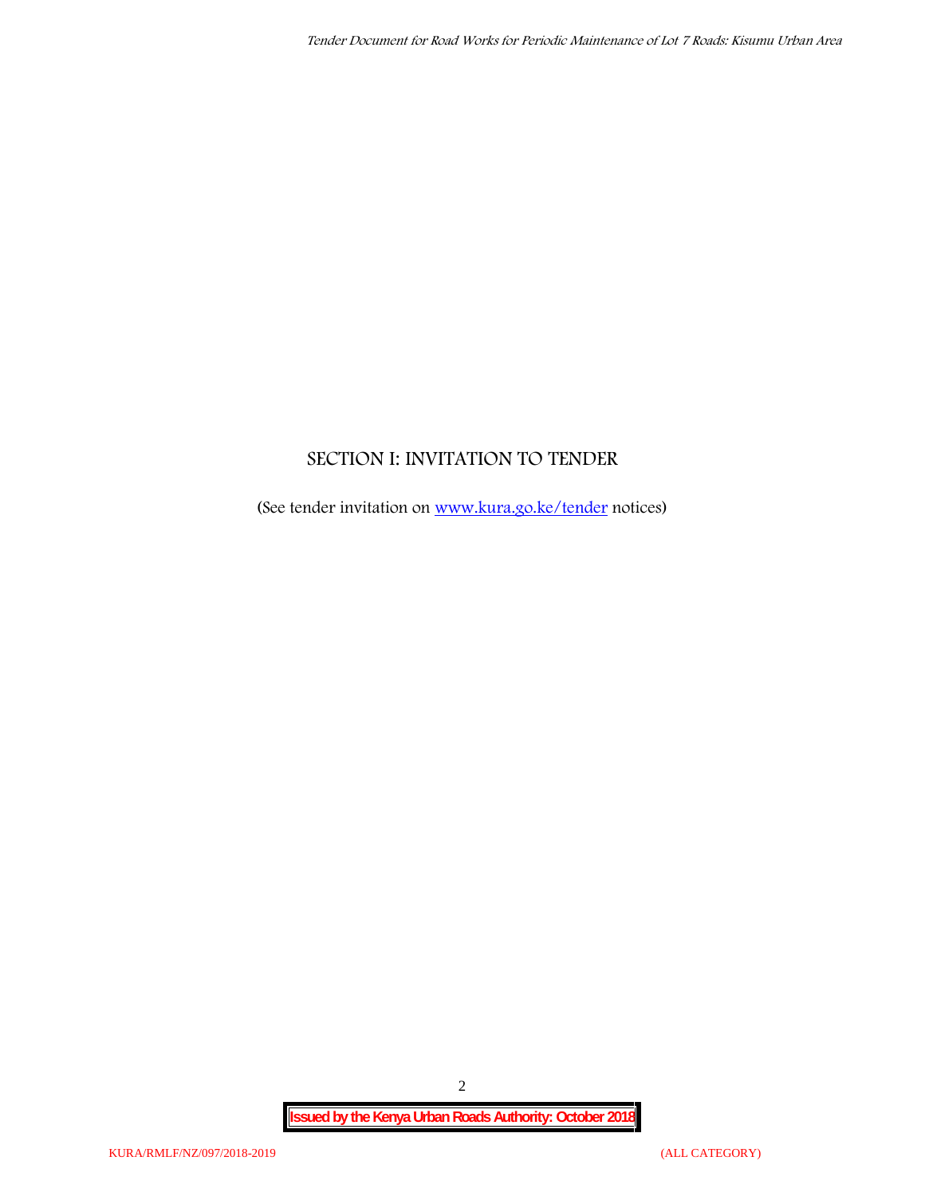# SECTION I: INVITATION TO TENDER

(See tender invitation on [www.kura.go.ke/tender](http://www.kura.go.ke/tender) notices)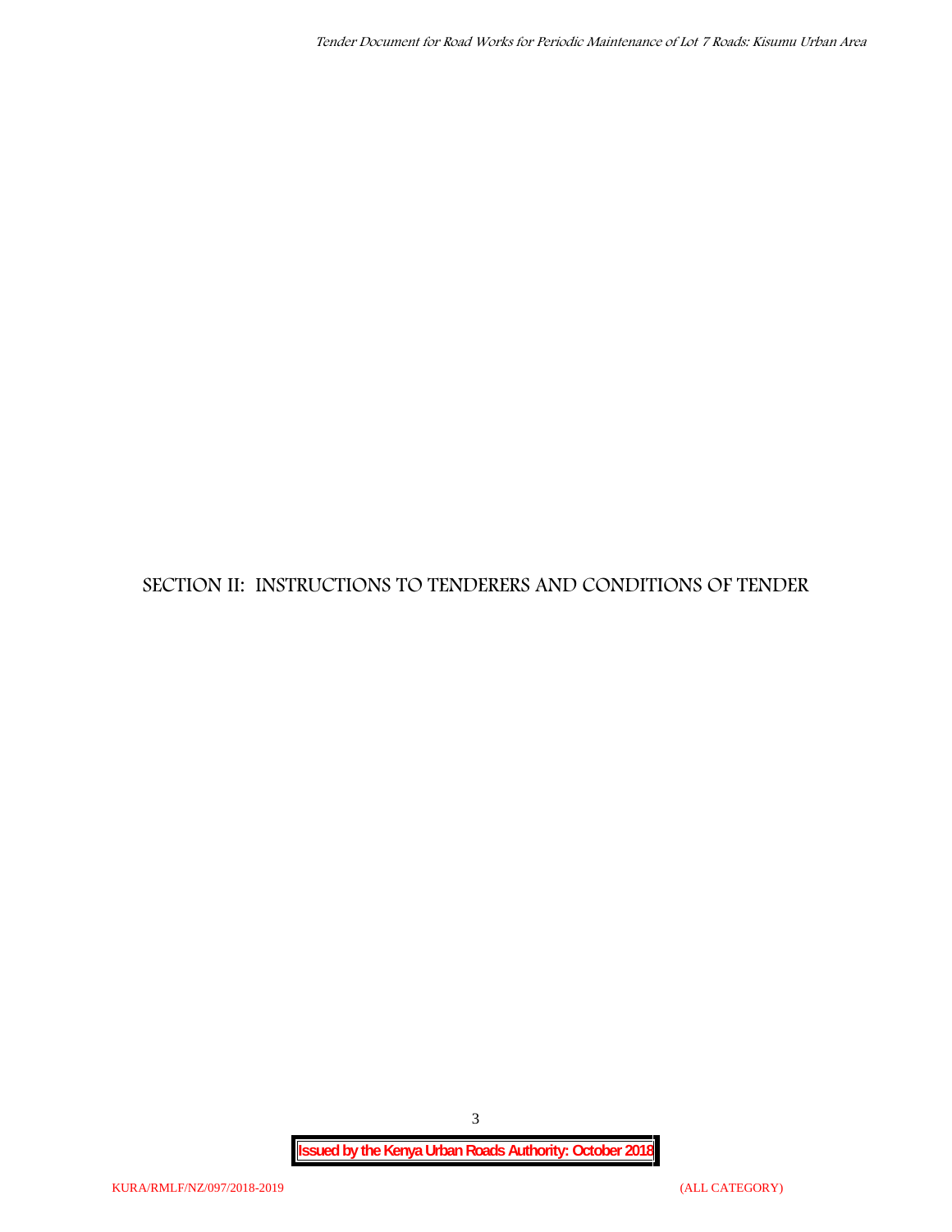# SECTION II: INSTRUCTIONS TO TENDERERS AND CONDITIONS OF TENDER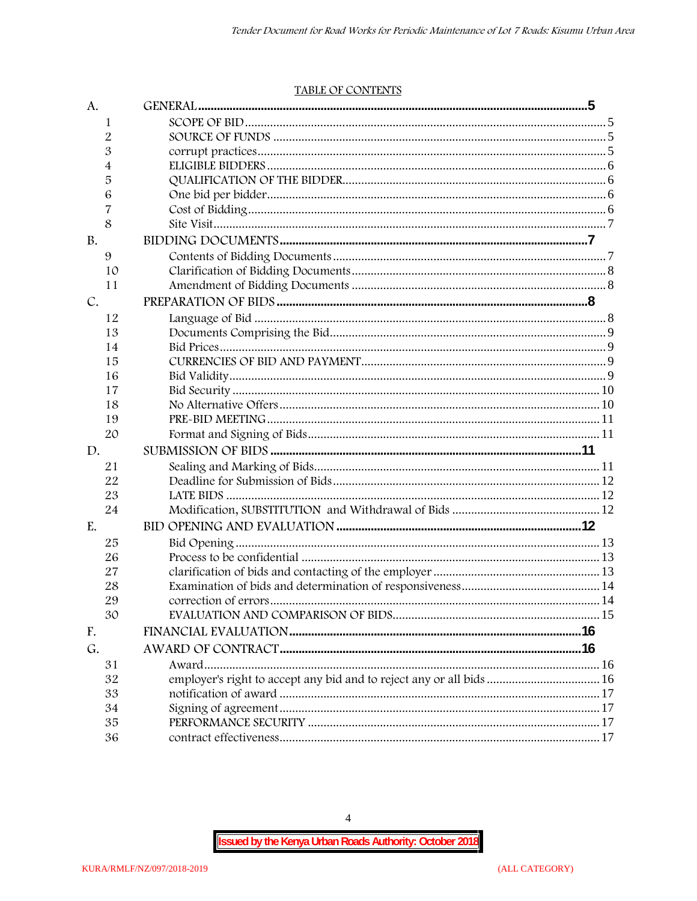## TABLE OF CONTENTS

| | | |
|---|---|---|
| A. | **GENERAL** | **5** |
| 1 | SCOPE OF BID | 5 |
| 2 | SOURCE OF FUNDS | 5 |
| 3 | corrupt practices | 5 |
| 4 | ELIGIBLE BIDDERS | 6 |
| 5 | QUALIFICATION OF THE BIDDER | 6 |
| 6 | One bid per bidder | 6 |
| 7 | Cost of Bidding | 6 |
| 8 | Site Visit | 7 |
| B. | **BIDDING DOCUMENTS** | **7** |
| 9 | Contents of Bidding Documents | 7 |
| 10 | Clarification of Bidding Documents | 8 |
| 11 | Amendment of Bidding Documents | 8 |
| C. | **PREPARATION OF BIDS** | **8** |
| 12 | Language of Bid | 8 |
| 13 | Documents Comprising the Bid | 9 |
| 14 | Bid Prices | 9 |
| 15 | CURRENCIES OF BID AND PAYMENT | 9 |
| 16 | Bid Validity | 9 |
| 17 | Bid Security | 10 |
| 18 | No Alternative Offers | 10 |
| 19 | PRE-BID MEETING | 11 |
| 20 | Format and Signing of Bids | 11 |
| D. | **SUBMISSION OF BIDS** | **11** |
| 21 | Sealing and Marking of Bids | 11 |
| 22 | Deadline for Submission of Bids | 12 |
| 23 | LATE BIDS | 12 |
| 24 | Modification, SUBSTITUTION and Withdrawal of Bids | 12 |
| E. | **BID OPENING AND EVALUATION** | **12** |
| 25 | Bid Opening | 13 |
| 26 | Process to be confidential | 13 |
| 27 | clarification of bids and contacting of the employer | 13 |
| 28 | Examination of bids and determination of responsiveness | 14 |
| 29 | correction of errors | 14 |
| 30 | EVALUATION AND COMPARISON OF BIDS | 15 |
| F. | **FINANCIAL EVALUATION** | **16** |
| G. | **AWARD OF CONTRACT** | **16** |
| 31 | Award | 16 |
| 32 | employer's right to accept any bid and to reject any or all bids | 16 |
| 33 | notification of award | 17 |
| 34 | Signing of agreement | 17 |
| 35 | PERFORMANCE SECURITY | 17 |
| 36 | contract effectiveness | 17 |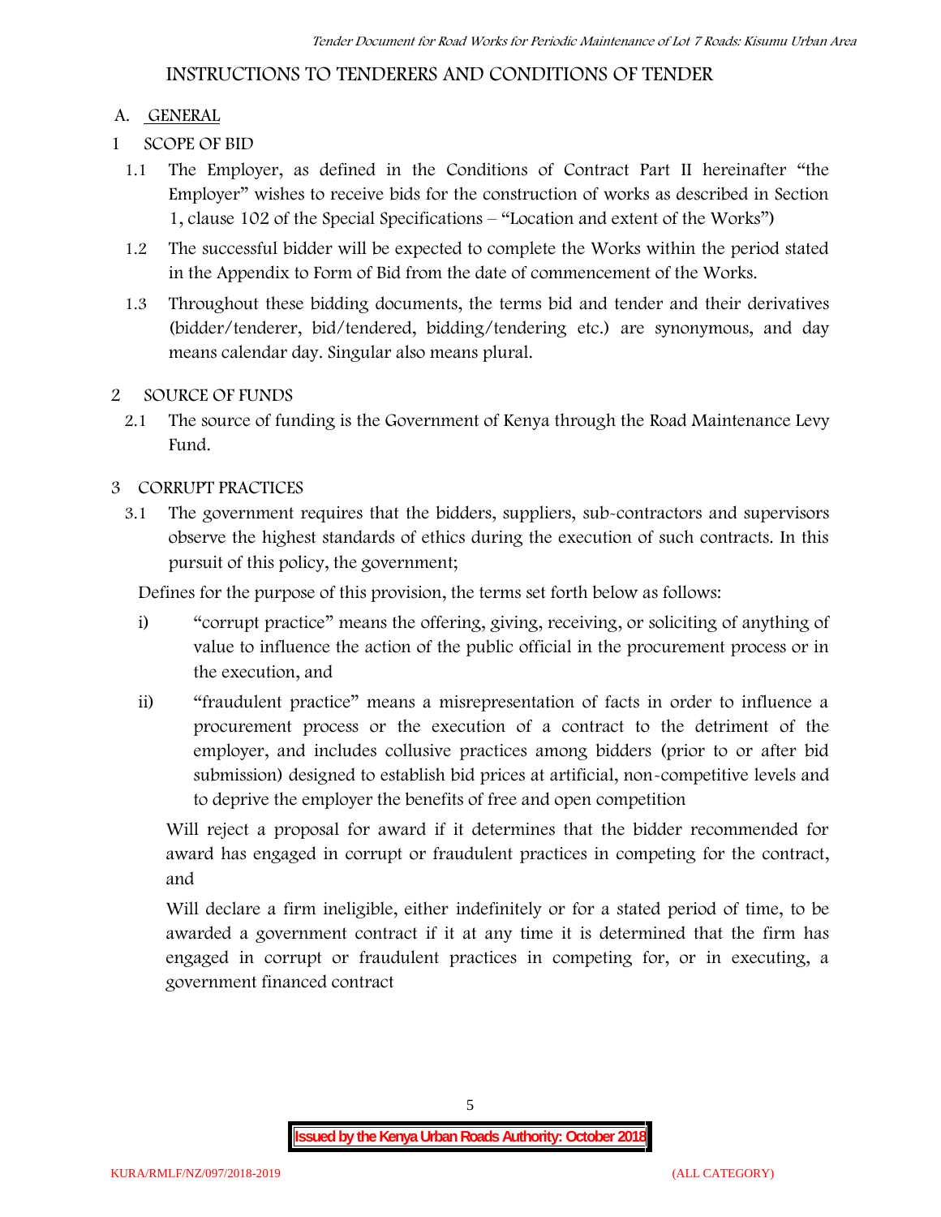# INSTRUCTIONS TO TENDERERS AND CONDITIONS OF TENDER

## A. GENERAL

### 1 SCOPE OF BID

1.1 The Employer, as defined in the Conditions of Contract Part II hereinafter "the Employer" wishes to receive bids for the construction of works as described in Section 1, clause 102 of the Special Specifications – "Location and extent of the Works")

1.2 The successful bidder will be expected to complete the Works within the period stated in the Appendix to Form of Bid from the date of commencement of the Works.

1.3 Throughout these bidding documents, the terms bid and tender and their derivatives (bidder/tenderer, bid/tendered, bidding/tendering etc.) are synonymous, and day means calendar day. Singular also means plural.

### 2 SOURCE OF FUNDS

2.1 The source of funding is the Government of Kenya through the Road Maintenance Levy Fund.

### 3 CORRUPT PRACTICES

3.1 The government requires that the bidders, suppliers, sub-contractors and supervisors observe the highest standards of ethics during the execution of such contracts. In this pursuit of this policy, the government;

Defines for the purpose of this provision, the terms set forth below as follows:

i) "corrupt practice" means the offering, giving, receiving, or soliciting of anything of value to influence the action of the public official in the procurement process or in the execution, and

ii) "fraudulent practice" means a misrepresentation of facts in order to influence a procurement process or the execution of a contract to the detriment of the employer, and includes collusive practices among bidders (prior to or after bid submission) designed to establish bid prices at artificial, non-competitive levels and to deprive the employer the benefits of free and open competition

Will reject a proposal for award if it determines that the bidder recommended for award has engaged in corrupt or fraudulent practices in competing for the contract, and

Will declare a firm ineligible, either indefinitely or for a stated period of time, to be awarded a government contract if it at any time it is determined that the firm has engaged in corrupt or fraudulent practices in competing for, or in executing, a government financed contract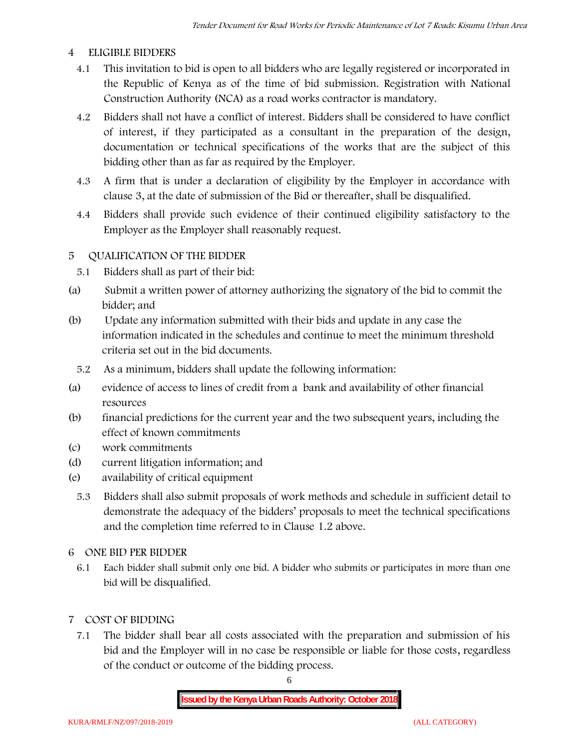## 4 ELIGIBLE BIDDERS

4.1 This invitation to bid is open to all bidders who are legally registered or incorporated in the Republic of Kenya as of the time of bid submission. Registration with National Construction Authority (NCA) as a road works contractor is mandatory.

4.2 Bidders shall not have a conflict of interest. Bidders shall be considered to have conflict of interest, if they participated as a consultant in the preparation of the design, documentation or technical specifications of the works that are the subject of this bidding other than as far as required by the Employer.

4.3 A firm that is under a declaration of eligibility by the Employer in accordance with clause 3, at the date of submission of the Bid or thereafter, shall be disqualified.

4.4 Bidders shall provide such evidence of their continued eligibility satisfactory to the Employer as the Employer shall reasonably request.

## 5 QUALIFICATION OF THE BIDDER

5.1 Bidders shall as part of their bid:

(a) Submit a written power of attorney authorizing the signatory of the bid to commit the bidder; and

(b) Update any information submitted with their bids and update in any case the information indicated in the schedules and continue to meet the minimum threshold criteria set out in the bid documents.

5.2 As a minimum, bidders shall update the following information:

(a) evidence of access to lines of credit from a bank and availability of other financial resources

(b) financial predictions for the current year and the two subsequent years, including the effect of known commitments

(c) work commitments

(d) current litigation information; and

(e) availability of critical equipment

5.3 Bidders shall also submit proposals of work methods and schedule in sufficient detail to demonstrate the adequacy of the bidders' proposals to meet the technical specifications and the completion time referred to in Clause 1.2 above.

## 6 ONE BID PER BIDDER

6.1 Each bidder shall submit only one bid. A bidder who submits or participates in more than one bid will be disqualified.

## 7 COST OF BIDDING

7.1 The bidder shall bear all costs associated with the preparation and submission of his bid and the Employer will in no case be responsible or liable for those costs, regardless of the conduct or outcome of the bidding process.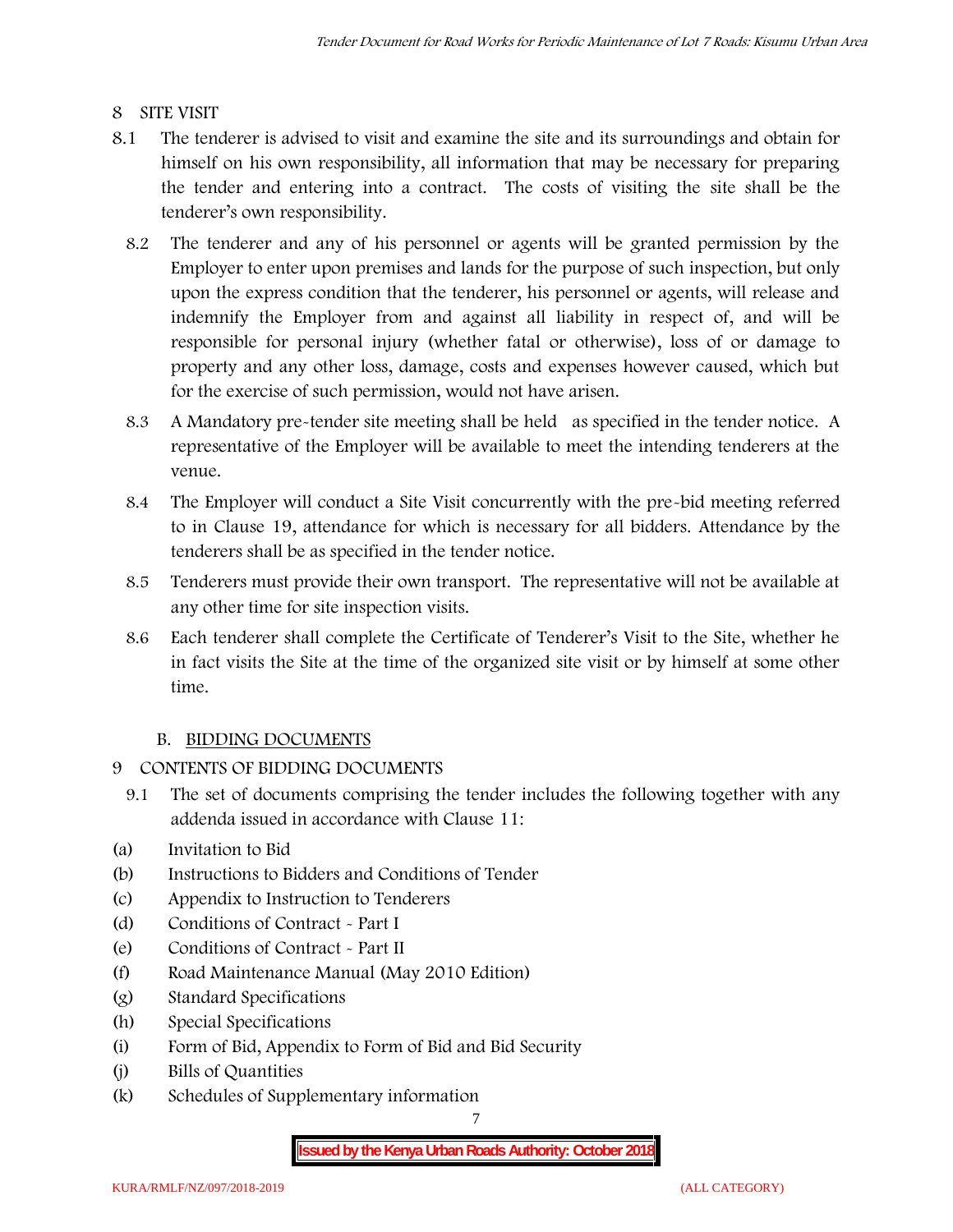## 8 SITE VISIT

8.1 The tenderer is advised to visit and examine the site and its surroundings and obtain for himself on his own responsibility, all information that may be necessary for preparing the tender and entering into a contract. The costs of visiting the site shall be the tenderer's own responsibility.

8.2 The tenderer and any of his personnel or agents will be granted permission by the Employer to enter upon premises and lands for the purpose of such inspection, but only upon the express condition that the tenderer, his personnel or agents, will release and indemnify the Employer from and against all liability in respect of, and will be responsible for personal injury (whether fatal or otherwise), loss of or damage to property and any other loss, damage, costs and expenses however caused, which but for the exercise of such permission, would not have arisen.

8.3 A Mandatory pre-tender site meeting shall be held as specified in the tender notice. A representative of the Employer will be available to meet the intending tenderers at the venue.

8.4 The Employer will conduct a Site Visit concurrently with the pre-bid meeting referred to in Clause 19, attendance for which is necessary for all bidders. Attendance by the tenderers shall be as specified in the tender notice.

8.5 Tenderers must provide their own transport. The representative will not be available at any other time for site inspection visits.

8.6 Each tenderer shall complete the Certificate of Tenderer's Visit to the Site, whether he in fact visits the Site at the time of the organized site visit or by himself at some other time.

### B. BIDDING DOCUMENTS

## 9 CONTENTS OF BIDDING DOCUMENTS

9.1 The set of documents comprising the tender includes the following together with any addenda issued in accordance with Clause 11:

(a) Invitation to Bid
(b) Instructions to Bidders and Conditions of Tender
(c) Appendix to Instruction to Tenderers
(d) Conditions of Contract - Part I
(e) Conditions of Contract - Part II
(f) Road Maintenance Manual (May 2010 Edition)
(g) Standard Specifications
(h) Special Specifications
(i) Form of Bid, Appendix to Form of Bid and Bid Security
(j) Bills of Quantities
(k) Schedules of Supplementary information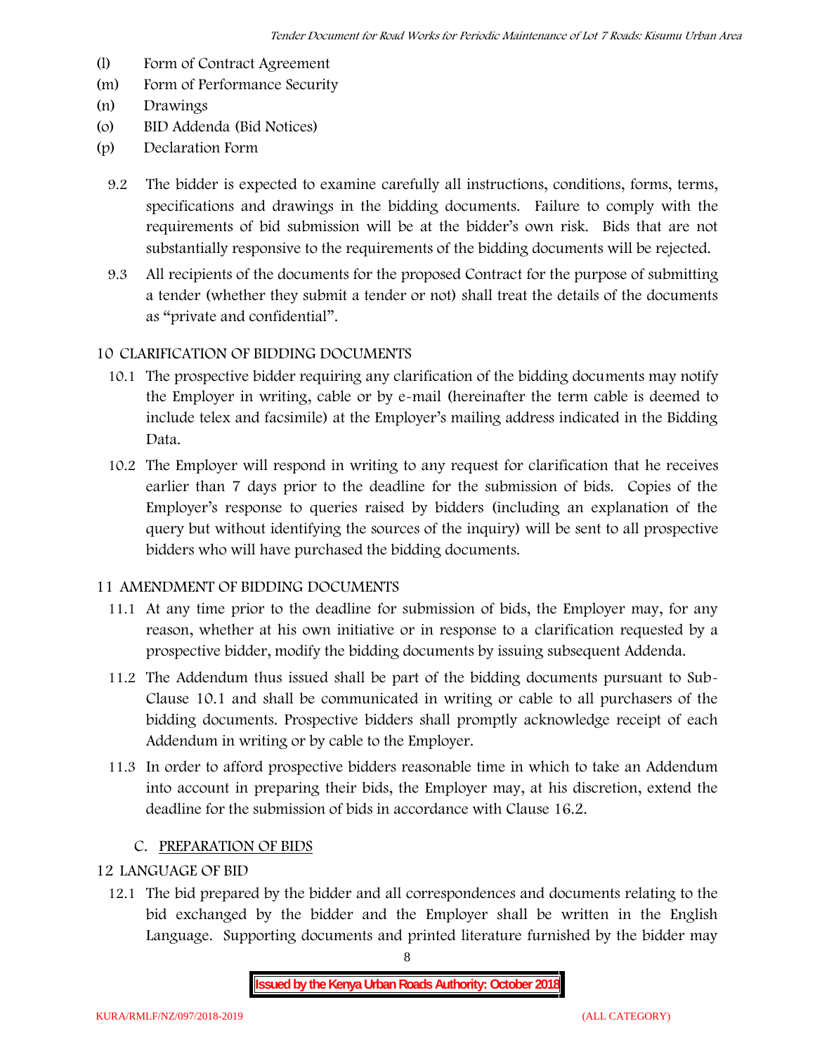(l) Form of Contract Agreement
(m) Form of Performance Security
(n) Drawings
(o) BID Addenda (Bid Notices)
(p) Declaration Form

9.2 The bidder is expected to examine carefully all instructions, conditions, forms, terms, specifications and drawings in the bidding documents. Failure to comply with the requirements of bid submission will be at the bidder's own risk. Bids that are not substantially responsive to the requirements of the bidding documents will be rejected.

9.3 All recipients of the documents for the proposed Contract for the purpose of submitting a tender (whether they submit a tender or not) shall treat the details of the documents as "private and confidential".

10 CLARIFICATION OF BIDDING DOCUMENTS

10.1 The prospective bidder requiring any clarification of the bidding documents may notify the Employer in writing, cable or by e-mail (hereinafter the term cable is deemed to include telex and facsimile) at the Employer's mailing address indicated in the Bidding Data.

10.2 The Employer will respond in writing to any request for clarification that he receives earlier than 7 days prior to the deadline for the submission of bids. Copies of the Employer's response to queries raised by bidders (including an explanation of the query but without identifying the sources of the inquiry) will be sent to all prospective bidders who will have purchased the bidding documents.

11 AMENDMENT OF BIDDING DOCUMENTS

11.1 At any time prior to the deadline for submission of bids, the Employer may, for any reason, whether at his own initiative or in response to a clarification requested by a prospective bidder, modify the bidding documents by issuing subsequent Addenda.

11.2 The Addendum thus issued shall be part of the bidding documents pursuant to Sub-Clause 10.1 and shall be communicated in writing or cable to all purchasers of the bidding documents. Prospective bidders shall promptly acknowledge receipt of each Addendum in writing or by cable to the Employer.

11.3 In order to afford prospective bidders reasonable time in which to take an Addendum into account in preparing their bids, the Employer may, at his discretion, extend the deadline for the submission of bids in accordance with Clause 16.2.

C. PREPARATION OF BIDS

12 LANGUAGE OF BID

12.1 The bid prepared by the bidder and all correspondences and documents relating to the bid exchanged by the bidder and the Employer shall be written in the English Language. Supporting documents and printed literature furnished by the bidder may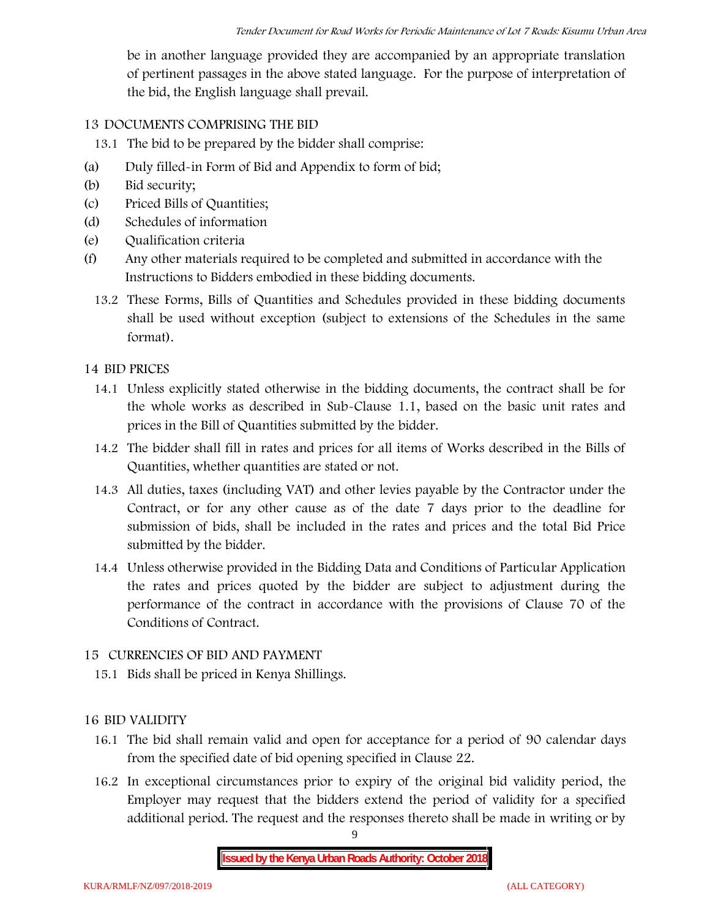be in another language provided they are accompanied by an appropriate translation of pertinent passages in the above stated language. For the purpose of interpretation of the bid, the English language shall prevail.

## 13 DOCUMENTS COMPRISING THE BID

13.1 The bid to be prepared by the bidder shall comprise:

(a) Duly filled-in Form of Bid and Appendix to form of bid;
(b) Bid security;
(c) Priced Bills of Quantities;
(d) Schedules of information
(e) Qualification criteria
(f) Any other materials required to be completed and submitted in accordance with the Instructions to Bidders embodied in these bidding documents.

13.2 These Forms, Bills of Quantities and Schedules provided in these bidding documents shall be used without exception (subject to extensions of the Schedules in the same format).

## 14 BID PRICES

14.1 Unless explicitly stated otherwise in the bidding documents, the contract shall be for the whole works as described in Sub-Clause 1.1, based on the basic unit rates and prices in the Bill of Quantities submitted by the bidder.

14.2 The bidder shall fill in rates and prices for all items of Works described in the Bills of Quantities, whether quantities are stated or not.

14.3 All duties, taxes (including VAT) and other levies payable by the Contractor under the Contract, or for any other cause as of the date 7 days prior to the deadline for submission of bids, shall be included in the rates and prices and the total Bid Price submitted by the bidder.

14.4 Unless otherwise provided in the Bidding Data and Conditions of Particular Application the rates and prices quoted by the bidder are subject to adjustment during the performance of the contract in accordance with the provisions of Clause 70 of the Conditions of Contract.

## 15 CURRENCIES OF BID AND PAYMENT

15.1 Bids shall be priced in Kenya Shillings.

## 16 BID VALIDITY

16.1 The bid shall remain valid and open for acceptance for a period of 90 calendar days from the specified date of bid opening specified in Clause 22.

16.2 In exceptional circumstances prior to expiry of the original bid validity period, the Employer may request that the bidders extend the period of validity for a specified additional period. The request and the responses thereto shall be made in writing or by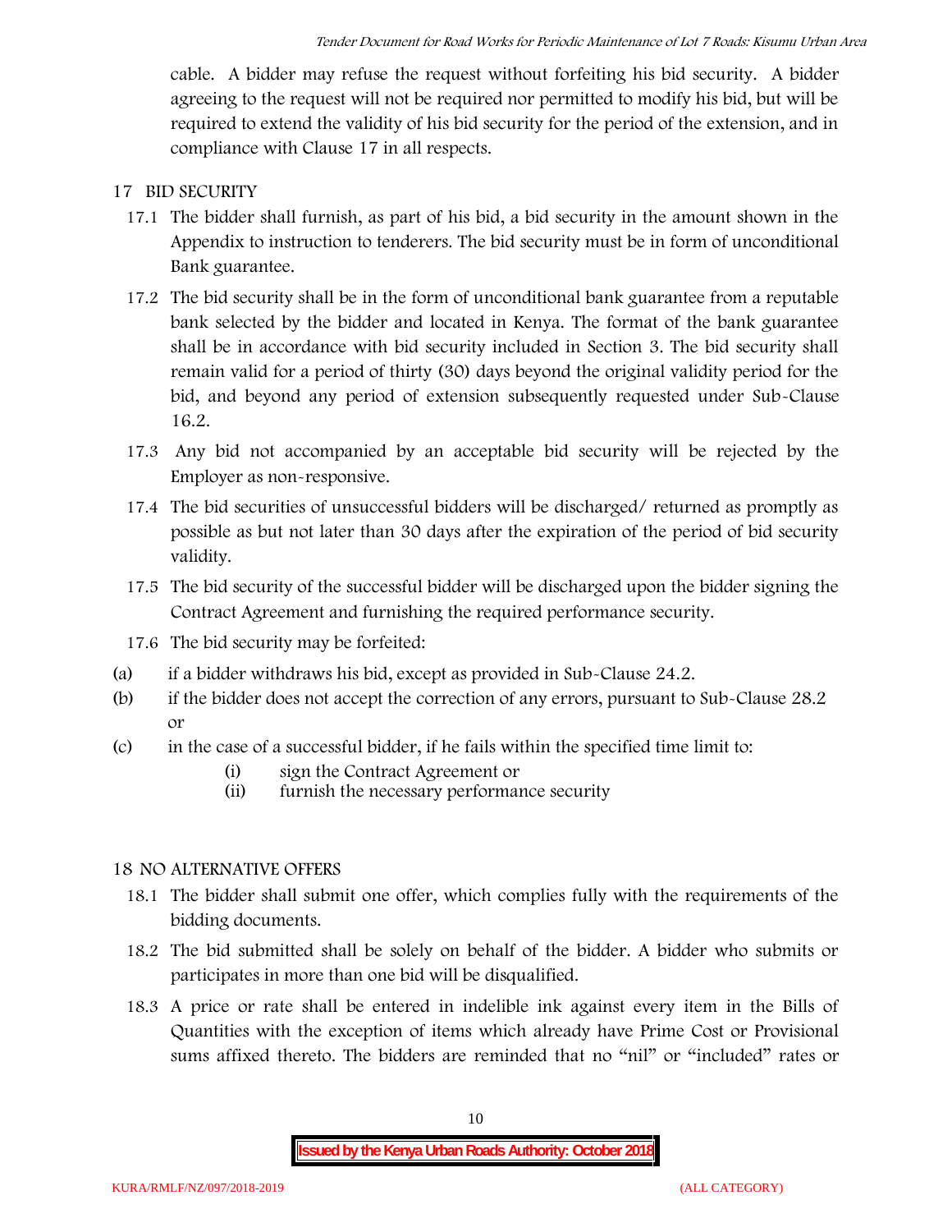cable. A bidder may refuse the request without forfeiting his bid security. A bidder agreeing to the request will not be required nor permitted to modify his bid, but will be required to extend the validity of his bid security for the period of the extension, and in compliance with Clause 17 in all respects.

## 17 BID SECURITY

17.1 The bidder shall furnish, as part of his bid, a bid security in the amount shown in the Appendix to instruction to tenderers. The bid security must be in form of unconditional Bank guarantee.

17.2 The bid security shall be in the form of unconditional bank guarantee from a reputable bank selected by the bidder and located in Kenya. The format of the bank guarantee shall be in accordance with bid security included in Section 3. The bid security shall remain valid for a period of thirty (30) days beyond the original validity period for the bid, and beyond any period of extension subsequently requested under Sub-Clause 16.2.

17.3 Any bid not accompanied by an acceptable bid security will be rejected by the Employer as non-responsive.

17.4 The bid securities of unsuccessful bidders will be discharged/ returned as promptly as possible as but not later than 30 days after the expiration of the period of bid security validity.

17.5 The bid security of the successful bidder will be discharged upon the bidder signing the Contract Agreement and furnishing the required performance security.

17.6 The bid security may be forfeited:

(a) if a bidder withdraws his bid, except as provided in Sub-Clause 24.2.

(b) if the bidder does not accept the correction of any errors, pursuant to Sub-Clause 28.2 or

(c) in the case of a successful bidder, if he fails within the specified time limit to:

  (i) sign the Contract Agreement or
  (ii) furnish the necessary performance security

## 18 NO ALTERNATIVE OFFERS

18.1 The bidder shall submit one offer, which complies fully with the requirements of the bidding documents.

18.2 The bid submitted shall be solely on behalf of the bidder. A bidder who submits or participates in more than one bid will be disqualified.

18.3 A price or rate shall be entered in indelible ink against every item in the Bills of Quantities with the exception of items which already have Prime Cost or Provisional sums affixed thereto. The bidders are reminded that no "nil" or "included" rates or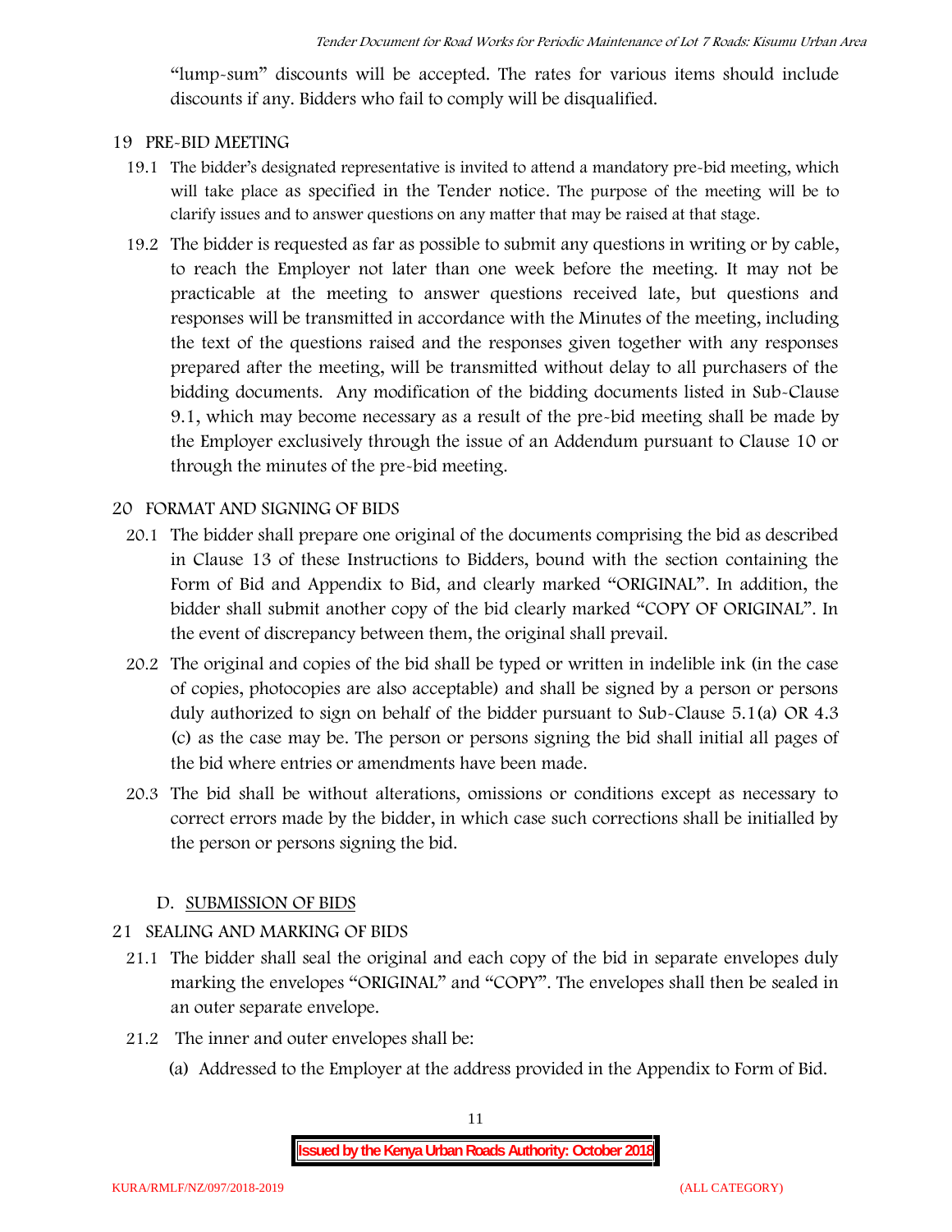"lump-sum" discounts will be accepted. The rates for various items should include discounts if any. Bidders who fail to comply will be disqualified.

## 19 PRE-BID MEETING

19.1 The bidder's designated representative is invited to attend a mandatory pre-bid meeting, which will take place as specified in the Tender notice. The purpose of the meeting will be to clarify issues and to answer questions on any matter that may be raised at that stage.

19.2 The bidder is requested as far as possible to submit any questions in writing or by cable, to reach the Employer not later than one week before the meeting. It may not be practicable at the meeting to answer questions received late, but questions and responses will be transmitted in accordance with the Minutes of the meeting, including the text of the questions raised and the responses given together with any responses prepared after the meeting, will be transmitted without delay to all purchasers of the bidding documents. Any modification of the bidding documents listed in Sub-Clause 9.1, which may become necessary as a result of the pre-bid meeting shall be made by the Employer exclusively through the issue of an Addendum pursuant to Clause 10 or through the minutes of the pre-bid meeting.

## 20 FORMAT AND SIGNING OF BIDS

20.1 The bidder shall prepare one original of the documents comprising the bid as described in Clause 13 of these Instructions to Bidders, bound with the section containing the Form of Bid and Appendix to Bid, and clearly marked "ORIGINAL". In addition, the bidder shall submit another copy of the bid clearly marked "COPY OF ORIGINAL". In the event of discrepancy between them, the original shall prevail.

20.2 The original and copies of the bid shall be typed or written in indelible ink (in the case of copies, photocopies are also acceptable) and shall be signed by a person or persons duly authorized to sign on behalf of the bidder pursuant to Sub-Clause 5.1(a) OR 4.3 (c) as the case may be. The person or persons signing the bid shall initial all pages of the bid where entries or amendments have been made.

20.3 The bid shall be without alterations, omissions or conditions except as necessary to correct errors made by the bidder, in which case such corrections shall be initialled by the person or persons signing the bid.

## D. SUBMISSION OF BIDS

## 21 SEALING AND MARKING OF BIDS

21.1 The bidder shall seal the original and each copy of the bid in separate envelopes duly marking the envelopes "ORIGINAL" and "COPY". The envelopes shall then be sealed in an outer separate envelope.

21.2 The inner and outer envelopes shall be:

(a) Addressed to the Employer at the address provided in the Appendix to Form of Bid.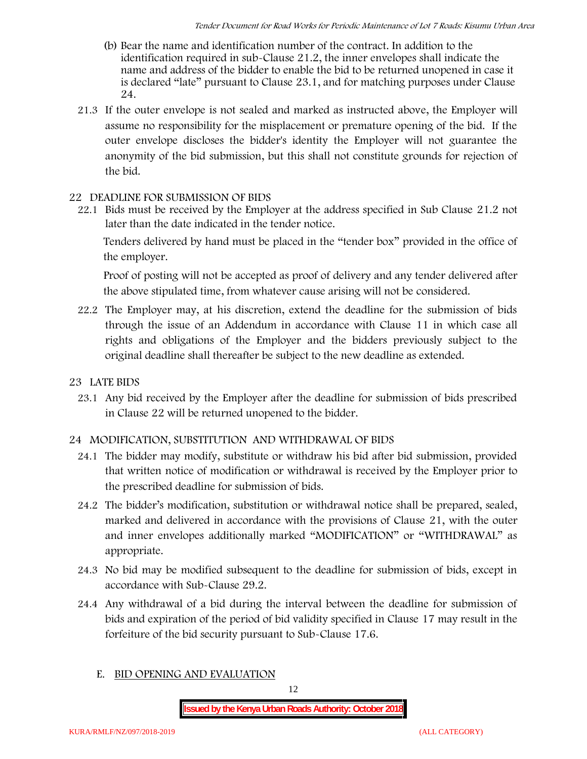(b) Bear the name and identification number of the contract. In addition to the identification required in sub-Clause 21.2, the inner envelopes shall indicate the name and address of the bidder to enable the bid to be returned unopened in case it is declared "late" pursuant to Clause 23.1, and for matching purposes under Clause 24.

21.3 If the outer envelope is not sealed and marked as instructed above, the Employer will assume no responsibility for the misplacement or premature opening of the bid. If the outer envelope discloses the bidder's identity the Employer will not guarantee the anonymity of the bid submission, but this shall not constitute grounds for rejection of the bid.

## 22 DEADLINE FOR SUBMISSION OF BIDS

22.1 Bids must be received by the Employer at the address specified in Sub Clause 21.2 not later than the date indicated in the tender notice.

Tenders delivered by hand must be placed in the "tender box" provided in the office of the employer.

Proof of posting will not be accepted as proof of delivery and any tender delivered after the above stipulated time, from whatever cause arising will not be considered.

22.2 The Employer may, at his discretion, extend the deadline for the submission of bids through the issue of an Addendum in accordance with Clause 11 in which case all rights and obligations of the Employer and the bidders previously subject to the original deadline shall thereafter be subject to the new deadline as extended.

## 23 LATE BIDS

23.1 Any bid received by the Employer after the deadline for submission of bids prescribed in Clause 22 will be returned unopened to the bidder.

## 24 MODIFICATION, SUBSTITUTION AND WITHDRAWAL OF BIDS

24.1 The bidder may modify, substitute or withdraw his bid after bid submission, provided that written notice of modification or withdrawal is received by the Employer prior to the prescribed deadline for submission of bids.

24.2 The bidder's modification, substitution or withdrawal notice shall be prepared, sealed, marked and delivered in accordance with the provisions of Clause 21, with the outer and inner envelopes additionally marked "MODIFICATION" or "WITHDRAWAL" as appropriate.

24.3 No bid may be modified subsequent to the deadline for submission of bids, except in accordance with Sub-Clause 29.2.

24.4 Any withdrawal of a bid during the interval between the deadline for submission of bids and expiration of the period of bid validity specified in Clause 17 may result in the forfeiture of the bid security pursuant to Sub-Clause 17.6.

## E. BID OPENING AND EVALUATION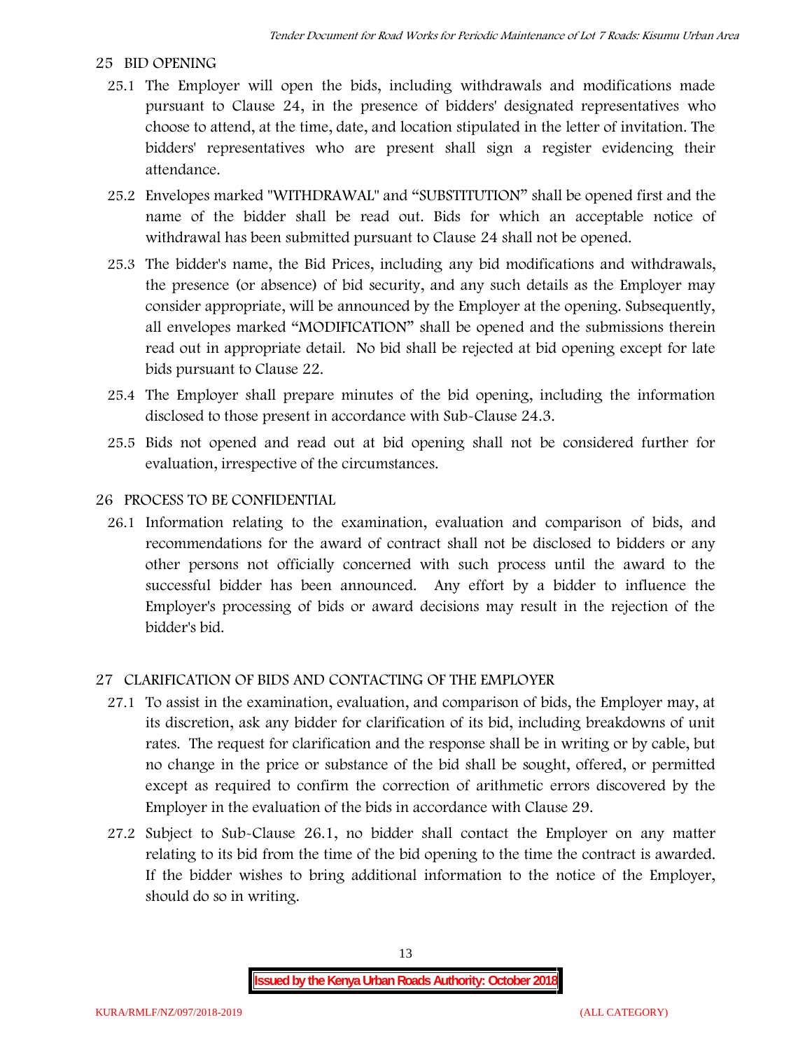## 25 BID OPENING

25.1 The Employer will open the bids, including withdrawals and modifications made pursuant to Clause 24, in the presence of bidders' designated representatives who choose to attend, at the time, date, and location stipulated in the letter of invitation. The bidders' representatives who are present shall sign a register evidencing their attendance.

25.2 Envelopes marked "WITHDRAWAL" and "SUBSTITUTION" shall be opened first and the name of the bidder shall be read out. Bids for which an acceptable notice of withdrawal has been submitted pursuant to Clause 24 shall not be opened.

25.3 The bidder's name, the Bid Prices, including any bid modifications and withdrawals, the presence (or absence) of bid security, and any such details as the Employer may consider appropriate, will be announced by the Employer at the opening. Subsequently, all envelopes marked "MODIFICATION" shall be opened and the submissions therein read out in appropriate detail. No bid shall be rejected at bid opening except for late bids pursuant to Clause 22.

25.4 The Employer shall prepare minutes of the bid opening, including the information disclosed to those present in accordance with Sub-Clause 24.3.

25.5 Bids not opened and read out at bid opening shall not be considered further for evaluation, irrespective of the circumstances.

## 26 PROCESS TO BE CONFIDENTIAL

26.1 Information relating to the examination, evaluation and comparison of bids, and recommendations for the award of contract shall not be disclosed to bidders or any other persons not officially concerned with such process until the award to the successful bidder has been announced. Any effort by a bidder to influence the Employer's processing of bids or award decisions may result in the rejection of the bidder's bid.

## 27 CLARIFICATION OF BIDS AND CONTACTING OF THE EMPLOYER

27.1 To assist in the examination, evaluation, and comparison of bids, the Employer may, at its discretion, ask any bidder for clarification of its bid, including breakdowns of unit rates. The request for clarification and the response shall be in writing or by cable, but no change in the price or substance of the bid shall be sought, offered, or permitted except as required to confirm the correction of arithmetic errors discovered by the Employer in the evaluation of the bids in accordance with Clause 29.

27.2 Subject to Sub-Clause 26.1, no bidder shall contact the Employer on any matter relating to its bid from the time of the bid opening to the time the contract is awarded. If the bidder wishes to bring additional information to the notice of the Employer, should do so in writing.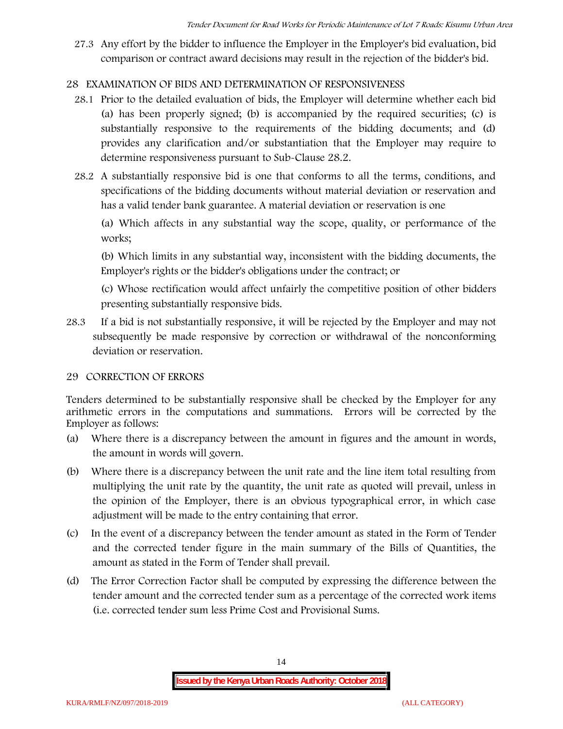27.3 Any effort by the bidder to influence the Employer in the Employer's bid evaluation, bid comparison or contract award decisions may result in the rejection of the bidder's bid.

## 28 EXAMINATION OF BIDS AND DETERMINATION OF RESPONSIVENESS

28.1 Prior to the detailed evaluation of bids, the Employer will determine whether each bid (a) has been properly signed; (b) is accompanied by the required securities; (c) is substantially responsive to the requirements of the bidding documents; and (d) provides any clarification and/or substantiation that the Employer may require to determine responsiveness pursuant to Sub-Clause 28.2.

28.2 A substantially responsive bid is one that conforms to all the terms, conditions, and specifications of the bidding documents without material deviation or reservation and has a valid tender bank guarantee. A material deviation or reservation is one

(a) Which affects in any substantial way the scope, quality, or performance of the works;

(b) Which limits in any substantial way, inconsistent with the bidding documents, the Employer's rights or the bidder's obligations under the contract; or

(c) Whose rectification would affect unfairly the competitive position of other bidders presenting substantially responsive bids.

28.3 If a bid is not substantially responsive, it will be rejected by the Employer and may not subsequently be made responsive by correction or withdrawal of the nonconforming deviation or reservation.

## 29 CORRECTION OF ERRORS

Tenders determined to be substantially responsive shall be checked by the Employer for any arithmetic errors in the computations and summations. Errors will be corrected by the Employer as follows:

(a) Where there is a discrepancy between the amount in figures and the amount in words, the amount in words will govern.

(b) Where there is a discrepancy between the unit rate and the line item total resulting from multiplying the unit rate by the quantity, the unit rate as quoted will prevail, unless in the opinion of the Employer, there is an obvious typographical error, in which case adjustment will be made to the entry containing that error.

(c) In the event of a discrepancy between the tender amount as stated in the Form of Tender and the corrected tender figure in the main summary of the Bills of Quantities, the amount as stated in the Form of Tender shall prevail.

(d) The Error Correction Factor shall be computed by expressing the difference between the tender amount and the corrected tender sum as a percentage of the corrected work items (i.e. corrected tender sum less Prime Cost and Provisional Sums.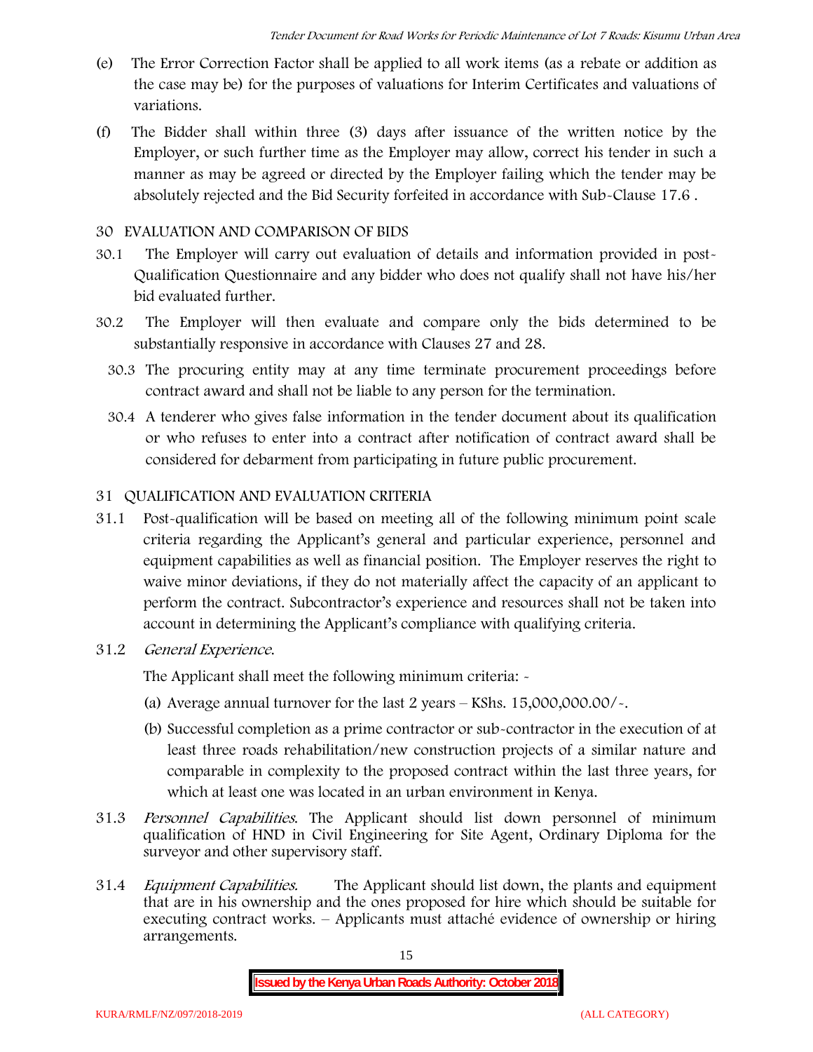(e) The Error Correction Factor shall be applied to all work items (as a rebate or addition as the case may be) for the purposes of valuations for Interim Certificates and valuations of variations.

(f) The Bidder shall within three (3) days after issuance of the written notice by the Employer, or such further time as the Employer may allow, correct his tender in such a manner as may be agreed or directed by the Employer failing which the tender may be absolutely rejected and the Bid Security forfeited in accordance with Sub-Clause 17.6 .

## 30 EVALUATION AND COMPARISON OF BIDS

30.1 The Employer will carry out evaluation of details and information provided in post-Qualification Questionnaire and any bidder who does not qualify shall not have his/her bid evaluated further.

30.2 The Employer will then evaluate and compare only the bids determined to be substantially responsive in accordance with Clauses 27 and 28.

30.3 The procuring entity may at any time terminate procurement proceedings before contract award and shall not be liable to any person for the termination.

30.4 A tenderer who gives false information in the tender document about its qualification or who refuses to enter into a contract after notification of contract award shall be considered for debarment from participating in future public procurement.

## 31 QUALIFICATION AND EVALUATION CRITERIA

31.1 Post-qualification will be based on meeting all of the following minimum point scale criteria regarding the Applicant's general and particular experience, personnel and equipment capabilities as well as financial position. The Employer reserves the right to waive minor deviations, if they do not materially affect the capacity of an applicant to perform the contract. Subcontractor's experience and resources shall not be taken into account in determining the Applicant's compliance with qualifying criteria.

31.2 *General Experience.*

The Applicant shall meet the following minimum criteria: -

(a) Average annual turnover for the last 2 years – KShs. 15,000,000.00/-.

(b) Successful completion as a prime contractor or sub-contractor in the execution of at least three roads rehabilitation/new construction projects of a similar nature and comparable in complexity to the proposed contract within the last three years, for which at least one was located in an urban environment in Kenya.

31.3 *Personnel Capabilities.* The Applicant should list down personnel of minimum qualification of HND in Civil Engineering for Site Agent, Ordinary Diploma for the surveyor and other supervisory staff.

31.4 *Equipment Capabilities.* The Applicant should list down, the plants and equipment that are in his ownership and the ones proposed for hire which should be suitable for executing contract works. – Applicants must attaché evidence of ownership or hiring arrangements.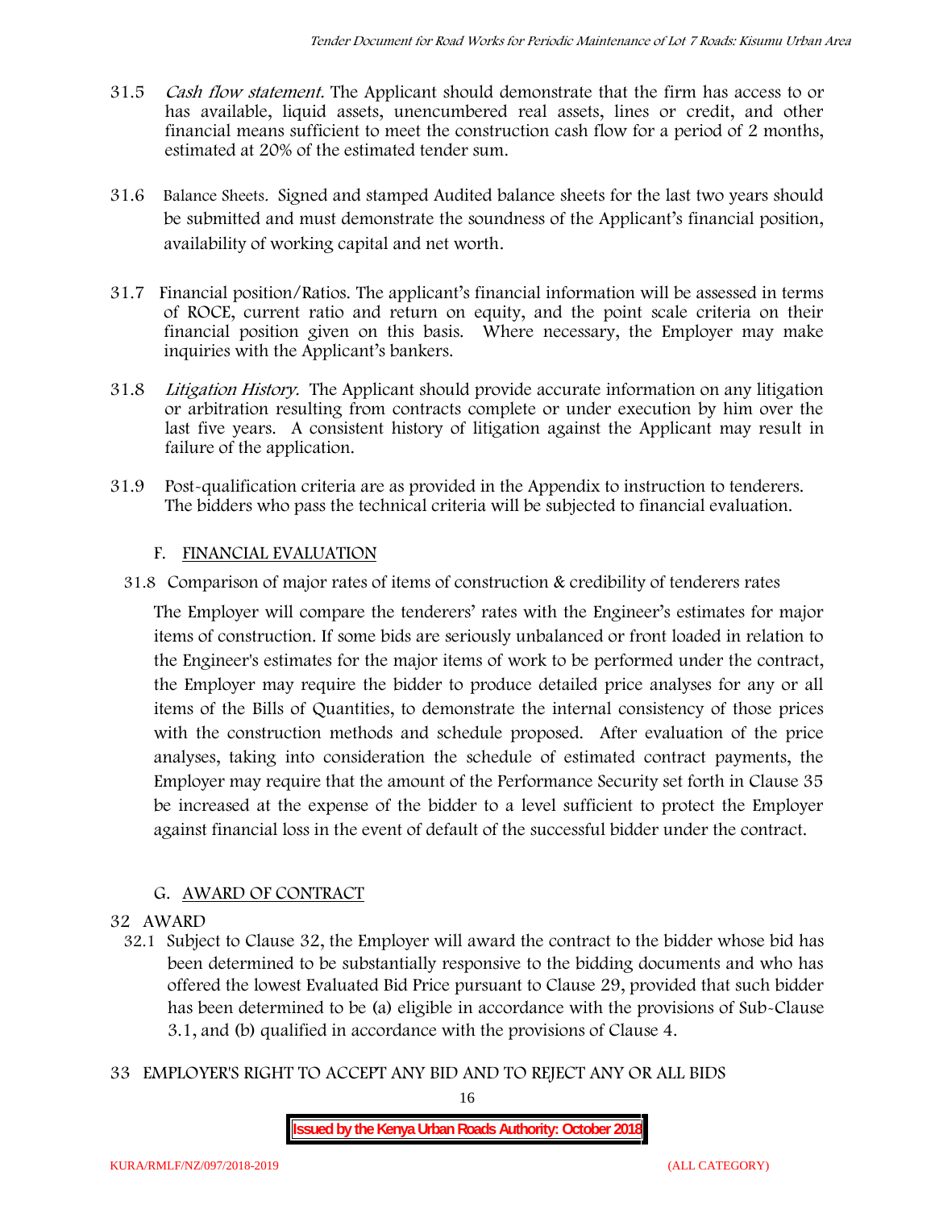31.5 *Cash flow statement.* The Applicant should demonstrate that the firm has access to or has available, liquid assets, unencumbered real assets, lines or credit, and other financial means sufficient to meet the construction cash flow for a period of 2 months, estimated at 20% of the estimated tender sum.

31.6 Balance Sheets. Signed and stamped Audited balance sheets for the last two years should be submitted and must demonstrate the soundness of the Applicant's financial position, availability of working capital and net worth.

31.7 Financial position/Ratios. The applicant's financial information will be assessed in terms of ROCE, current ratio and return on equity, and the point scale criteria on their financial position given on this basis. Where necessary, the Employer may make inquiries with the Applicant's bankers.

31.8 *Litigation History.* The Applicant should provide accurate information on any litigation or arbitration resulting from contracts complete or under execution by him over the last five years. A consistent history of litigation against the Applicant may result in failure of the application.

31.9 Post-qualification criteria are as provided in the Appendix to instruction to tenderers. The bidders who pass the technical criteria will be subjected to financial evaluation.

## F. FINANCIAL EVALUATION

31.8 Comparison of major rates of items of construction & credibility of tenderers rates

The Employer will compare the tenderers' rates with the Engineer's estimates for major items of construction. If some bids are seriously unbalanced or front loaded in relation to the Engineer's estimates for the major items of work to be performed under the contract, the Employer may require the bidder to produce detailed price analyses for any or all items of the Bills of Quantities, to demonstrate the internal consistency of those prices with the construction methods and schedule proposed. After evaluation of the price analyses, taking into consideration the schedule of estimated contract payments, the Employer may require that the amount of the Performance Security set forth in Clause 35 be increased at the expense of the bidder to a level sufficient to protect the Employer against financial loss in the event of default of the successful bidder under the contract.

## G. AWARD OF CONTRACT

32 AWARD

32.1 Subject to Clause 32, the Employer will award the contract to the bidder whose bid has been determined to be substantially responsive to the bidding documents and who has offered the lowest Evaluated Bid Price pursuant to Clause 29, provided that such bidder has been determined to be (a) eligible in accordance with the provisions of Sub-Clause 3.1, and (b) qualified in accordance with the provisions of Clause 4.

33 EMPLOYER'S RIGHT TO ACCEPT ANY BID AND TO REJECT ANY OR ALL BIDS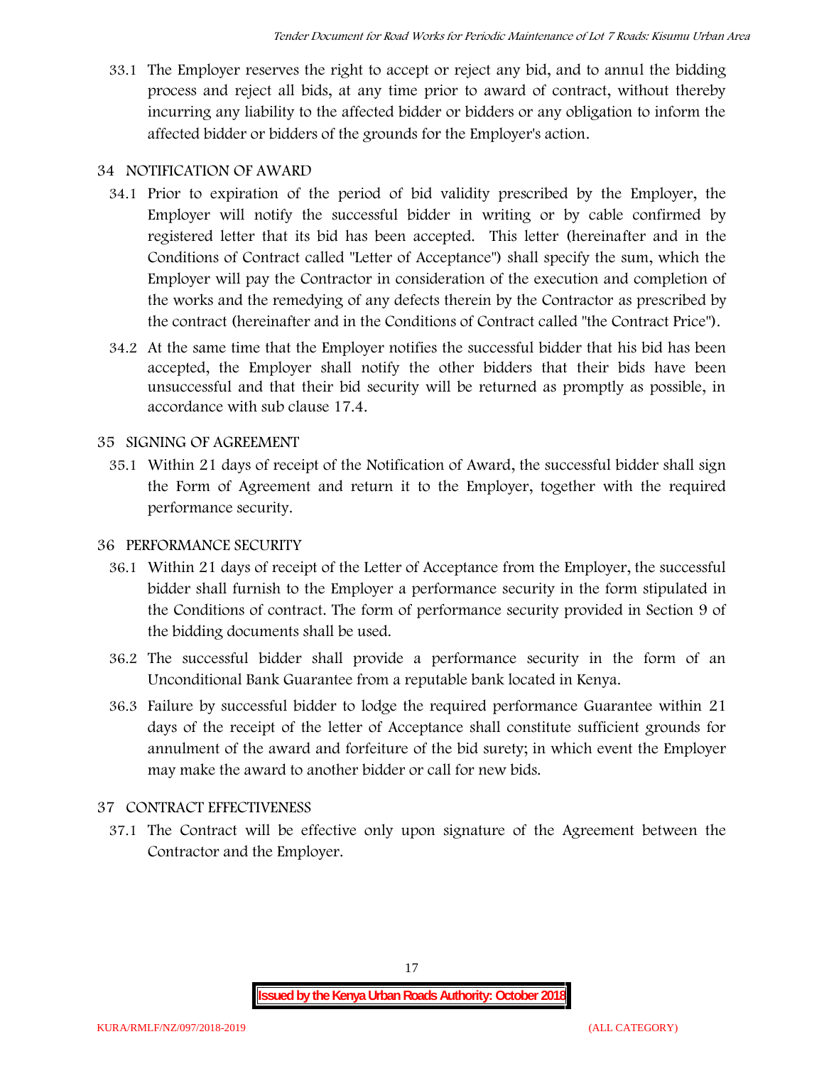33.1 The Employer reserves the right to accept or reject any bid, and to annul the bidding process and reject all bids, at any time prior to award of contract, without thereby incurring any liability to the affected bidder or bidders or any obligation to inform the affected bidder or bidders of the grounds for the Employer's action.

## 34 NOTIFICATION OF AWARD

34.1 Prior to expiration of the period of bid validity prescribed by the Employer, the Employer will notify the successful bidder in writing or by cable confirmed by registered letter that its bid has been accepted. This letter (hereinafter and in the Conditions of Contract called "Letter of Acceptance") shall specify the sum, which the Employer will pay the Contractor in consideration of the execution and completion of the works and the remedying of any defects therein by the Contractor as prescribed by the contract (hereinafter and in the Conditions of Contract called "the Contract Price").

34.2 At the same time that the Employer notifies the successful bidder that his bid has been accepted, the Employer shall notify the other bidders that their bids have been unsuccessful and that their bid security will be returned as promptly as possible, in accordance with sub clause 17.4.

## 35 SIGNING OF AGREEMENT

35.1 Within 21 days of receipt of the Notification of Award, the successful bidder shall sign the Form of Agreement and return it to the Employer, together with the required performance security.

## 36 PERFORMANCE SECURITY

36.1 Within 21 days of receipt of the Letter of Acceptance from the Employer, the successful bidder shall furnish to the Employer a performance security in the form stipulated in the Conditions of contract. The form of performance security provided in Section 9 of the bidding documents shall be used.

36.2 The successful bidder shall provide a performance security in the form of an Unconditional Bank Guarantee from a reputable bank located in Kenya.

36.3 Failure by successful bidder to lodge the required performance Guarantee within 21 days of the receipt of the letter of Acceptance shall constitute sufficient grounds for annulment of the award and forfeiture of the bid surety; in which event the Employer may make the award to another bidder or call for new bids.

## 37 CONTRACT EFFECTIVENESS

37.1 The Contract will be effective only upon signature of the Agreement between the Contractor and the Employer.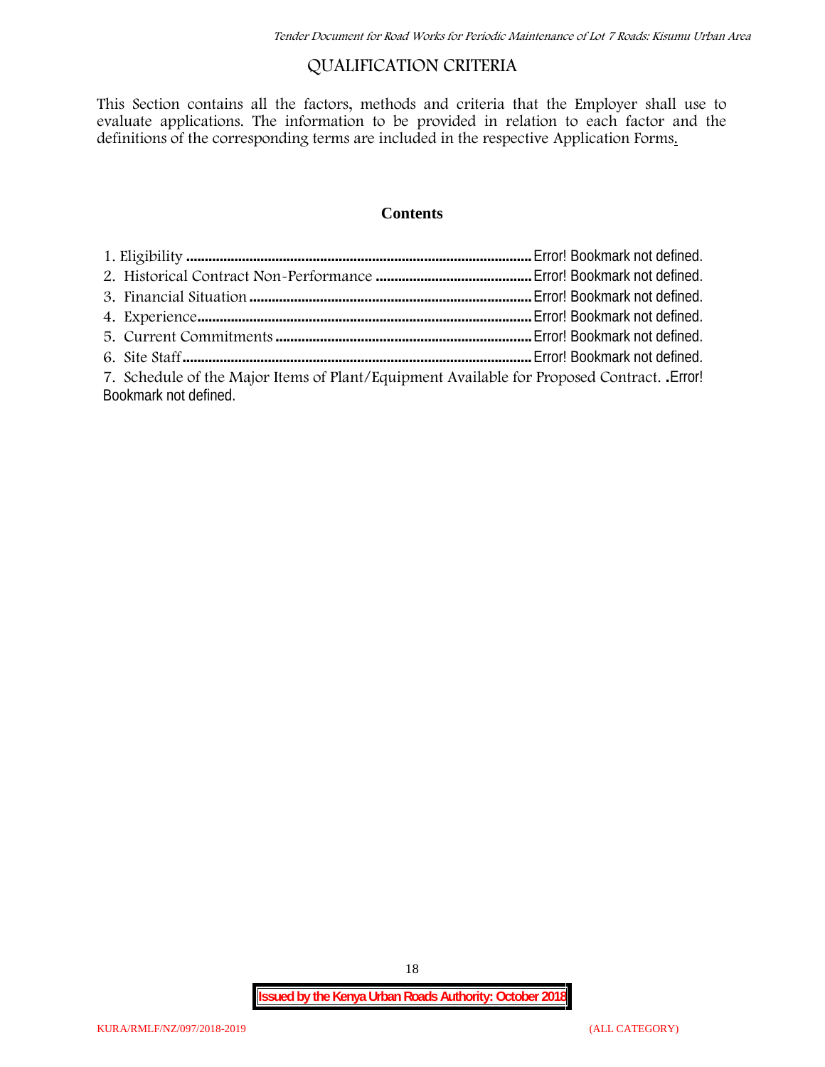# QUALIFICATION CRITERIA

This Section contains all the factors, methods and criteria that the Employer shall use to evaluate applications. The information to be provided in relation to each factor and the definitions of the corresponding terms are included in the respective Application Forms.

## Contents

1. Eligibility ............................................................................................ Error! Bookmark not defined.
2. Historical Contract Non-Performance .......................................... Error! Bookmark not defined.
3. Financial Situation ........................................................................... Error! Bookmark not defined.
4. Experience......................................................................................... Error! Bookmark not defined.
5. Current Commitments .................................................................... Error! Bookmark not defined.
6. Site Staff............................................................................................. Error! Bookmark not defined.
7. Schedule of the Major Items of Plant/Equipment Available for Proposed Contract. .Error! Bookmark not defined.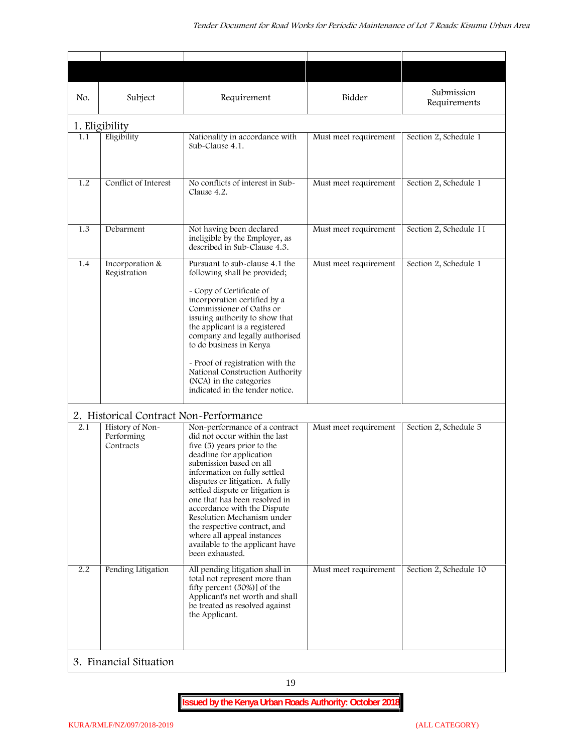| No. | Subject | Requirement | Bidder | Submission Requirements |
|---|---|---|---|---|
| **1. Eligibility** | | | | |
| 1.1 | Eligibility | Nationality in accordance with Sub-Clause 4.1. | Must meet requirement | Section 2, Schedule 1 |
| 1.2 | Conflict of Interest | No conflicts of interest in Sub-Clause 4.2. | Must meet requirement | Section 2, Schedule 1 |
| 1.3 | Debarment | Not having been declared ineligible by the Employer, as described in Sub-Clause 4.3. | Must meet requirement | Section 2, Schedule 11 |
| 1.4 | Incorporation & Registration | Pursuant to sub-clause 4.1 the following shall be provided;<br><br>- Copy of Certificate of incorporation certified by a Commissioner of Oaths or issuing authority to show that the applicant is a registered company and legally authorised to do business in Kenya<br><br>- Proof of registration with the National Construction Authority (NCA) in the categories indicated in the tender notice. | Must meet requirement | Section 2, Schedule 1 |
| **2. Historical Contract Non-Performance** | | | | |
| 2.1 | History of Non-Performing Contracts | Non-performance of a contract did not occur within the last five (5) years prior to the deadline for application submission based on all information on fully settled disputes or litigation. A fully settled dispute or litigation is one that has been resolved in accordance with the Dispute Resolution Mechanism under the respective contract, and where all appeal instances available to the applicant have been exhausted. | Must meet requirement | Section 2, Schedule 5 |
| 2.2 | Pending Litigation | All pending litigation shall in total not represent more than fifty percent (50%)] of the Applicant's net worth and shall be treated as resolved against the Applicant. | Must meet requirement | Section 2, Schedule 10 |
| **3. Financial Situation** | | | | |

Issued by the Kenya Urban Roads Authority: October 2018

KURA/RMLF/NZ/097/2018-2019 (ALL CATEGORY)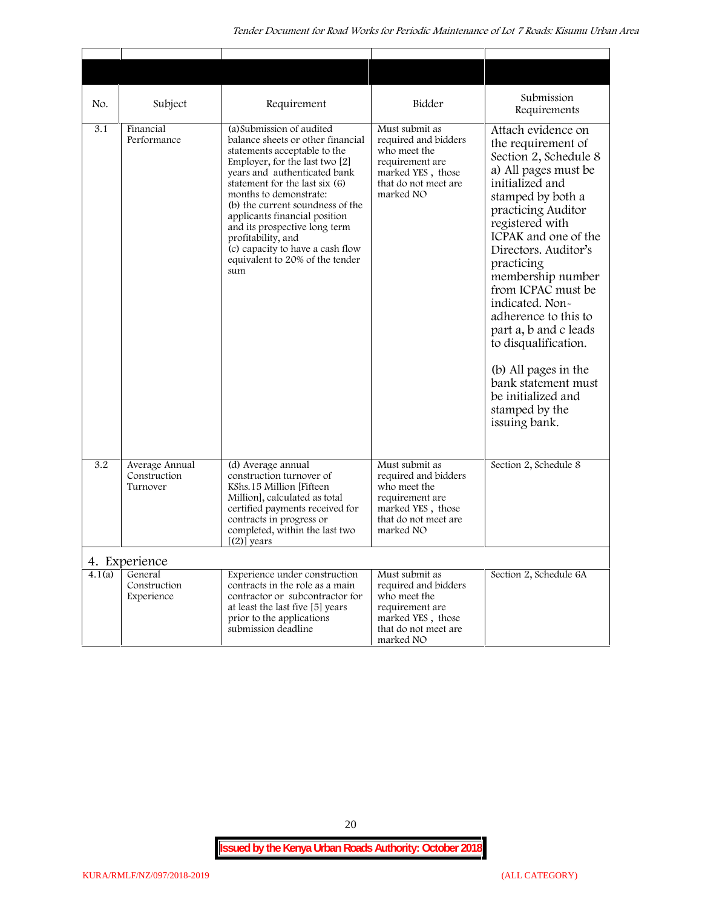| No. | Subject | Requirement | Bidder | Submission Requirements |
|---|---|---|---|---|
| 3.1 | Financial Performance | (a)Submission of audited balance sheets or other financial statements acceptable to the Employer, for the last two [2] years and authenticated bank statement for the last six (6) months to demonstrate: (b) the current soundness of the applicants financial position and its prospective long term profitability, and (c) capacity to have a cash flow equivalent to 20% of the tender sum | Must submit as required and bidders who meet the requirement are marked YES , those that do not meet are marked NO | Attach evidence on the requirement of Section 2, Schedule 8 a) All pages must be initialized and stamped by both a practicing Auditor registered with ICPAK and one of the Directors. Auditor's practicing membership number from ICPAC must be indicated. Non-adherence to this to part a, b and c leads to disqualification. (b) All pages in the bank statement must be initialized and stamped by the issuing bank. |
| 3.2 | Average Annual Construction Turnover | (d) Average annual construction turnover of KShs.15 Million [Fifteen Million], calculated as total certified payments received for contracts in progress or completed, within the last two [(2)] years | Must submit as required and bidders who meet the requirement are marked YES , those that do not meet are marked NO | Section 2, Schedule 8 |
| **4. Experience** | | | | |
| 4.1(a) | General Construction Experience | Experience under construction contracts in the role as a main contractor or subcontractor for at least the last five [5] years prior to the applications submission deadline | Must submit as required and bidders who meet the requirement are marked YES , those that do not meet are marked NO | Section 2, Schedule 6A |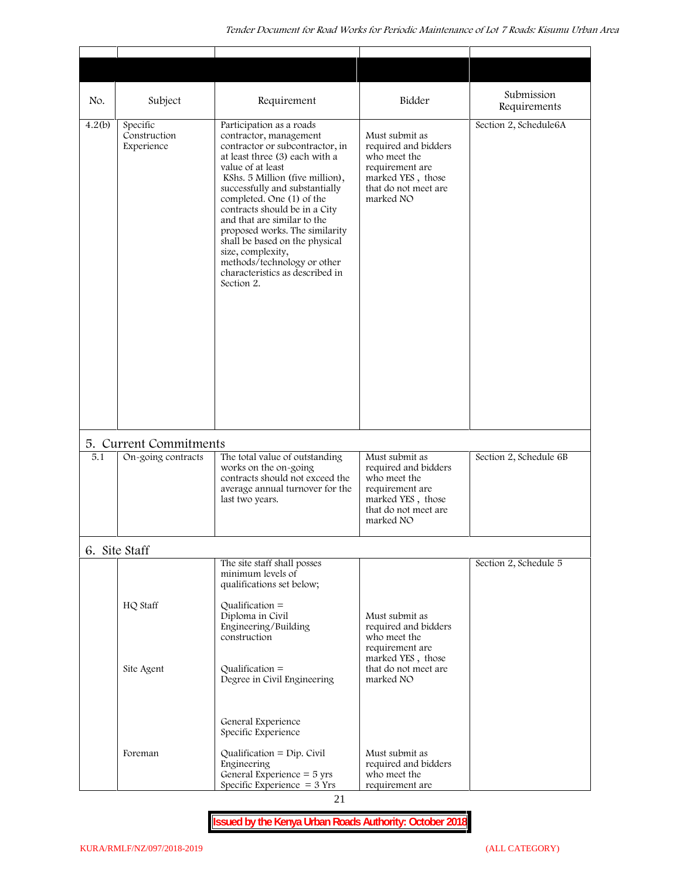| No. | Subject | Requirement | Bidder | Submission Requirements |
|---|---|---|---|---|
| 4.2(b) | Specific Construction Experience | Participation as a roads contractor, management contractor or subcontractor, in at least three (3) each with a value of at least KShs. 5 Million (five million), successfully and substantially completed. One (1) of the contracts should be in a City and that are similar to the proposed works. The similarity shall be based on the physical size, complexity, methods/technology or other characteristics as described in Section 2. | Must submit as required and bidders who meet the requirement are marked YES , those that do not meet are marked NO | Section 2, Schedule6A |
| **5. Current Commitments** | | | | |
| 5.1 | On-going contracts | The total value of outstanding works on the on-going contracts should not exceed the average annual turnover for the last two years. | Must submit as required and bidders who meet the requirement are marked YES , those that do not meet are marked NO | Section 2, Schedule 6B |
| **6. Site Staff** | | | | |
| | | The site staff shall posses minimum levels of qualifications set below; | | Section 2, Schedule 5 |
| | HQ Staff | Qualification = Diploma in Civil Engineering/Building construction | Must submit as required and bidders who meet the requirement are marked YES , those that do not meet are marked NO | |
| | Site Agent | Qualification = Degree in Civil Engineering<br><br>General Experience<br>Specific Experience | | |
| | Foreman | Qualification = Dip. Civil Engineering<br>General Experience = 5 yrs<br>Specific Experience = 3 Yrs | Must submit as required and bidders who meet the requirement are | |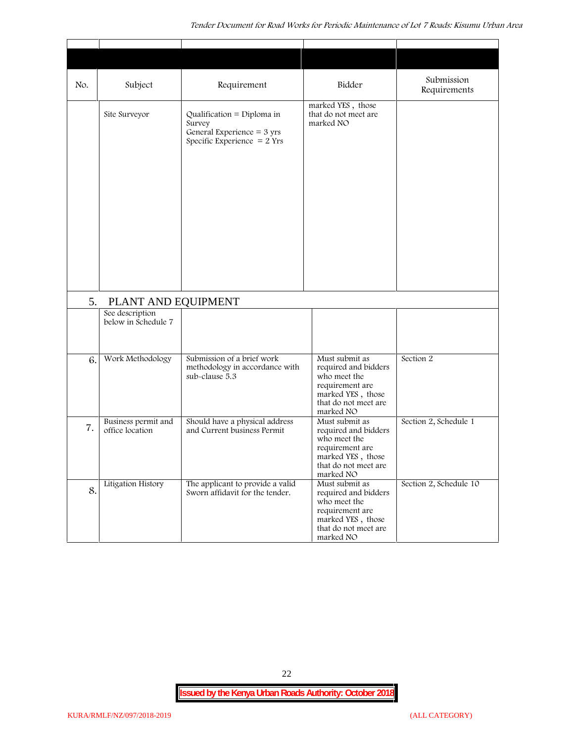| No. | Subject | Requirement | Bidder | Submission Requirements |
|---|---|---|---|---|
| | Site Surveyor | Qualification = Diploma in Survey<br>General Experience = 3 yrs<br>Specific Experience = 2 Yrs | marked YES , those that do not meet are marked NO | |
| 5. | PLANT AND EQUIPMENT | | | |
| | See description below in Schedule 7 | | | |
| 6. | Work Methodology | Submission of a brief work methodology in accordance with sub-clause 5.3 | Must submit as required and bidders who meet the requirement are marked YES , those that do not meet are marked NO | Section 2 |
| 7. | Business permit and office location | Should have a physical address and Current business Permit | Must submit as required and bidders who meet the requirement are marked YES , those that do not meet are marked NO | Section 2, Schedule 1 |
| 8. | Litigation History | The applicant to provide a valid Sworn affidavit for the tender. | Must submit as required and bidders who meet the requirement are marked YES , those that do not meet are marked NO | Section 2, Schedule 10 |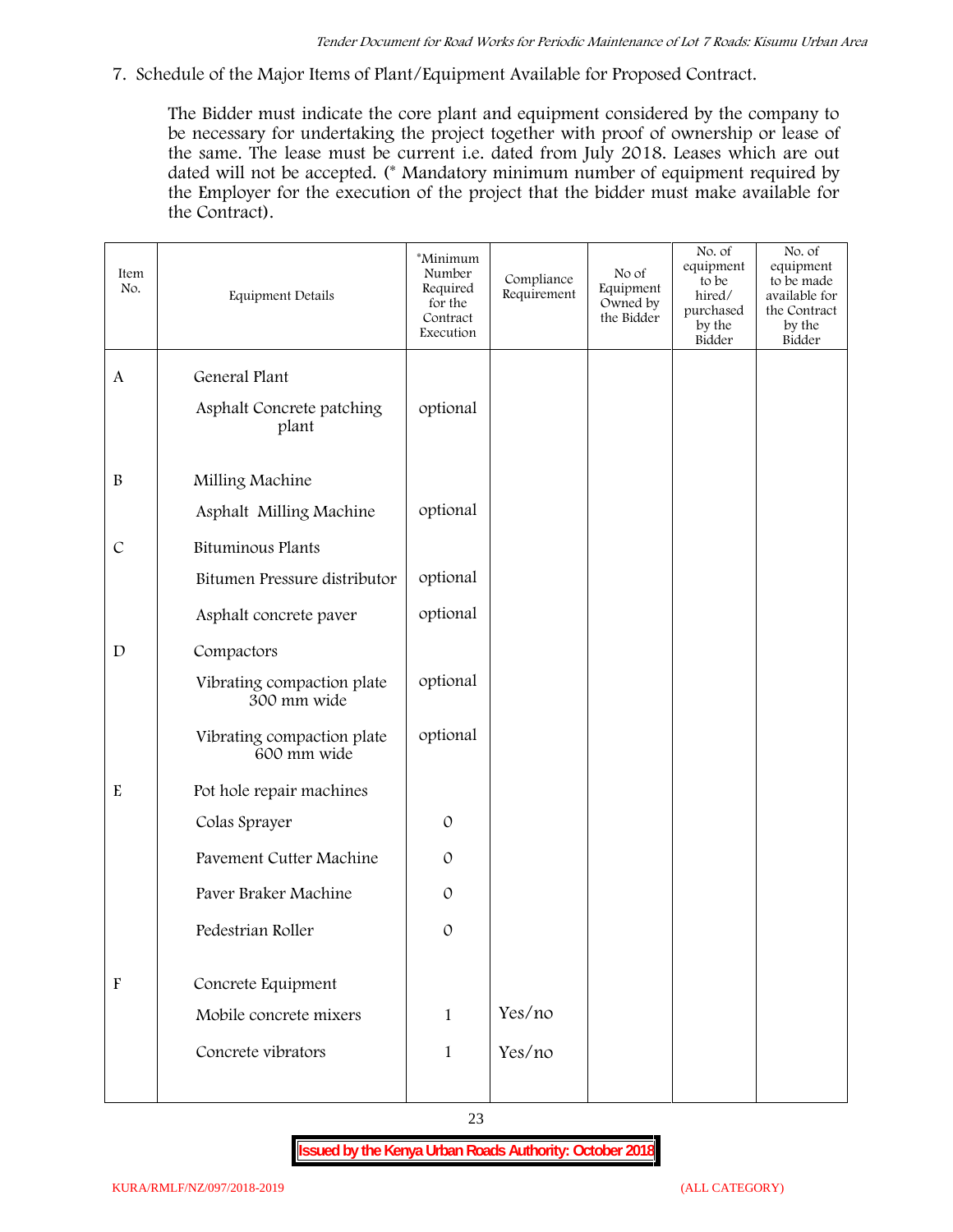7. Schedule of the Major Items of Plant/Equipment Available for Proposed Contract.

The Bidder must indicate the core plant and equipment considered by the company to be necessary for undertaking the project together with proof of ownership or lease of the same. The lease must be current i.e. dated from July 2018. Leases which are out dated will not be accepted. (* Mandatory minimum number of equipment required by the Employer for the execution of the project that the bidder must make available for the Contract).

| Item No. | Equipment Details | *Minimum Number Required for the Contract Execution | Compliance Requirement | No of Equipment Owned by the Bidder | No. of equipment to be hired/ purchased by the Bidder | No. of equipment to be made available for the Contract by the Bidder |
|---|---|---|---|---|---|---|
| A | General Plant | | | | | |
| | Asphalt Concrete patching plant | optional | | | | |
| B | Milling Machine | | | | | |
| | Asphalt Milling Machine | optional | | | | |
| C | Bituminous Plants | | | | | |
| | Bitumen Pressure distributor | optional | | | | |
| | Asphalt concrete paver | optional | | | | |
| D | Compactors | | | | | |
| | Vibrating compaction plate 300 mm wide | optional | | | | |
| | Vibrating compaction plate 600 mm wide | optional | | | | |
| E | Pot hole repair machines | | | | | |
| | Colas Sprayer | 0 | | | | |
| | Pavement Cutter Machine | 0 | | | | |
| | Paver Braker Machine | 0 | | | | |
| | Pedestrian Roller | 0 | | | | |
| F | Concrete Equipment | | | | | |
| | Mobile concrete mixers | 1 | Yes/no | | | |
| | Concrete vibrators | 1 | Yes/no | | | |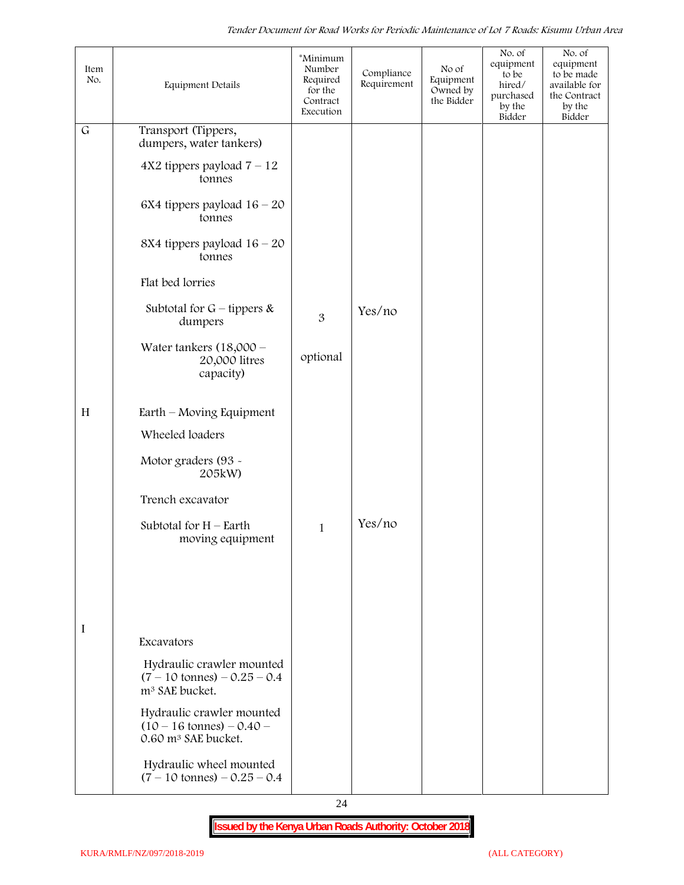| Item No. | Equipment Details | *Minimum Number Required for the Contract Execution | Compliance Requirement | No of Equipment Owned by the Bidder | No. of equipment to be hired/ purchased by the Bidder | No. of equipment to be made available for the Contract by the Bidder |
|---|---|---|---|---|---|---|
| G | Transport (Tippers, dumpers, water tankers) | | | | | |
| | 4X2 tippers payload 7 – 12 tonnes | | | | | |
| | 6X4 tippers payload 16 – 20 tonnes | | | | | |
| | 8X4 tippers payload 16 – 20 tonnes | | | | | |
| | Flat bed lorries | | | | | |
| | Subtotal for G – tippers & dumpers | 3 | Yes/no | | | |
| | Water tankers (18,000 – 20,000 litres capacity) | optional | | | | |
| H | Earth – Moving Equipment | | | | | |
| | Wheeled loaders | | | | | |
| | Motor graders (93 - 205kW) | | | | | |
| | Trench excavator | | | | | |
| | Subtotal for H – Earth moving equipment | 1 | Yes/no | | | |
| I | Excavators | | | | | |
| | Hydraulic crawler mounted (7 – 10 tonnes) – 0.25 – 0.4 $m^3$ SAE bucket. | | | | | |
| | Hydraulic crawler mounted (10 – 16 tonnes) – 0.40 – 0.60 $m^3$ SAE bucket. | | | | | |
| | Hydraulic wheel mounted (7 – 10 tonnes) – 0.25 – 0.4 | | | | | |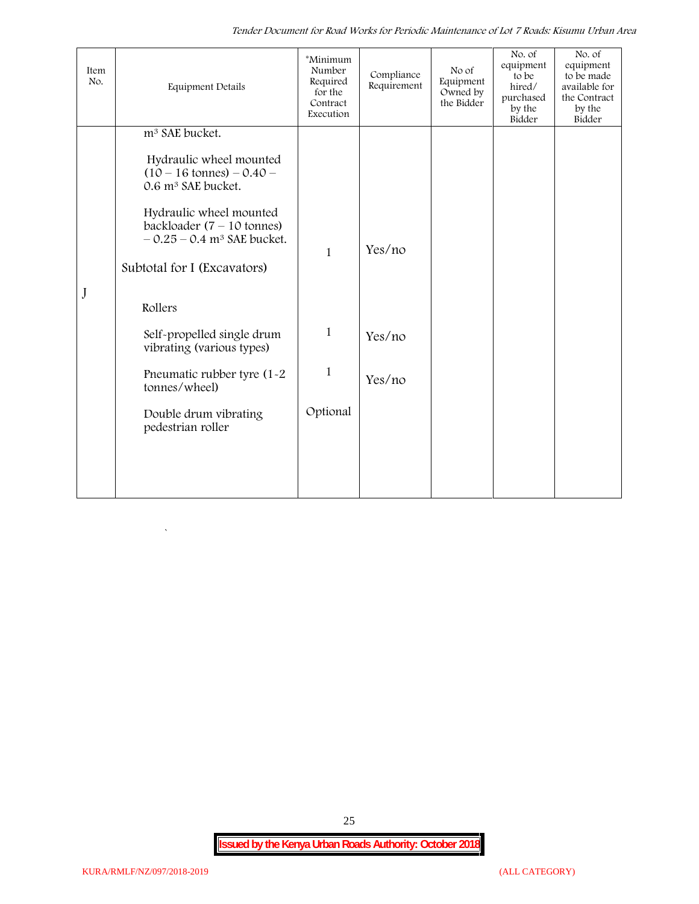| Item No. | Equipment Details | *Minimum Number Required for the Contract Execution | Compliance Requirement | No of Equipment Owned by the Bidder | No. of equipment to be hired/ purchased by the Bidder | No. of equipment to be made available for the Contract by the Bidder |
|---|---|---|---|---|---|---|
| | $m^3$ SAE bucket. | | | | | |
| | Hydraulic wheel mounted (10 – 16 tonnes) – 0.40 – 0.6 $m^3$ SAE bucket. | | | | | |
| | Hydraulic wheel mounted backloader (7 – 10 tonnes) – 0.25 – 0.4 $m^3$ SAE bucket. | 1 | Yes/no | | | |
| | Subtotal for I (Excavators) | | | | | |
| J | Rollers | | | | | |
| | Self-propelled single drum vibrating (various types) | 1 | Yes/no | | | |
| | Pneumatic rubber tyre (1-2 tonnes/wheel) | 1 | Yes/no | | | |
| | Double drum vibrating pedestrian roller | Optional | | | | |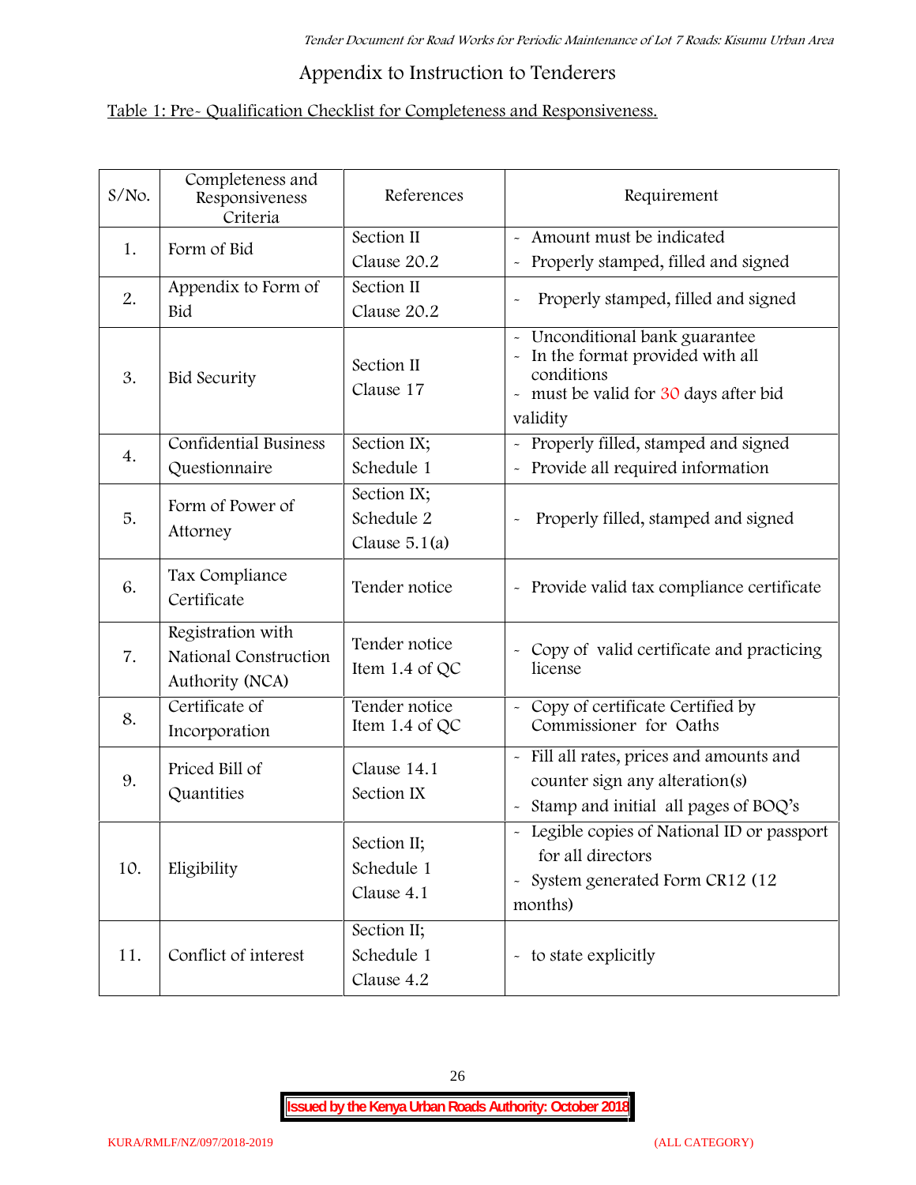## Appendix to Instruction to Tenderers

Table 1: Pre- Qualification Checklist for Completeness and Responsiveness.

| S/No. | Completeness and Responsiveness Criteria | References | Requirement |
|---|---|---|---|
| 1. | Form of Bid | Section II Clause 20.2 | - Amount must be indicated<br>- Properly stamped, filled and signed |
| 2. | Appendix to Form of Bid | Section II Clause 20.2 | - Properly stamped, filled and signed |
| 3. | Bid Security | Section II Clause 17 | - Unconditional bank guarantee<br>- In the format provided with all conditions<br>- must be valid for 30 days after bid validity |
| 4. | Confidential Business Questionnaire | Section IX; Schedule 1 | - Properly filled, stamped and signed<br>- Provide all required information |
| 5. | Form of Power of Attorney | Section IX; Schedule 2 Clause 5.1(a) | - Properly filled, stamped and signed |
| 6. | Tax Compliance Certificate | Tender notice | - Provide valid tax compliance certificate |
| 7. | Registration with National Construction Authority (NCA) | Tender notice Item 1.4 of QC | - Copy of valid certificate and practicing license |
| 8. | Certificate of Incorporation | Tender notice Item 1.4 of QC | - Copy of certificate Certified by Commissioner for Oaths |
| 9. | Priced Bill of Quantities | Clause 14.1 Section IX | - Fill all rates, prices and amounts and counter sign any alteration(s)<br>- Stamp and initial all pages of BOQ's |
| 10. | Eligibility | Section II; Schedule 1 Clause 4.1 | - Legible copies of National ID or passport for all directors<br>- System generated Form CR12 (12 months) |
| 11. | Conflict of interest | Section II; Schedule 1 Clause 4.2 | - to state explicitly |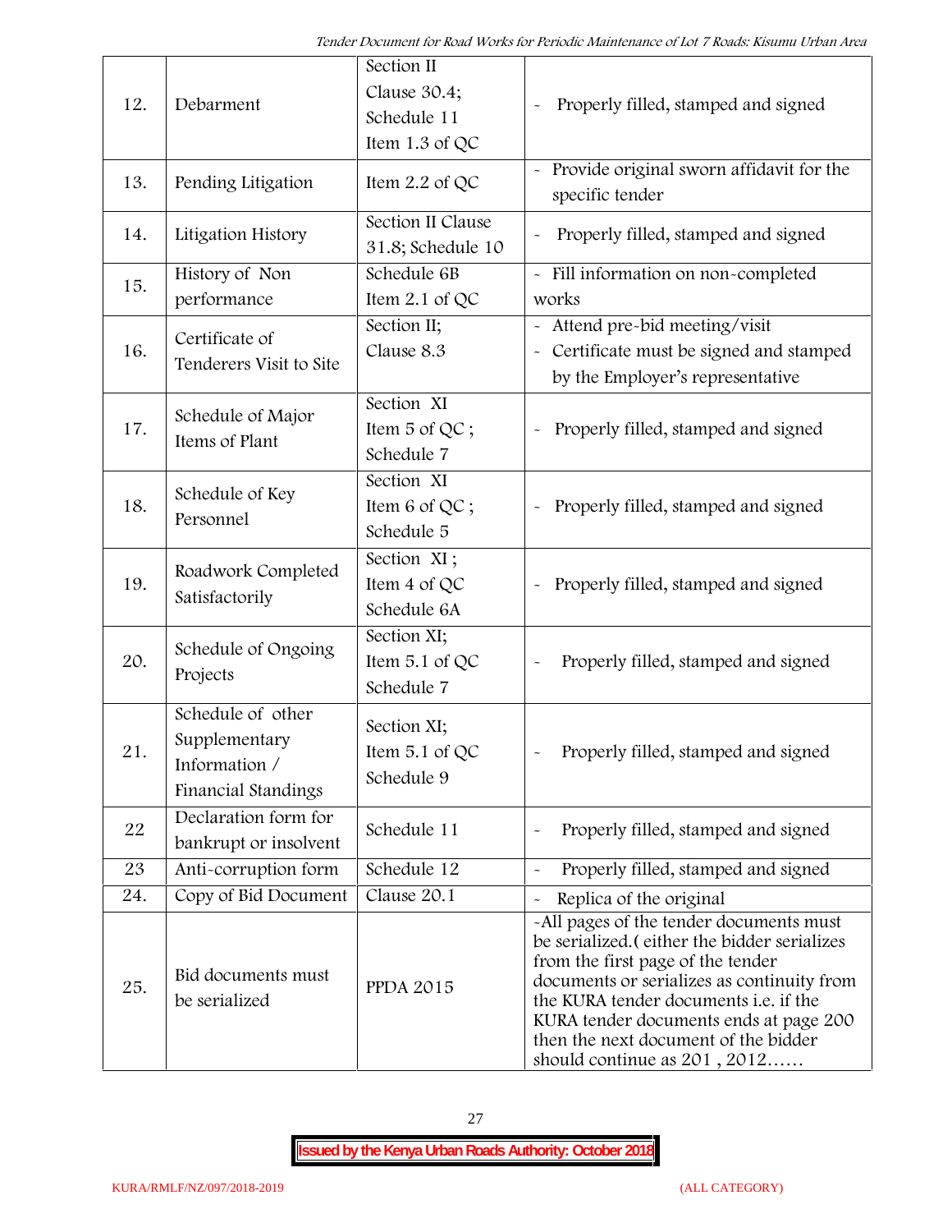| 12. | Debarment | Section II Clause 30.4; Schedule 11 Item 1.3 of QC | - Properly filled, stamped and signed |
|---|---|---|---|
| 13. | Pending Litigation | Item 2.2 of QC | - Provide original sworn affidavit for the specific tender |
| 14. | Litigation History | Section II Clause 31.8; Schedule 10 | - Properly filled, stamped and signed |
| 15. | History of Non performance | Schedule 6B Item 2.1 of QC | - Fill information on non-completed works |
| 16. | Certificate of Tenderers Visit to Site | Section II; Clause 8.3 | - Attend pre-bid meeting/visit<br>- Certificate must be signed and stamped by the Employer's representative |
| 17. | Schedule of Major Items of Plant | Section XI Item 5 of QC ; Schedule 7 | - Properly filled, stamped and signed |
| 18. | Schedule of Key Personnel | Section XI Item 6 of QC ; Schedule 5 | - Properly filled, stamped and signed |
| 19. | Roadwork Completed Satisfactorily | Section XI ; Item 4 of QC Schedule 6A | - Properly filled, stamped and signed |
| 20. | Schedule of Ongoing Projects | Section XI; Item 5.1 of QC Schedule 7 | - Properly filled, stamped and signed |
| 21. | Schedule of other Supplementary Information / Financial Standings | Section XI; Item 5.1 of QC Schedule 9 | - Properly filled, stamped and signed |
| 22 | Declaration form for bankrupt or insolvent | Schedule 11 | - Properly filled, stamped and signed |
| 23 | Anti-corruption form | Schedule 12 | - Properly filled, stamped and signed |
| 24. | Copy of Bid Document | Clause 20.1 | - Replica of the original |
| 25. | Bid documents must be serialized | PPDA 2015 | -All pages of the tender documents must be serialized.( either the bidder serializes from the first page of the tender documents or serializes as continuity from the KURA tender documents i.e. if the KURA tender documents ends at page 200 then the next document of the bidder should continue as 201 , 2012…… |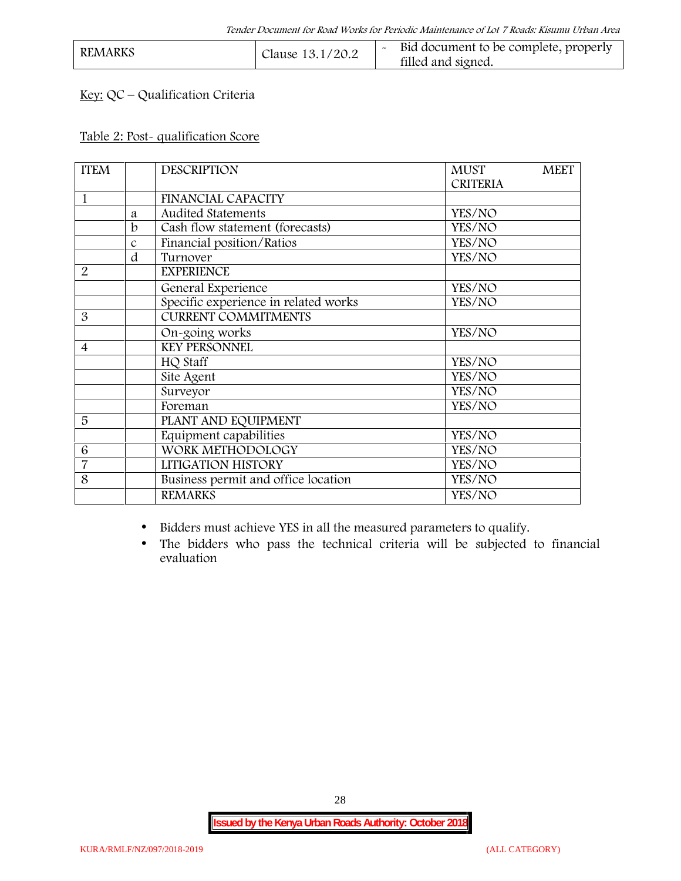| REMARKS | Clause 13.1/20.2 | - Bid document to be complete, properly filled and signed. |
|---|---|---|

Key: QC – Qualification Criteria

Table 2: Post- qualification Score

| ITEM | | DESCRIPTION | MUST MEET CRITERIA |
|---|---|---|---|
| 1 | | FINANCIAL CAPACITY | |
| | a | Audited Statements | YES/NO |
| | b | Cash flow statement (forecasts) | YES/NO |
| | c | Financial position/Ratios | YES/NO |
| | d | Turnover | YES/NO |
| 2 | | EXPERIENCE | |
| | | General Experience | YES/NO |
| | | Specific experience in related works | YES/NO |
| 3 | | CURRENT COMMITMENTS | |
| | | On-going works | YES/NO |
| 4 | | KEY PERSONNEL | |
| | | HQ Staff | YES/NO |
| | | Site Agent | YES/NO |
| | | Surveyor | YES/NO |
| | | Foreman | YES/NO |
| 5 | | PLANT AND EQUIPMENT | |
| | | Equipment capabilities | YES/NO |
| 6 | | WORK METHODOLOGY | YES/NO |
| 7 | | LITIGATION HISTORY | YES/NO |
| 8 | | Business permit and office location | YES/NO |
| | | REMARKS | YES/NO |

- Bidders must achieve YES in all the measured parameters to qualify.
- The bidders who pass the technical criteria will be subjected to financial evaluation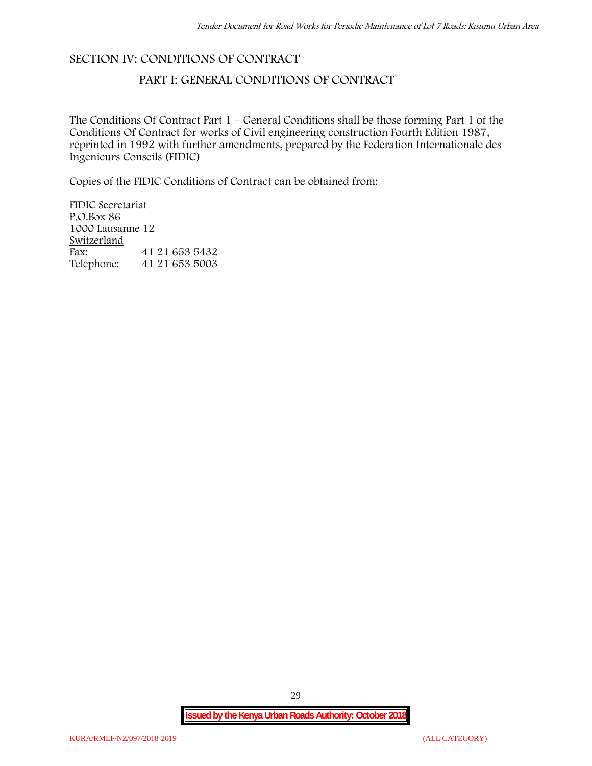# SECTION IV: CONDITIONS OF CONTRACT

## PART I: GENERAL CONDITIONS OF CONTRACT

The Conditions Of Contract Part 1 – General Conditions shall be those forming Part 1 of the Conditions Of Contract for works of Civil engineering construction Fourth Edition 1987, reprinted in 1992 with further amendments, prepared by the Federation Internationale des Ingenieurs Conseils (FIDIC)

Copies of the FIDIC Conditions of Contract can be obtained from:

FIDIC Secretariat
P.O.Box 86
1000 Lausanne 12
Switzerland

| | |
|---|---|
| Fax: | 41 21 653 5432 |
| Telephone: | 41 21 653 5003 |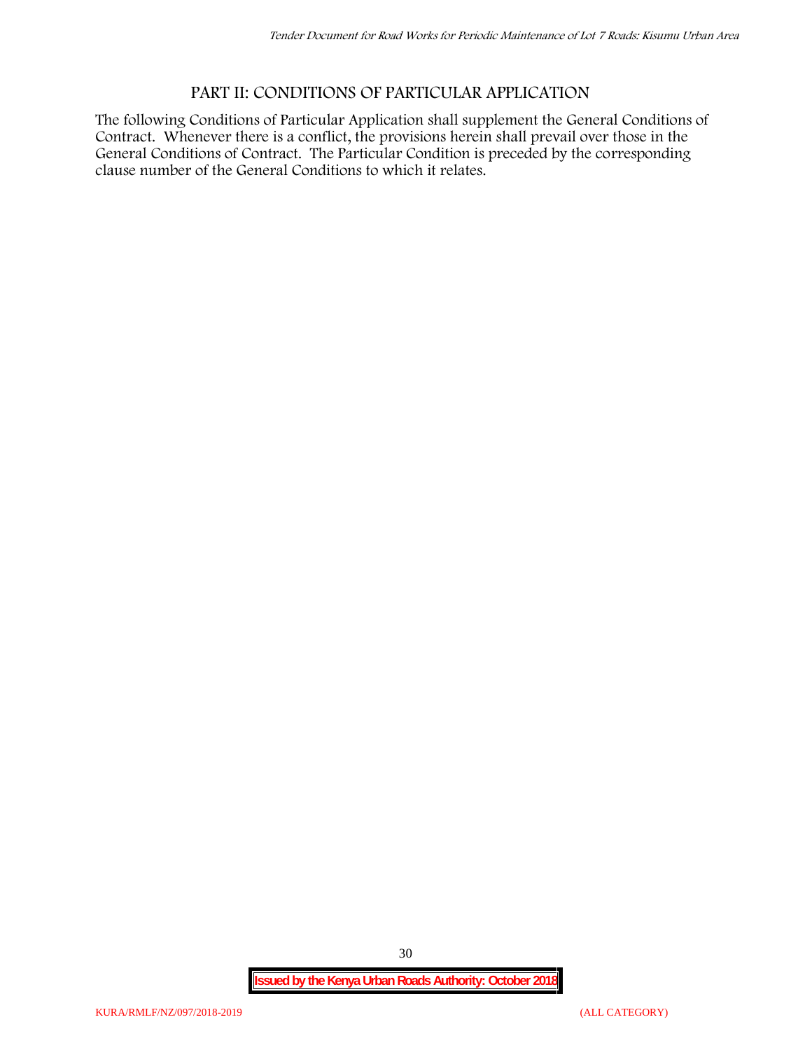## PART II: CONDITIONS OF PARTICULAR APPLICATION

The following Conditions of Particular Application shall supplement the General Conditions of Contract. Whenever there is a conflict, the provisions herein shall prevail over those in the General Conditions of Contract. The Particular Condition is preceded by the corresponding clause number of the General Conditions to which it relates.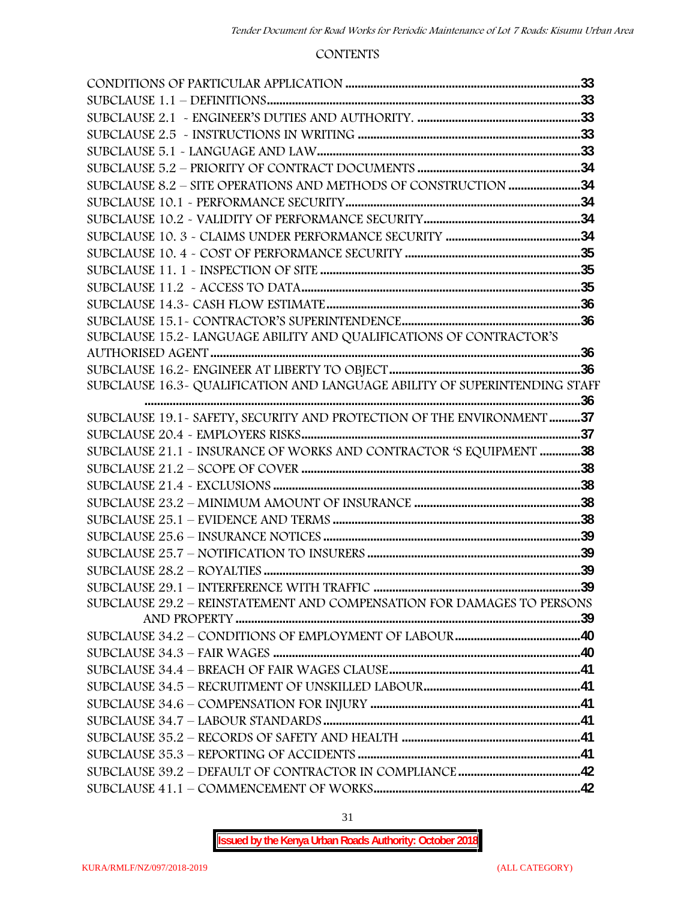## CONTENTS

CONDITIONS OF PARTICULAR APPLICATION ........................................................................33
SUBCLAUSE 1.1 – DEFINITIONS..................................................................................................33
SUBCLAUSE 2.1 - ENGINEER'S DUTIES AND AUTHORITY. ..................................................33
SUBCLAUSE 2.5 - INSTRUCTIONS IN WRITING .......................................................................33
SUBCLAUSE 5.1 - LANGUAGE AND LAW....................................................................................33
SUBCLAUSE 5.2 – PRIORITY OF CONTRACT DOCUMENTS ...................................................34
SUBCLAUSE 8.2 – SITE OPERATIONS AND METHODS OF CONSTRUCTION .......................34
SUBCLAUSE 10.1 - PERFORMANCE SECURITY..........................................................................34
SUBCLAUSE 10.2 - VALIDITY OF PERFORMANCE SECURITY..................................................34
SUBCLAUSE 10. 3 - CLAIMS UNDER PERFORMANCE SECURITY ...........................................34
SUBCLAUSE 10. 4 - COST OF PERFORMANCE SECURITY ........................................................35
SUBCLAUSE 11. 1 - INSPECTION OF SITE ..................................................................................35
SUBCLAUSE 11.2 - ACCESS TO DATA.........................................................................................35
SUBCLAUSE 14.3- CASH FLOW ESTIMATE.................................................................................36
SUBCLAUSE 15.1- CONTRACTOR'S SUPERINTENDENCE.........................................................36
SUBCLAUSE 15.2- LANGUAGE ABILITY AND QUALIFICATIONS OF CONTRACTOR'S AUTHORISED AGENT ....................................................................................................................36
SUBCLAUSE 16.2- ENGINEER AT LIBERTY TO OBJECT............................................................36
SUBCLAUSE 16.3- QUALIFICATION AND LANGUAGE ABILITY OF SUPERINTENDING STAFF ..........................................................................................................................................36
SUBCLAUSE 19.1- SAFETY, SECURITY AND PROTECTION OF THE ENVIRONMENT ..........37
SUBCLAUSE 20.4 - EMPLOYERS RISKS........................................................................................37
SUBCLAUSE 21.1 - INSURANCE OF WORKS AND CONTRACTOR 'S EQUIPMENT .............38
SUBCLAUSE 21.2 – SCOPE OF COVER ........................................................................................38
SUBCLAUSE 21.4 - EXCLUSIONS .................................................................................................38
SUBCLAUSE 23.2 – MINIMUM AMOUNT OF INSURANCE .....................................................38
SUBCLAUSE 25.1 – EVIDENCE AND TERMS ..............................................................................38
SUBCLAUSE 25.6 – INSURANCE NOTICES ..................................................................................39
SUBCLAUSE 25.7 – NOTIFICATION TO INSURERS ....................................................................39
SUBCLAUSE 28.2 – ROYALTIES ....................................................................................................39
SUBCLAUSE 29.1 – INTERFERENCE WITH TRAFFIC .................................................................39
SUBCLAUSE 29.2 – REINSTATEMENT AND COMPENSATION FOR DAMAGES TO PERSONS AND PROPERTY .............................................................................................................39
SUBCLAUSE 34.2 – CONDITIONS OF EMPLOYMENT OF LABOUR........................................40
SUBCLAUSE 34.3 – FAIR WAGES .................................................................................................40
SUBCLAUSE 34.4 – BREACH OF FAIR WAGES CLAUSE............................................................41
SUBCLAUSE 34.5 – RECRUITMENT OF UNSKILLED LABOUR..................................................41
SUBCLAUSE 34.6 – COMPENSATION FOR INJURY ...................................................................41
SUBCLAUSE 34.7 – LABOUR STANDARDS .................................................................................41
SUBCLAUSE 35.2 – RECORDS OF SAFETY AND HEALTH .........................................................41
SUBCLAUSE 35.3 – REPORTING OF ACCIDENTS .......................................................................41
SUBCLAUSE 39.2 – DEFAULT OF CONTRACTOR IN COMPLIANCE .......................................42
SUBCLAUSE 41.1 – COMMENCEMENT OF WORKS.................................................................42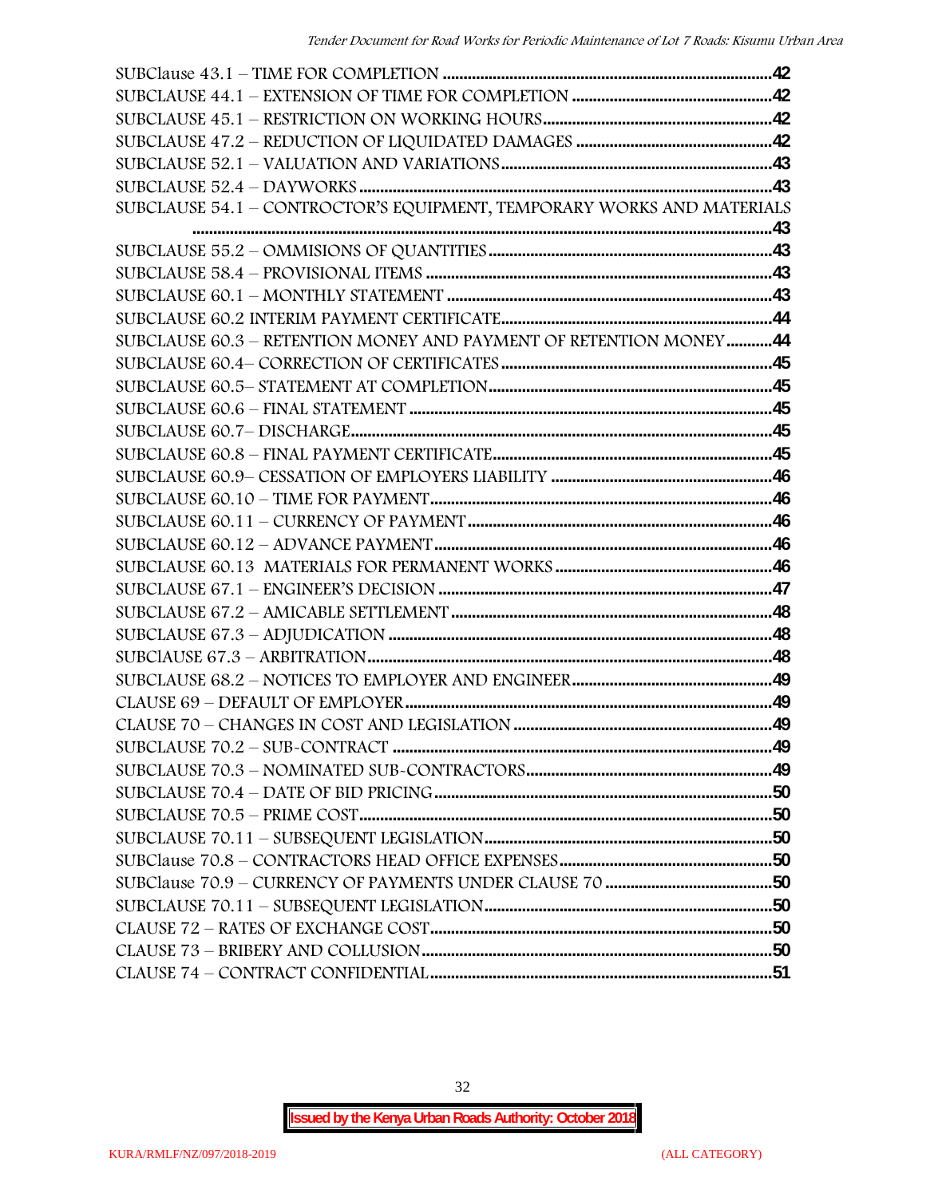SUBClause 43.1 – TIME FOR COMPLETION ........................................................................42
SUBCLAUSE 44.1 – EXTENSION OF TIME FOR COMPLETION ................................................42
SUBCLAUSE 45.1 – RESTRICTION ON WORKING HOURS.......................................................42
SUBCLAUSE 47.2 – REDUCTION OF LIQUIDATED DAMAGES ...............................................42
SUBCLAUSE 52.1 – VALUATION AND VARIATIONS.................................................................43
SUBCLAUSE 52.4 – DAYWORKS ..................................................................................................43
SUBCLAUSE 54.1 – CONTRACTOR'S EQUIPMENT, TEMPORARY WORKS AND MATERIALS ..........................................................................................................................................43
SUBCLAUSE 55.2 – OMMISIONS OF QUANTITIES ...................................................................43
SUBCLAUSE 58.4 – PROVISIONAL ITEMS ..................................................................................43
SUBCLAUSE 60.1 – MONTHLY STATEMENT .............................................................................43
SUBCLAUSE 60.2 INTERIM PAYMENT CERTIFICATE.................................................................44
SUBCLAUSE 60.3 – RETENTION MONEY AND PAYMENT OF RETENTION MONEY ...........44
SUBCLAUSE 60.4– CORRECTION OF CERTIFICATES .................................................................45
SUBCLAUSE 60.5– STATEMENT AT COMPLETION....................................................................45
SUBCLAUSE 60.6 – FINAL STATEMENT .......................................................................................45
SUBCLAUSE 60.7– DISCHARGE.....................................................................................................45
SUBCLAUSE 60.8 – FINAL PAYMENT CERTIFICATE...................................................................45
SUBCLAUSE 60.9– CESSATION OF EMPLOYERS LIABILITY .....................................................46
SUBCLAUSE 60.10 – TIME FOR PAYMENT..................................................................................46
SUBCLAUSE 60.11 – CURRENCY OF PAYMENT.........................................................................46
SUBCLAUSE 60.12 – ADVANCE PAYMENT.................................................................................46
SUBCLAUSE 60.13 MATERIALS FOR PERMANENT WORKS ....................................................46
SUBCLAUSE 67.1 – ENGINEER'S DECISION ...............................................................................47
SUBCLAUSE 67.2 – AMICABLE SETTLEMENT ............................................................................48
SUBCLAUSE 67.3 – ADJUDICATION ...........................................................................................48
SUBClAUSE 67.3 – ARBITRATION................................................................................................48
SUBCLAUSE 68.2 – NOTICES TO EMPLOYER AND ENGINEER................................................49
CLAUSE 69 – DEFAULT OF EMPLOYER.......................................................................................49
CLAUSE 70 – CHANGES IN COST AND LEGISLATION .............................................................49
SUBCLAUSE 70.2 – SUB-CONTRACT ..........................................................................................49
SUBCLAUSE 70.3 – NOMINATED SUB-CONTRACTORS...........................................................49
SUBCLAUSE 70.4 – DATE OF BID PRICING.................................................................................50
SUBCLAUSE 70.5 – PRIME COST..................................................................................................50
SUBCLAUSE 70.11 – SUBSEQUENT LEGISLATION.....................................................................50
SUBClause 70.8 – CONTRACTORS HEAD OFFICE EXPENSES...................................................50
SUBClause 70.9 – CURRENCY OF PAYMENTS UNDER CLAUSE 70 .........................................50
SUBCLAUSE 70.11 – SUBSEQUENT LEGISLATION.....................................................................50
CLAUSE 72 – RATES OF EXCHANGE COST.................................................................................50
CLAUSE 73 – BRIBERY AND COLLUSION...................................................................................50
CLAUSE 74 – CONTRACT CONFIDENTIAL.................................................................................51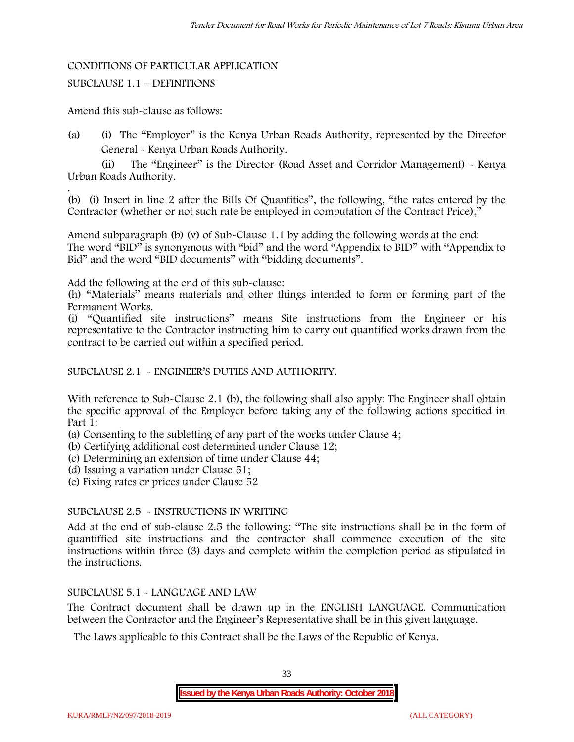CONDITIONS OF PARTICULAR APPLICATION

SUBCLAUSE 1.1 – DEFINITIONS

Amend this sub-clause as follows:

(a) (i) The "Employer" is the Kenya Urban Roads Authority, represented by the Director General - Kenya Urban Roads Authority.

(ii) The "Engineer" is the Director (Road Asset and Corridor Management) - Kenya Urban Roads Authority.

(b) (i) Insert in line 2 after the Bills Of Quantities", the following, "the rates entered by the Contractor (whether or not such rate be employed in computation of the Contract Price),"

Amend subparagraph (b) (v) of Sub-Clause 1.1 by adding the following words at the end: The word "BID" is synonymous with "bid" and the word "Appendix to BID" with "Appendix to Bid" and the word "BID documents" with "bidding documents".

Add the following at the end of this sub-clause:

(h) "Materials" means materials and other things intended to form or forming part of the Permanent Works.

(i) "Quantified site instructions" means Site instructions from the Engineer or his representative to the Contractor instructing him to carry out quantified works drawn from the contract to be carried out within a specified period.

SUBCLAUSE 2.1 - ENGINEER'S DUTIES AND AUTHORITY.

With reference to Sub-Clause 2.1 (b), the following shall also apply: The Engineer shall obtain the specific approval of the Employer before taking any of the following actions specified in Part 1:

(a) Consenting to the subletting of any part of the works under Clause 4;
(b) Certifying additional cost determined under Clause 12;
(c) Determining an extension of time under Clause 44;
(d) Issuing a variation under Clause 51;
(e) Fixing rates or prices under Clause 52

SUBCLAUSE 2.5 - INSTRUCTIONS IN WRITING

Add at the end of sub-clause 2.5 the following: "The site instructions shall be in the form of quantiffied site instructions and the contractor shall commence execution of the site instructions within three (3) days and complete within the completion period as stipulated in the instructions.

SUBCLAUSE 5.1 - LANGUAGE AND LAW

The Contract document shall be drawn up in the ENGLISH LANGUAGE. Communication between the Contractor and the Engineer's Representative shall be in this given language.

The Laws applicable to this Contract shall be the Laws of the Republic of Kenya.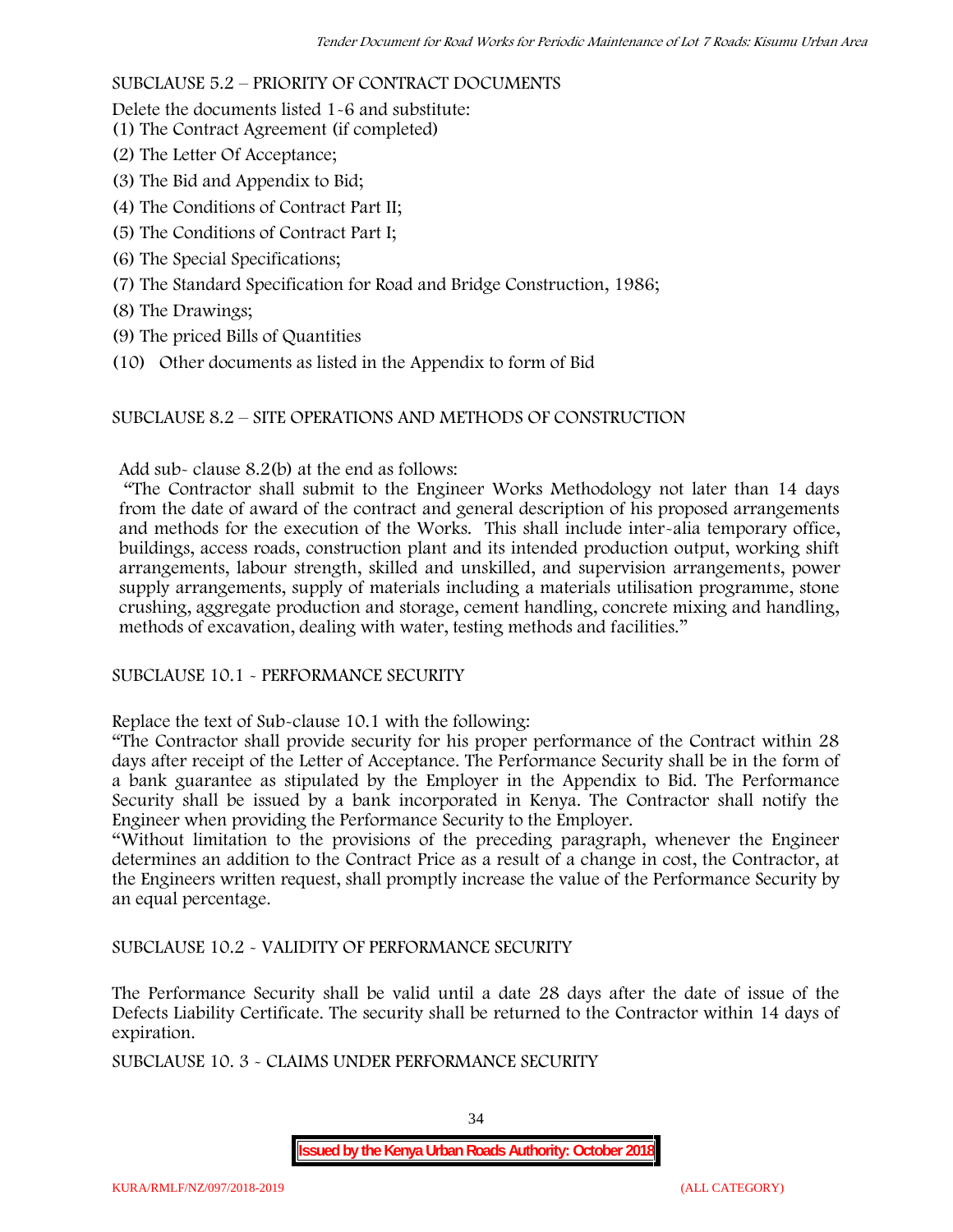SUBCLAUSE 5.2 – PRIORITY OF CONTRACT DOCUMENTS

Delete the documents listed 1-6 and substitute:

(1) The Contract Agreement (if completed)
(2) The Letter Of Acceptance;
(3) The Bid and Appendix to Bid;
(4) The Conditions of Contract Part II;
(5) The Conditions of Contract Part I;
(6) The Special Specifications;
(7) The Standard Specification for Road and Bridge Construction, 1986;
(8) The Drawings;
(9) The priced Bills of Quantities
(10) Other documents as listed in the Appendix to form of Bid

SUBCLAUSE 8.2 – SITE OPERATIONS AND METHODS OF CONSTRUCTION

Add sub- clause 8.2(b) at the end as follows:

"The Contractor shall submit to the Engineer Works Methodology not later than 14 days from the date of award of the contract and general description of his proposed arrangements and methods for the execution of the Works. This shall include inter-alia temporary office, buildings, access roads, construction plant and its intended production output, working shift arrangements, labour strength, skilled and unskilled, and supervision arrangements, power supply arrangements, supply of materials including a materials utilisation programme, stone crushing, aggregate production and storage, cement handling, concrete mixing and handling, methods of excavation, dealing with water, testing methods and facilities."

SUBCLAUSE 10.1 - PERFORMANCE SECURITY

Replace the text of Sub-clause 10.1 with the following:

"The Contractor shall provide security for his proper performance of the Contract within 28 days after receipt of the Letter of Acceptance. The Performance Security shall be in the form of a bank guarantee as stipulated by the Employer in the Appendix to Bid. The Performance Security shall be issued by a bank incorporated in Kenya. The Contractor shall notify the Engineer when providing the Performance Security to the Employer.

"Without limitation to the provisions of the preceding paragraph, whenever the Engineer determines an addition to the Contract Price as a result of a change in cost, the Contractor, at the Engineers written request, shall promptly increase the value of the Performance Security by an equal percentage.

SUBCLAUSE 10.2 - VALIDITY OF PERFORMANCE SECURITY

The Performance Security shall be valid until a date 28 days after the date of issue of the Defects Liability Certificate. The security shall be returned to the Contractor within 14 days of expiration.

SUBCLAUSE 10. 3 - CLAIMS UNDER PERFORMANCE SECURITY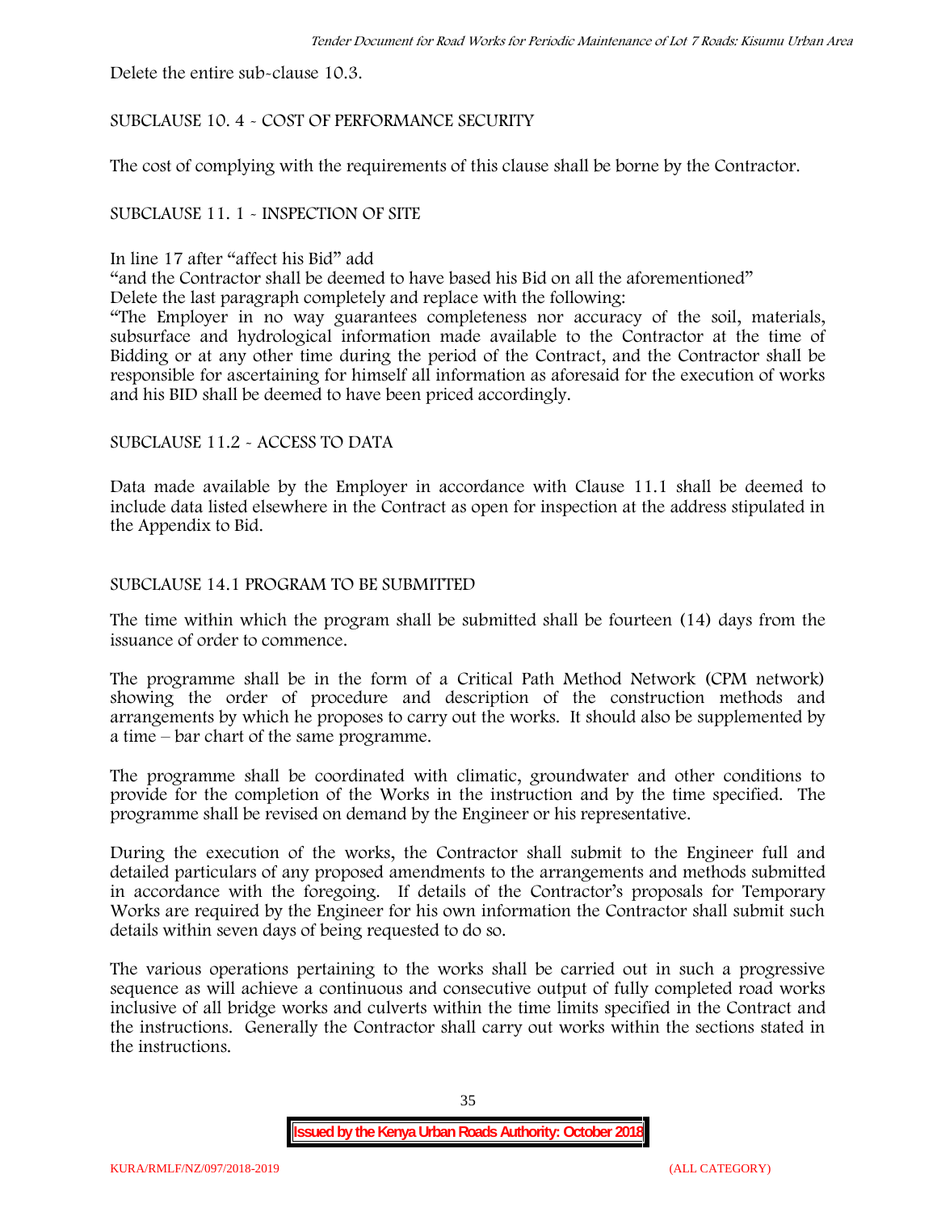Delete the entire sub-clause 10.3.

SUBCLAUSE 10. 4 - COST OF PERFORMANCE SECURITY

The cost of complying with the requirements of this clause shall be borne by the Contractor.

SUBCLAUSE 11. 1 - INSPECTION OF SITE

In line 17 after "affect his Bid" add

"and the Contractor shall be deemed to have based his Bid on all the aforementioned"

Delete the last paragraph completely and replace with the following:

"The Employer in no way guarantees completeness nor accuracy of the soil, materials, subsurface and hydrological information made available to the Contractor at the time of Bidding or at any other time during the period of the Contract, and the Contractor shall be responsible for ascertaining for himself all information as aforesaid for the execution of works and his BID shall be deemed to have been priced accordingly.

SUBCLAUSE 11.2 - ACCESS TO DATA

Data made available by the Employer in accordance with Clause 11.1 shall be deemed to include data listed elsewhere in the Contract as open for inspection at the address stipulated in the Appendix to Bid.

SUBCLAUSE 14.1 PROGRAM TO BE SUBMITTED

The time within which the program shall be submitted shall be fourteen (14) days from the issuance of order to commence.

The programme shall be in the form of a Critical Path Method Network (CPM network) showing the order of procedure and description of the construction methods and arrangements by which he proposes to carry out the works. It should also be supplemented by a time – bar chart of the same programme.

The programme shall be coordinated with climatic, groundwater and other conditions to provide for the completion of the Works in the instruction and by the time specified. The programme shall be revised on demand by the Engineer or his representative.

During the execution of the works, the Contractor shall submit to the Engineer full and detailed particulars of any proposed amendments to the arrangements and methods submitted in accordance with the foregoing. If details of the Contractor's proposals for Temporary Works are required by the Engineer for his own information the Contractor shall submit such details within seven days of being requested to do so.

The various operations pertaining to the works shall be carried out in such a progressive sequence as will achieve a continuous and consecutive output of fully completed road works inclusive of all bridge works and culverts within the time limits specified in the Contract and the instructions. Generally the Contractor shall carry out works within the sections stated in the instructions.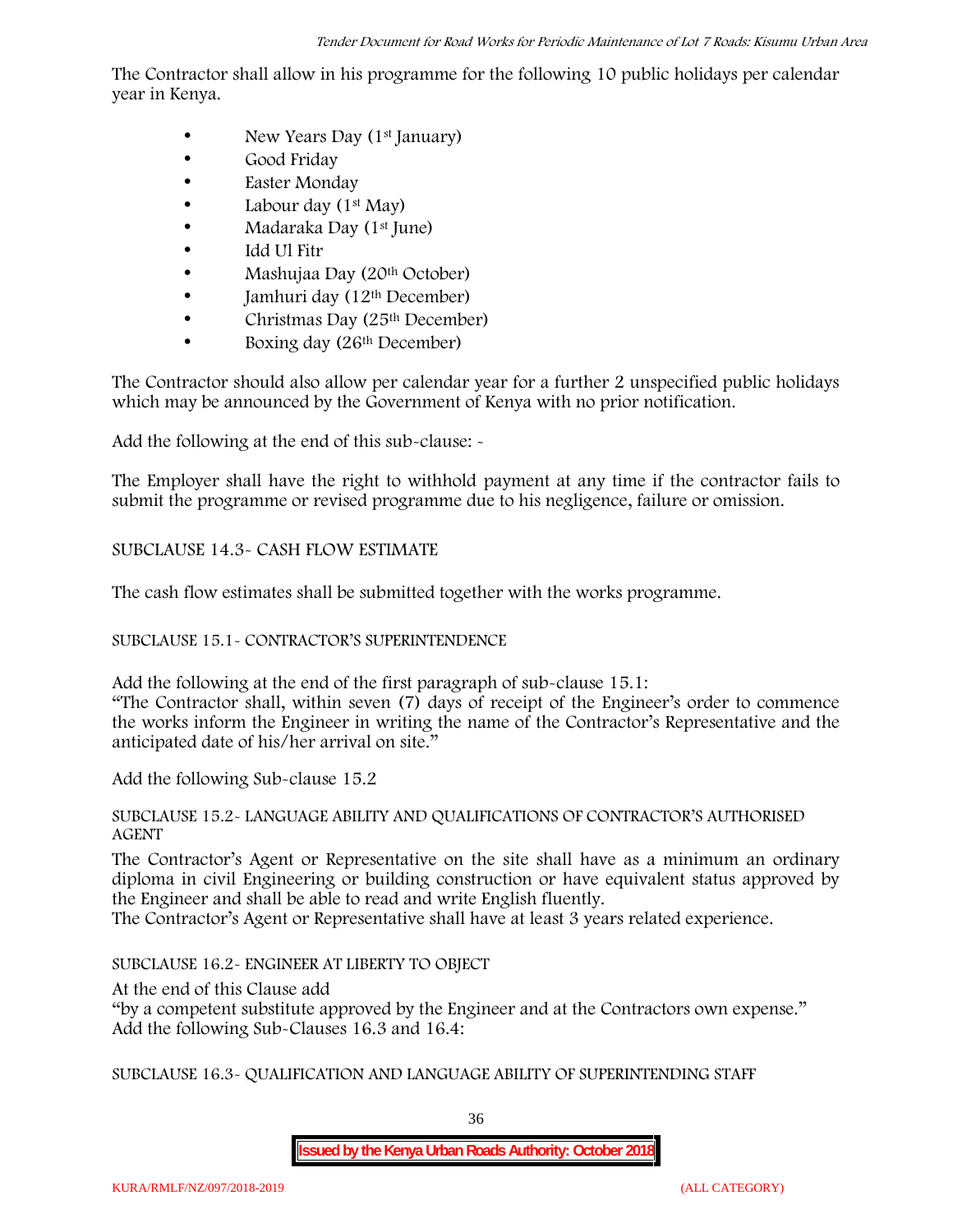The Contractor shall allow in his programme for the following 10 public holidays per calendar year in Kenya.

- New Years Day (1st January)
- Good Friday
- Easter Monday
- Labour day (1st May)
- Madaraka Day (1st June)
- Idd Ul Fitr
- Mashujaa Day (20th October)
- Jamhuri day (12th December)
- Christmas Day (25th December)
- Boxing day (26th December)

The Contractor should also allow per calendar year for a further 2 unspecified public holidays which may be announced by the Government of Kenya with no prior notification.

Add the following at the end of this sub-clause: -

The Employer shall have the right to withhold payment at any time if the contractor fails to submit the programme or revised programme due to his negligence, failure or omission.

SUBCLAUSE 14.3- CASH FLOW ESTIMATE

The cash flow estimates shall be submitted together with the works programme.

SUBCLAUSE 15.1- CONTRACTOR'S SUPERINTENDENCE

Add the following at the end of the first paragraph of sub-clause 15.1:
"The Contractor shall, within seven (7) days of receipt of the Engineer's order to commence the works inform the Engineer in writing the name of the Contractor's Representative and the anticipated date of his/her arrival on site."

Add the following Sub-clause 15.2

SUBCLAUSE 15.2- LANGUAGE ABILITY AND QUALIFICATIONS OF CONTRACTOR'S AUTHORISED AGENT

The Contractor's Agent or Representative on the site shall have as a minimum an ordinary diploma in civil Engineering or building construction or have equivalent status approved by the Engineer and shall be able to read and write English fluently.
The Contractor's Agent or Representative shall have at least 3 years related experience.

SUBCLAUSE 16.2- ENGINEER AT LIBERTY TO OBJECT

At the end of this Clause add
"by a competent substitute approved by the Engineer and at the Contractors own expense."
Add the following Sub-Clauses 16.3 and 16.4:

SUBCLAUSE 16.3- QUALIFICATION AND LANGUAGE ABILITY OF SUPERINTENDING STAFF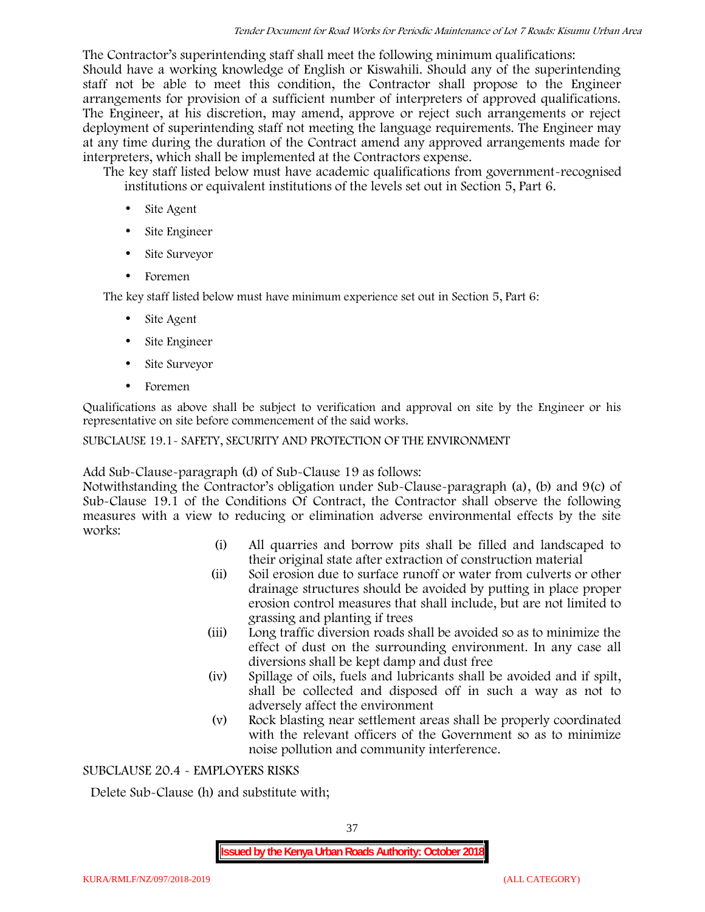The Contractor's superintending staff shall meet the following minimum qualifications:

Should have a working knowledge of English or Kiswahili. Should any of the superintending staff not be able to meet this condition, the Contractor shall propose to the Engineer arrangements for provision of a sufficient number of interpreters of approved qualifications. The Engineer, at his discretion, may amend, approve or reject such arrangements or reject deployment of superintending staff not meeting the language requirements. The Engineer may at any time during the duration of the Contract amend any approved arrangements made for interpreters, which shall be implemented at the Contractors expense.

The key staff listed below must have academic qualifications from government-recognised institutions or equivalent institutions of the levels set out in Section 5, Part 6.

- Site Agent
- Site Engineer
- Site Surveyor
- Foremen

The key staff listed below must have minimum experience set out in Section 5, Part 6:

- Site Agent
- Site Engineer
- Site Surveyor
- Foremen

Qualifications as above shall be subject to verification and approval on site by the Engineer or his representative on site before commencement of the said works.

SUBCLAUSE 19.1- SAFETY, SECURITY AND PROTECTION OF THE ENVIRONMENT

Add Sub-Clause-paragraph (d) of Sub-Clause 19 as follows:

Notwithstanding the Contractor's obligation under Sub-Clause-paragraph (a), (b) and 9(c) of Sub-Clause 19.1 of the Conditions Of Contract, the Contractor shall observe the following measures with a view to reducing or elimination adverse environmental effects by the site works:

(i) All quarries and borrow pits shall be filled and landscaped to their original state after extraction of construction material

(ii) Soil erosion due to surface runoff or water from culverts or other drainage structures should be avoided by putting in place proper erosion control measures that shall include, but are not limited to grassing and planting if trees

(iii) Long traffic diversion roads shall be avoided so as to minimize the effect of dust on the surrounding environment. In any case all diversions shall be kept damp and dust free

(iv) Spillage of oils, fuels and lubricants shall be avoided and if spilt, shall be collected and disposed off in such a way as not to adversely affect the environment

(v) Rock blasting near settlement areas shall be properly coordinated with the relevant officers of the Government so as to minimize noise pollution and community interference.

SUBCLAUSE 20.4 - EMPLOYERS RISKS

Delete Sub-Clause (h) and substitute with;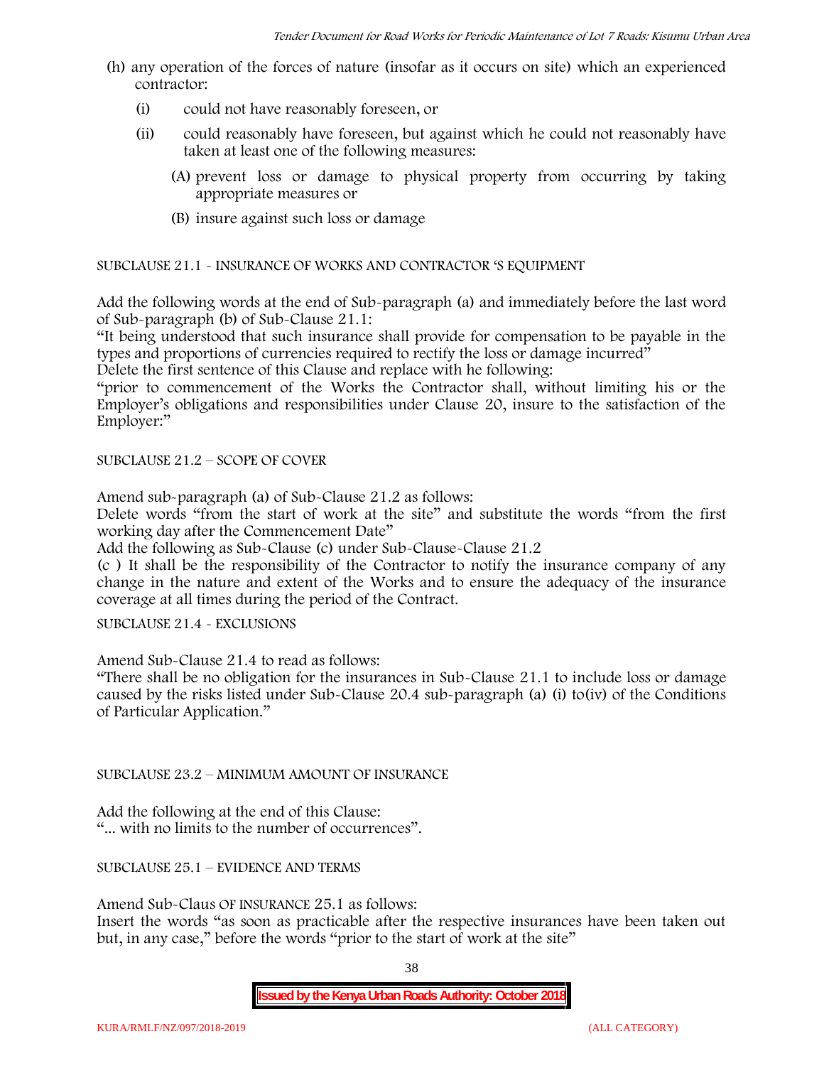(h) any operation of the forces of nature (insofar as it occurs on site) which an experienced contractor:

   (i) could not have reasonably foreseen, or

   (ii) could reasonably have foreseen, but against which he could not reasonably have taken at least one of the following measures:

      (A) prevent loss or damage to physical property from occurring by taking appropriate measures or

      (B) insure against such loss or damage

SUBCLAUSE 21.1 - INSURANCE OF WORKS AND CONTRACTOR 'S EQUIPMENT

Add the following words at the end of Sub-paragraph (a) and immediately before the last word of Sub-paragraph (b) of Sub-Clause 21.1:

"It being understood that such insurance shall provide for compensation to be payable in the types and proportions of currencies required to rectify the loss or damage incurred"

Delete the first sentence of this Clause and replace with he following:

"prior to commencement of the Works the Contractor shall, without limiting his or the Employer's obligations and responsibilities under Clause 20, insure to the satisfaction of the Employer:"

SUBCLAUSE 21.2 – SCOPE OF COVER

Amend sub-paragraph (a) of Sub-Clause 21.2 as follows:

Delete words "from the start of work at the site" and substitute the words "from the first working day after the Commencement Date"

Add the following as Sub-Clause (c) under Sub-Clause-Clause 21.2

(c ) It shall be the responsibility of the Contractor to notify the insurance company of any change in the nature and extent of the Works and to ensure the adequacy of the insurance coverage at all times during the period of the Contract.

SUBCLAUSE 21.4 - EXCLUSIONS

Amend Sub-Clause 21.4 to read as follows:

"There shall be no obligation for the insurances in Sub-Clause 21.1 to include loss or damage caused by the risks listed under Sub-Clause 20.4 sub-paragraph (a) (i) to(iv) of the Conditions of Particular Application."

SUBCLAUSE 23.2 – MINIMUM AMOUNT OF INSURANCE

Add the following at the end of this Clause:

"... with no limits to the number of occurrences".

SUBCLAUSE 25.1 – EVIDENCE AND TERMS

Amend Sub-Claus OF INSURANCE 25.1 as follows:

Insert the words "as soon as practicable after the respective insurances have been taken out but, in any case," before the words "prior to the start of work at the site"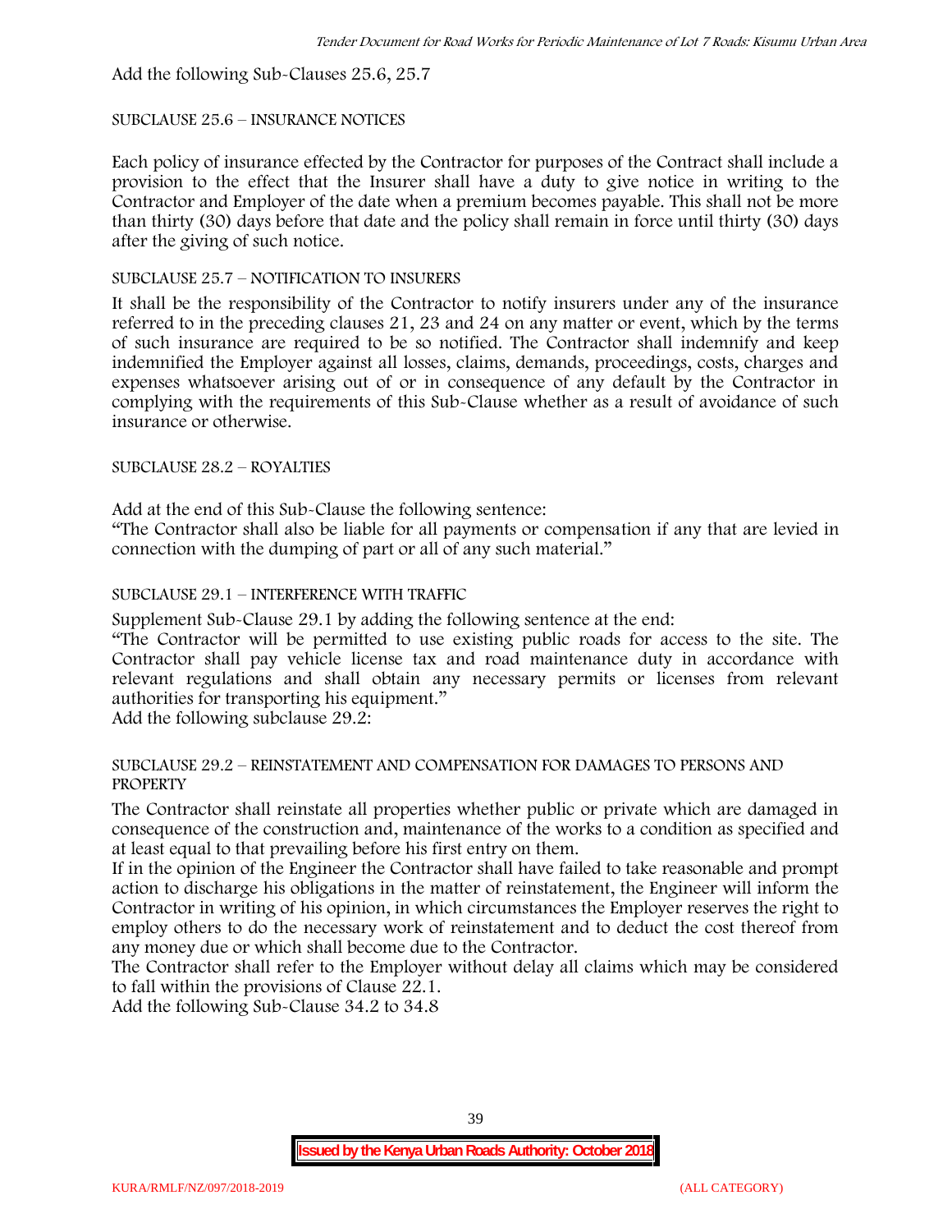Add the following Sub-Clauses 25.6, 25.7

SUBCLAUSE 25.6 – INSURANCE NOTICES

Each policy of insurance effected by the Contractor for purposes of the Contract shall include a provision to the effect that the Insurer shall have a duty to give notice in writing to the Contractor and Employer of the date when a premium becomes payable. This shall not be more than thirty (30) days before that date and the policy shall remain in force until thirty (30) days after the giving of such notice.

SUBCLAUSE 25.7 – NOTIFICATION TO INSURERS

It shall be the responsibility of the Contractor to notify insurers under any of the insurance referred to in the preceding clauses 21, 23 and 24 on any matter or event, which by the terms of such insurance are required to be so notified. The Contractor shall indemnify and keep indemnified the Employer against all losses, claims, demands, proceedings, costs, charges and expenses whatsoever arising out of or in consequence of any default by the Contractor in complying with the requirements of this Sub-Clause whether as a result of avoidance of such insurance or otherwise.

SUBCLAUSE 28.2 – ROYALTIES

Add at the end of this Sub-Clause the following sentence:

"The Contractor shall also be liable for all payments or compensation if any that are levied in connection with the dumping of part or all of any such material."

SUBCLAUSE 29.1 – INTERFERENCE WITH TRAFFIC

Supplement Sub-Clause 29.1 by adding the following sentence at the end:

"The Contractor will be permitted to use existing public roads for access to the site. The Contractor shall pay vehicle license tax and road maintenance duty in accordance with relevant regulations and shall obtain any necessary permits or licenses from relevant authorities for transporting his equipment."

Add the following subclause 29.2:

SUBCLAUSE 29.2 – REINSTATEMENT AND COMPENSATION FOR DAMAGES TO PERSONS AND PROPERTY

The Contractor shall reinstate all properties whether public or private which are damaged in consequence of the construction and, maintenance of the works to a condition as specified and at least equal to that prevailing before his first entry on them.

If in the opinion of the Engineer the Contractor shall have failed to take reasonable and prompt action to discharge his obligations in the matter of reinstatement, the Engineer will inform the Contractor in writing of his opinion, in which circumstances the Employer reserves the right to employ others to do the necessary work of reinstatement and to deduct the cost thereof from any money due or which shall become due to the Contractor.

The Contractor shall refer to the Employer without delay all claims which may be considered to fall within the provisions of Clause 22.1.

Add the following Sub-Clause 34.2 to 34.8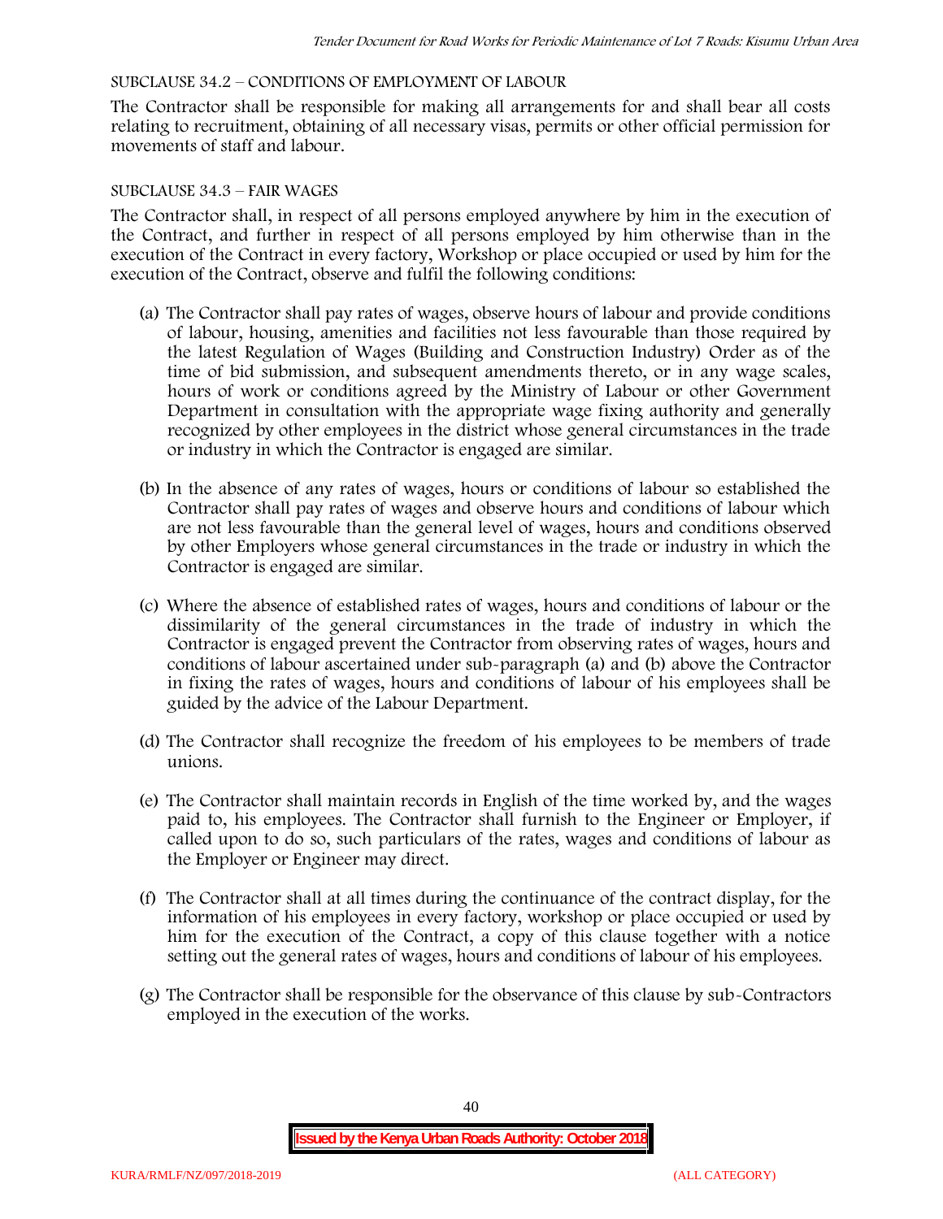SUBCLAUSE 34.2 – CONDITIONS OF EMPLOYMENT OF LABOUR

The Contractor shall be responsible for making all arrangements for and shall bear all costs relating to recruitment, obtaining of all necessary visas, permits or other official permission for movements of staff and labour.

SUBCLAUSE 34.3 – FAIR WAGES

The Contractor shall, in respect of all persons employed anywhere by him in the execution of the Contract, and further in respect of all persons employed by him otherwise than in the execution of the Contract in every factory, Workshop or place occupied or used by him for the execution of the Contract, observe and fulfil the following conditions:

(a) The Contractor shall pay rates of wages, observe hours of labour and provide conditions of labour, housing, amenities and facilities not less favourable than those required by the latest Regulation of Wages (Building and Construction Industry) Order as of the time of bid submission, and subsequent amendments thereto, or in any wage scales, hours of work or conditions agreed by the Ministry of Labour or other Government Department in consultation with the appropriate wage fixing authority and generally recognized by other employees in the district whose general circumstances in the trade or industry in which the Contractor is engaged are similar.

(b) In the absence of any rates of wages, hours or conditions of labour so established the Contractor shall pay rates of wages and observe hours and conditions of labour which are not less favourable than the general level of wages, hours and conditions observed by other Employers whose general circumstances in the trade or industry in which the Contractor is engaged are similar.

(c) Where the absence of established rates of wages, hours and conditions of labour or the dissimilarity of the general circumstances in the trade of industry in which the Contractor is engaged prevent the Contractor from observing rates of wages, hours and conditions of labour ascertained under sub-paragraph (a) and (b) above the Contractor in fixing the rates of wages, hours and conditions of labour of his employees shall be guided by the advice of the Labour Department.

(d) The Contractor shall recognize the freedom of his employees to be members of trade unions.

(e) The Contractor shall maintain records in English of the time worked by, and the wages paid to, his employees. The Contractor shall furnish to the Engineer or Employer, if called upon to do so, such particulars of the rates, wages and conditions of labour as the Employer or Engineer may direct.

(f) The Contractor shall at all times during the continuance of the contract display, for the information of his employees in every factory, workshop or place occupied or used by him for the execution of the Contract, a copy of this clause together with a notice setting out the general rates of wages, hours and conditions of labour of his employees.

(g) The Contractor shall be responsible for the observance of this clause by sub-Contractors employed in the execution of the works.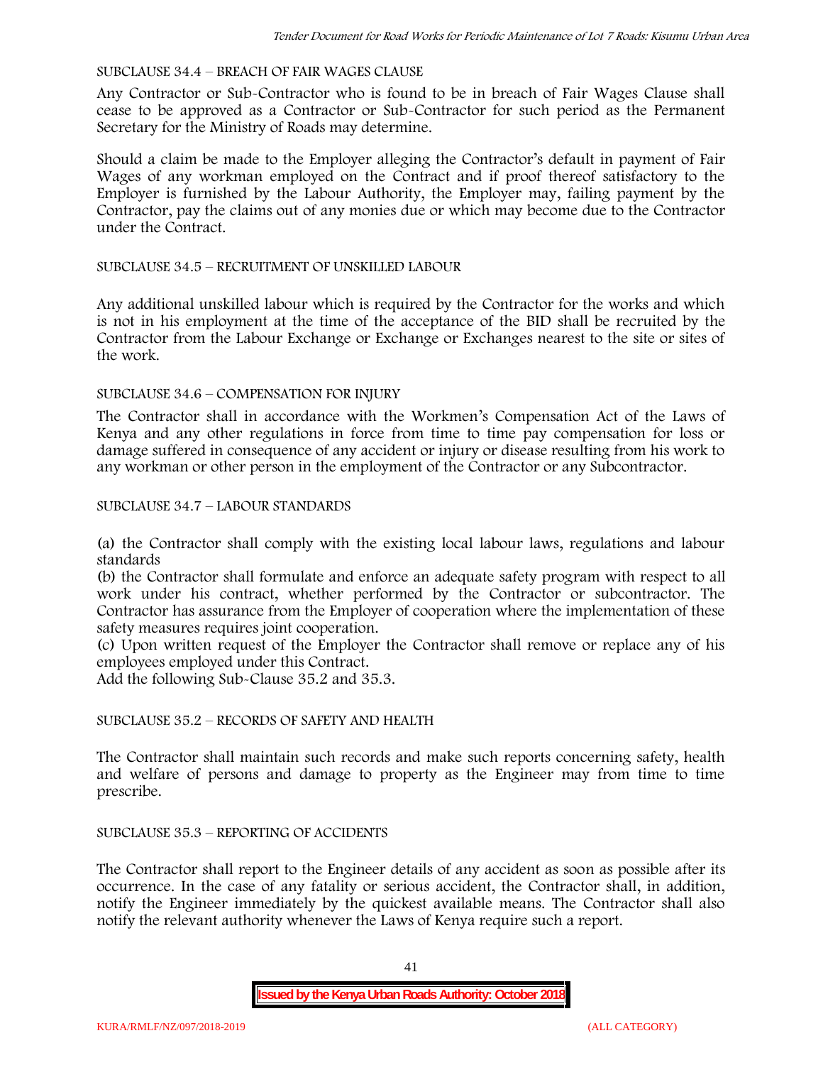SUBCLAUSE 34.4 – BREACH OF FAIR WAGES CLAUSE

Any Contractor or Sub-Contractor who is found to be in breach of Fair Wages Clause shall cease to be approved as a Contractor or Sub-Contractor for such period as the Permanent Secretary for the Ministry of Roads may determine.

Should a claim be made to the Employer alleging the Contractor's default in payment of Fair Wages of any workman employed on the Contract and if proof thereof satisfactory to the Employer is furnished by the Labour Authority, the Employer may, failing payment by the Contractor, pay the claims out of any monies due or which may become due to the Contractor under the Contract.

SUBCLAUSE 34.5 – RECRUITMENT OF UNSKILLED LABOUR

Any additional unskilled labour which is required by the Contractor for the works and which is not in his employment at the time of the acceptance of the BID shall be recruited by the Contractor from the Labour Exchange or Exchange or Exchanges nearest to the site or sites of the work.

SUBCLAUSE 34.6 – COMPENSATION FOR INJURY

The Contractor shall in accordance with the Workmen's Compensation Act of the Laws of Kenya and any other regulations in force from time to time pay compensation for loss or damage suffered in consequence of any accident or injury or disease resulting from his work to any workman or other person in the employment of the Contractor or any Subcontractor.

SUBCLAUSE 34.7 – LABOUR STANDARDS

(a) the Contractor shall comply with the existing local labour laws, regulations and labour standards
(b) the Contractor shall formulate and enforce an adequate safety program with respect to all work under his contract, whether performed by the Contractor or subcontractor. The Contractor has assurance from the Employer of cooperation where the implementation of these safety measures requires joint cooperation.
(c) Upon written request of the Employer the Contractor shall remove or replace any of his employees employed under this Contract.
Add the following Sub-Clause 35.2 and 35.3.

SUBCLAUSE 35.2 – RECORDS OF SAFETY AND HEALTH

The Contractor shall maintain such records and make such reports concerning safety, health and welfare of persons and damage to property as the Engineer may from time to time prescribe.

SUBCLAUSE 35.3 – REPORTING OF ACCIDENTS

The Contractor shall report to the Engineer details of any accident as soon as possible after its occurrence. In the case of any fatality or serious accident, the Contractor shall, in addition, notify the Engineer immediately by the quickest available means. The Contractor shall also notify the relevant authority whenever the Laws of Kenya require such a report.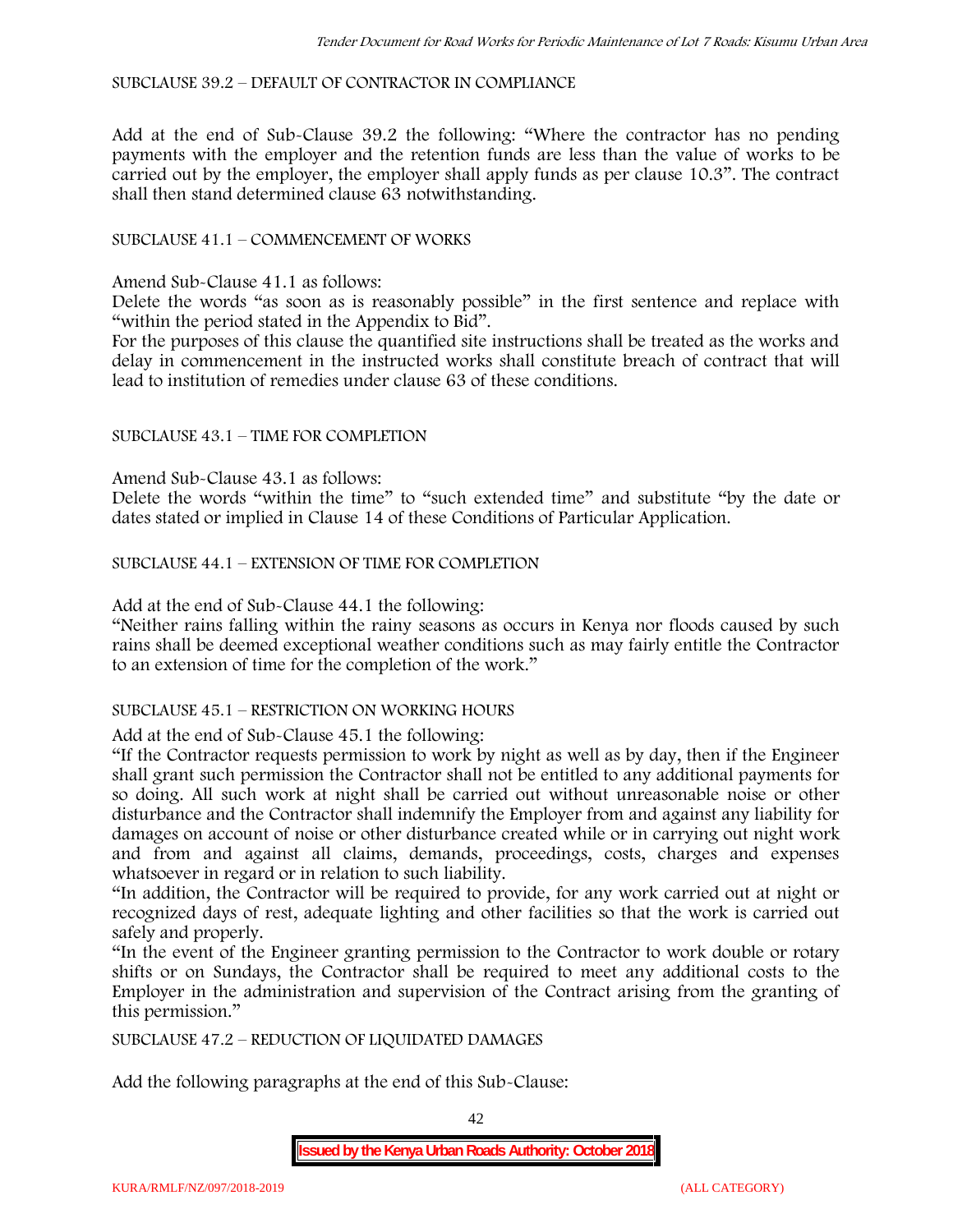SUBCLAUSE 39.2 – DEFAULT OF CONTRACTOR IN COMPLIANCE

Add at the end of Sub-Clause 39.2 the following: "Where the contractor has no pending payments with the employer and the retention funds are less than the value of works to be carried out by the employer, the employer shall apply funds as per clause 10.3". The contract shall then stand determined clause 63 notwithstanding.

SUBCLAUSE 41.1 – COMMENCEMENT OF WORKS

Amend Sub-Clause 41.1 as follows:

Delete the words "as soon as is reasonably possible" in the first sentence and replace with "within the period stated in the Appendix to Bid".

For the purposes of this clause the quantified site instructions shall be treated as the works and delay in commencement in the instructed works shall constitute breach of contract that will lead to institution of remedies under clause 63 of these conditions.

SUBCLAUSE 43.1 – TIME FOR COMPLETION

Amend Sub-Clause 43.1 as follows:

Delete the words "within the time" to "such extended time" and substitute "by the date or dates stated or implied in Clause 14 of these Conditions of Particular Application.

SUBCLAUSE 44.1 – EXTENSION OF TIME FOR COMPLETION

Add at the end of Sub-Clause 44.1 the following:

"Neither rains falling within the rainy seasons as occurs in Kenya nor floods caused by such rains shall be deemed exceptional weather conditions such as may fairly entitle the Contractor to an extension of time for the completion of the work."

SUBCLAUSE 45.1 – RESTRICTION ON WORKING HOURS

Add at the end of Sub-Clause 45.1 the following:

"If the Contractor requests permission to work by night as well as by day, then if the Engineer shall grant such permission the Contractor shall not be entitled to any additional payments for so doing. All such work at night shall be carried out without unreasonable noise or other disturbance and the Contractor shall indemnify the Employer from and against any liability for damages on account of noise or other disturbance created while or in carrying out night work and from and against all claims, demands, proceedings, costs, charges and expenses whatsoever in regard or in relation to such liability.

"In addition, the Contractor will be required to provide, for any work carried out at night or recognized days of rest, adequate lighting and other facilities so that the work is carried out safely and properly.

"In the event of the Engineer granting permission to the Contractor to work double or rotary shifts or on Sundays, the Contractor shall be required to meet any additional costs to the Employer in the administration and supervision of the Contract arising from the granting of this permission."

SUBCLAUSE 47.2 – REDUCTION OF LIQUIDATED DAMAGES

Add the following paragraphs at the end of this Sub-Clause: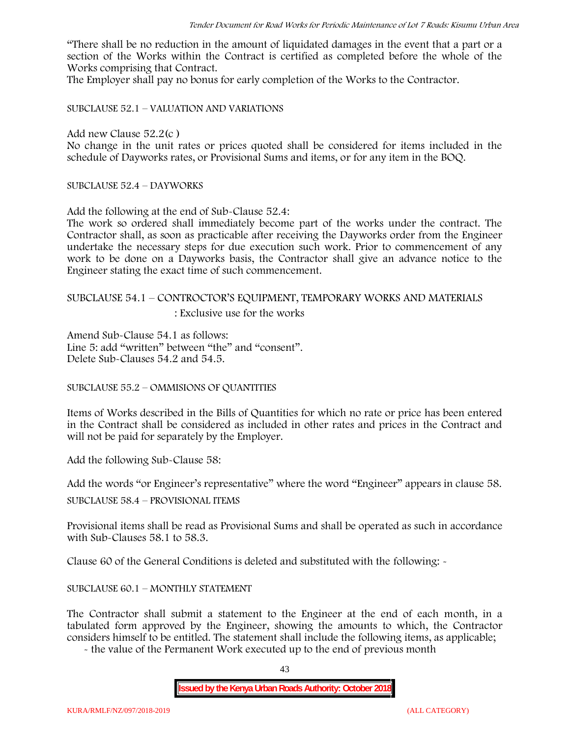"There shall be no reduction in the amount of liquidated damages in the event that a part or a section of the Works within the Contract is certified as completed before the whole of the Works comprising that Contract.

The Employer shall pay no bonus for early completion of the Works to the Contractor.

SUBCLAUSE 52.1 – VALUATION AND VARIATIONS

Add new Clause 52.2(c )

No change in the unit rates or prices quoted shall be considered for items included in the schedule of Dayworks rates, or Provisional Sums and items, or for any item in the BOQ.

SUBCLAUSE 52.4 – DAYWORKS

Add the following at the end of Sub-Clause 52.4:

The work so ordered shall immediately become part of the works under the contract. The Contractor shall, as soon as practicable after receiving the Dayworks order from the Engineer undertake the necessary steps for due execution such work. Prior to commencement of any work to be done on a Dayworks basis, the Contractor shall give an advance notice to the Engineer stating the exact time of such commencement.

SUBCLAUSE 54.1 – CONTROCTOR'S EQUIPMENT, TEMPORARY WORKS AND MATERIALS

: Exclusive use for the works

Amend Sub-Clause 54.1 as follows:

Line 5: add "written" between "the" and "consent".

Delete Sub-Clauses 54.2 and 54.5.

SUBCLAUSE 55.2 – OMMISIONS OF QUANTITIES

Items of Works described in the Bills of Quantities for which no rate or price has been entered in the Contract shall be considered as included in other rates and prices in the Contract and will not be paid for separately by the Employer.

Add the following Sub-Clause 58:

Add the words "or Engineer's representative" where the word "Engineer" appears in clause 58.

SUBCLAUSE 58.4 – PROVISIONAL ITEMS

Provisional items shall be read as Provisional Sums and shall be operated as such in accordance with Sub-Clauses 58.1 to 58.3.

Clause 60 of the General Conditions is deleted and substituted with the following: -

SUBCLAUSE 60.1 – MONTHLY STATEMENT

The Contractor shall submit a statement to the Engineer at the end of each month, in a tabulated form approved by the Engineer, showing the amounts to which, the Contractor considers himself to be entitled. The statement shall include the following items, as applicable;

- the value of the Permanent Work executed up to the end of previous month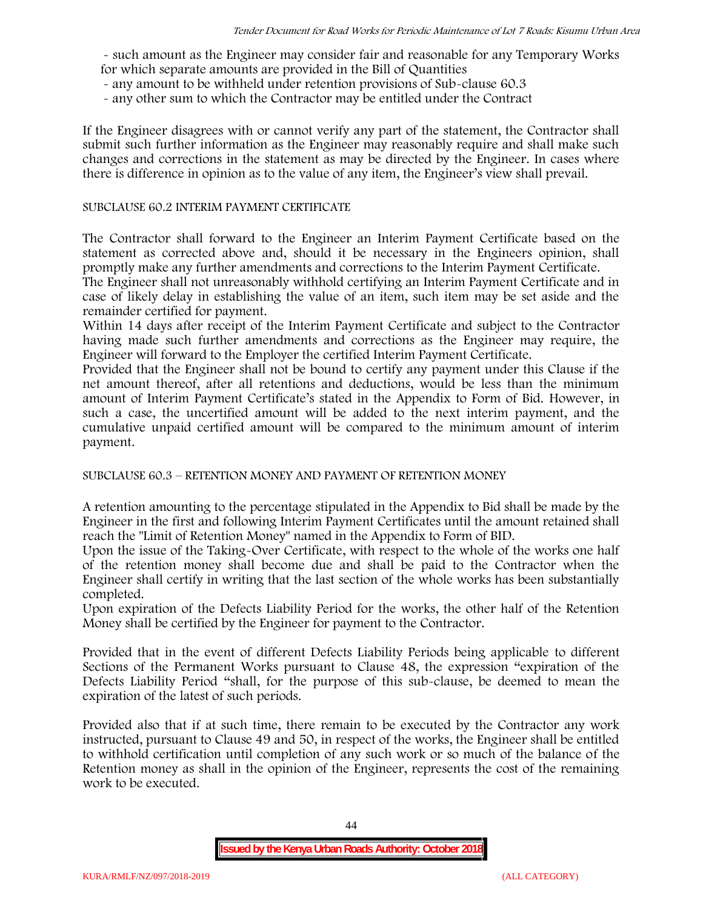- such amount as the Engineer may consider fair and reasonable for any Temporary Works for which separate amounts are provided in the Bill of Quantities
- any amount to be withheld under retention provisions of Sub-clause 60.3
- any other sum to which the Contractor may be entitled under the Contract

If the Engineer disagrees with or cannot verify any part of the statement, the Contractor shall submit such further information as the Engineer may reasonably require and shall make such changes and corrections in the statement as may be directed by the Engineer. In cases where there is difference in opinion as to the value of any item, the Engineer's view shall prevail.

SUBCLAUSE 60.2 INTERIM PAYMENT CERTIFICATE

The Contractor shall forward to the Engineer an Interim Payment Certificate based on the statement as corrected above and, should it be necessary in the Engineers opinion, shall promptly make any further amendments and corrections to the Interim Payment Certificate.

The Engineer shall not unreasonably withhold certifying an Interim Payment Certificate and in case of likely delay in establishing the value of an item, such item may be set aside and the remainder certified for payment.

Within 14 days after receipt of the Interim Payment Certificate and subject to the Contractor having made such further amendments and corrections as the Engineer may require, the Engineer will forward to the Employer the certified Interim Payment Certificate.

Provided that the Engineer shall not be bound to certify any payment under this Clause if the net amount thereof, after all retentions and deductions, would be less than the minimum amount of Interim Payment Certificate's stated in the Appendix to Form of Bid. However, in such a case, the uncertified amount will be added to the next interim payment, and the cumulative unpaid certified amount will be compared to the minimum amount of interim payment.

SUBCLAUSE 60.3 – RETENTION MONEY AND PAYMENT OF RETENTION MONEY

A retention amounting to the percentage stipulated in the Appendix to Bid shall be made by the Engineer in the first and following Interim Payment Certificates until the amount retained shall reach the "Limit of Retention Money" named in the Appendix to Form of BID.

Upon the issue of the Taking-Over Certificate, with respect to the whole of the works one half of the retention money shall become due and shall be paid to the Contractor when the Engineer shall certify in writing that the last section of the whole works has been substantially completed.

Upon expiration of the Defects Liability Period for the works, the other half of the Retention Money shall be certified by the Engineer for payment to the Contractor.

Provided that in the event of different Defects Liability Periods being applicable to different Sections of the Permanent Works pursuant to Clause 48, the expression "expiration of the Defects Liability Period "shall, for the purpose of this sub-clause, be deemed to mean the expiration of the latest of such periods.

Provided also that if at such time, there remain to be executed by the Contractor any work instructed, pursuant to Clause 49 and 50, in respect of the works, the Engineer shall be entitled to withhold certification until completion of any such work or so much of the balance of the Retention money as shall in the opinion of the Engineer, represents the cost of the remaining work to be executed.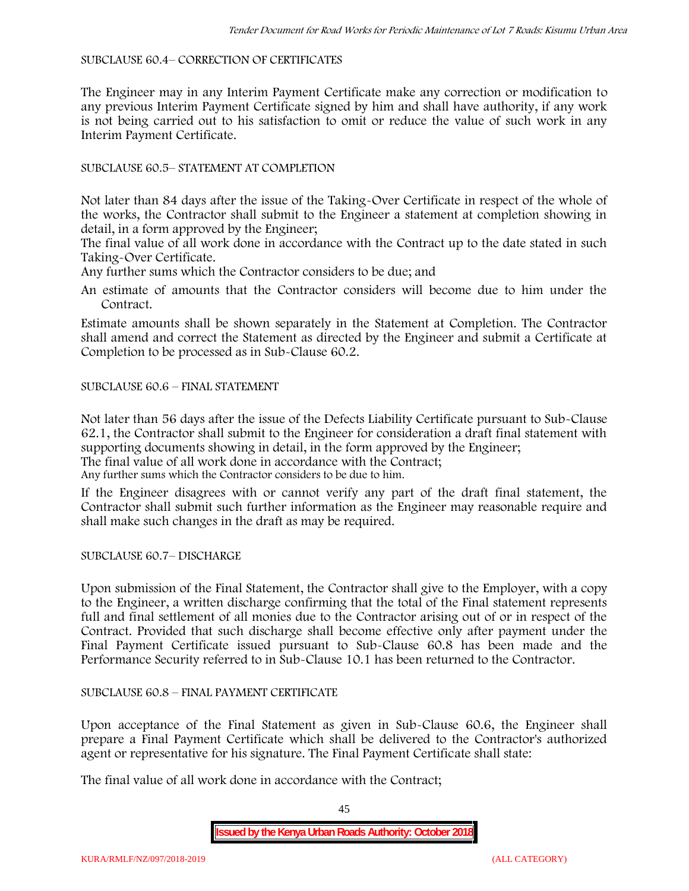SUBCLAUSE 60.4– CORRECTION OF CERTIFICATES

The Engineer may in any Interim Payment Certificate make any correction or modification to any previous Interim Payment Certificate signed by him and shall have authority, if any work is not being carried out to his satisfaction to omit or reduce the value of such work in any Interim Payment Certificate.

SUBCLAUSE 60.5– STATEMENT AT COMPLETION

Not later than 84 days after the issue of the Taking-Over Certificate in respect of the whole of the works, the Contractor shall submit to the Engineer a statement at completion showing in detail, in a form approved by the Engineer;

The final value of all work done in accordance with the Contract up to the date stated in such Taking-Over Certificate.

Any further sums which the Contractor considers to be due; and

An estimate of amounts that the Contractor considers will become due to him under the Contract.

Estimate amounts shall be shown separately in the Statement at Completion. The Contractor shall amend and correct the Statement as directed by the Engineer and submit a Certificate at Completion to be processed as in Sub-Clause 60.2.

SUBCLAUSE 60.6 – FINAL STATEMENT

Not later than 56 days after the issue of the Defects Liability Certificate pursuant to Sub-Clause 62.1, the Contractor shall submit to the Engineer for consideration a draft final statement with supporting documents showing in detail, in the form approved by the Engineer;

The final value of all work done in accordance with the Contract;

Any further sums which the Contractor considers to be due to him.

If the Engineer disagrees with or cannot verify any part of the draft final statement, the Contractor shall submit such further information as the Engineer may reasonable require and shall make such changes in the draft as may be required.

SUBCLAUSE 60.7– DISCHARGE

Upon submission of the Final Statement, the Contractor shall give to the Employer, with a copy to the Engineer, a written discharge confirming that the total of the Final statement represents full and final settlement of all monies due to the Contractor arising out of or in respect of the Contract. Provided that such discharge shall become effective only after payment under the Final Payment Certificate issued pursuant to Sub-Clause 60.8 has been made and the Performance Security referred to in Sub-Clause 10.1 has been returned to the Contractor.

SUBCLAUSE 60.8 – FINAL PAYMENT CERTIFICATE

Upon acceptance of the Final Statement as given in Sub-Clause 60.6, the Engineer shall prepare a Final Payment Certificate which shall be delivered to the Contractor's authorized agent or representative for his signature. The Final Payment Certificate shall state:

The final value of all work done in accordance with the Contract;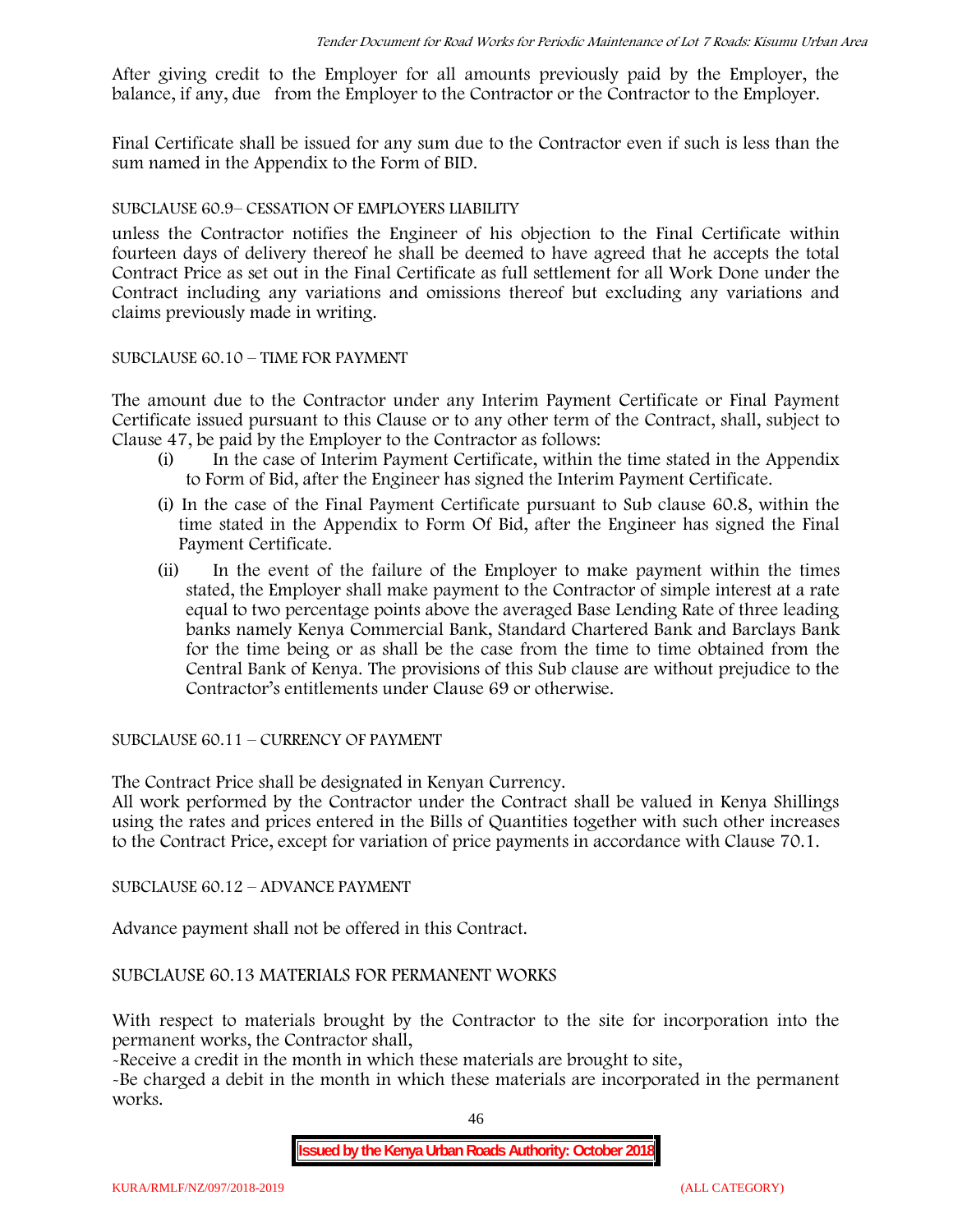After giving credit to the Employer for all amounts previously paid by the Employer, the balance, if any, due from the Employer to the Contractor or the Contractor to the Employer.

Final Certificate shall be issued for any sum due to the Contractor even if such is less than the sum named in the Appendix to the Form of BID.

SUBCLAUSE 60.9– CESSATION OF EMPLOYERS LIABILITY

unless the Contractor notifies the Engineer of his objection to the Final Certificate within fourteen days of delivery thereof he shall be deemed to have agreed that he accepts the total Contract Price as set out in the Final Certificate as full settlement for all Work Done under the Contract including any variations and omissions thereof but excluding any variations and claims previously made in writing.

SUBCLAUSE 60.10 – TIME FOR PAYMENT

The amount due to the Contractor under any Interim Payment Certificate or Final Payment Certificate issued pursuant to this Clause or to any other term of the Contract, shall, subject to Clause 47, be paid by the Employer to the Contractor as follows:

(i) In the case of Interim Payment Certificate, within the time stated in the Appendix to Form of Bid, after the Engineer has signed the Interim Payment Certificate.

(i) In the case of the Final Payment Certificate pursuant to Sub clause 60.8, within the time stated in the Appendix to Form Of Bid, after the Engineer has signed the Final Payment Certificate.

(ii) In the event of the failure of the Employer to make payment within the times stated, the Employer shall make payment to the Contractor of simple interest at a rate equal to two percentage points above the averaged Base Lending Rate of three leading banks namely Kenya Commercial Bank, Standard Chartered Bank and Barclays Bank for the time being or as shall be the case from the time to time obtained from the Central Bank of Kenya. The provisions of this Sub clause are without prejudice to the Contractor's entitlements under Clause 69 or otherwise.

SUBCLAUSE 60.11 – CURRENCY OF PAYMENT

The Contract Price shall be designated in Kenyan Currency.
All work performed by the Contractor under the Contract shall be valued in Kenya Shillings using the rates and prices entered in the Bills of Quantities together with such other increases to the Contract Price, except for variation of price payments in accordance with Clause 70.1.

SUBCLAUSE 60.12 – ADVANCE PAYMENT

Advance payment shall not be offered in this Contract.

SUBCLAUSE 60.13 MATERIALS FOR PERMANENT WORKS

With respect to materials brought by the Contractor to the site for incorporation into the permanent works, the Contractor shall,

-Receive a credit in the month in which these materials are brought to site,

-Be charged a debit in the month in which these materials are incorporated in the permanent works.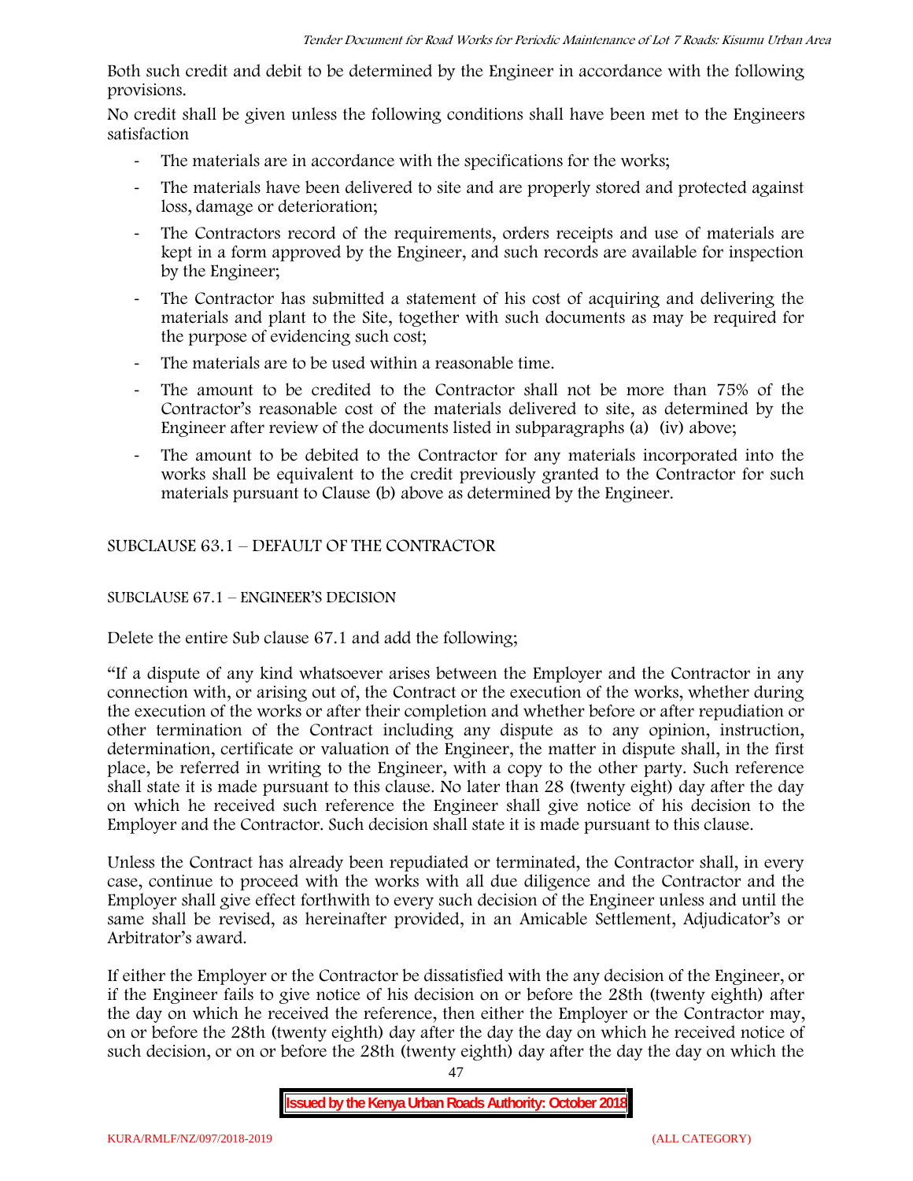Both such credit and debit to be determined by the Engineer in accordance with the following provisions.

No credit shall be given unless the following conditions shall have been met to the Engineers satisfaction

- The materials are in accordance with the specifications for the works;
- The materials have been delivered to site and are properly stored and protected against loss, damage or deterioration;
- The Contractors record of the requirements, orders receipts and use of materials are kept in a form approved by the Engineer, and such records are available for inspection by the Engineer;
- The Contractor has submitted a statement of his cost of acquiring and delivering the materials and plant to the Site, together with such documents as may be required for the purpose of evidencing such cost;
- The materials are to be used within a reasonable time.
- The amount to be credited to the Contractor shall not be more than 75% of the Contractor's reasonable cost of the materials delivered to site, as determined by the Engineer after review of the documents listed in subparagraphs (a) (iv) above;
- The amount to be debited to the Contractor for any materials incorporated into the works shall be equivalent to the credit previously granted to the Contractor for such materials pursuant to Clause (b) above as determined by the Engineer.

SUBCLAUSE 63.1 – DEFAULT OF THE CONTRACTOR

SUBCLAUSE 67.1 – ENGINEER'S DECISION

Delete the entire Sub clause 67.1 and add the following;

"If a dispute of any kind whatsoever arises between the Employer and the Contractor in any connection with, or arising out of, the Contract or the execution of the works, whether during the execution of the works or after their completion and whether before or after repudiation or other termination of the Contract including any dispute as to any opinion, instruction, determination, certificate or valuation of the Engineer, the matter in dispute shall, in the first place, be referred in writing to the Engineer, with a copy to the other party. Such reference shall state it is made pursuant to this clause. No later than 28 (twenty eight) day after the day on which he received such reference the Engineer shall give notice of his decision to the Employer and the Contractor. Such decision shall state it is made pursuant to this clause.

Unless the Contract has already been repudiated or terminated, the Contractor shall, in every case, continue to proceed with the works with all due diligence and the Contractor and the Employer shall give effect forthwith to every such decision of the Engineer unless and until the same shall be revised, as hereinafter provided, in an Amicable Settlement, Adjudicator's or Arbitrator's award.

If either the Employer or the Contractor be dissatisfied with the any decision of the Engineer, or if the Engineer fails to give notice of his decision on or before the 28th (twenty eighth) after the day on which he received the reference, then either the Employer or the Contractor may, on or before the 28th (twenty eighth) day after the day the day on which he received notice of such decision, or on or before the 28th (twenty eighth) day after the day the day on which the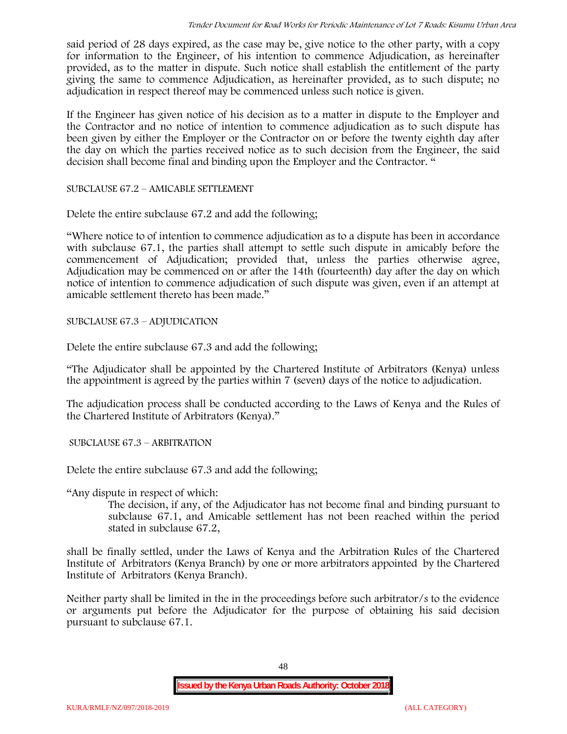said period of 28 days expired, as the case may be, give notice to the other party, with a copy for information to the Engineer, of his intention to commence Adjudication, as hereinafter provided, as to the matter in dispute. Such notice shall establish the entitlement of the party giving the same to commence Adjudication, as hereinafter provided, as to such dispute; no adjudication in respect thereof may be commenced unless such notice is given.

If the Engineer has given notice of his decision as to a matter in dispute to the Employer and the Contractor and no notice of intention to commence adjudication as to such dispute has been given by either the Employer or the Contractor on or before the twenty eighth day after the day on which the parties received notice as to such decision from the Engineer, the said decision shall become final and binding upon the Employer and the Contractor. "

SUBCLAUSE 67.2 – AMICABLE SETTLEMENT

Delete the entire subclause 67.2 and add the following;

"Where notice to of intention to commence adjudication as to a dispute has been in accordance with subclause 67.1, the parties shall attempt to settle such dispute in amicably before the commencement of Adjudication; provided that, unless the parties otherwise agree, Adjudication may be commenced on or after the 14th (fourteenth) day after the day on which notice of intention to commence adjudication of such dispute was given, even if an attempt at amicable settlement thereto has been made."

SUBCLAUSE 67.3 – ADJUDICATION

Delete the entire subclause 67.3 and add the following;

"The Adjudicator shall be appointed by the Chartered Institute of Arbitrators (Kenya) unless the appointment is agreed by the parties within 7 (seven) days of the notice to adjudication.

The adjudication process shall be conducted according to the Laws of Kenya and the Rules of the Chartered Institute of Arbitrators (Kenya)."

SUBCLAUSE 67.3 – ARBITRATION

Delete the entire subclause 67.3 and add the following;

"Any dispute in respect of which:

> The decision, if any, of the Adjudicator has not become final and binding pursuant to subclause 67.1, and Amicable settlement has not been reached within the period stated in subclause 67.2,

shall be finally settled, under the Laws of Kenya and the Arbitration Rules of the Chartered Institute of Arbitrators (Kenya Branch) by one or more arbitrators appointed by the Chartered Institute of Arbitrators (Kenya Branch).

Neither party shall be limited in the in the proceedings before such arbitrator/s to the evidence or arguments put before the Adjudicator for the purpose of obtaining his said decision pursuant to subclause 67.1.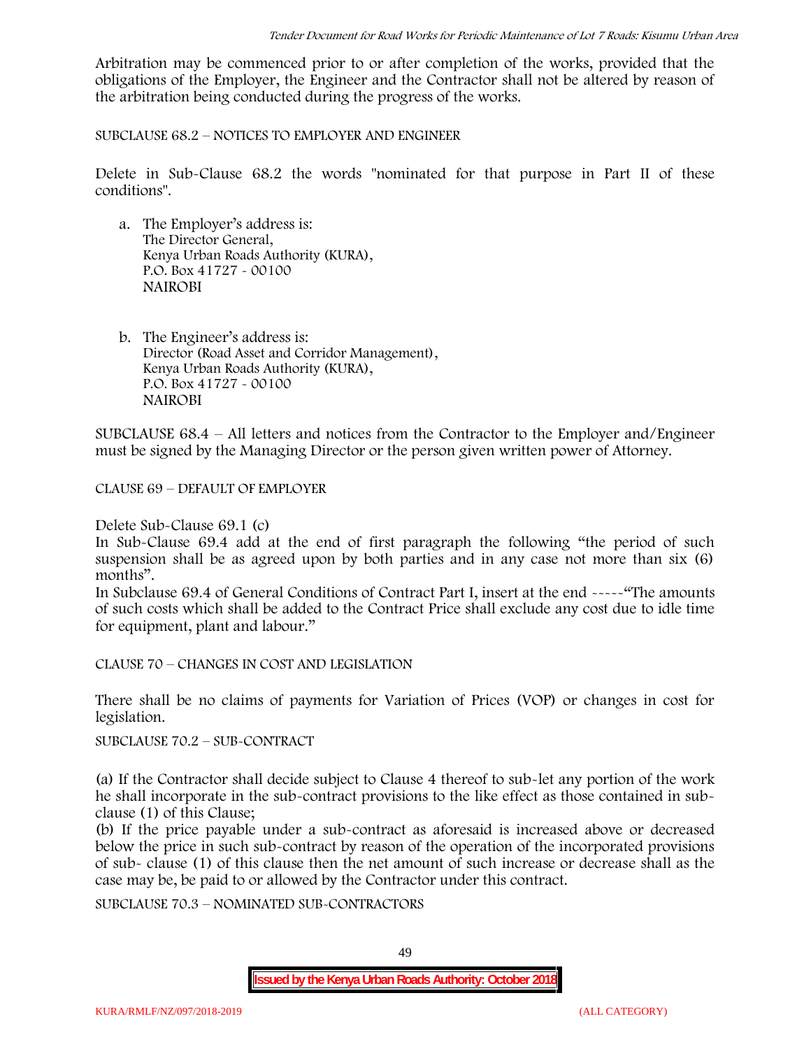Arbitration may be commenced prior to or after completion of the works, provided that the obligations of the Employer, the Engineer and the Contractor shall not be altered by reason of the arbitration being conducted during the progress of the works.

SUBCLAUSE 68.2 – NOTICES TO EMPLOYER AND ENGINEER

Delete in Sub-Clause 68.2 the words "nominated for that purpose in Part II of these conditions".

a. The Employer's address is:
   The Director General,
   Kenya Urban Roads Authority (KURA),
   P.O. Box 41727 - 00100
   NAIROBI

b. The Engineer's address is:
   Director (Road Asset and Corridor Management),
   Kenya Urban Roads Authority (KURA),
   P.O. Box 41727 - 00100
   NAIROBI

SUBCLAUSE 68.4 – All letters and notices from the Contractor to the Employer and/Engineer must be signed by the Managing Director or the person given written power of Attorney.

CLAUSE 69 – DEFAULT OF EMPLOYER

Delete Sub-Clause 69.1 (c)

In Sub-Clause 69.4 add at the end of first paragraph the following "the period of such suspension shall be as agreed upon by both parties and in any case not more than six (6) months".

In Subclause 69.4 of General Conditions of Contract Part I, insert at the end -----"The amounts of such costs which shall be added to the Contract Price shall exclude any cost due to idle time for equipment, plant and labour."

CLAUSE 70 – CHANGES IN COST AND LEGISLATION

There shall be no claims of payments for Variation of Prices (VOP) or changes in cost for legislation.

SUBCLAUSE 70.2 – SUB-CONTRACT

(a) If the Contractor shall decide subject to Clause 4 thereof to sub-let any portion of the work he shall incorporate in the sub-contract provisions to the like effect as those contained in sub-clause (1) of this Clause;

(b) If the price payable under a sub-contract as aforesaid is increased above or decreased below the price in such sub-contract by reason of the operation of the incorporated provisions of sub- clause (1) of this clause then the net amount of such increase or decrease shall as the case may be, be paid to or allowed by the Contractor under this contract.

SUBCLAUSE 70.3 – NOMINATED SUB-CONTRACTORS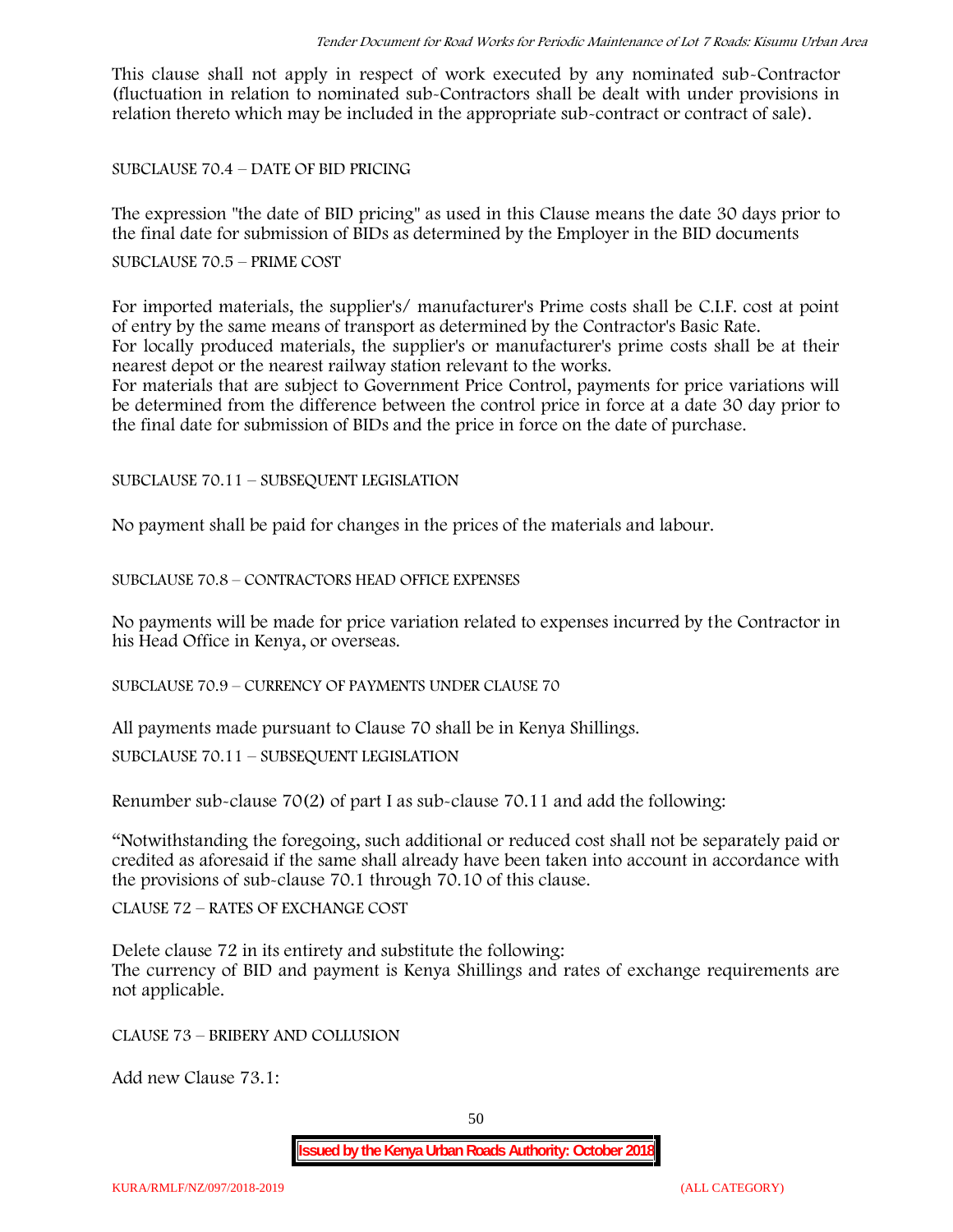This clause shall not apply in respect of work executed by any nominated sub-Contractor (fluctuation in relation to nominated sub-Contractors shall be dealt with under provisions in relation thereto which may be included in the appropriate sub-contract or contract of sale).

SUBCLAUSE 70.4 – DATE OF BID PRICING

The expression "the date of BID pricing" as used in this Clause means the date 30 days prior to the final date for submission of BIDs as determined by the Employer in the BID documents

SUBCLAUSE 70.5 – PRIME COST

For imported materials, the supplier's/ manufacturer's Prime costs shall be C.I.F. cost at point of entry by the same means of transport as determined by the Contractor's Basic Rate.
For locally produced materials, the supplier's or manufacturer's prime costs shall be at their nearest depot or the nearest railway station relevant to the works.
For materials that are subject to Government Price Control, payments for price variations will be determined from the difference between the control price in force at a date 30 day prior to the final date for submission of BIDs and the price in force on the date of purchase.

SUBCLAUSE 70.11 – SUBSEQUENT LEGISLATION

No payment shall be paid for changes in the prices of the materials and labour.

SUBCLAUSE 70.8 – CONTRACTORS HEAD OFFICE EXPENSES

No payments will be made for price variation related to expenses incurred by the Contractor in his Head Office in Kenya, or overseas.

SUBCLAUSE 70.9 – CURRENCY OF PAYMENTS UNDER CLAUSE 70

All payments made pursuant to Clause 70 shall be in Kenya Shillings.

SUBCLAUSE 70.11 – SUBSEQUENT LEGISLATION

Renumber sub-clause 70(2) of part I as sub-clause 70.11 and add the following:

"Notwithstanding the foregoing, such additional or reduced cost shall not be separately paid or credited as aforesaid if the same shall already have been taken into account in accordance with the provisions of sub-clause 70.1 through 70.10 of this clause.

CLAUSE 72 – RATES OF EXCHANGE COST

Delete clause 72 in its entirety and substitute the following:
The currency of BID and payment is Kenya Shillings and rates of exchange requirements are not applicable.

CLAUSE 73 – BRIBERY AND COLLUSION

Add new Clause 73.1: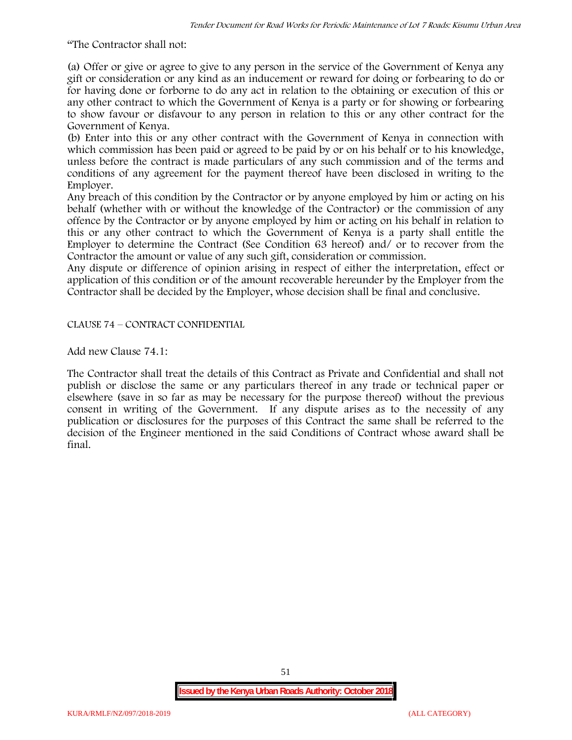"The Contractor shall not:

(a) Offer or give or agree to give to any person in the service of the Government of Kenya any gift or consideration or any kind as an inducement or reward for doing or forbearing to do or for having done or forborne to do any act in relation to the obtaining or execution of this or any other contract to which the Government of Kenya is a party or for showing or forbearing to show favour or disfavour to any person in relation to this or any other contract for the Government of Kenya.

(b) Enter into this or any other contract with the Government of Kenya in connection with which commission has been paid or agreed to be paid by or on his behalf or to his knowledge, unless before the contract is made particulars of any such commission and of the terms and conditions of any agreement for the payment thereof have been disclosed in writing to the Employer.

Any breach of this condition by the Contractor or by anyone employed by him or acting on his behalf (whether with or without the knowledge of the Contractor) or the commission of any offence by the Contractor or by anyone employed by him or acting on his behalf in relation to this or any other contract to which the Government of Kenya is a party shall entitle the Employer to determine the Contract (See Condition 63 hereof) and/ or to recover from the Contractor the amount or value of any such gift, consideration or commission.

Any dispute or difference of opinion arising in respect of either the interpretation, effect or application of this condition or of the amount recoverable hereunder by the Employer from the Contractor shall be decided by the Employer, whose decision shall be final and conclusive.

CLAUSE 74 – CONTRACT CONFIDENTIAL

Add new Clause 74.1:

The Contractor shall treat the details of this Contract as Private and Confidential and shall not publish or disclose the same or any particulars thereof in any trade or technical paper or elsewhere (save in so far as may be necessary for the purpose thereof) without the previous consent in writing of the Government. If any dispute arises as to the necessity of any publication or disclosures for the purposes of this Contract the same shall be referred to the decision of the Engineer mentioned in the said Conditions of Contract whose award shall be final.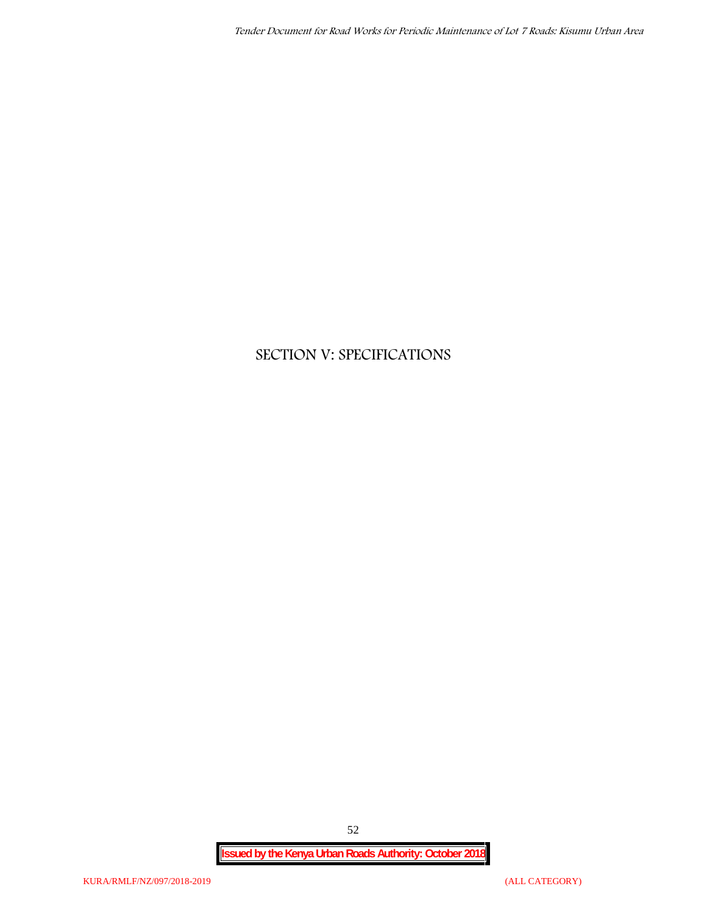# SECTION V: SPECIFICATIONS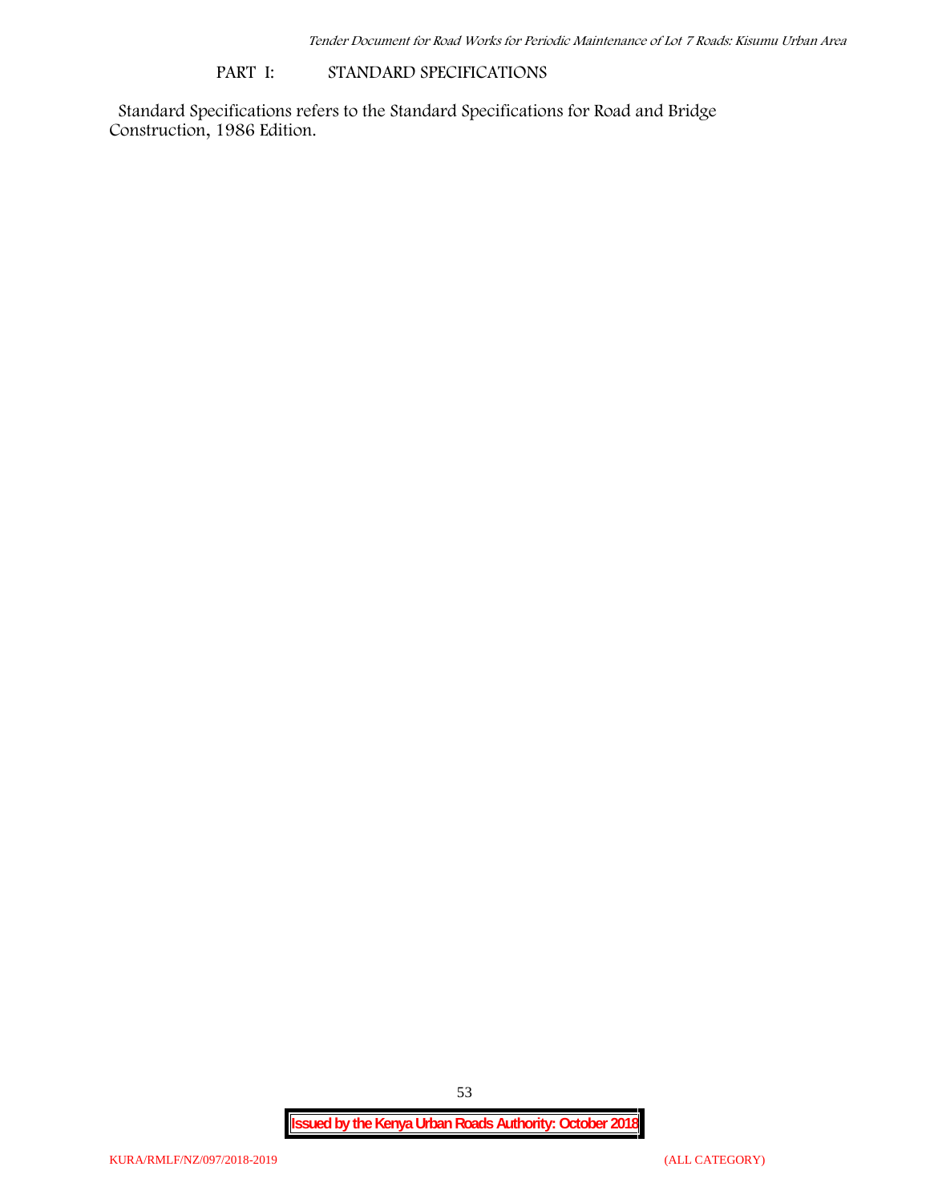## PART I: STANDARD SPECIFICATIONS

Standard Specifications refers to the Standard Specifications for Road and Bridge Construction, 1986 Edition.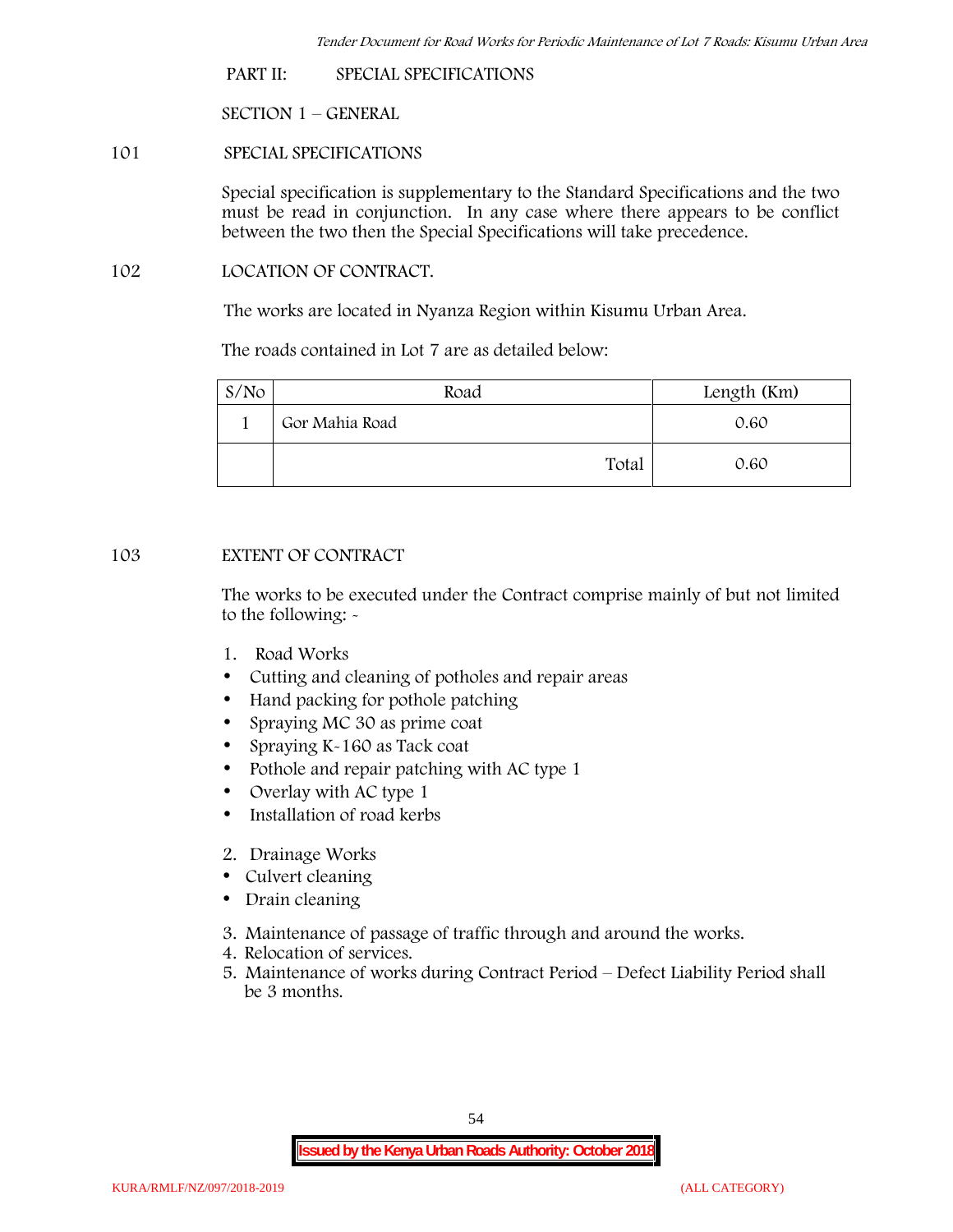## PART II: SPECIAL SPECIFICATIONS

### SECTION 1 – GENERAL

### 101 SPECIAL SPECIFICATIONS

Special specification is supplementary to the Standard Specifications and the two must be read in conjunction. In any case where there appears to be conflict between the two then the Special Specifications will take precedence.

### 102 LOCATION OF CONTRACT.

The works are located in Nyanza Region within Kisumu Urban Area.

The roads contained in Lot 7 are as detailed below:

| S/No | Road | Length (Km) |
|---|---|---|
| 1 | Gor Mahia Road | 0.60 |
| | Total | 0.60 |

### 103 EXTENT OF CONTRACT

The works to be executed under the Contract comprise mainly of but not limited to the following: -

1. Road Works
   - Cutting and cleaning of potholes and repair areas
   - Hand packing for pothole patching
   - Spraying MC 30 as prime coat
   - Spraying K-160 as Tack coat
   - Pothole and repair patching with AC type 1
   - Overlay with AC type 1
   - Installation of road kerbs
2. Drainage Works
   - Culvert cleaning
   - Drain cleaning
3. Maintenance of passage of traffic through and around the works.
4. Relocation of services.
5. Maintenance of works during Contract Period – Defect Liability Period shall be 3 months.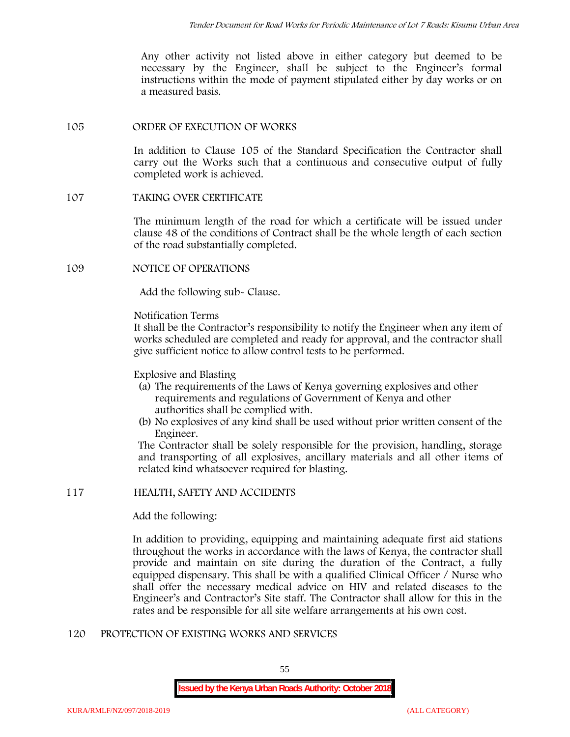Any other activity not listed above in either category but deemed to be necessary by the Engineer, shall be subject to the Engineer's formal instructions within the mode of payment stipulated either by day works or on a measured basis.

105 ORDER OF EXECUTION OF WORKS

In addition to Clause 105 of the Standard Specification the Contractor shall carry out the Works such that a continuous and consecutive output of fully completed work is achieved.

107 TAKING OVER CERTIFICATE

The minimum length of the road for which a certificate will be issued under clause 48 of the conditions of Contract shall be the whole length of each section of the road substantially completed.

109 NOTICE OF OPERATIONS

Add the following sub- Clause.

Notification Terms

It shall be the Contractor's responsibility to notify the Engineer when any item of works scheduled are completed and ready for approval, and the contractor shall give sufficient notice to allow control tests to be performed.

Explosive and Blasting

(a) The requirements of the Laws of Kenya governing explosives and other requirements and regulations of Government of Kenya and other authorities shall be complied with.
(b) No explosives of any kind shall be used without prior written consent of the Engineer.

The Contractor shall be solely responsible for the provision, handling, storage and transporting of all explosives, ancillary materials and all other items of related kind whatsoever required for blasting.

117 HEALTH, SAFETY AND ACCIDENTS

Add the following:

In addition to providing, equipping and maintaining adequate first aid stations throughout the works in accordance with the laws of Kenya, the contractor shall provide and maintain on site during the duration of the Contract, a fully equipped dispensary. This shall be with a qualified Clinical Officer / Nurse who shall offer the necessary medical advice on HIV and related diseases to the Engineer's and Contractor's Site staff. The Contractor shall allow for this in the rates and be responsible for all site welfare arrangements at his own cost.

120 PROTECTION OF EXISTING WORKS AND SERVICES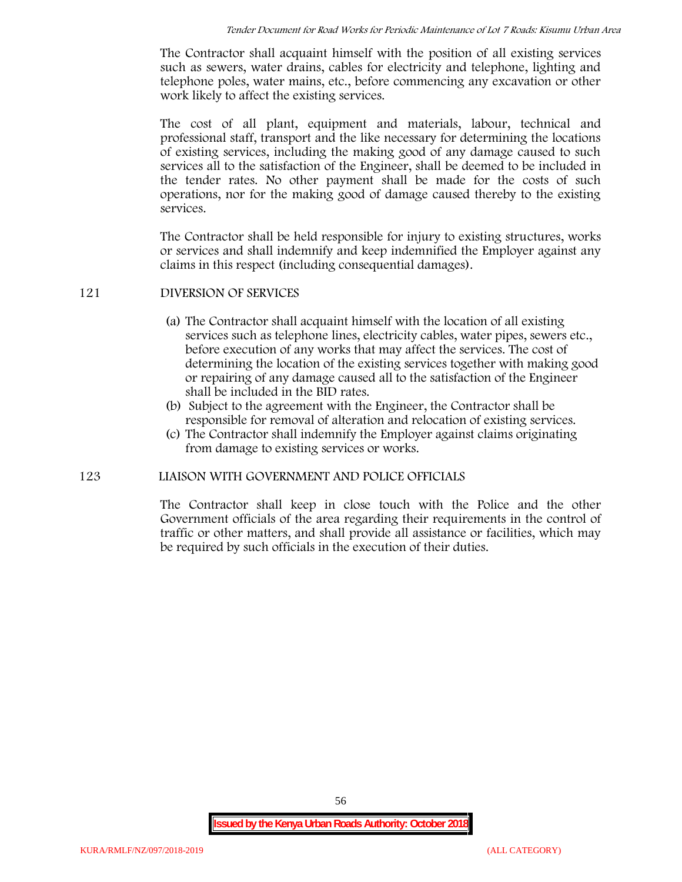The Contractor shall acquaint himself with the position of all existing services such as sewers, water drains, cables for electricity and telephone, lighting and telephone poles, water mains, etc., before commencing any excavation or other work likely to affect the existing services.

The cost of all plant, equipment and materials, labour, technical and professional staff, transport and the like necessary for determining the locations of existing services, including the making good of any damage caused to such services all to the satisfaction of the Engineer, shall be deemed to be included in the tender rates. No other payment shall be made for the costs of such operations, nor for the making good of damage caused thereby to the existing services.

The Contractor shall be held responsible for injury to existing structures, works or services and shall indemnify and keep indemnified the Employer against any claims in this respect (including consequential damages).

## 121 DIVERSION OF SERVICES

(a) The Contractor shall acquaint himself with the location of all existing services such as telephone lines, electricity cables, water pipes, sewers etc., before execution of any works that may affect the services. The cost of determining the location of the existing services together with making good or repairing of any damage caused all to the satisfaction of the Engineer shall be included in the BID rates.

(b) Subject to the agreement with the Engineer, the Contractor shall be responsible for removal of alteration and relocation of existing services.

(c) The Contractor shall indemnify the Employer against claims originating from damage to existing services or works.

## 123 LIAISON WITH GOVERNMENT AND POLICE OFFICIALS

The Contractor shall keep in close touch with the Police and the other Government officials of the area regarding their requirements in the control of traffic or other matters, and shall provide all assistance or facilities, which may be required by such officials in the execution of their duties.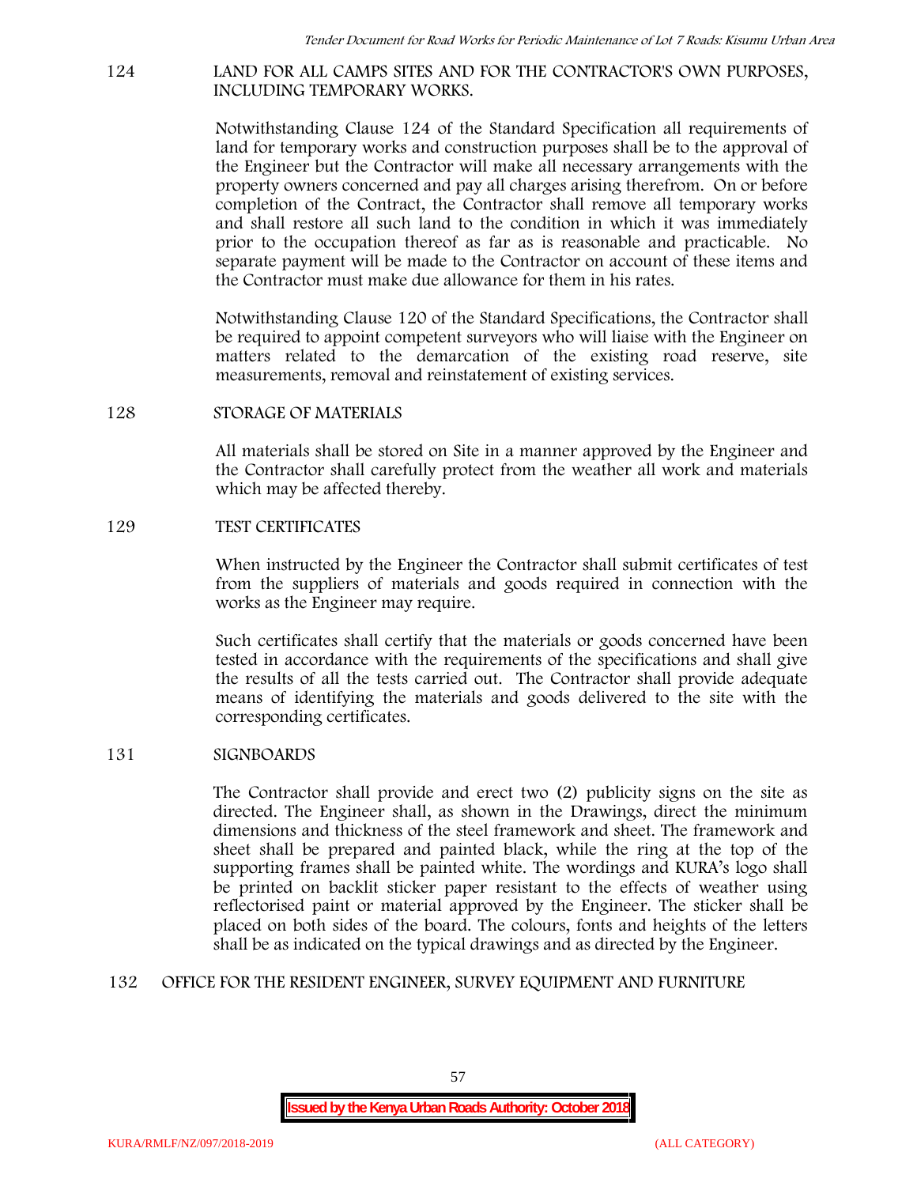## 124 LAND FOR ALL CAMPS SITES AND FOR THE CONTRACTOR'S OWN PURPOSES, INCLUDING TEMPORARY WORKS.

Notwithstanding Clause 124 of the Standard Specification all requirements of land for temporary works and construction purposes shall be to the approval of the Engineer but the Contractor will make all necessary arrangements with the property owners concerned and pay all charges arising therefrom. On or before completion of the Contract, the Contractor shall remove all temporary works and shall restore all such land to the condition in which it was immediately prior to the occupation thereof as far as is reasonable and practicable. No separate payment will be made to the Contractor on account of these items and the Contractor must make due allowance for them in his rates.

Notwithstanding Clause 120 of the Standard Specifications, the Contractor shall be required to appoint competent surveyors who will liaise with the Engineer on matters related to the demarcation of the existing road reserve, site measurements, removal and reinstatement of existing services.

## 128 STORAGE OF MATERIALS

All materials shall be stored on Site in a manner approved by the Engineer and the Contractor shall carefully protect from the weather all work and materials which may be affected thereby.

## 129 TEST CERTIFICATES

When instructed by the Engineer the Contractor shall submit certificates of test from the suppliers of materials and goods required in connection with the works as the Engineer may require.

Such certificates shall certify that the materials or goods concerned have been tested in accordance with the requirements of the specifications and shall give the results of all the tests carried out. The Contractor shall provide adequate means of identifying the materials and goods delivered to the site with the corresponding certificates.

## 131 SIGNBOARDS

The Contractor shall provide and erect two (2) publicity signs on the site as directed. The Engineer shall, as shown in the Drawings, direct the minimum dimensions and thickness of the steel framework and sheet. The framework and sheet shall be prepared and painted black, while the ring at the top of the supporting frames shall be painted white. The wordings and KURA's logo shall be printed on backlit sticker paper resistant to the effects of weather using reflectorised paint or material approved by the Engineer. The sticker shall be placed on both sides of the board. The colours, fonts and heights of the letters shall be as indicated on the typical drawings and as directed by the Engineer.

## 132 OFFICE FOR THE RESIDENT ENGINEER, SURVEY EQUIPMENT AND FURNITURE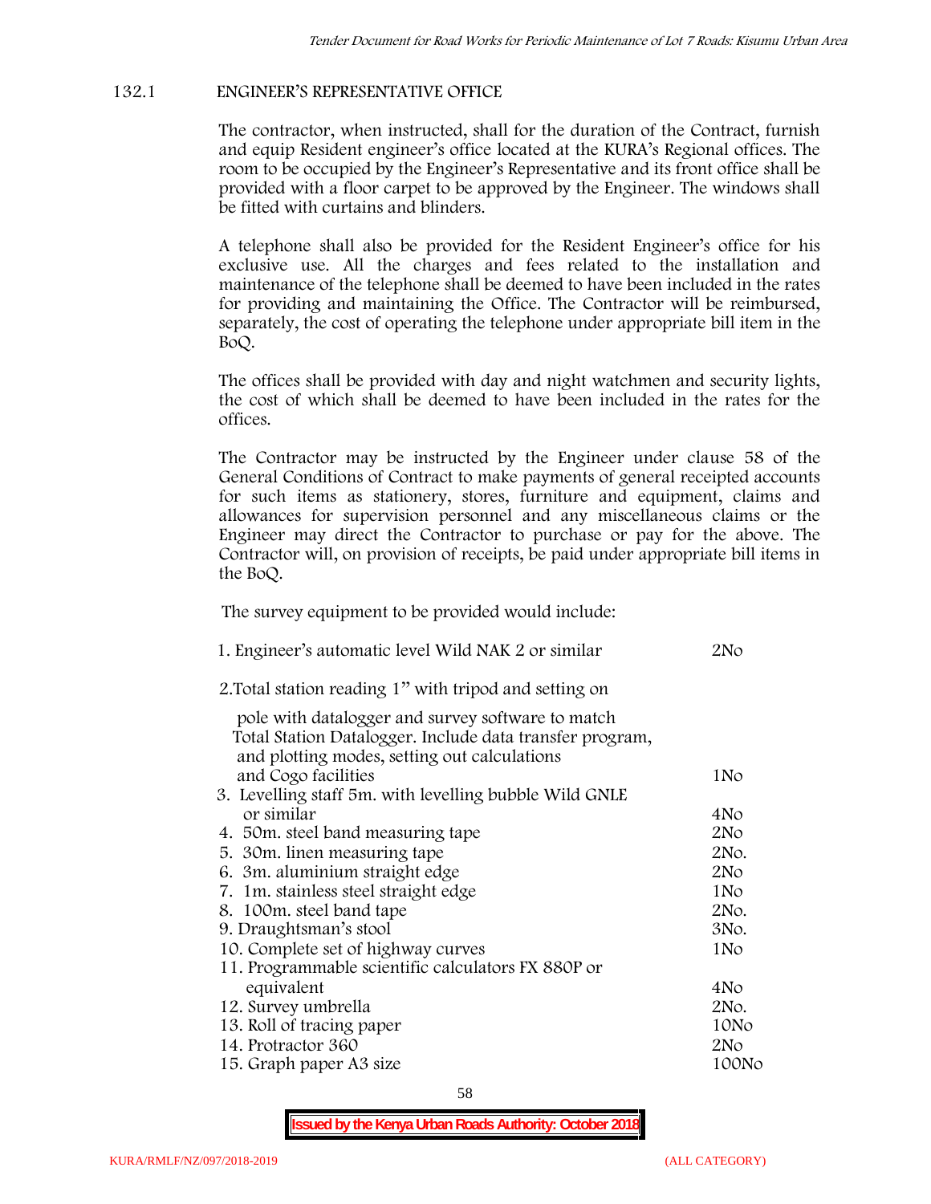### 132.1 ENGINEER'S REPRESENTATIVE OFFICE

The contractor, when instructed, shall for the duration of the Contract, furnish and equip Resident engineer's office located at the KURA's Regional offices. The room to be occupied by the Engineer's Representative and its front office shall be provided with a floor carpet to be approved by the Engineer. The windows shall be fitted with curtains and blinders.

A telephone shall also be provided for the Resident Engineer's office for his exclusive use. All the charges and fees related to the installation and maintenance of the telephone shall be deemed to have been included in the rates for providing and maintaining the Office. The Contractor will be reimbursed, separately, the cost of operating the telephone under appropriate bill item in the BoQ.

The offices shall be provided with day and night watchmen and security lights, the cost of which shall be deemed to have been included in the rates for the offices.

The Contractor may be instructed by the Engineer under clause 58 of the General Conditions of Contract to make payments of general receipted accounts for such items as stationery, stores, furniture and equipment, claims and allowances for supervision personnel and any miscellaneous claims or the Engineer may direct the Contractor to purchase or pay for the above. The Contractor will, on provision of receipts, be paid under appropriate bill items in the BoQ.

The survey equipment to be provided would include:

| Item | Quantity |
|---|---|
| 1. Engineer's automatic level Wild NAK 2 or similar | 2No |
| 2. Total station reading 1" with tripod and setting on pole with datalogger and survey software to match Total Station Datalogger. Include data transfer program, and plotting modes, setting out calculations and Cogo facilities | 1No |
| 3. Levelling staff 5m. with levelling bubble Wild GNLE or similar | 4No |
| 4. 50m. steel band measuring tape | 2No |
| 5. 30m. linen measuring tape | 2No. |
| 6. 3m. aluminium straight edge | 2No |
| 7. 1m. stainless steel straight edge | 1No |
| 8. 100m. steel band tape | 2No. |
| 9. Draughtsman's stool | 3No. |
| 10. Complete set of highway curves | 1No |
| 11. Programmable scientific calculators FX 880P or equivalent | 4No |
| 12. Survey umbrella | 2No. |
| 13. Roll of tracing paper | 10No |
| 14. Protractor 360 | 2No |
| 15. Graph paper A3 size | 100No |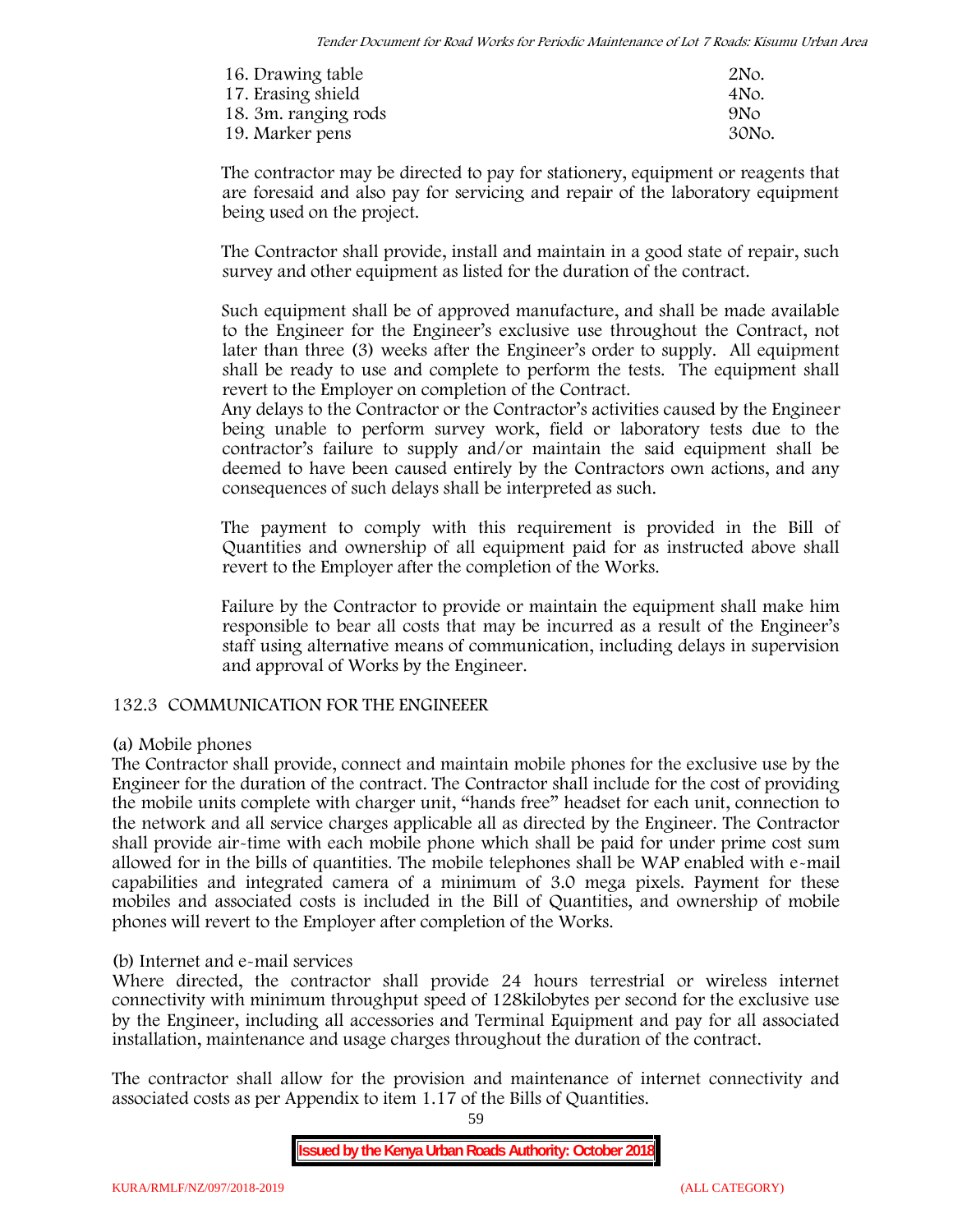| | |
|---|---|
| 16. Drawing table | 2No. |
| 17. Erasing shield | 4No. |
| 18. 3m. ranging rods | 9No |
| 19. Marker pens | 30No. |

The contractor may be directed to pay for stationery, equipment or reagents that are foresaid and also pay for servicing and repair of the laboratory equipment being used on the project.

The Contractor shall provide, install and maintain in a good state of repair, such survey and other equipment as listed for the duration of the contract.

Such equipment shall be of approved manufacture, and shall be made available to the Engineer for the Engineer's exclusive use throughout the Contract, not later than three (3) weeks after the Engineer's order to supply. All equipment shall be ready to use and complete to perform the tests. The equipment shall revert to the Employer on completion of the Contract.
Any delays to the Contractor or the Contractor's activities caused by the Engineer being unable to perform survey work, field or laboratory tests due to the contractor's failure to supply and/or maintain the said equipment shall be deemed to have been caused entirely by the Contractors own actions, and any consequences of such delays shall be interpreted as such.

The payment to comply with this requirement is provided in the Bill of Quantities and ownership of all equipment paid for as instructed above shall revert to the Employer after the completion of the Works.

Failure by the Contractor to provide or maintain the equipment shall make him responsible to bear all costs that may be incurred as a result of the Engineer's staff using alternative means of communication, including delays in supervision and approval of Works by the Engineer.

### 132.3 COMMUNICATION FOR THE ENGINEEER

(a) Mobile phones

The Contractor shall provide, connect and maintain mobile phones for the exclusive use by the Engineer for the duration of the contract. The Contractor shall include for the cost of providing the mobile units complete with charger unit, "hands free" headset for each unit, connection to the network and all service charges applicable all as directed by the Engineer. The Contractor shall provide air-time with each mobile phone which shall be paid for under prime cost sum allowed for in the bills of quantities. The mobile telephones shall be WAP enabled with e-mail capabilities and integrated camera of a minimum of 3.0 mega pixels. Payment for these mobiles and associated costs is included in the Bill of Quantities, and ownership of mobile phones will revert to the Employer after completion of the Works.

(b) Internet and e-mail services

Where directed, the contractor shall provide 24 hours terrestrial or wireless internet connectivity with minimum throughput speed of 128kilobytes per second for the exclusive use by the Engineer, including all accessories and Terminal Equipment and pay for all associated installation, maintenance and usage charges throughout the duration of the contract.

The contractor shall allow for the provision and maintenance of internet connectivity and associated costs as per Appendix to item 1.17 of the Bills of Quantities.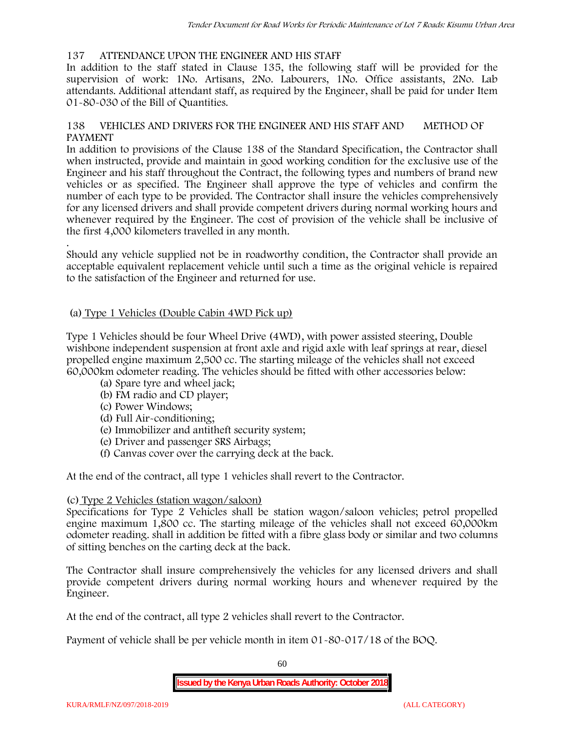## 137 ATTENDANCE UPON THE ENGINEER AND HIS STAFF

In addition to the staff stated in Clause 135, the following staff will be provided for the supervision of work: 1No. Artisans, 2No. Labourers, 1No. Office assistants, 2No. Lab attendants. Additional attendant staff, as required by the Engineer, shall be paid for under Item 01-80-030 of the Bill of Quantities.

## 138 VEHICLES AND DRIVERS FOR THE ENGINEER AND HIS STAFF AND METHOD OF PAYMENT

In addition to provisions of the Clause 138 of the Standard Specification, the Contractor shall when instructed, provide and maintain in good working condition for the exclusive use of the Engineer and his staff throughout the Contract, the following types and numbers of brand new vehicles or as specified. The Engineer shall approve the type of vehicles and confirm the number of each type to be provided. The Contractor shall insure the vehicles comprehensively for any licensed drivers and shall provide competent drivers during normal working hours and whenever required by the Engineer. The cost of provision of the vehicle shall be inclusive of the first 4,000 kilometers travelled in any month.

.

Should any vehicle supplied not be in roadworthy condition, the Contractor shall provide an acceptable equivalent replacement vehicle until such a time as the original vehicle is repaired to the satisfaction of the Engineer and returned for use.

(a) Type 1 Vehicles (Double Cabin 4WD Pick up)

Type 1 Vehicles should be four Wheel Drive (4WD), with power assisted steering, Double wishbone independent suspension at front axle and rigid axle with leaf springs at rear, diesel propelled engine maximum 2,500 cc. The starting mileage of the vehicles shall not exceed 60,000km odometer reading. The vehicles should be fitted with other accessories below:

(a) Spare tyre and wheel jack;
(b) FM radio and CD player;
(c) Power Windows;
(d) Full Air-conditioning;
(e) Immobilizer and antitheft security system;
(e) Driver and passenger SRS Airbags;
(f) Canvas cover over the carrying deck at the back.

At the end of the contract, all type 1 vehicles shall revert to the Contractor.

(c) Type 2 Vehicles (station wagon/saloon)

Specifications for Type 2 Vehicles shall be station wagon/saloon vehicles; petrol propelled engine maximum 1,800 cc. The starting mileage of the vehicles shall not exceed 60,000km odometer reading. shall in addition be fitted with a fibre glass body or similar and two columns of sitting benches on the carting deck at the back.

The Contractor shall insure comprehensively the vehicles for any licensed drivers and shall provide competent drivers during normal working hours and whenever required by the Engineer.

At the end of the contract, all type 2 vehicles shall revert to the Contractor.

Payment of vehicle shall be per vehicle month in item 01-80-017/18 of the BOQ.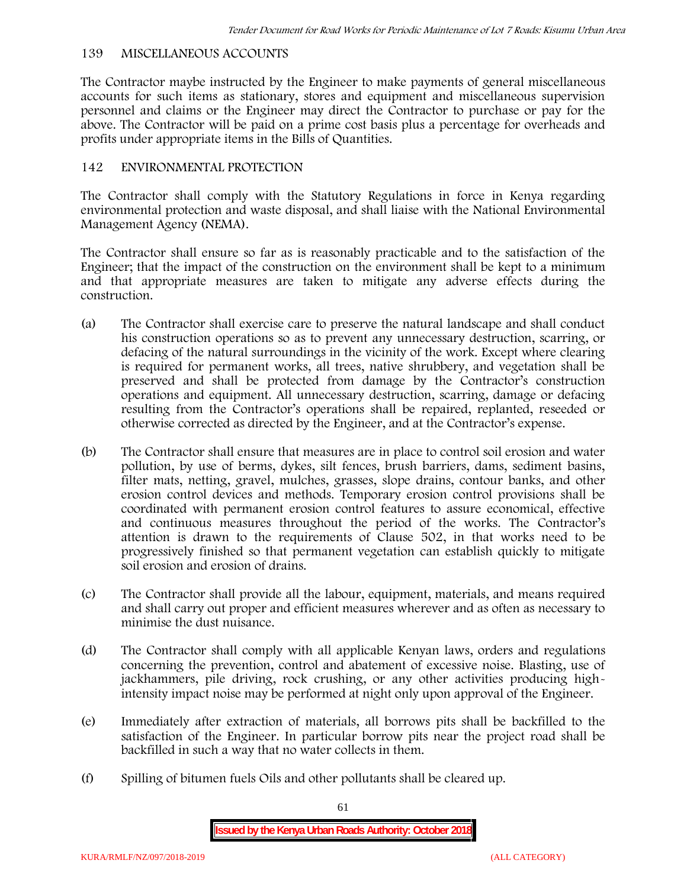## 139 MISCELLANEOUS ACCOUNTS

The Contractor maybe instructed by the Engineer to make payments of general miscellaneous accounts for such items as stationary, stores and equipment and miscellaneous supervision personnel and claims or the Engineer may direct the Contractor to purchase or pay for the above. The Contractor will be paid on a prime cost basis plus a percentage for overheads and profits under appropriate items in the Bills of Quantities.

## 142 ENVIRONMENTAL PROTECTION

The Contractor shall comply with the Statutory Regulations in force in Kenya regarding environmental protection and waste disposal, and shall liaise with the National Environmental Management Agency (NEMA).

The Contractor shall ensure so far as is reasonably practicable and to the satisfaction of the Engineer; that the impact of the construction on the environment shall be kept to a minimum and that appropriate measures are taken to mitigate any adverse effects during the construction.

(a) The Contractor shall exercise care to preserve the natural landscape and shall conduct his construction operations so as to prevent any unnecessary destruction, scarring, or defacing of the natural surroundings in the vicinity of the work. Except where clearing is required for permanent works, all trees, native shrubbery, and vegetation shall be preserved and shall be protected from damage by the Contractor's construction operations and equipment. All unnecessary destruction, scarring, damage or defacing resulting from the Contractor's operations shall be repaired, replanted, reseeded or otherwise corrected as directed by the Engineer, and at the Contractor's expense.

(b) The Contractor shall ensure that measures are in place to control soil erosion and water pollution, by use of berms, dykes, silt fences, brush barriers, dams, sediment basins, filter mats, netting, gravel, mulches, grasses, slope drains, contour banks, and other erosion control devices and methods. Temporary erosion control provisions shall be coordinated with permanent erosion control features to assure economical, effective and continuous measures throughout the period of the works. The Contractor's attention is drawn to the requirements of Clause 502, in that works need to be progressively finished so that permanent vegetation can establish quickly to mitigate soil erosion and erosion of drains.

(c) The Contractor shall provide all the labour, equipment, materials, and means required and shall carry out proper and efficient measures wherever and as often as necessary to minimise the dust nuisance.

(d) The Contractor shall comply with all applicable Kenyan laws, orders and regulations concerning the prevention, control and abatement of excessive noise. Blasting, use of jackhammers, pile driving, rock crushing, or any other activities producing high-intensity impact noise may be performed at night only upon approval of the Engineer.

(e) Immediately after extraction of materials, all borrows pits shall be backfilled to the satisfaction of the Engineer. In particular borrow pits near the project road shall be backfilled in such a way that no water collects in them.

(f) Spilling of bitumen fuels Oils and other pollutants shall be cleared up.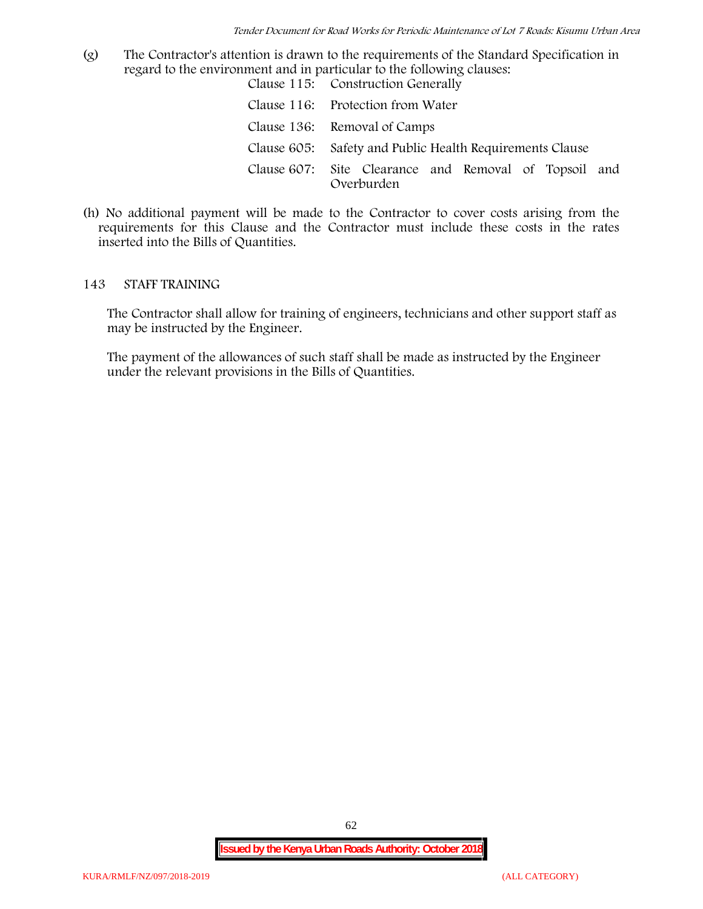(g) The Contractor's attention is drawn to the requirements of the Standard Specification in regard to the environment and in particular to the following clauses:

| | |
|---|---|
| Clause 115: | Construction Generally |
| Clause 116: | Protection from Water |
| Clause 136: | Removal of Camps |
| Clause 605: | Safety and Public Health Requirements Clause |
| Clause 607: | Site Clearance and Removal of Topsoil and Overburden |

(h) No additional payment will be made to the Contractor to cover costs arising from the requirements for this Clause and the Contractor must include these costs in the rates inserted into the Bills of Quantities.

## 143 STAFF TRAINING

The Contractor shall allow for training of engineers, technicians and other support staff as may be instructed by the Engineer.

The payment of the allowances of such staff shall be made as instructed by the Engineer under the relevant provisions in the Bills of Quantities.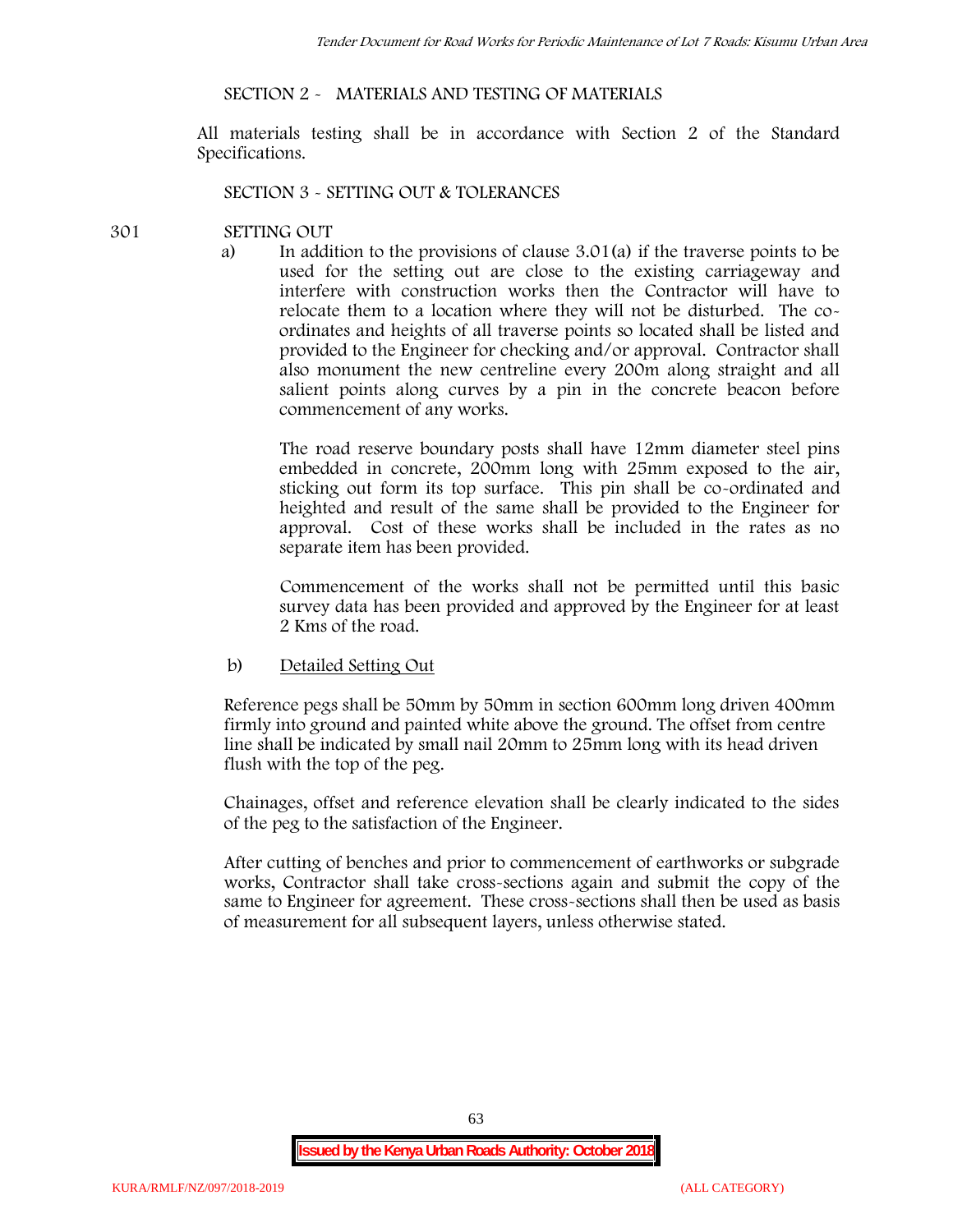## SECTION 2 - MATERIALS AND TESTING OF MATERIALS

All materials testing shall be in accordance with Section 2 of the Standard Specifications.

## SECTION 3 - SETTING OUT & TOLERANCES

### 301 SETTING OUT

a) In addition to the provisions of clause 3.01(a) if the traverse points to be used for the setting out are close to the existing carriageway and interfere with construction works then the Contractor will have to relocate them to a location where they will not be disturbed. The co-ordinates and heights of all traverse points so located shall be listed and provided to the Engineer for checking and/or approval. Contractor shall also monument the new centreline every 200m along straight and all salient points along curves by a pin in the concrete beacon before commencement of any works.

The road reserve boundary posts shall have 12mm diameter steel pins embedded in concrete, 200mm long with 25mm exposed to the air, sticking out form its top surface. This pin shall be co-ordinated and heighted and result of the same shall be provided to the Engineer for approval. Cost of these works shall be included in the rates as no separate item has been provided.

Commencement of the works shall not be permitted until this basic survey data has been provided and approved by the Engineer for at least 2 Kms of the road.

b) Detailed Setting Out

Reference pegs shall be 50mm by 50mm in section 600mm long driven 400mm firmly into ground and painted white above the ground. The offset from centre line shall be indicated by small nail 20mm to 25mm long with its head driven flush with the top of the peg.

Chainages, offset and reference elevation shall be clearly indicated to the sides of the peg to the satisfaction of the Engineer.

After cutting of benches and prior to commencement of earthworks or subgrade works, Contractor shall take cross-sections again and submit the copy of the same to Engineer for agreement. These cross-sections shall then be used as basis of measurement for all subsequent layers, unless otherwise stated.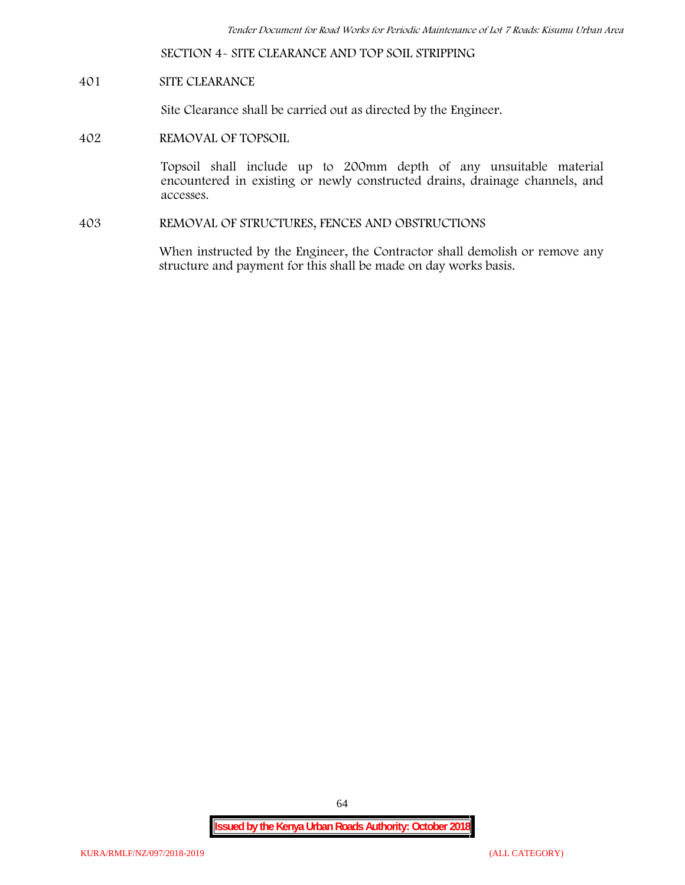## SECTION 4- SITE CLEARANCE AND TOP SOIL STRIPPING

### 401 SITE CLEARANCE

Site Clearance shall be carried out as directed by the Engineer.

### 402 REMOVAL OF TOPSOIL

Topsoil shall include up to 200mm depth of any unsuitable material encountered in existing or newly constructed drains, drainage channels, and accesses.

### 403 REMOVAL OF STRUCTURES, FENCES AND OBSTRUCTIONS

When instructed by the Engineer, the Contractor shall demolish or remove any structure and payment for this shall be made on day works basis.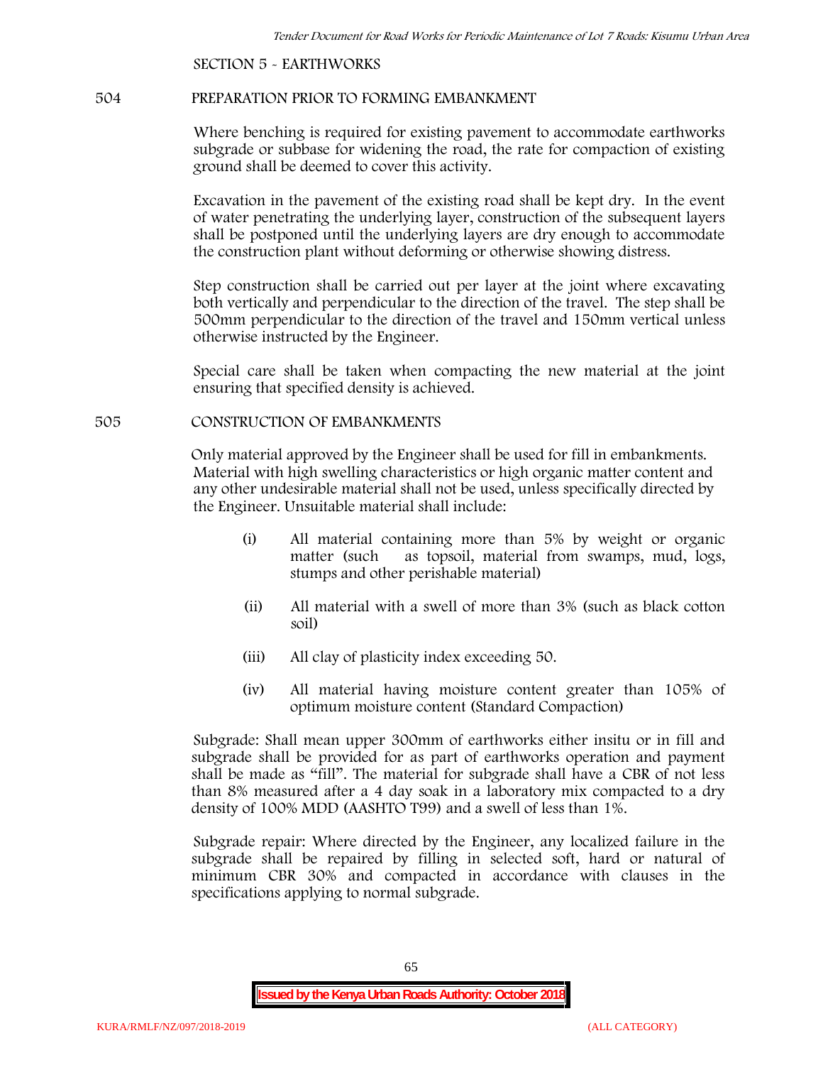SECTION 5 - EARTHWORKS

## 504 PREPARATION PRIOR TO FORMING EMBANKMENT

Where benching is required for existing pavement to accommodate earthworks subgrade or subbase for widening the road, the rate for compaction of existing ground shall be deemed to cover this activity.

Excavation in the pavement of the existing road shall be kept dry. In the event of water penetrating the underlying layer, construction of the subsequent layers shall be postponed until the underlying layers are dry enough to accommodate the construction plant without deforming or otherwise showing distress.

Step construction shall be carried out per layer at the joint where excavating both vertically and perpendicular to the direction of the travel. The step shall be 500mm perpendicular to the direction of the travel and 150mm vertical unless otherwise instructed by the Engineer.

Special care shall be taken when compacting the new material at the joint ensuring that specified density is achieved.

## 505 CONSTRUCTION OF EMBANKMENTS

Only material approved by the Engineer shall be used for fill in embankments. Material with high swelling characteristics or high organic matter content and any other undesirable material shall not be used, unless specifically directed by the Engineer. Unsuitable material shall include:

(i) All material containing more than 5% by weight or organic matter (such as topsoil, material from swamps, mud, logs, stumps and other perishable material)

(ii) All material with a swell of more than 3% (such as black cotton soil)

(iii) All clay of plasticity index exceeding 50.

(iv) All material having moisture content greater than 105% of optimum moisture content (Standard Compaction)

Subgrade: Shall mean upper 300mm of earthworks either insitu or in fill and subgrade shall be provided for as part of earthworks operation and payment shall be made as "fill". The material for subgrade shall have a CBR of not less than 8% measured after a 4 day soak in a laboratory mix compacted to a dry density of 100% MDD (AASHTO T99) and a swell of less than 1%.

Subgrade repair: Where directed by the Engineer, any localized failure in the subgrade shall be repaired by filling in selected soft, hard or natural of minimum CBR 30% and compacted in accordance with clauses in the specifications applying to normal subgrade.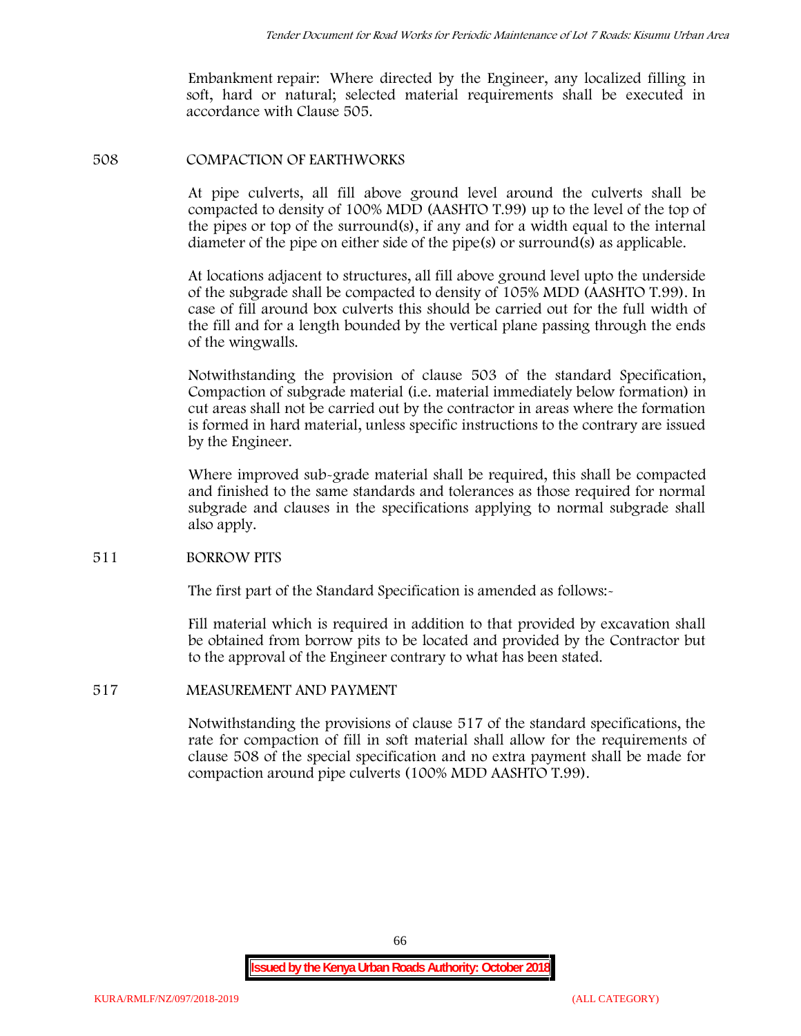Embankment repair: Where directed by the Engineer, any localized filling in soft, hard or natural; selected material requirements shall be executed in accordance with Clause 505.

## 508 COMPACTION OF EARTHWORKS

At pipe culverts, all fill above ground level around the culverts shall be compacted to density of 100% MDD (AASHTO T.99) up to the level of the top of the pipes or top of the surround(s), if any and for a width equal to the internal diameter of the pipe on either side of the pipe(s) or surround(s) as applicable.

At locations adjacent to structures, all fill above ground level upto the underside of the subgrade shall be compacted to density of 105% MDD (AASHTO T.99). In case of fill around box culverts this should be carried out for the full width of the fill and for a length bounded by the vertical plane passing through the ends of the wingwalls.

Notwithstanding the provision of clause 503 of the standard Specification, Compaction of subgrade material (i.e. material immediately below formation) in cut areas shall not be carried out by the contractor in areas where the formation is formed in hard material, unless specific instructions to the contrary are issued by the Engineer.

Where improved sub-grade material shall be required, this shall be compacted and finished to the same standards and tolerances as those required for normal subgrade and clauses in the specifications applying to normal subgrade shall also apply.

## 511 BORROW PITS

The first part of the Standard Specification is amended as follows:-

Fill material which is required in addition to that provided by excavation shall be obtained from borrow pits to be located and provided by the Contractor but to the approval of the Engineer contrary to what has been stated.

## 517 MEASUREMENT AND PAYMENT

Notwithstanding the provisions of clause 517 of the standard specifications, the rate for compaction of fill in soft material shall allow for the requirements of clause 508 of the special specification and no extra payment shall be made for compaction around pipe culverts (100% MDD AASHTO T.99).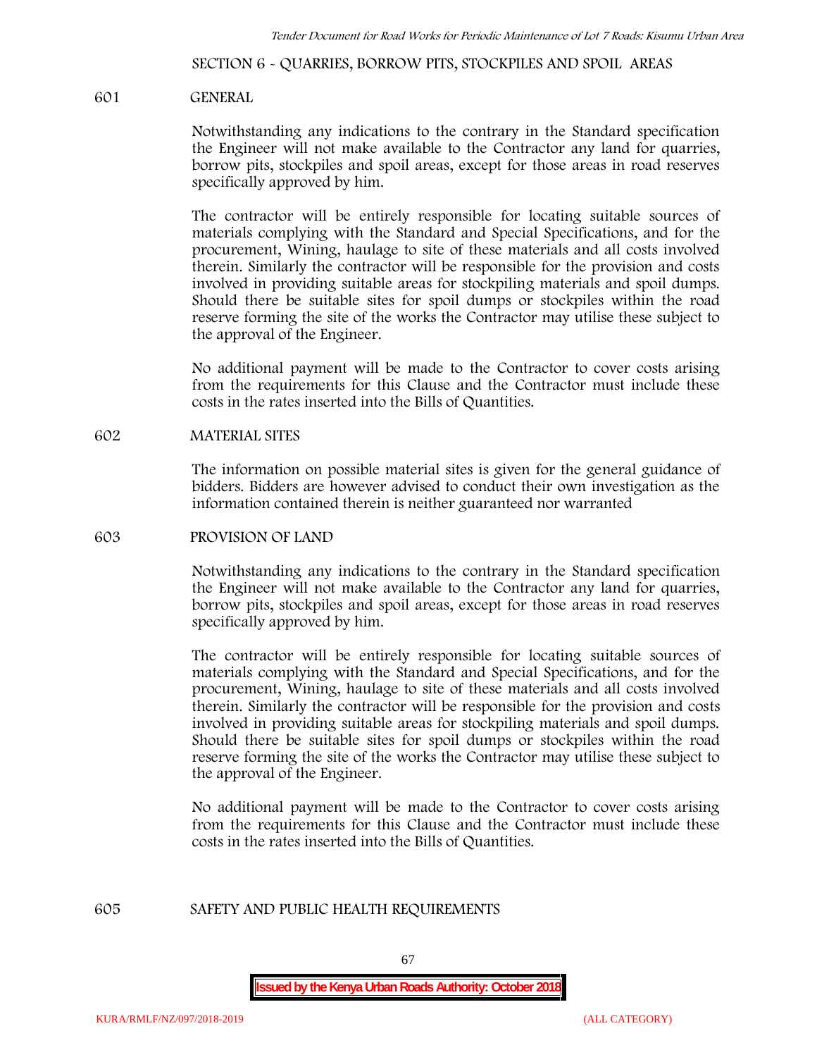## SECTION 6 - QUARRIES, BORROW PITS, STOCKPILES AND SPOIL AREAS

### 601 GENERAL

Notwithstanding any indications to the contrary in the Standard specification the Engineer will not make available to the Contractor any land for quarries, borrow pits, stockpiles and spoil areas, except for those areas in road reserves specifically approved by him.

The contractor will be entirely responsible for locating suitable sources of materials complying with the Standard and Special Specifications, and for the procurement, Wining, haulage to site of these materials and all costs involved therein. Similarly the contractor will be responsible for the provision and costs involved in providing suitable areas for stockpiling materials and spoil dumps. Should there be suitable sites for spoil dumps or stockpiles within the road reserve forming the site of the works the Contractor may utilise these subject to the approval of the Engineer.

No additional payment will be made to the Contractor to cover costs arising from the requirements for this Clause and the Contractor must include these costs in the rates inserted into the Bills of Quantities.

### 602 MATERIAL SITES

The information on possible material sites is given for the general guidance of bidders. Bidders are however advised to conduct their own investigation as the information contained therein is neither guaranteed nor warranted

### 603 PROVISION OF LAND

Notwithstanding any indications to the contrary in the Standard specification the Engineer will not make available to the Contractor any land for quarries, borrow pits, stockpiles and spoil areas, except for those areas in road reserves specifically approved by him.

The contractor will be entirely responsible for locating suitable sources of materials complying with the Standard and Special Specifications, and for the procurement, Wining, haulage to site of these materials and all costs involved therein. Similarly the contractor will be responsible for the provision and costs involved in providing suitable areas for stockpiling materials and spoil dumps. Should there be suitable sites for spoil dumps or stockpiles within the road reserve forming the site of the works the Contractor may utilise these subject to the approval of the Engineer.

No additional payment will be made to the Contractor to cover costs arising from the requirements for this Clause and the Contractor must include these costs in the rates inserted into the Bills of Quantities.

### 605 SAFETY AND PUBLIC HEALTH REQUIREMENTS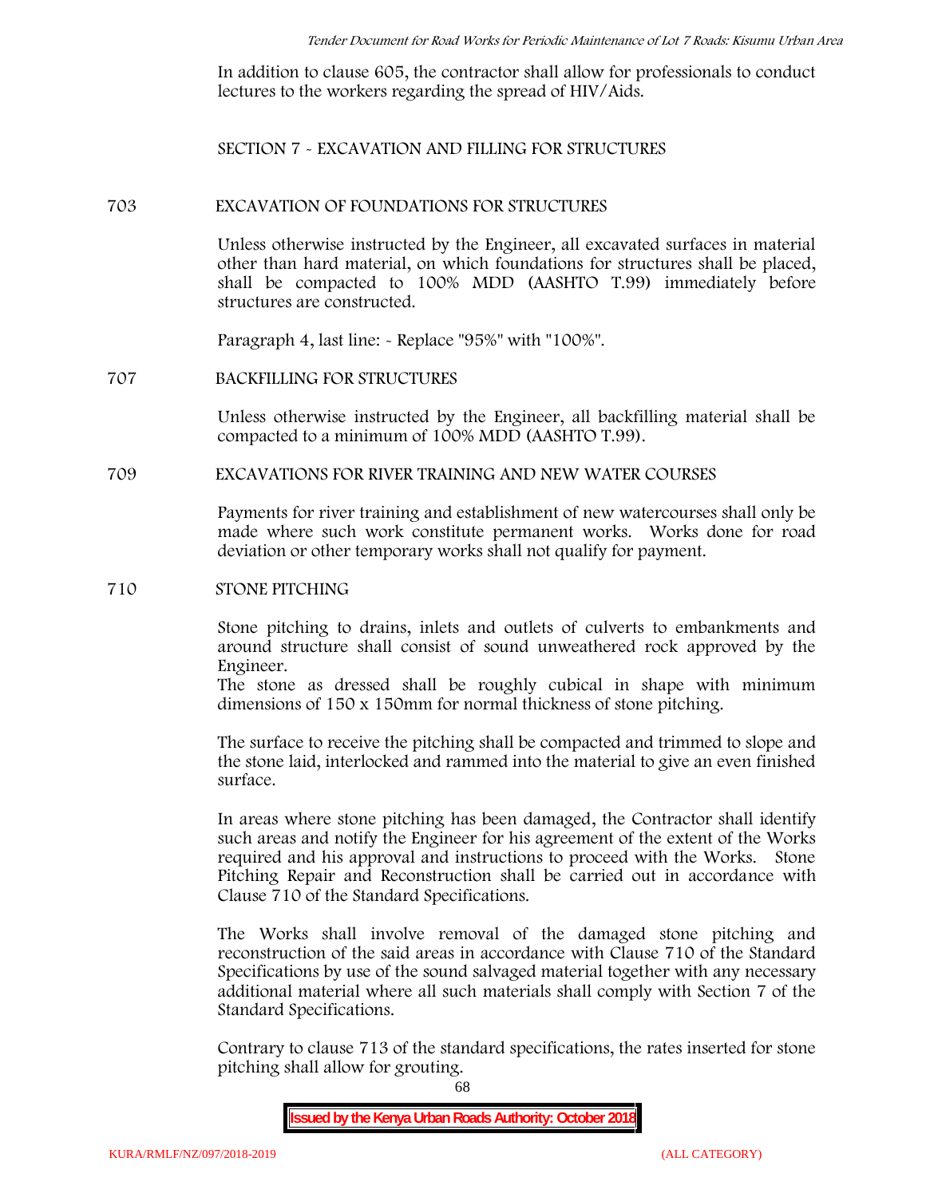In addition to clause 605, the contractor shall allow for professionals to conduct lectures to the workers regarding the spread of HIV/Aids.

## SECTION 7 - EXCAVATION AND FILLING FOR STRUCTURES

### 703 EXCAVATION OF FOUNDATIONS FOR STRUCTURES

Unless otherwise instructed by the Engineer, all excavated surfaces in material other than hard material, on which foundations for structures shall be placed, shall be compacted to 100% MDD (AASHTO T.99) immediately before structures are constructed.

Paragraph 4, last line: - Replace "95%" with "100%".

### 707 BACKFILLING FOR STRUCTURES

Unless otherwise instructed by the Engineer, all backfilling material shall be compacted to a minimum of 100% MDD (AASHTO T.99).

### 709 EXCAVATIONS FOR RIVER TRAINING AND NEW WATER COURSES

Payments for river training and establishment of new watercourses shall only be made where such work constitute permanent works. Works done for road deviation or other temporary works shall not qualify for payment.

### 710 STONE PITCHING

Stone pitching to drains, inlets and outlets of culverts to embankments and around structure shall consist of sound unweathered rock approved by the Engineer.
The stone as dressed shall be roughly cubical in shape with minimum dimensions of 150 x 150mm for normal thickness of stone pitching.

The surface to receive the pitching shall be compacted and trimmed to slope and the stone laid, interlocked and rammed into the material to give an even finished surface.

In areas where stone pitching has been damaged, the Contractor shall identify such areas and notify the Engineer for his agreement of the extent of the Works required and his approval and instructions to proceed with the Works. Stone Pitching Repair and Reconstruction shall be carried out in accordance with Clause 710 of the Standard Specifications.

The Works shall involve removal of the damaged stone pitching and reconstruction of the said areas in accordance with Clause 710 of the Standard Specifications by use of the sound salvaged material together with any necessary additional material where all such materials shall comply with Section 7 of the Standard Specifications.

Contrary to clause 713 of the standard specifications, the rates inserted for stone pitching shall allow for grouting.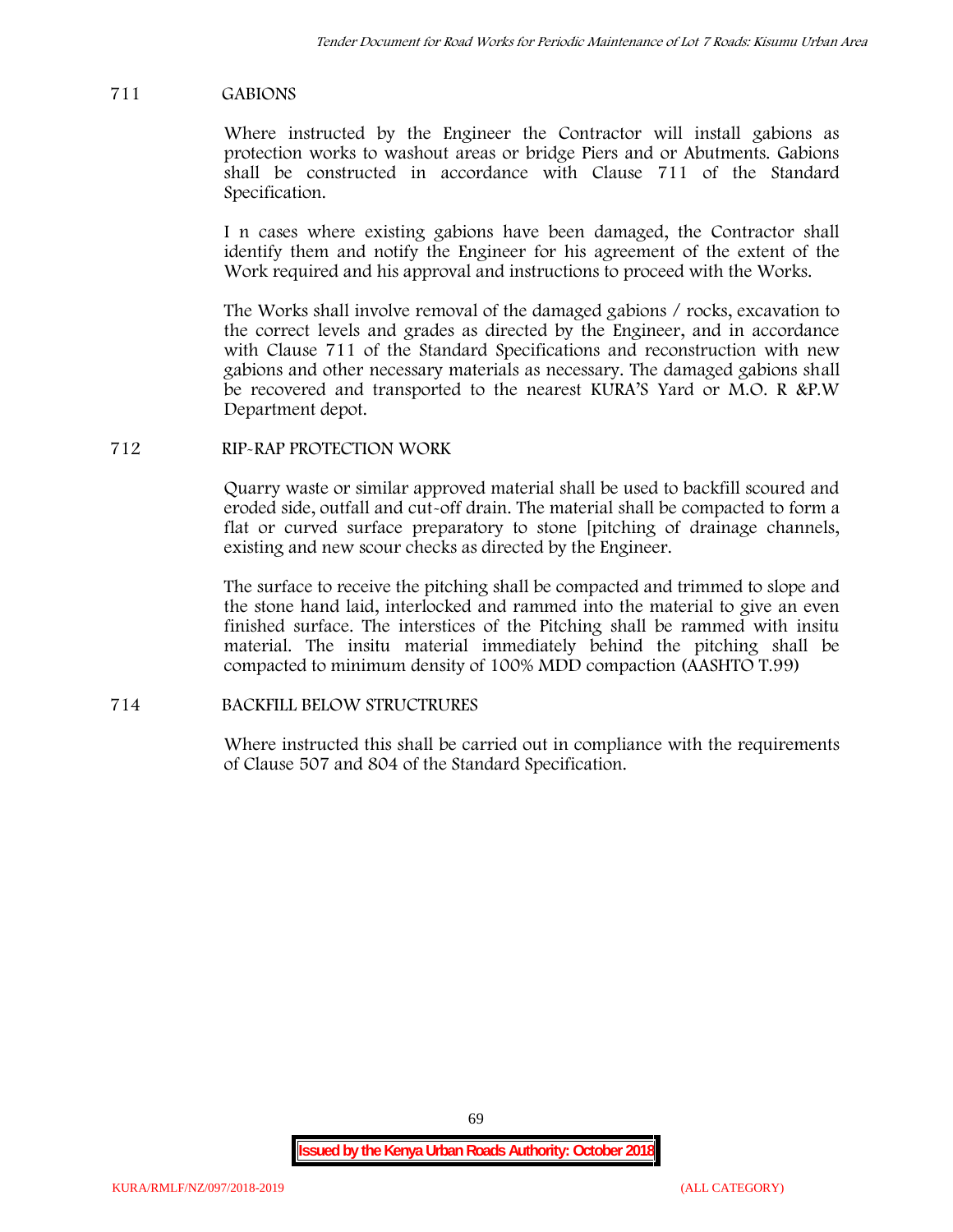## 711 GABIONS

Where instructed by the Engineer the Contractor will install gabions as protection works to washout areas or bridge Piers and or Abutments. Gabions shall be constructed in accordance with Clause 711 of the Standard Specification.

I n cases where existing gabions have been damaged, the Contractor shall identify them and notify the Engineer for his agreement of the extent of the Work required and his approval and instructions to proceed with the Works.

The Works shall involve removal of the damaged gabions / rocks, excavation to the correct levels and grades as directed by the Engineer, and in accordance with Clause 711 of the Standard Specifications and reconstruction with new gabions and other necessary materials as necessary. The damaged gabions shall be recovered and transported to the nearest KURA'S Yard or M.O. R &P.W Department depot.

## 712 RIP-RAP PROTECTION WORK

Quarry waste or similar approved material shall be used to backfill scoured and eroded side, outfall and cut-off drain. The material shall be compacted to form a flat or curved surface preparatory to stone [pitching of drainage channels, existing and new scour checks as directed by the Engineer.

The surface to receive the pitching shall be compacted and trimmed to slope and the stone hand laid, interlocked and rammed into the material to give an even finished surface. The interstices of the Pitching shall be rammed with insitu material. The insitu material immediately behind the pitching shall be compacted to minimum density of 100% MDD compaction (AASHTO T.99)

## 714 BACKFILL BELOW STRUCTRURES

Where instructed this shall be carried out in compliance with the requirements of Clause 507 and 804 of the Standard Specification.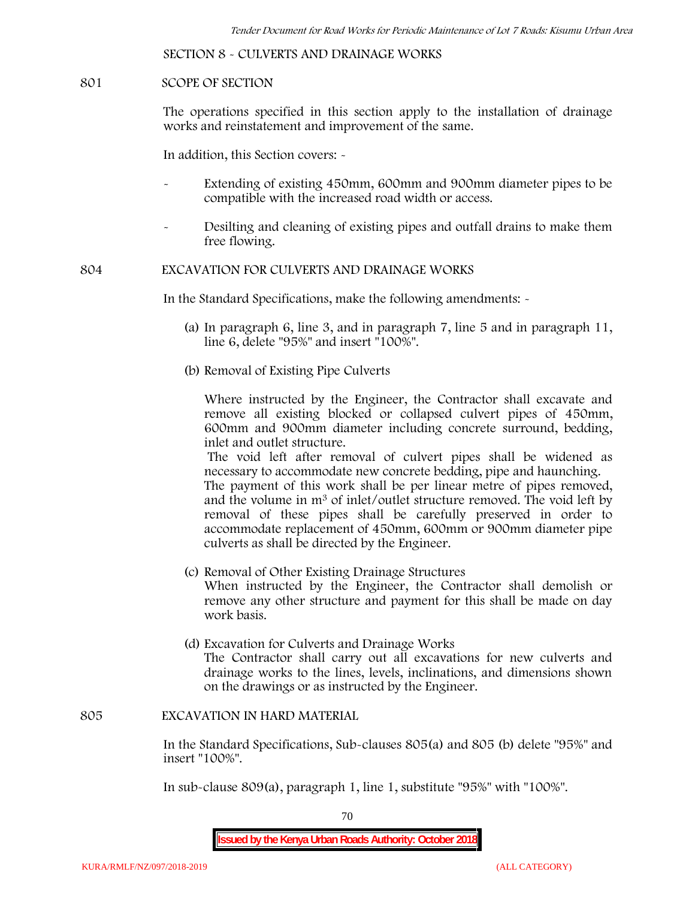## SECTION 8 - CULVERTS AND DRAINAGE WORKS

### 801 SCOPE OF SECTION

The operations specified in this section apply to the installation of drainage works and reinstatement and improvement of the same.

In addition, this Section covers: -

- Extending of existing 450mm, 600mm and 900mm diameter pipes to be compatible with the increased road width or access.
- Desilting and cleaning of existing pipes and outfall drains to make them free flowing.

### 804 EXCAVATION FOR CULVERTS AND DRAINAGE WORKS

In the Standard Specifications, make the following amendments: -

(a) In paragraph 6, line 3, and in paragraph 7, line 5 and in paragraph 11, line 6, delete "95%" and insert "100%".

(b) Removal of Existing Pipe Culverts

Where instructed by the Engineer, the Contractor shall excavate and remove all existing blocked or collapsed culvert pipes of 450mm, 600mm and 900mm diameter including concrete surround, bedding, inlet and outlet structure.

The void left after removal of culvert pipes shall be widened as necessary to accommodate new concrete bedding, pipe and haunching. The payment of this work shall be per linear metre of pipes removed, and the volume in $m^3$ of inlet/outlet structure removed. The void left by removal of these pipes shall be carefully preserved in order to accommodate replacement of 450mm, 600mm or 900mm diameter pipe culverts as shall be directed by the Engineer.

(c) Removal of Other Existing Drainage Structures

When instructed by the Engineer, the Contractor shall demolish or remove any other structure and payment for this shall be made on day work basis.

(d) Excavation for Culverts and Drainage Works

The Contractor shall carry out all excavations for new culverts and drainage works to the lines, levels, inclinations, and dimensions shown on the drawings or as instructed by the Engineer.

### 805 EXCAVATION IN HARD MATERIAL

In the Standard Specifications, Sub-clauses 805(a) and 805 (b) delete "95%" and insert "100%".

In sub-clause 809(a), paragraph 1, line 1, substitute "95%" with "100%".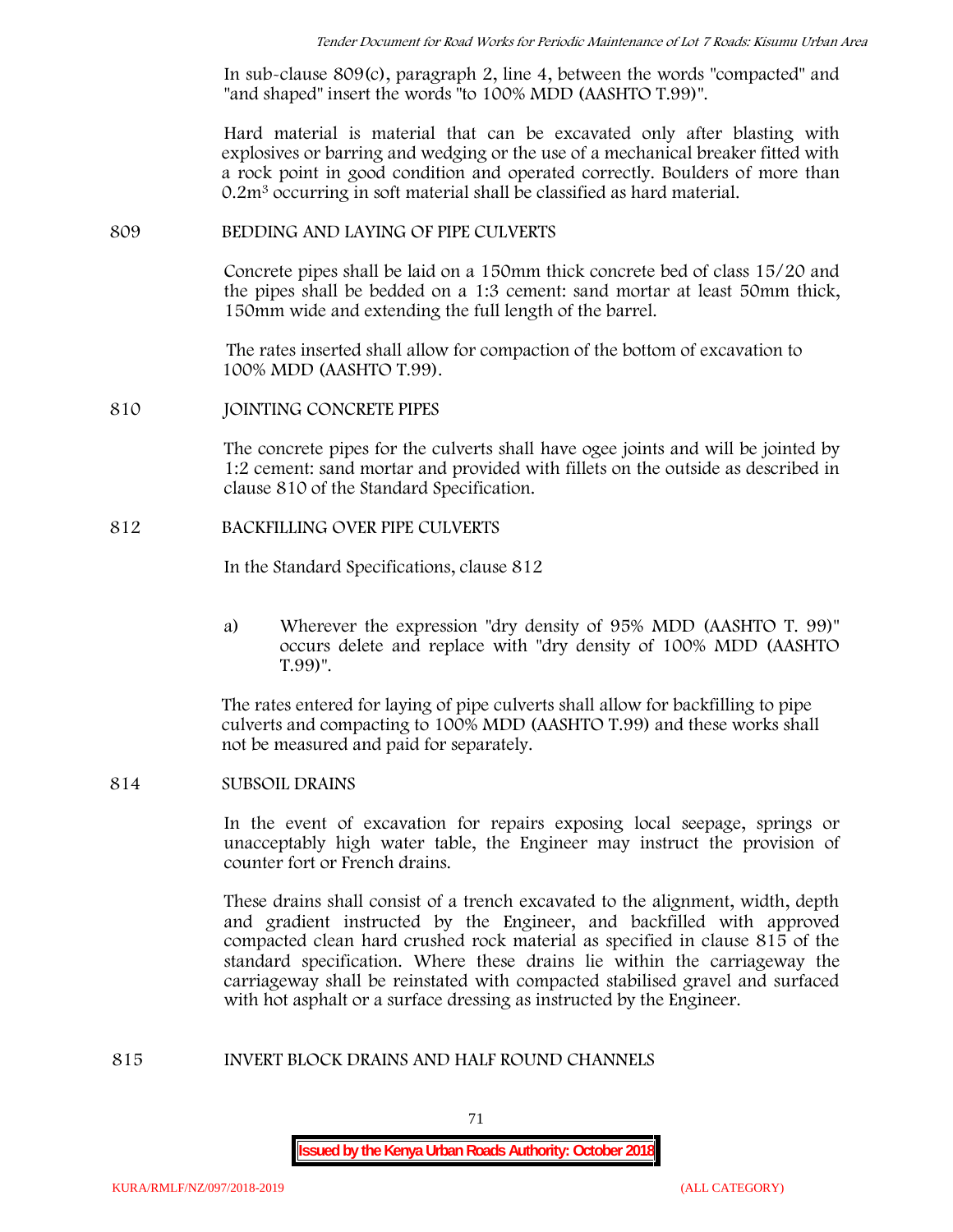In sub-clause 809(c), paragraph 2, line 4, between the words "compacted" and "and shaped" insert the words "to 100% MDD (AASHTO T.99)".

Hard material is material that can be excavated only after blasting with explosives or barring and wedging or the use of a mechanical breaker fitted with a rock point in good condition and operated correctly. Boulders of more than $0.2m^3$ occurring in soft material shall be classified as hard material.

## 809 BEDDING AND LAYING OF PIPE CULVERTS

Concrete pipes shall be laid on a 150mm thick concrete bed of class 15/20 and the pipes shall be bedded on a 1:3 cement: sand mortar at least 50mm thick, 150mm wide and extending the full length of the barrel.

The rates inserted shall allow for compaction of the bottom of excavation to 100% MDD (AASHTO T.99).

## 810 JOINTING CONCRETE PIPES

The concrete pipes for the culverts shall have ogee joints and will be jointed by 1:2 cement: sand mortar and provided with fillets on the outside as described in clause 810 of the Standard Specification.

## 812 BACKFILLING OVER PIPE CULVERTS

In the Standard Specifications, clause 812

a) Wherever the expression "dry density of 95% MDD (AASHTO T. 99)" occurs delete and replace with "dry density of 100% MDD (AASHTO T.99)".

The rates entered for laying of pipe culverts shall allow for backfilling to pipe culverts and compacting to 100% MDD (AASHTO T.99) and these works shall not be measured and paid for separately.

## 814 SUBSOIL DRAINS

In the event of excavation for repairs exposing local seepage, springs or unacceptably high water table, the Engineer may instruct the provision of counter fort or French drains.

These drains shall consist of a trench excavated to the alignment, width, depth and gradient instructed by the Engineer, and backfilled with approved compacted clean hard crushed rock material as specified in clause 815 of the standard specification. Where these drains lie within the carriageway the carriageway shall be reinstated with compacted stabilised gravel and surfaced with hot asphalt or a surface dressing as instructed by the Engineer.

## 815 INVERT BLOCK DRAINS AND HALF ROUND CHANNELS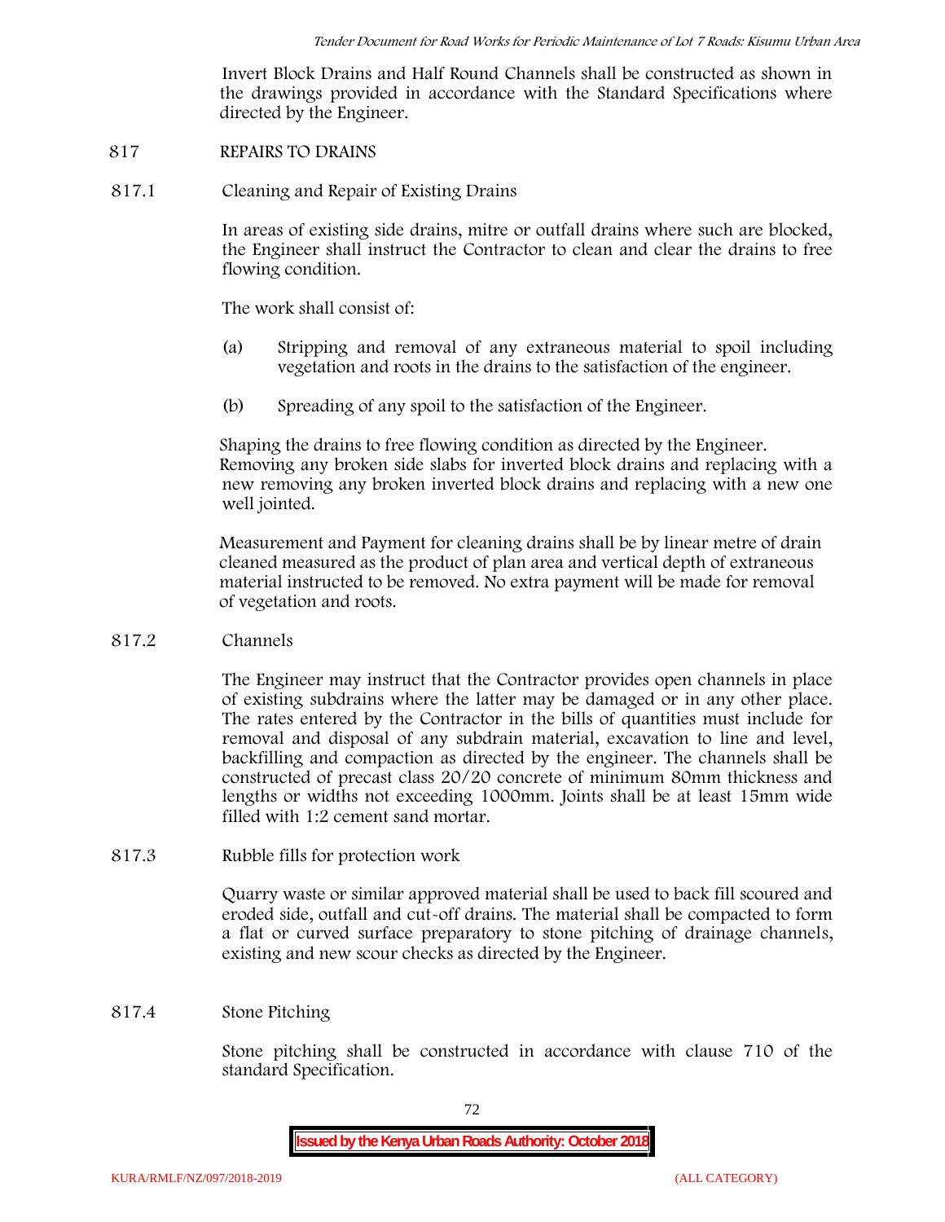Invert Block Drains and Half Round Channels shall be constructed as shown in the drawings provided in accordance with the Standard Specifications where directed by the Engineer.

## 817 REPAIRS TO DRAINS

### 817.1 Cleaning and Repair of Existing Drains

In areas of existing side drains, mitre or outfall drains where such are blocked, the Engineer shall instruct the Contractor to clean and clear the drains to free flowing condition.

The work shall consist of:

(a) Stripping and removal of any extraneous material to spoil including vegetation and roots in the drains to the satisfaction of the engineer.

(b) Spreading of any spoil to the satisfaction of the Engineer.

Shaping the drains to free flowing condition as directed by the Engineer. Removing any broken side slabs for inverted block drains and replacing with a new removing any broken inverted block drains and replacing with a new one well jointed.

Measurement and Payment for cleaning drains shall be by linear metre of drain cleaned measured as the product of plan area and vertical depth of extraneous material instructed to be removed. No extra payment will be made for removal of vegetation and roots.

### 817.2 Channels

The Engineer may instruct that the Contractor provides open channels in place of existing subdrains where the latter may be damaged or in any other place. The rates entered by the Contractor in the bills of quantities must include for removal and disposal of any subdrain material, excavation to line and level, backfilling and compaction as directed by the engineer. The channels shall be constructed of precast class 20/20 concrete of minimum 80mm thickness and lengths or widths not exceeding 1000mm. Joints shall be at least 15mm wide filled with 1:2 cement sand mortar.

### 817.3 Rubble fills for protection work

Quarry waste or similar approved material shall be used to back fill scoured and eroded side, outfall and cut-off drains. The material shall be compacted to form a flat or curved surface preparatory to stone pitching of drainage channels, existing and new scour checks as directed by the Engineer.

### 817.4 Stone Pitching

Stone pitching shall be constructed in accordance with clause 710 of the standard Specification.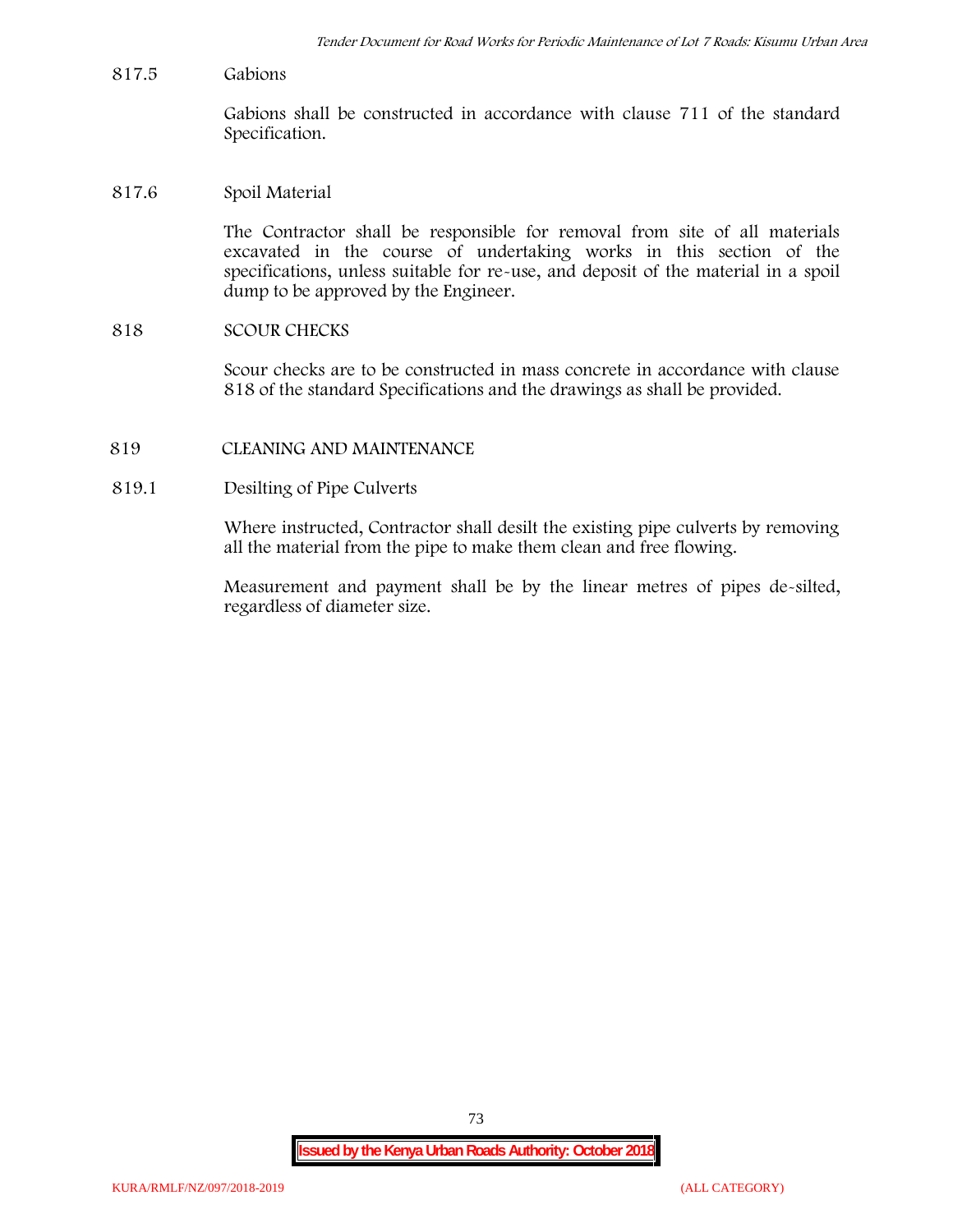817.5 Gabions

Gabions shall be constructed in accordance with clause 711 of the standard Specification.

817.6 Spoil Material

The Contractor shall be responsible for removal from site of all materials excavated in the course of undertaking works in this section of the specifications, unless suitable for re-use, and deposit of the material in a spoil dump to be approved by the Engineer.

818 SCOUR CHECKS

Scour checks are to be constructed in mass concrete in accordance with clause 818 of the standard Specifications and the drawings as shall be provided.

819 CLEANING AND MAINTENANCE

819.1 Desilting of Pipe Culverts

Where instructed, Contractor shall desilt the existing pipe culverts by removing all the material from the pipe to make them clean and free flowing.

Measurement and payment shall be by the linear metres of pipes de-silted, regardless of diameter size.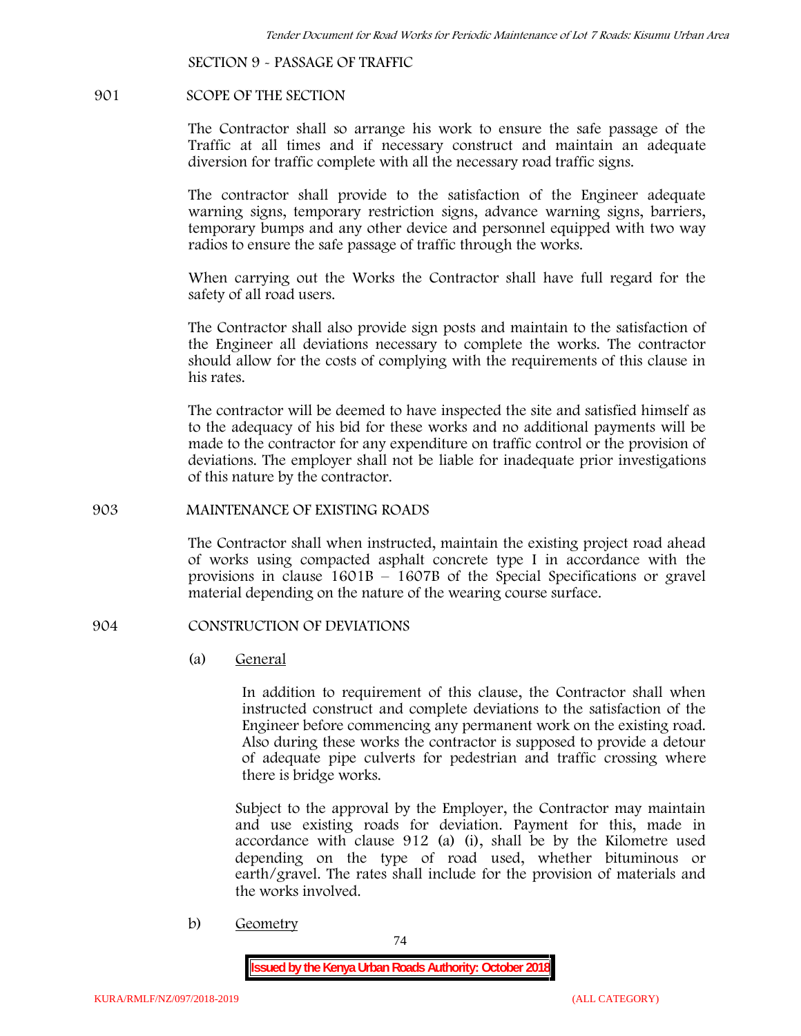SECTION 9 - PASSAGE OF TRAFFIC

## 901 SCOPE OF THE SECTION

The Contractor shall so arrange his work to ensure the safe passage of the Traffic at all times and if necessary construct and maintain an adequate diversion for traffic complete with all the necessary road traffic signs.

The contractor shall provide to the satisfaction of the Engineer adequate warning signs, temporary restriction signs, advance warning signs, barriers, temporary bumps and any other device and personnel equipped with two way radios to ensure the safe passage of traffic through the works.

When carrying out the Works the Contractor shall have full regard for the safety of all road users.

The Contractor shall also provide sign posts and maintain to the satisfaction of the Engineer all deviations necessary to complete the works. The contractor should allow for the costs of complying with the requirements of this clause in his rates.

The contractor will be deemed to have inspected the site and satisfied himself as to the adequacy of his bid for these works and no additional payments will be made to the contractor for any expenditure on traffic control or the provision of deviations. The employer shall not be liable for inadequate prior investigations of this nature by the contractor.

## 903 MAINTENANCE OF EXISTING ROADS

The Contractor shall when instructed, maintain the existing project road ahead of works using compacted asphalt concrete type I in accordance with the provisions in clause 1601B – 1607B of the Special Specifications or gravel material depending on the nature of the wearing course surface.

## 904 CONSTRUCTION OF DEVIATIONS

(a) General

In addition to requirement of this clause, the Contractor shall when instructed construct and complete deviations to the satisfaction of the Engineer before commencing any permanent work on the existing road. Also during these works the contractor is supposed to provide a detour of adequate pipe culverts for pedestrian and traffic crossing where there is bridge works.

Subject to the approval by the Employer, the Contractor may maintain and use existing roads for deviation. Payment for this, made in accordance with clause 912 (a) (i), shall be by the Kilometre used depending on the type of road used, whether bituminous or earth/gravel. The rates shall include for the provision of materials and the works involved.

b) Geometry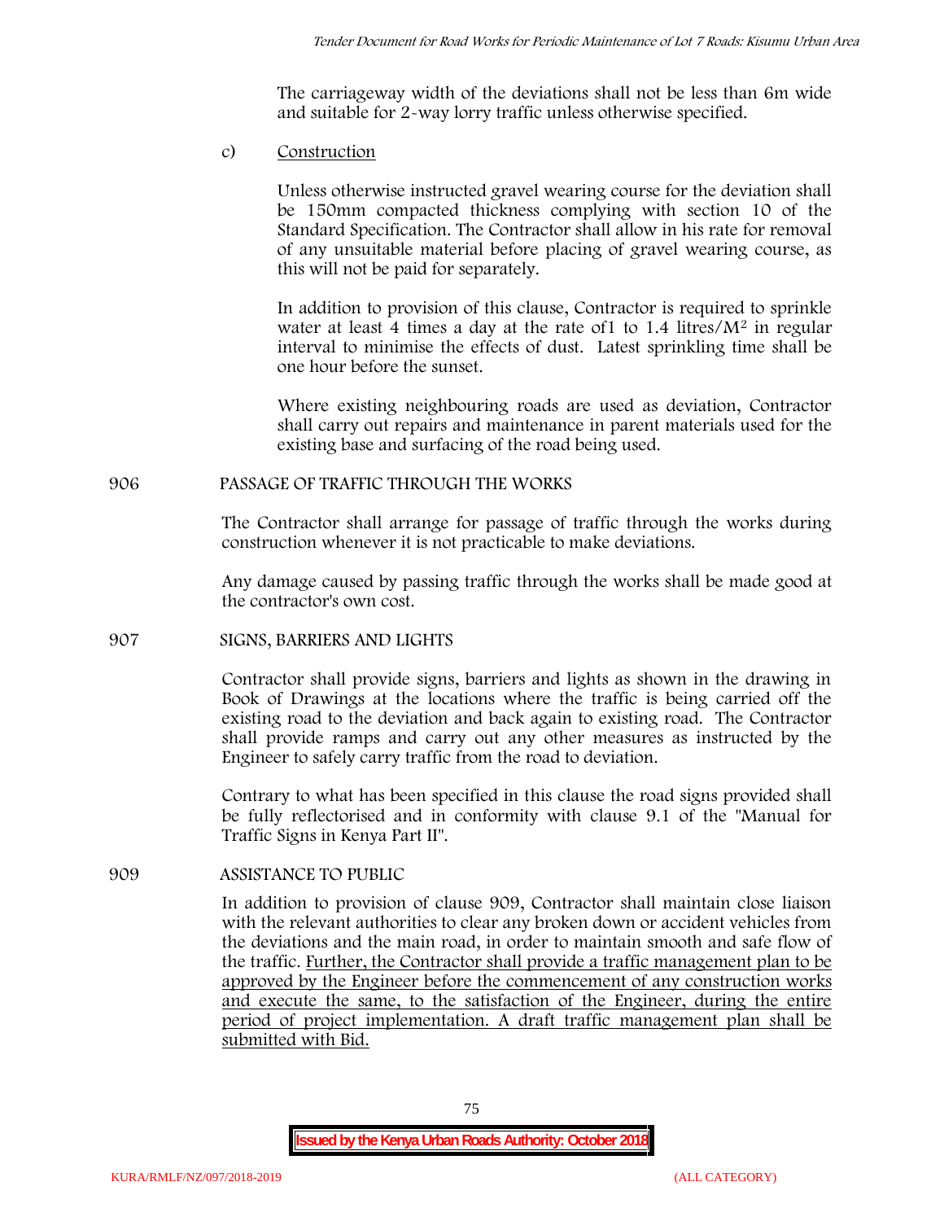The carriageway width of the deviations shall not be less than 6m wide and suitable for 2-way lorry traffic unless otherwise specified.

c) Construction

Unless otherwise instructed gravel wearing course for the deviation shall be 150mm compacted thickness complying with section 10 of the Standard Specification. The Contractor shall allow in his rate for removal of any unsuitable material before placing of gravel wearing course, as this will not be paid for separately.

In addition to provision of this clause, Contractor is required to sprinkle water at least 4 times a day at the rate of1 to 1.4 litres/$M^2$ in regular interval to minimise the effects of dust. Latest sprinkling time shall be one hour before the sunset.

Where existing neighbouring roads are used as deviation, Contractor shall carry out repairs and maintenance in parent materials used for the existing base and surfacing of the road being used.

## 906 PASSAGE OF TRAFFIC THROUGH THE WORKS

The Contractor shall arrange for passage of traffic through the works during construction whenever it is not practicable to make deviations.

Any damage caused by passing traffic through the works shall be made good at the contractor's own cost.

## 907 SIGNS, BARRIERS AND LIGHTS

Contractor shall provide signs, barriers and lights as shown in the drawing in Book of Drawings at the locations where the traffic is being carried off the existing road to the deviation and back again to existing road. The Contractor shall provide ramps and carry out any other measures as instructed by the Engineer to safely carry traffic from the road to deviation.

Contrary to what has been specified in this clause the road signs provided shall be fully reflectorised and in conformity with clause 9.1 of the "Manual for Traffic Signs in Kenya Part II".

## 909 ASSISTANCE TO PUBLIC

In addition to provision of clause 909, Contractor shall maintain close liaison with the relevant authorities to clear any broken down or accident vehicles from the deviations and the main road, in order to maintain smooth and safe flow of the traffic. Further, the Contractor shall provide a traffic management plan to be approved by the Engineer before the commencement of any construction works and execute the same, to the satisfaction of the Engineer, during the entire period of project implementation. A draft traffic management plan shall be submitted with Bid.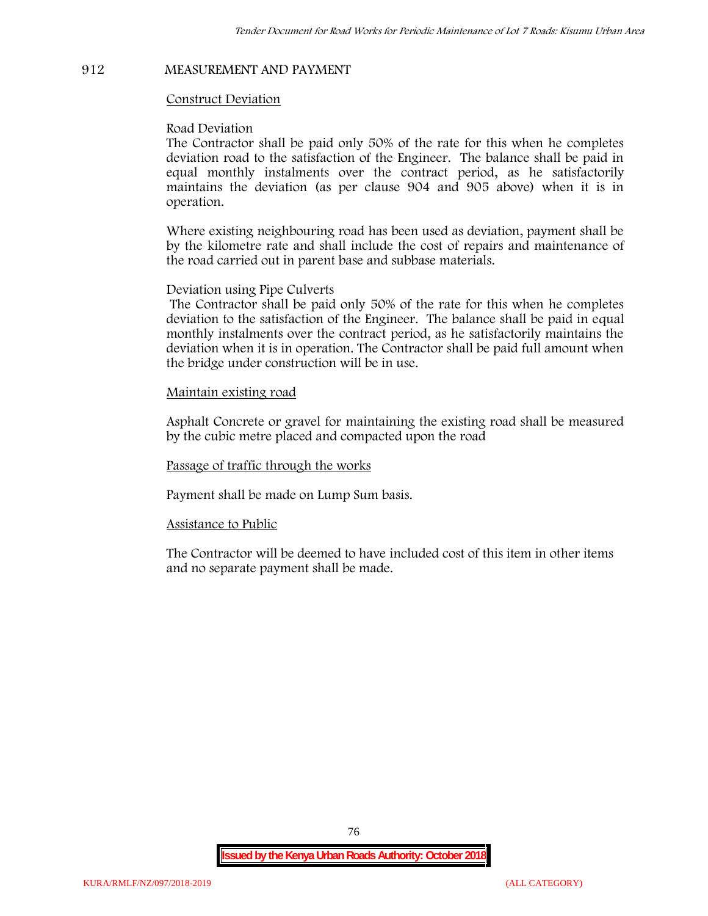## 912 MEASUREMENT AND PAYMENT

Construct Deviation

Road Deviation
The Contractor shall be paid only 50% of the rate for this when he completes deviation road to the satisfaction of the Engineer. The balance shall be paid in equal monthly instalments over the contract period, as he satisfactorily maintains the deviation (as per clause 904 and 905 above) when it is in operation.

Where existing neighbouring road has been used as deviation, payment shall be by the kilometre rate and shall include the cost of repairs and maintenance of the road carried out in parent base and subbase materials.

Deviation using Pipe Culverts
The Contractor shall be paid only 50% of the rate for this when he completes deviation to the satisfaction of the Engineer. The balance shall be paid in equal monthly instalments over the contract period, as he satisfactorily maintains the deviation when it is in operation. The Contractor shall be paid full amount when the bridge under construction will be in use.

Maintain existing road

Asphalt Concrete or gravel for maintaining the existing road shall be measured by the cubic metre placed and compacted upon the road

Passage of traffic through the works

Payment shall be made on Lump Sum basis.

Assistance to Public

The Contractor will be deemed to have included cost of this item in other items and no separate payment shall be made.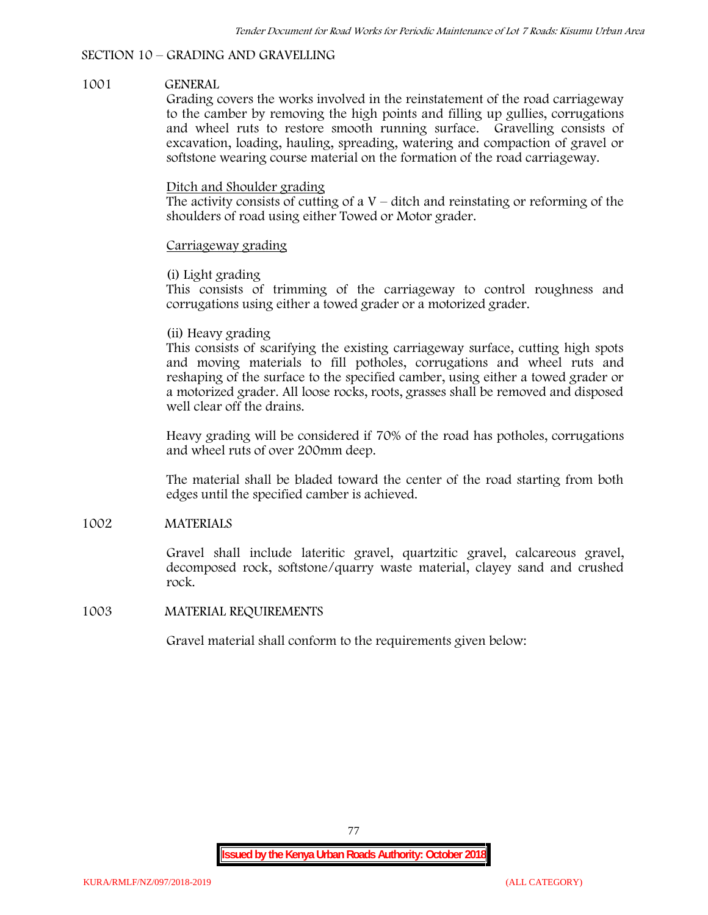## SECTION 10 – GRADING AND GRAVELLING

### 1001 GENERAL

Grading covers the works involved in the reinstatement of the road carriageway to the camber by removing the high points and filling up gullies, corrugations and wheel ruts to restore smooth running surface. Gravelling consists of excavation, loading, hauling, spreading, watering and compaction of gravel or softstone wearing course material on the formation of the road carriageway.

Ditch and Shoulder grading

The activity consists of cutting of a V – ditch and reinstating or reforming of the shoulders of road using either Towed or Motor grader.

Carriageway grading

(i) Light grading

This consists of trimming of the carriageway to control roughness and corrugations using either a towed grader or a motorized grader.

(ii) Heavy grading

This consists of scarifying the existing carriageway surface, cutting high spots and moving materials to fill potholes, corrugations and wheel ruts and reshaping of the surface to the specified camber, using either a towed grader or a motorized grader. All loose rocks, roots, grasses shall be removed and disposed well clear off the drains.

Heavy grading will be considered if 70% of the road has potholes, corrugations and wheel ruts of over 200mm deep.

The material shall be bladed toward the center of the road starting from both edges until the specified camber is achieved.

### 1002 MATERIALS

Gravel shall include lateritic gravel, quartzitic gravel, calcareous gravel, decomposed rock, softstone/quarry waste material, clayey sand and crushed rock.

### 1003 MATERIAL REQUIREMENTS

Gravel material shall conform to the requirements given below: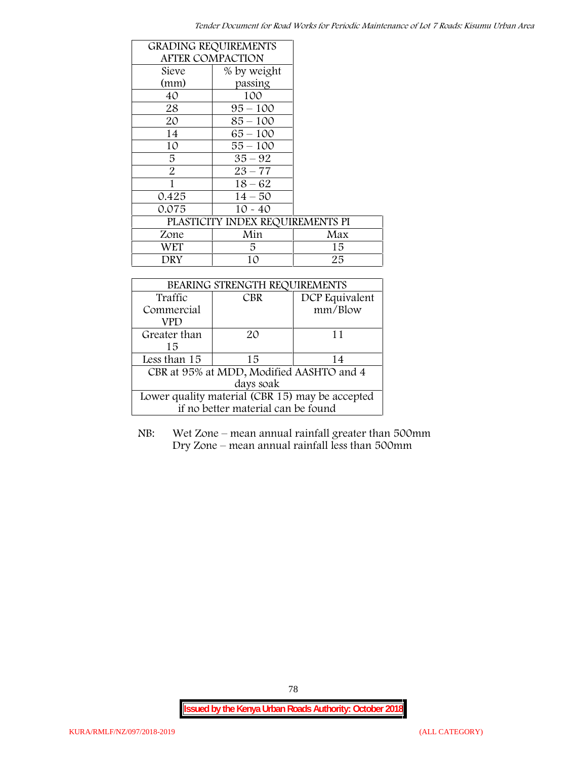| GRADING REQUIREMENTS AFTER COMPACTION | |
|---|---|
| Sieve (mm) | % by weight passing |
| 40 | 100 |
| 28 | 95 – 100 |
| 20 | 85 – 100 |
| 14 | 65 – 100 |
| 10 | 55 – 100 |
| 5 | 35 – 92 |
| 2 | 23 – 77 |
| 1 | 18 – 62 |
| 0.425 | 14 – 50 |
| 0.075 | 10 - 40 |

| PLASTICITY INDEX REQUIREMENTS PI | | |
|---|---|---|
| Zone | Min | Max |
| WET | 5 | 15 |
| DRY | 10 | 25 |

| BEARING STRENGTH REQUIREMENTS | | |
|---|---|---|
| Traffic Commercial VPD | CBR | DCP Equivalent mm/Blow |
| Greater than 15 | 20 | 11 |
| Less than 15 | 15 | 14 |
| CBR at 95% at MDD, Modified AASHTO and 4 days soak | | |
| Lower quality material (CBR 15) may be accepted if no better material can be found | | |

NB: Wet Zone – mean annual rainfall greater than 500mm
Dry Zone – mean annual rainfall less than 500mm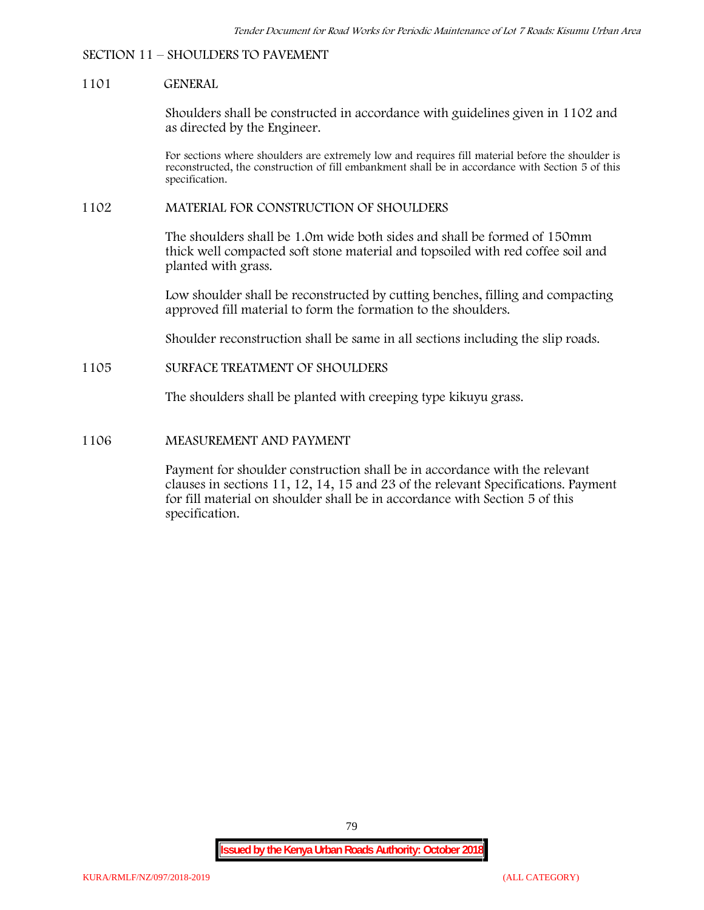## SECTION 11 – SHOULDERS TO PAVEMENT

### 1101 GENERAL

Shoulders shall be constructed in accordance with guidelines given in 1102 and as directed by the Engineer.

For sections where shoulders are extremely low and requires fill material before the shoulder is reconstructed, the construction of fill embankment shall be in accordance with Section 5 of this specification.

### 1102 MATERIAL FOR CONSTRUCTION OF SHOULDERS

The shoulders shall be 1.0m wide both sides and shall be formed of 150mm thick well compacted soft stone material and topsoiled with red coffee soil and planted with grass.

Low shoulder shall be reconstructed by cutting benches, filling and compacting approved fill material to form the formation to the shoulders.

Shoulder reconstruction shall be same in all sections including the slip roads.

### 1105 SURFACE TREATMENT OF SHOULDERS

The shoulders shall be planted with creeping type kikuyu grass.

### 1106 MEASUREMENT AND PAYMENT

Payment for shoulder construction shall be in accordance with the relevant clauses in sections 11, 12, 14, 15 and 23 of the relevant Specifications. Payment for fill material on shoulder shall be in accordance with Section 5 of this specification.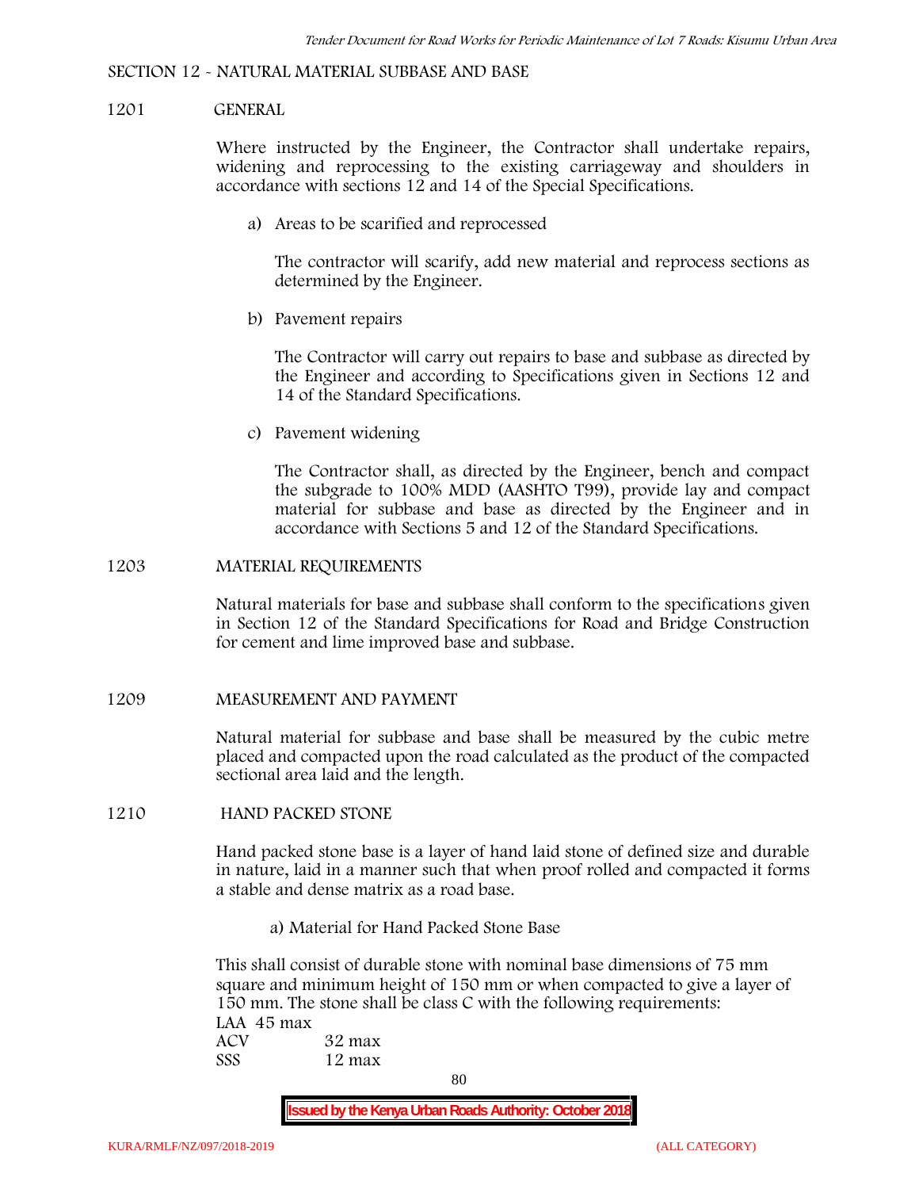## SECTION 12 - NATURAL MATERIAL SUBBASE AND BASE

### 1201 GENERAL

Where instructed by the Engineer, the Contractor shall undertake repairs, widening and reprocessing to the existing carriageway and shoulders in accordance with sections 12 and 14 of the Special Specifications.

a) Areas to be scarified and reprocessed

The contractor will scarify, add new material and reprocess sections as determined by the Engineer.

b) Pavement repairs

The Contractor will carry out repairs to base and subbase as directed by the Engineer and according to Specifications given in Sections 12 and 14 of the Standard Specifications.

c) Pavement widening

The Contractor shall, as directed by the Engineer, bench and compact the subgrade to 100% MDD (AASHTO T99), provide lay and compact material for subbase and base as directed by the Engineer and in accordance with Sections 5 and 12 of the Standard Specifications.

### 1203 MATERIAL REQUIREMENTS

Natural materials for base and subbase shall conform to the specifications given in Section 12 of the Standard Specifications for Road and Bridge Construction for cement and lime improved base and subbase.

### 1209 MEASUREMENT AND PAYMENT

Natural material for subbase and base shall be measured by the cubic metre placed and compacted upon the road calculated as the product of the compacted sectional area laid and the length.

### 1210 HAND PACKED STONE

Hand packed stone base is a layer of hand laid stone of defined size and durable in nature, laid in a manner such that when proof rolled and compacted it forms a stable and dense matrix as a road base.

a) Material for Hand Packed Stone Base

This shall consist of durable stone with nominal base dimensions of 75 mm square and minimum height of 150 mm or when compacted to give a layer of 150 mm. The stone shall be class C with the following requirements:

LAA 45 max  
ACV 32 max  
SSS 12 max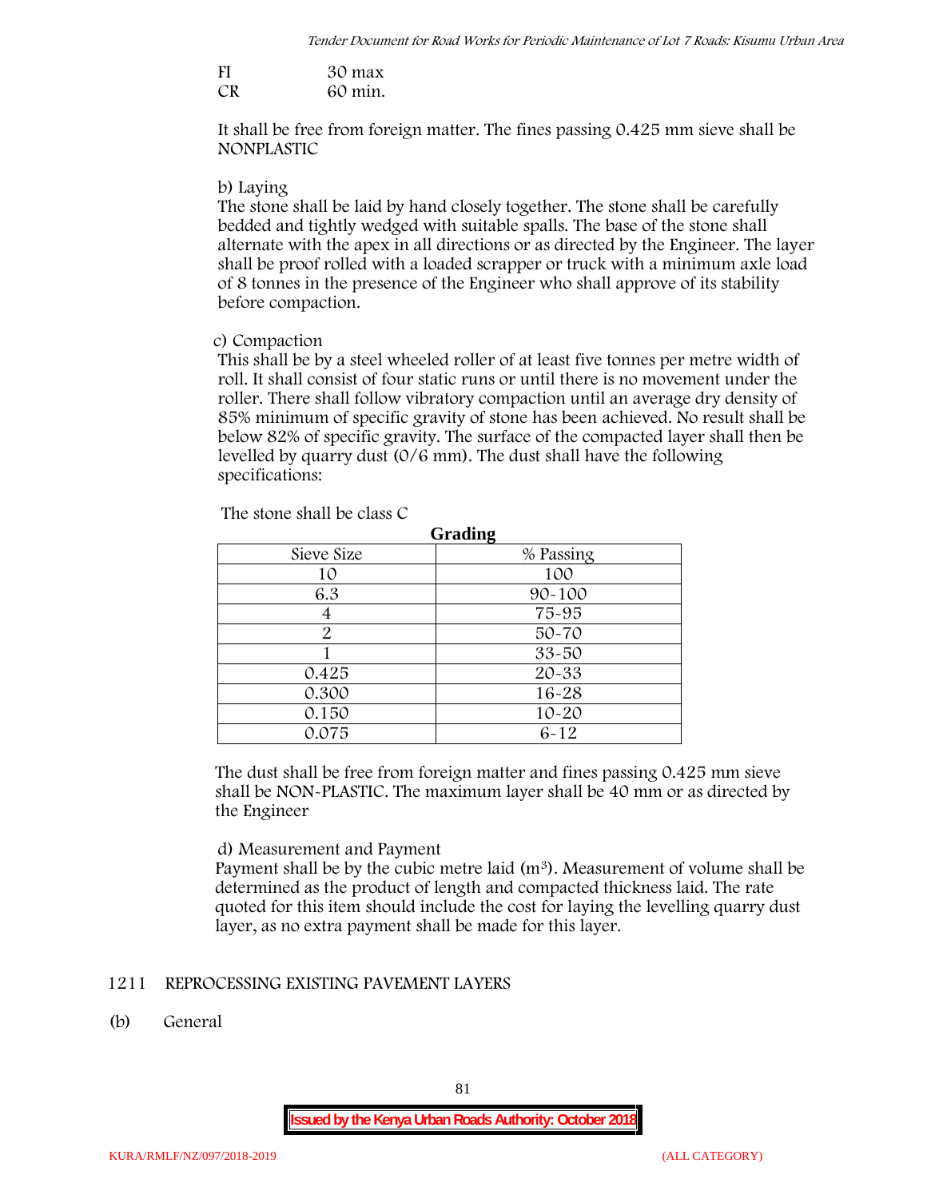FI 30 max
CR 60 min.

It shall be free from foreign matter. The fines passing 0.425 mm sieve shall be NONPLASTIC

b) Laying

The stone shall be laid by hand closely together. The stone shall be carefully bedded and tightly wedged with suitable spalls. The base of the stone shall alternate with the apex in all directions or as directed by the Engineer. The layer shall be proof rolled with a loaded scrapper or truck with a minimum axle load of 8 tonnes in the presence of the Engineer who shall approve of its stability before compaction.

c) Compaction

This shall be by a steel wheeled roller of at least five tonnes per metre width of roll. It shall consist of four static runs or until there is no movement under the roller. There shall follow vibratory compaction until an average dry density of 85% minimum of specific gravity of stone has been achieved. No result shall be below 82% of specific gravity. The surface of the compacted layer shall then be levelled by quarry dust (0/6 mm). The dust shall have the following specifications:

The stone shall be class C

**Grading**

| Sieve Size | % Passing |
|---|---|
| 10 | 100 |
| 6.3 | 90-100 |
| 4 | 75-95 |
| 2 | 50-70 |
| 1 | 33-50 |
| 0.425 | 20-33 |
| 0.300 | 16-28 |
| 0.150 | 10-20 |
| 0.075 | 6-12 |

The dust shall be free from foreign matter and fines passing 0.425 mm sieve shall be NON-PLASTIC. The maximum layer shall be 40 mm or as directed by the Engineer

d) Measurement and Payment

Payment shall be by the cubic metre laid ($m^3$). Measurement of volume shall be determined as the product of length and compacted thickness laid. The rate quoted for this item should include the cost for laying the levelling quarry dust layer, as no extra payment shall be made for this layer.

## 1211 REPROCESSING EXISTING PAVEMENT LAYERS

(b) General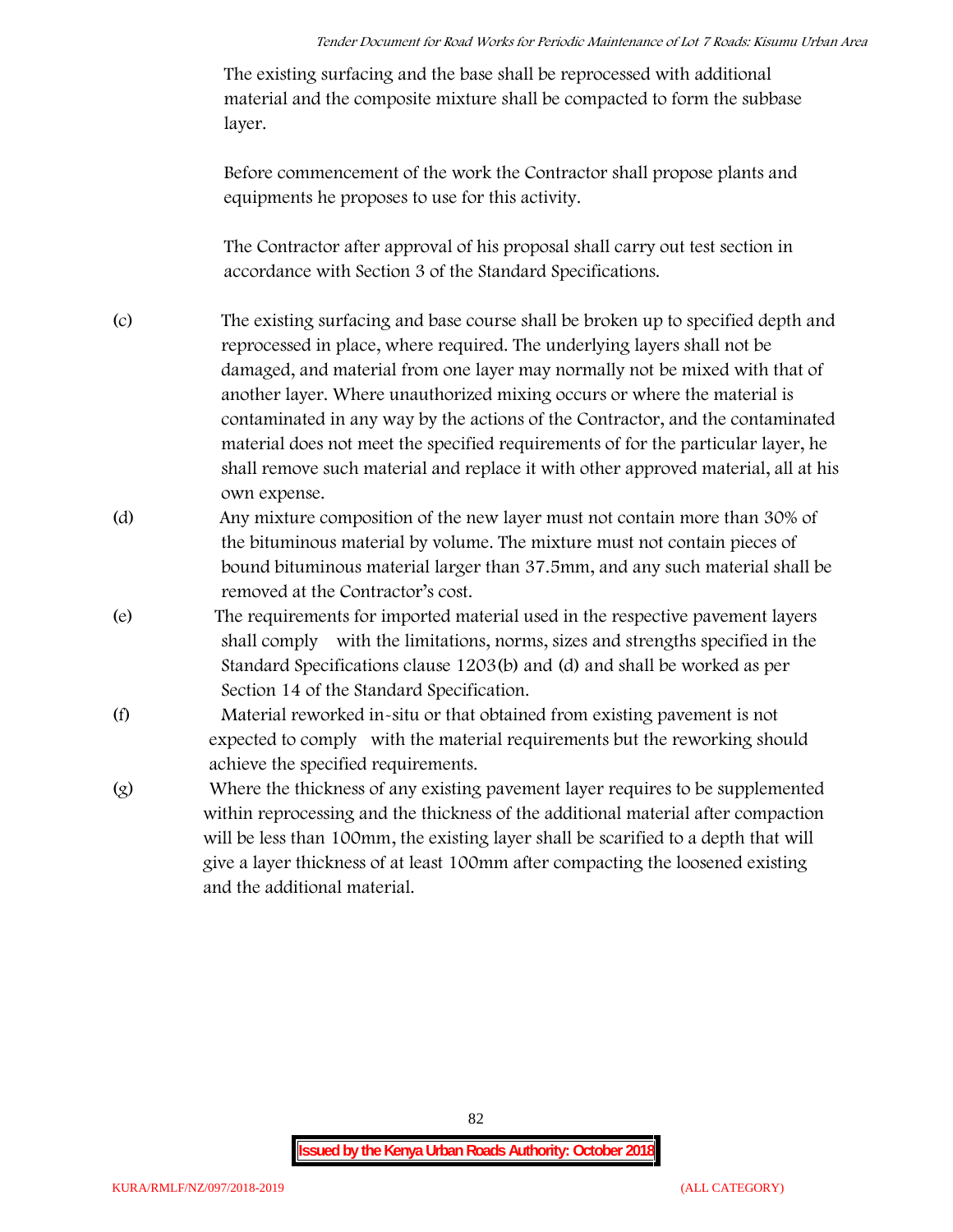The existing surfacing and the base shall be reprocessed with additional material and the composite mixture shall be compacted to form the subbase layer.

Before commencement of the work the Contractor shall propose plants and equipments he proposes to use for this activity.

The Contractor after approval of his proposal shall carry out test section in accordance with Section 3 of the Standard Specifications.

(c) The existing surfacing and base course shall be broken up to specified depth and reprocessed in place, where required. The underlying layers shall not be damaged, and material from one layer may normally not be mixed with that of another layer. Where unauthorized mixing occurs or where the material is contaminated in any way by the actions of the Contractor, and the contaminated material does not meet the specified requirements of for the particular layer, he shall remove such material and replace it with other approved material, all at his own expense.

(d) Any mixture composition of the new layer must not contain more than 30% of the bituminous material by volume. The mixture must not contain pieces of bound bituminous material larger than 37.5mm, and any such material shall be removed at the Contractor's cost.

(e) The requirements for imported material used in the respective pavement layers shall comply with the limitations, norms, sizes and strengths specified in the Standard Specifications clause 1203(b) and (d) and shall be worked as per Section 14 of the Standard Specification.

(f) Material reworked in-situ or that obtained from existing pavement is not expected to comply with the material requirements but the reworking should achieve the specified requirements.

(g) Where the thickness of any existing pavement layer requires to be supplemented within reprocessing and the thickness of the additional material after compaction will be less than 100mm, the existing layer shall be scarified to a depth that will give a layer thickness of at least 100mm after compacting the loosened existing and the additional material.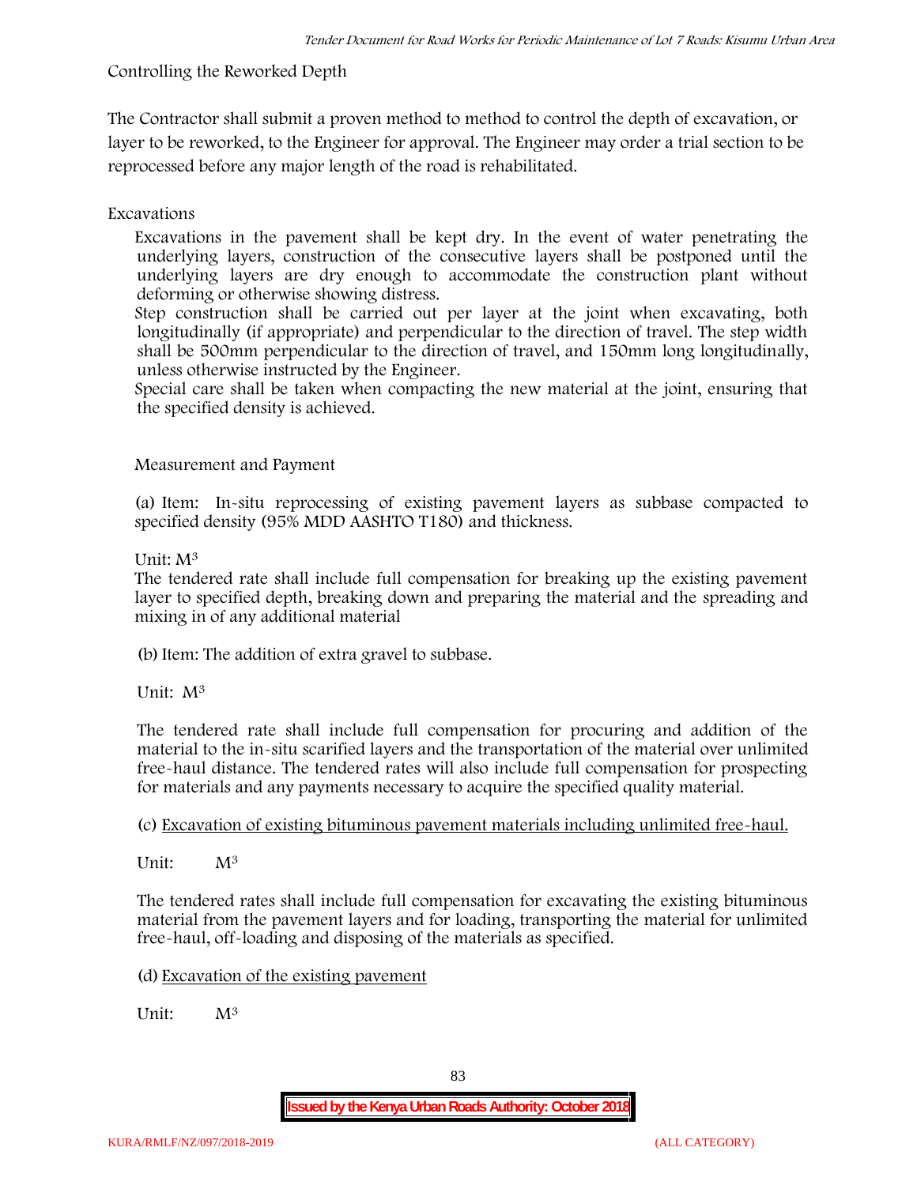Controlling the Reworked Depth

The Contractor shall submit a proven method to method to control the depth of excavation, or layer to be reworked, to the Engineer for approval. The Engineer may order a trial section to be reprocessed before any major length of the road is rehabilitated.

Excavations

Excavations in the pavement shall be kept dry. In the event of water penetrating the underlying layers, construction of the consecutive layers shall be postponed until the underlying layers are dry enough to accommodate the construction plant without deforming or otherwise showing distress.

Step construction shall be carried out per layer at the joint when excavating, both longitudinally (if appropriate) and perpendicular to the direction of travel. The step width shall be 500mm perpendicular to the direction of travel, and 150mm long longitudinally, unless otherwise instructed by the Engineer.

Special care shall be taken when compacting the new material at the joint, ensuring that the specified density is achieved.

Measurement and Payment

(a) Item: In-situ reprocessing of existing pavement layers as subbase compacted to specified density (95% MDD AASHTO T180) and thickness.

Unit: $M^3$

The tendered rate shall include full compensation for breaking up the existing pavement layer to specified depth, breaking down and preparing the material and the spreading and mixing in of any additional material

(b) Item: The addition of extra gravel to subbase.

Unit: $M^3$

The tendered rate shall include full compensation for procuring and addition of the material to the in-situ scarified layers and the transportation of the material over unlimited free-haul distance. The tendered rates will also include full compensation for prospecting for materials and any payments necessary to acquire the specified quality material.

(c) Excavation of existing bituminous pavement materials including unlimited free-haul.

Unit: $M^3$

The tendered rates shall include full compensation for excavating the existing bituminous material from the pavement layers and for loading, transporting the material for unlimited free-haul, off-loading and disposing of the materials as specified.

(d) Excavation of the existing pavement

Unit: $M^3$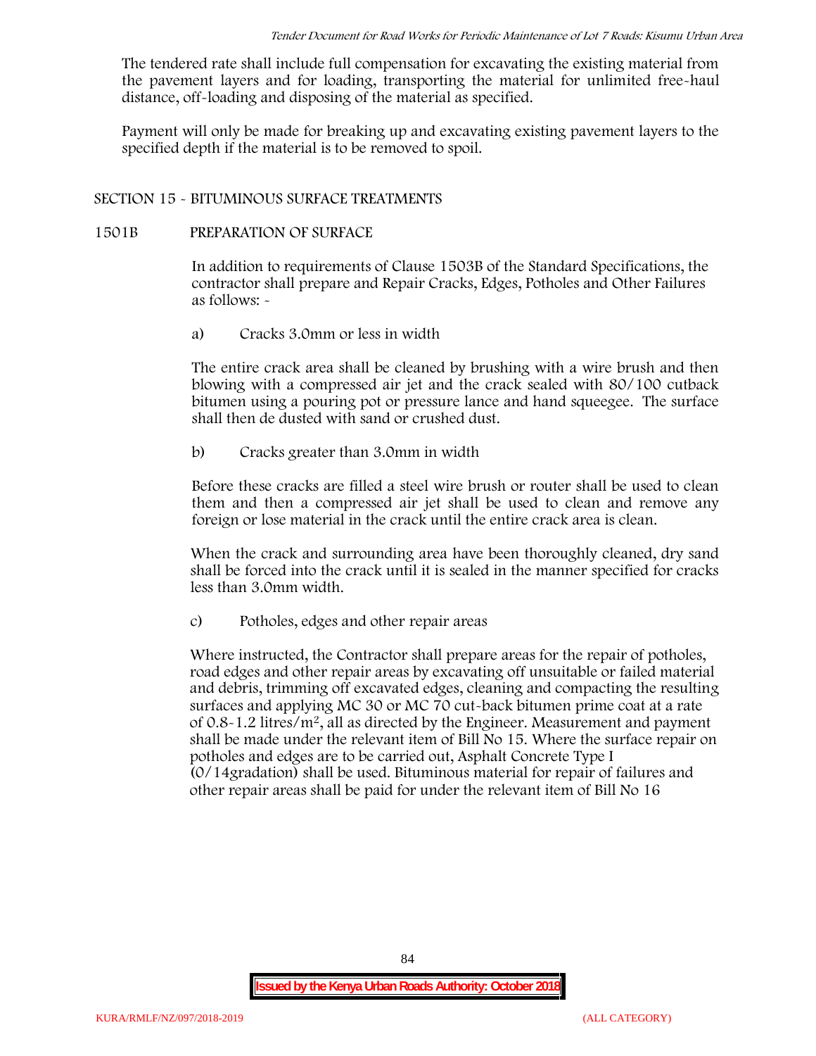The tendered rate shall include full compensation for excavating the existing material from the pavement layers and for loading, transporting the material for unlimited free-haul distance, off-loading and disposing of the material as specified.

Payment will only be made for breaking up and excavating existing pavement layers to the specified depth if the material is to be removed to spoil.

## SECTION 15 - BITUMINOUS SURFACE TREATMENTS

### 1501B PREPARATION OF SURFACE

In addition to requirements of Clause 1503B of the Standard Specifications, the contractor shall prepare and Repair Cracks, Edges, Potholes and Other Failures as follows: -

a) Cracks 3.0mm or less in width

The entire crack area shall be cleaned by brushing with a wire brush and then blowing with a compressed air jet and the crack sealed with 80/100 cutback bitumen using a pouring pot or pressure lance and hand squeegee. The surface shall then de dusted with sand or crushed dust.

b) Cracks greater than 3.0mm in width

Before these cracks are filled a steel wire brush or router shall be used to clean them and then a compressed air jet shall be used to clean and remove any foreign or lose material in the crack until the entire crack area is clean.

When the crack and surrounding area have been thoroughly cleaned, dry sand shall be forced into the crack until it is sealed in the manner specified for cracks less than 3.0mm width.

c) Potholes, edges and other repair areas

Where instructed, the Contractor shall prepare areas for the repair of potholes, road edges and other repair areas by excavating off unsuitable or failed material and debris, trimming off excavated edges, cleaning and compacting the resulting surfaces and applying MC 30 or MC 70 cut-back bitumen prime coat at a rate of 0.8-1.2 litres/m$^2$, all as directed by the Engineer. Measurement and payment shall be made under the relevant item of Bill No 15. Where the surface repair on potholes and edges are to be carried out, Asphalt Concrete Type I (0/14gradation) shall be used. Bituminous material for repair of failures and other repair areas shall be paid for under the relevant item of Bill No 16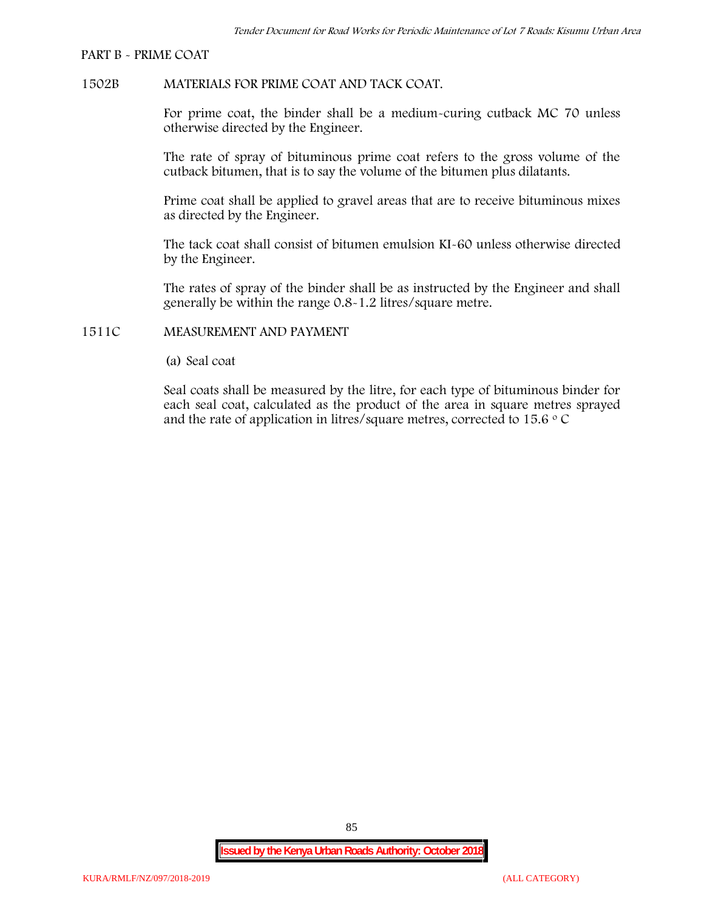PART B - PRIME COAT

1502B MATERIALS FOR PRIME COAT AND TACK COAT.

For prime coat, the binder shall be a medium-curing cutback MC 70 unless otherwise directed by the Engineer.

The rate of spray of bituminous prime coat refers to the gross volume of the cutback bitumen, that is to say the volume of the bitumen plus dilatants.

Prime coat shall be applied to gravel areas that are to receive bituminous mixes as directed by the Engineer.

The tack coat shall consist of bitumen emulsion KI-60 unless otherwise directed by the Engineer.

The rates of spray of the binder shall be as instructed by the Engineer and shall generally be within the range 0.8-1.2 litres/square metre.

1511C MEASUREMENT AND PAYMENT

(a) Seal coat

Seal coats shall be measured by the litre, for each type of bituminous binder for each seal coat, calculated as the product of the area in square metres sprayed and the rate of application in litres/square metres, corrected to 15.6 $^{o}$ C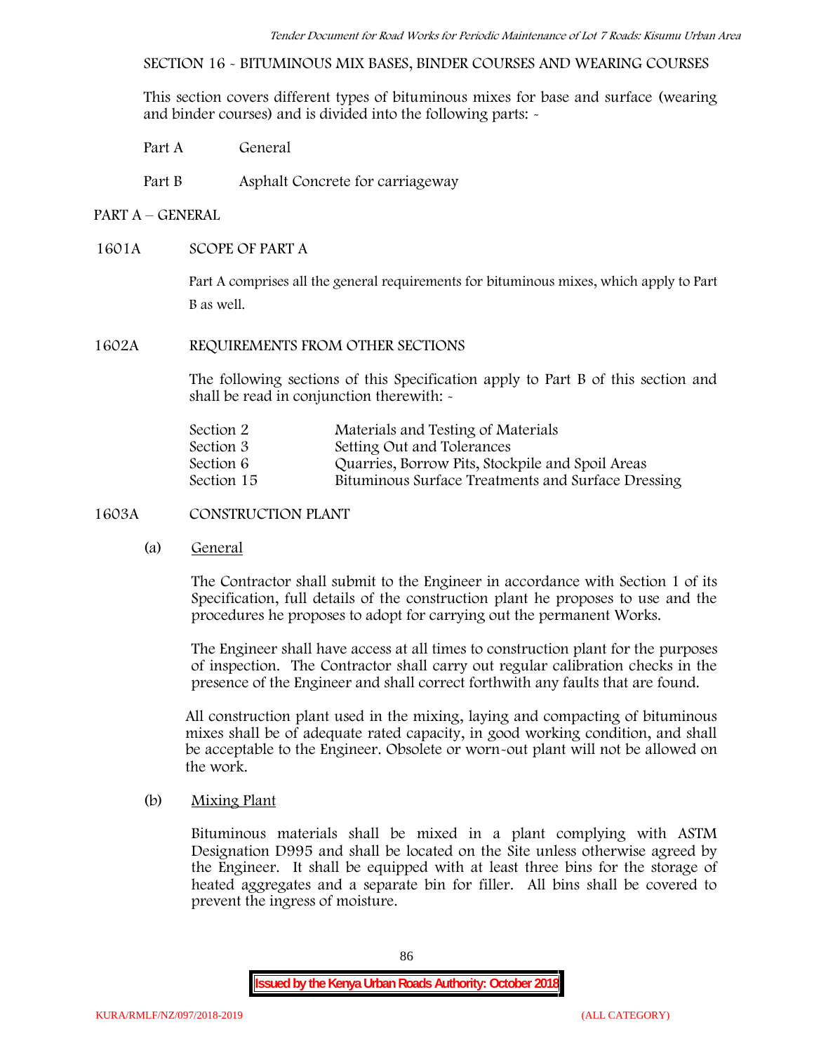SECTION 16 - BITUMINOUS MIX BASES, BINDER COURSES AND WEARING COURSES

This section covers different types of bituminous mixes for base and surface (wearing and binder courses) and is divided into the following parts: -

| | |
|---|---|
| Part A | General |
| Part B | Asphalt Concrete for carriageway |

## PART A – GENERAL

### 1601A SCOPE OF PART A

Part A comprises all the general requirements for bituminous mixes, which apply to Part B as well.

### 1602A REQUIREMENTS FROM OTHER SECTIONS

The following sections of this Specification apply to Part B of this section and shall be read in conjunction therewith: -

| | |
|---|---|
| Section 2 | Materials and Testing of Materials |
| Section 3 | Setting Out and Tolerances |
| Section 6 | Quarries, Borrow Pits, Stockpile and Spoil Areas |
| Section 15 | Bituminous Surface Treatments and Surface Dressing |

### 1603A CONSTRUCTION PLANT

(a) General

The Contractor shall submit to the Engineer in accordance with Section 1 of its Specification, full details of the construction plant he proposes to use and the procedures he proposes to adopt for carrying out the permanent Works.

The Engineer shall have access at all times to construction plant for the purposes of inspection. The Contractor shall carry out regular calibration checks in the presence of the Engineer and shall correct forthwith any faults that are found.

All construction plant used in the mixing, laying and compacting of bituminous mixes shall be of adequate rated capacity, in good working condition, and shall be acceptable to the Engineer. Obsolete or worn-out plant will not be allowed on the work.

(b) Mixing Plant

Bituminous materials shall be mixed in a plant complying with ASTM Designation D995 and shall be located on the Site unless otherwise agreed by the Engineer. It shall be equipped with at least three bins for the storage of heated aggregates and a separate bin for filler. All bins shall be covered to prevent the ingress of moisture.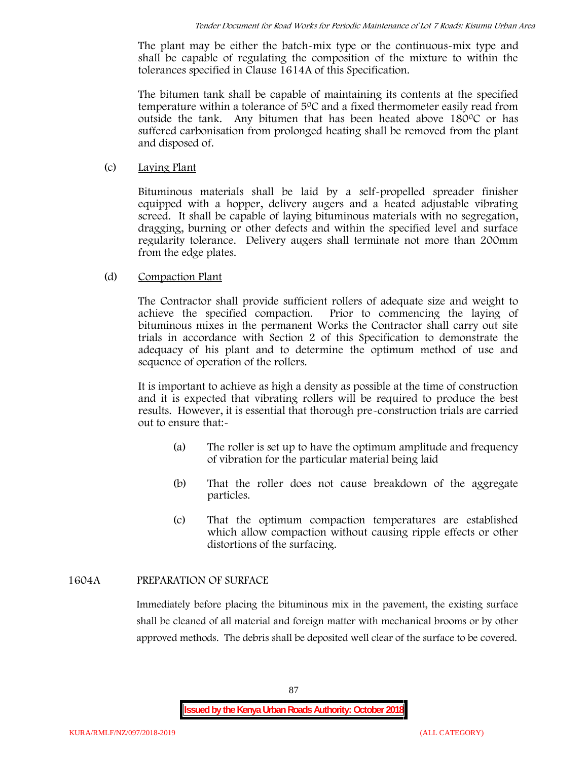The plant may be either the batch-mix type or the continuous-mix type and shall be capable of regulating the composition of the mixture to within the tolerances specified in Clause 1614A of this Specification.

The bitumen tank shall be capable of maintaining its contents at the specified temperature within a tolerance of 5⁰C and a fixed thermometer easily read from outside the tank. Any bitumen that has been heated above 180⁰C or has suffered carbonisation from prolonged heating shall be removed from the plant and disposed of.

(c) Laying Plant

Bituminous materials shall be laid by a self-propelled spreader finisher equipped with a hopper, delivery augers and a heated adjustable vibrating screed. It shall be capable of laying bituminous materials with no segregation, dragging, burning or other defects and within the specified level and surface regularity tolerance. Delivery augers shall terminate not more than 200mm from the edge plates.

(d) Compaction Plant

The Contractor shall provide sufficient rollers of adequate size and weight to achieve the specified compaction. Prior to commencing the laying of bituminous mixes in the permanent Works the Contractor shall carry out site trials in accordance with Section 2 of this Specification to demonstrate the adequacy of his plant and to determine the optimum method of use and sequence of operation of the rollers.

It is important to achieve as high a density as possible at the time of construction and it is expected that vibrating rollers will be required to produce the best results. However, it is essential that thorough pre-construction trials are carried out to ensure that:-

(a) The roller is set up to have the optimum amplitude and frequency of vibration for the particular material being laid

(b) That the roller does not cause breakdown of the aggregate particles.

(c) That the optimum compaction temperatures are established which allow compaction without causing ripple effects or other distortions of the surfacing.

## 1604A PREPARATION OF SURFACE

Immediately before placing the bituminous mix in the pavement, the existing surface shall be cleaned of all material and foreign matter with mechanical brooms or by other approved methods. The debris shall be deposited well clear of the surface to be covered.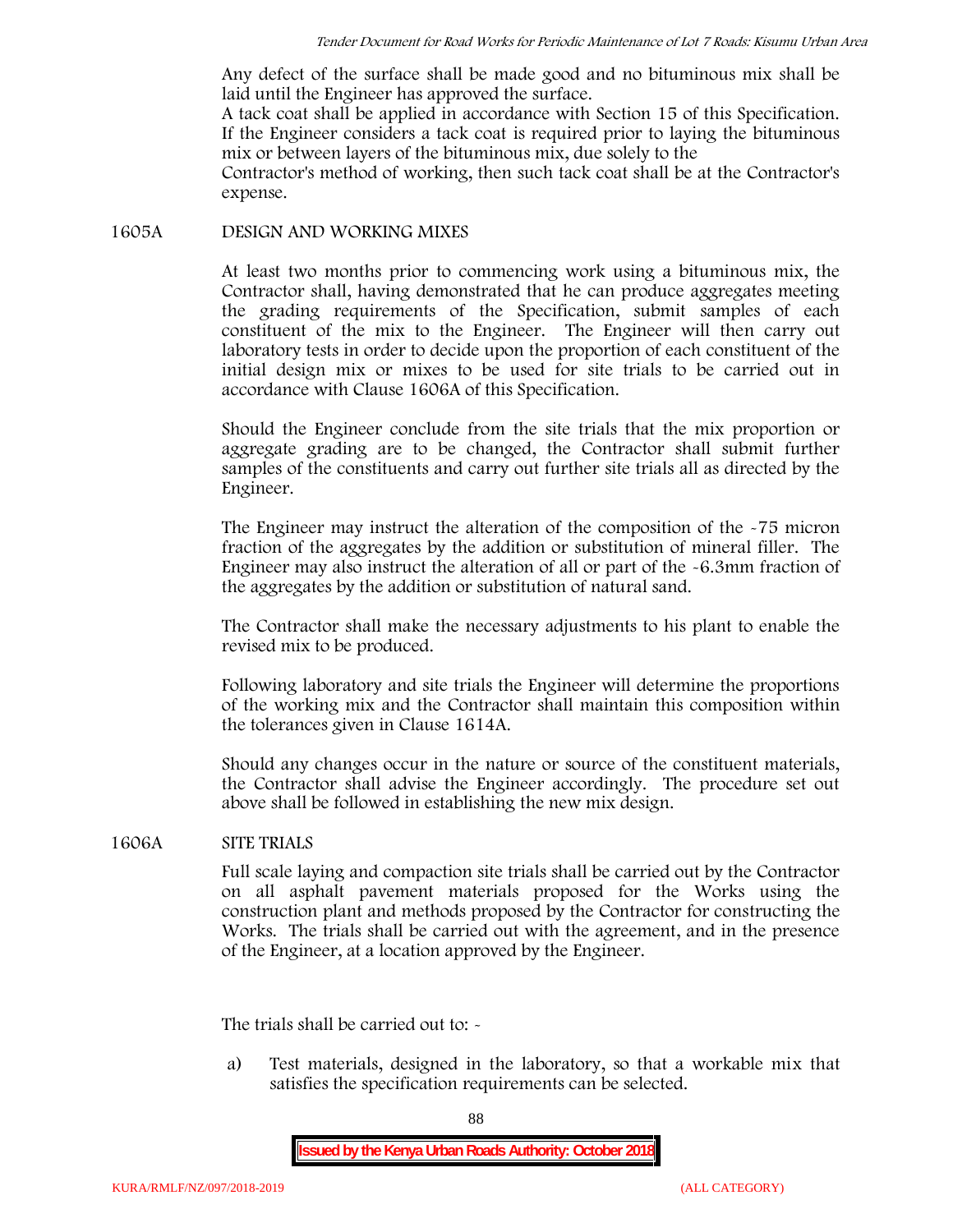Any defect of the surface shall be made good and no bituminous mix shall be laid until the Engineer has approved the surface.

A tack coat shall be applied in accordance with Section 15 of this Specification. If the Engineer considers a tack coat is required prior to laying the bituminous mix or between layers of the bituminous mix, due solely to the Contractor's method of working, then such tack coat shall be at the Contractor's expense.

## 1605A DESIGN AND WORKING MIXES

At least two months prior to commencing work using a bituminous mix, the Contractor shall, having demonstrated that he can produce aggregates meeting the grading requirements of the Specification, submit samples of each constituent of the mix to the Engineer. The Engineer will then carry out laboratory tests in order to decide upon the proportion of each constituent of the initial design mix or mixes to be used for site trials to be carried out in accordance with Clause 1606A of this Specification.

Should the Engineer conclude from the site trials that the mix proportion or aggregate grading are to be changed, the Contractor shall submit further samples of the constituents and carry out further site trials all as directed by the Engineer.

The Engineer may instruct the alteration of the composition of the -75 micron fraction of the aggregates by the addition or substitution of mineral filler. The Engineer may also instruct the alteration of all or part of the -6.3mm fraction of the aggregates by the addition or substitution of natural sand.

The Contractor shall make the necessary adjustments to his plant to enable the revised mix to be produced.

Following laboratory and site trials the Engineer will determine the proportions of the working mix and the Contractor shall maintain this composition within the tolerances given in Clause 1614A.

Should any changes occur in the nature or source of the constituent materials, the Contractor shall advise the Engineer accordingly. The procedure set out above shall be followed in establishing the new mix design.

## 1606A SITE TRIALS

Full scale laying and compaction site trials shall be carried out by the Contractor on all asphalt pavement materials proposed for the Works using the construction plant and methods proposed by the Contractor for constructing the Works. The trials shall be carried out with the agreement, and in the presence of the Engineer, at a location approved by the Engineer.

The trials shall be carried out to: -

a) Test materials, designed in the laboratory, so that a workable mix that satisfies the specification requirements can be selected.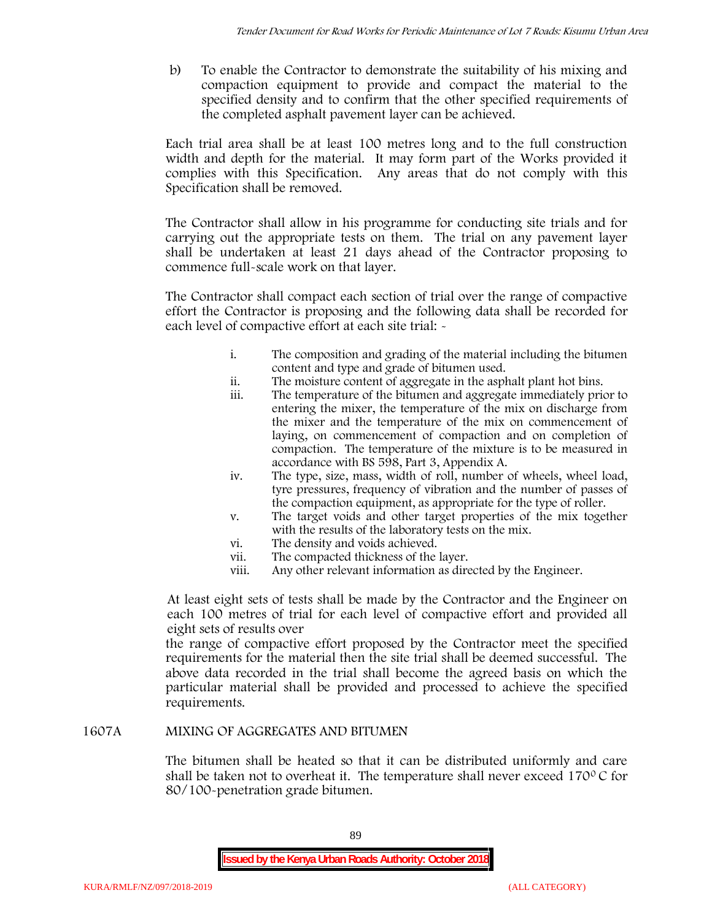b) To enable the Contractor to demonstrate the suitability of his mixing and compaction equipment to provide and compact the material to the specified density and to confirm that the other specified requirements of the completed asphalt pavement layer can be achieved.

Each trial area shall be at least 100 metres long and to the full construction width and depth for the material. It may form part of the Works provided it complies with this Specification. Any areas that do not comply with this Specification shall be removed.

The Contractor shall allow in his programme for conducting site trials and for carrying out the appropriate tests on them. The trial on any pavement layer shall be undertaken at least 21 days ahead of the Contractor proposing to commence full-scale work on that layer.

The Contractor shall compact each section of trial over the range of compactive effort the Contractor is proposing and the following data shall be recorded for each level of compactive effort at each site trial: -

i. The composition and grading of the material including the bitumen content and type and grade of bitumen used.
ii. The moisture content of aggregate in the asphalt plant hot bins.
iii. The temperature of the bitumen and aggregate immediately prior to entering the mixer, the temperature of the mix on discharge from the mixer and the temperature of the mix on commencement of laying, on commencement of compaction and on completion of compaction. The temperature of the mixture is to be measured in accordance with BS 598, Part 3, Appendix A.
iv. The type, size, mass, width of roll, number of wheels, wheel load, tyre pressures, frequency of vibration and the number of passes of the compaction equipment, as appropriate for the type of roller.
v. The target voids and other target properties of the mix together with the results of the laboratory tests on the mix.
vi. The density and voids achieved.
vii. The compacted thickness of the layer.
viii. Any other relevant information as directed by the Engineer.

At least eight sets of tests shall be made by the Contractor and the Engineer on each 100 metres of trial for each level of compactive effort and provided all eight sets of results over the range of compactive effort proposed by the Contractor meet the specified requirements for the material then the site trial shall be deemed successful. The above data recorded in the trial shall become the agreed basis on which the particular material shall be provided and processed to achieve the specified requirements.

## 1607A MIXING OF AGGREGATES AND BITUMEN

The bitumen shall be heated so that it can be distributed uniformly and care shall be taken not to overheat it. The temperature shall never exceed 170$^{0}$ C for 80/100-penetration grade bitumen.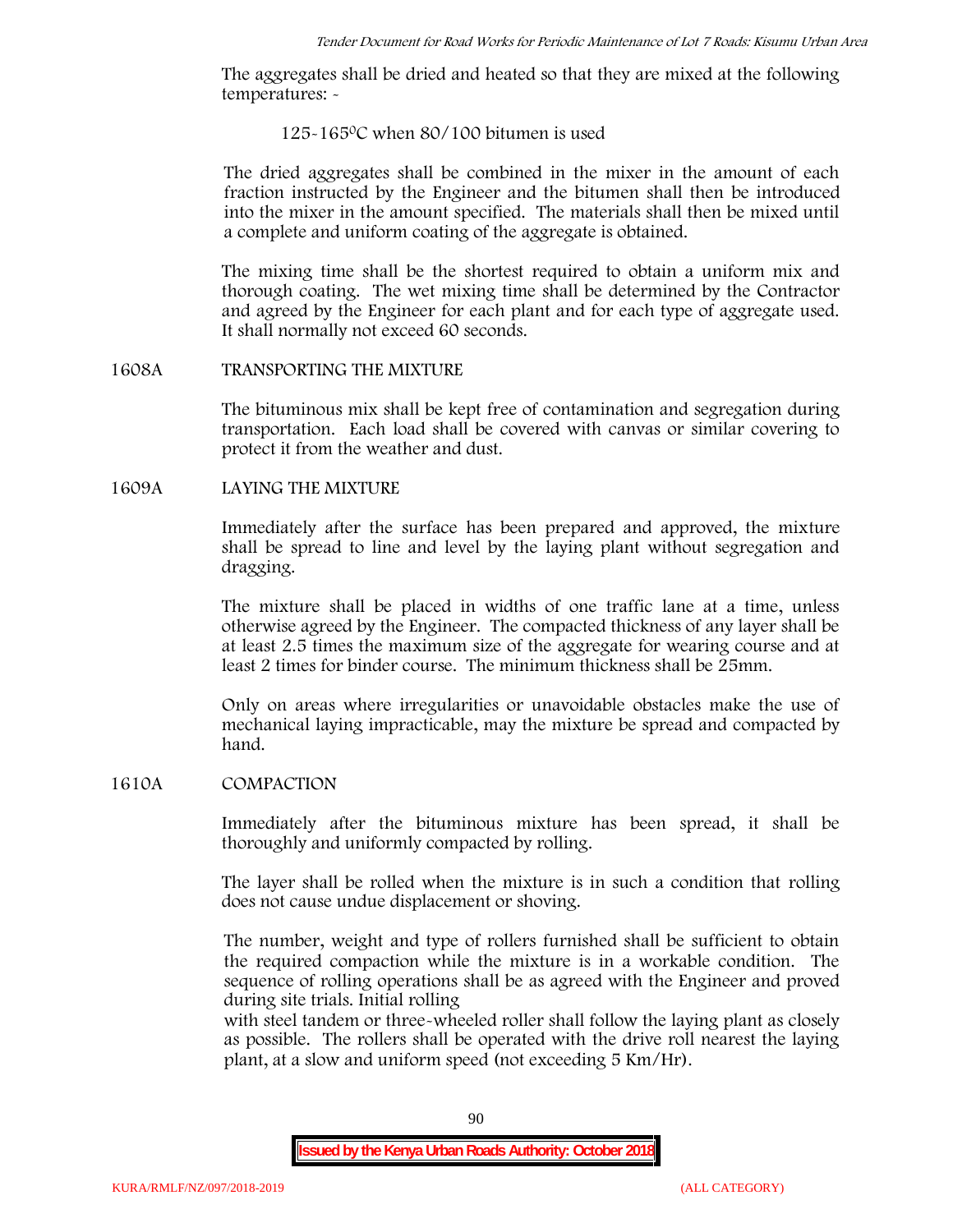The aggregates shall be dried and heated so that they are mixed at the following temperatures: -

125-165$^{0}$C when 80/100 bitumen is used

The dried aggregates shall be combined in the mixer in the amount of each fraction instructed by the Engineer and the bitumen shall then be introduced into the mixer in the amount specified. The materials shall then be mixed until a complete and uniform coating of the aggregate is obtained.

The mixing time shall be the shortest required to obtain a uniform mix and thorough coating. The wet mixing time shall be determined by the Contractor and agreed by the Engineer for each plant and for each type of aggregate used. It shall normally not exceed 60 seconds.

## 1608A TRANSPORTING THE MIXTURE

The bituminous mix shall be kept free of contamination and segregation during transportation. Each load shall be covered with canvas or similar covering to protect it from the weather and dust.

## 1609A LAYING THE MIXTURE

Immediately after the surface has been prepared and approved, the mixture shall be spread to line and level by the laying plant without segregation and dragging.

The mixture shall be placed in widths of one traffic lane at a time, unless otherwise agreed by the Engineer. The compacted thickness of any layer shall be at least 2.5 times the maximum size of the aggregate for wearing course and at least 2 times for binder course. The minimum thickness shall be 25mm.

Only on areas where irregularities or unavoidable obstacles make the use of mechanical laying impracticable, may the mixture be spread and compacted by hand.

## 1610A COMPACTION

Immediately after the bituminous mixture has been spread, it shall be thoroughly and uniformly compacted by rolling.

The layer shall be rolled when the mixture is in such a condition that rolling does not cause undue displacement or shoving.

The number, weight and type of rollers furnished shall be sufficient to obtain the required compaction while the mixture is in a workable condition. The sequence of rolling operations shall be as agreed with the Engineer and proved during site trials. Initial rolling with steel tandem or three-wheeled roller shall follow the laying plant as closely as possible. The rollers shall be operated with the drive roll nearest the laying plant, at a slow and uniform speed (not exceeding 5 Km/Hr).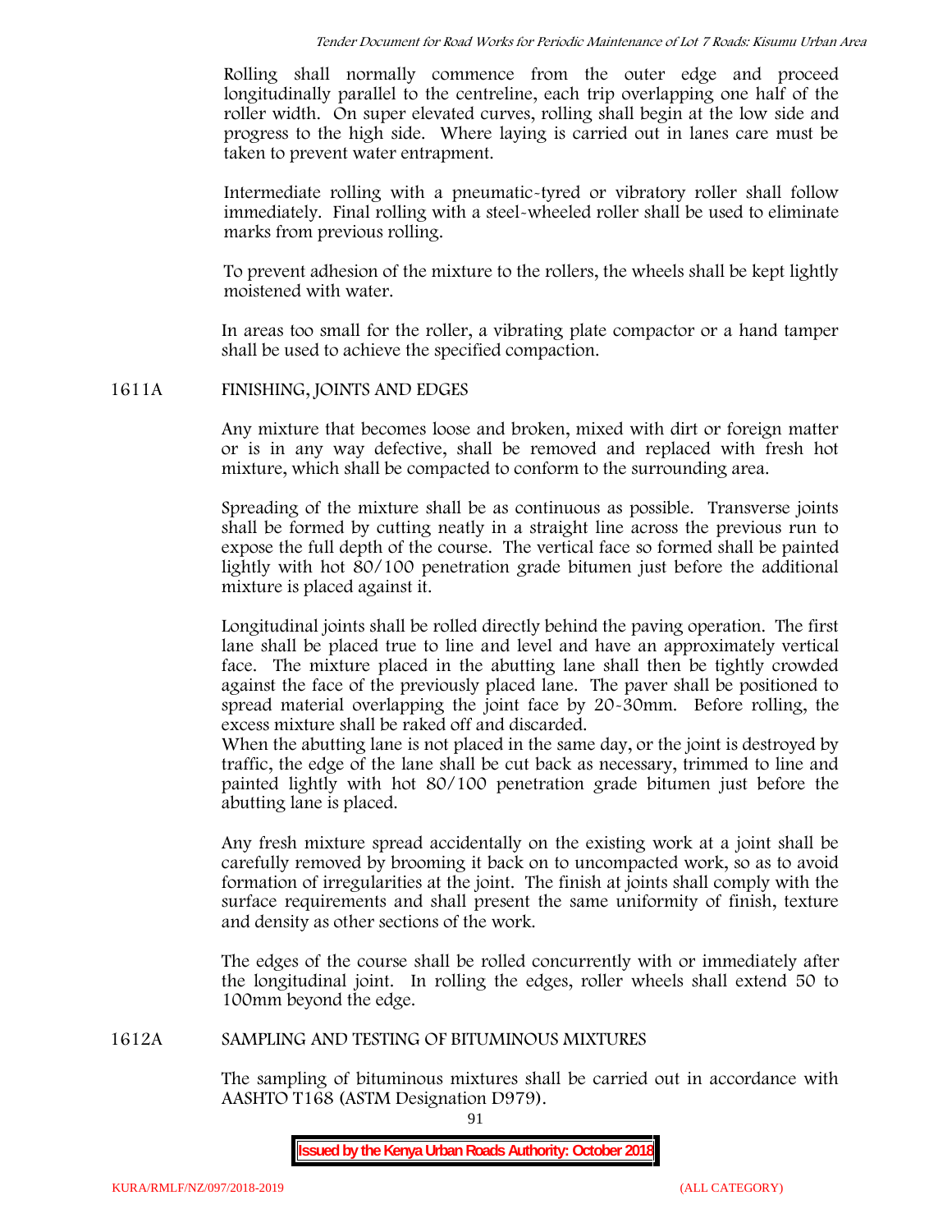Rolling shall normally commence from the outer edge and proceed longitudinally parallel to the centreline, each trip overlapping one half of the roller width. On super elevated curves, rolling shall begin at the low side and progress to the high side. Where laying is carried out in lanes care must be taken to prevent water entrapment.

Intermediate rolling with a pneumatic-tyred or vibratory roller shall follow immediately. Final rolling with a steel-wheeled roller shall be used to eliminate marks from previous rolling.

To prevent adhesion of the mixture to the rollers, the wheels shall be kept lightly moistened with water.

In areas too small for the roller, a vibrating plate compactor or a hand tamper shall be used to achieve the specified compaction.

## 1611A FINISHING, JOINTS AND EDGES

Any mixture that becomes loose and broken, mixed with dirt or foreign matter or is in any way defective, shall be removed and replaced with fresh hot mixture, which shall be compacted to conform to the surrounding area.

Spreading of the mixture shall be as continuous as possible. Transverse joints shall be formed by cutting neatly in a straight line across the previous run to expose the full depth of the course. The vertical face so formed shall be painted lightly with hot 80/100 penetration grade bitumen just before the additional mixture is placed against it.

Longitudinal joints shall be rolled directly behind the paving operation. The first lane shall be placed true to line and level and have an approximately vertical face. The mixture placed in the abutting lane shall then be tightly crowded against the face of the previously placed lane. The paver shall be positioned to spread material overlapping the joint face by 20-30mm. Before rolling, the excess mixture shall be raked off and discarded.
When the abutting lane is not placed in the same day, or the joint is destroyed by traffic, the edge of the lane shall be cut back as necessary, trimmed to line and painted lightly with hot 80/100 penetration grade bitumen just before the abutting lane is placed.

Any fresh mixture spread accidentally on the existing work at a joint shall be carefully removed by brooming it back on to uncompacted work, so as to avoid formation of irregularities at the joint. The finish at joints shall comply with the surface requirements and shall present the same uniformity of finish, texture and density as other sections of the work.

The edges of the course shall be rolled concurrently with or immediately after the longitudinal joint. In rolling the edges, roller wheels shall extend 50 to 100mm beyond the edge.

## 1612A SAMPLING AND TESTING OF BITUMINOUS MIXTURES

The sampling of bituminous mixtures shall be carried out in accordance with AASHTO T168 (ASTM Designation D979).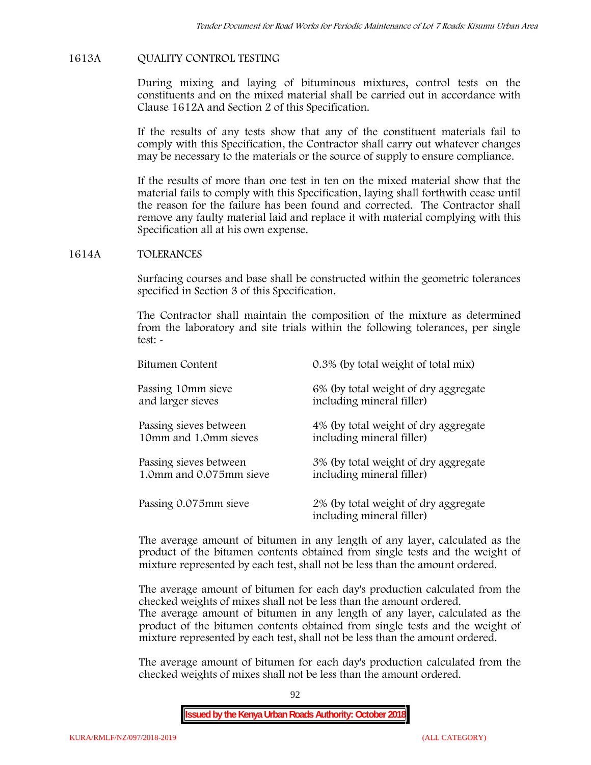## 1613A QUALITY CONTROL TESTING

During mixing and laying of bituminous mixtures, control tests on the constituents and on the mixed material shall be carried out in accordance with Clause 1612A and Section 2 of this Specification.

If the results of any tests show that any of the constituent materials fail to comply with this Specification, the Contractor shall carry out whatever changes may be necessary to the materials or the source of supply to ensure compliance.

If the results of more than one test in ten on the mixed material show that the material fails to comply with this Specification, laying shall forthwith cease until the reason for the failure has been found and corrected. The Contractor shall remove any faulty material laid and replace it with material complying with this Specification all at his own expense.

## 1614A TOLERANCES

Surfacing courses and base shall be constructed within the geometric tolerances specified in Section 3 of this Specification.

The Contractor shall maintain the composition of the mixture as determined from the laboratory and site trials within the following tolerances, per single test: -

| | |
|---|---|
| Bitumen Content | 0.3% (by total weight of total mix) |
| Passing 10mm sieve and larger sieves | 6% (by total weight of dry aggregate including mineral filler) |
| Passing sieves between 10mm and 1.0mm sieves | 4% (by total weight of dry aggregate including mineral filler) |
| Passing sieves between 1.0mm and 0.075mm sieve | 3% (by total weight of dry aggregate including mineral filler) |
| Passing 0.075mm sieve | 2% (by total weight of dry aggregate including mineral filler) |

The average amount of bitumen in any length of any layer, calculated as the product of the bitumen contents obtained from single tests and the weight of mixture represented by each test, shall not be less than the amount ordered.

The average amount of bitumen for each day's production calculated from the checked weights of mixes shall not be less than the amount ordered.
The average amount of bitumen in any length of any layer, calculated as the product of the bitumen contents obtained from single tests and the weight of mixture represented by each test, shall not be less than the amount ordered.

The average amount of bitumen for each day's production calculated from the checked weights of mixes shall not be less than the amount ordered.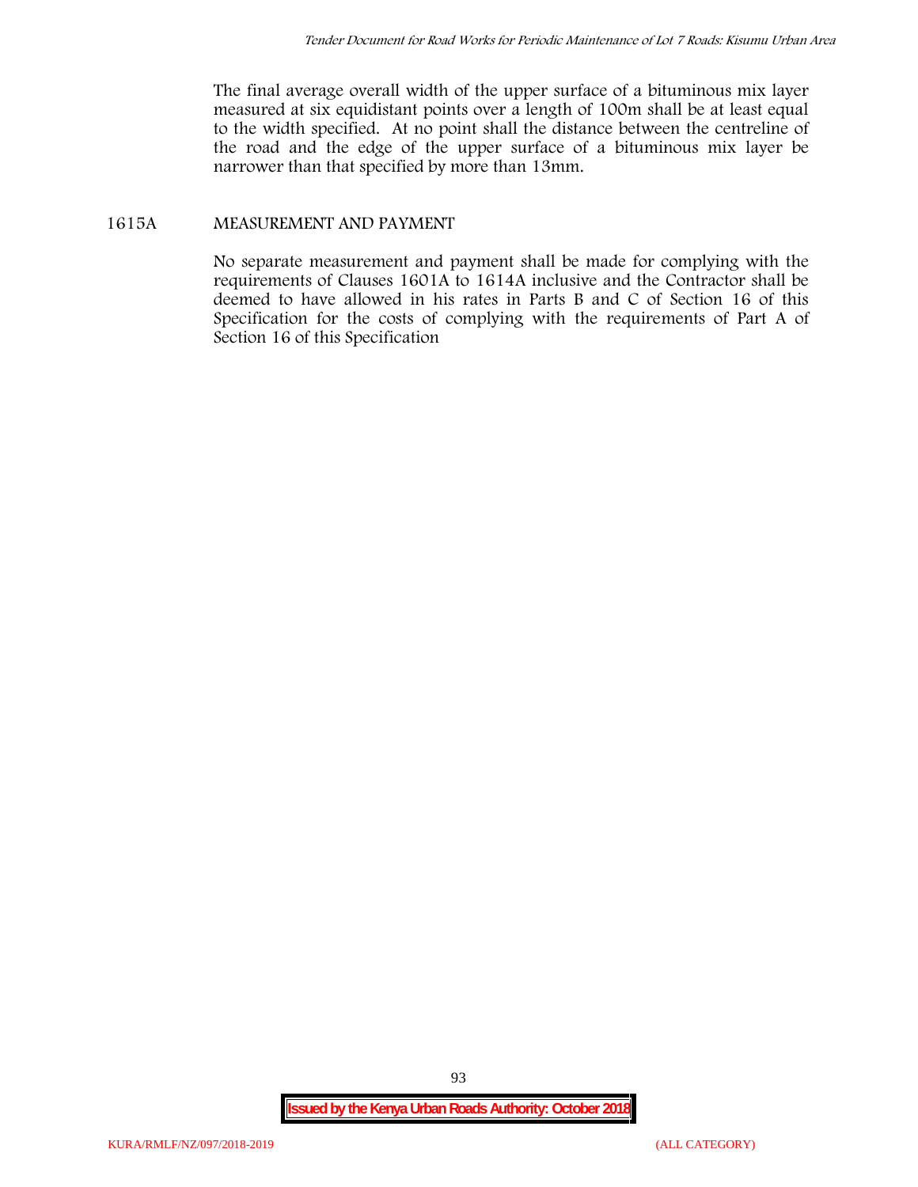The final average overall width of the upper surface of a bituminous mix layer measured at six equidistant points over a length of 100m shall be at least equal to the width specified. At no point shall the distance between the centreline of the road and the edge of the upper surface of a bituminous mix layer be narrower than that specified by more than 13mm.

## 1615A MEASUREMENT AND PAYMENT

No separate measurement and payment shall be made for complying with the requirements of Clauses 1601A to 1614A inclusive and the Contractor shall be deemed to have allowed in his rates in Parts B and C of Section 16 of this Specification for the costs of complying with the requirements of Part A of Section 16 of this Specification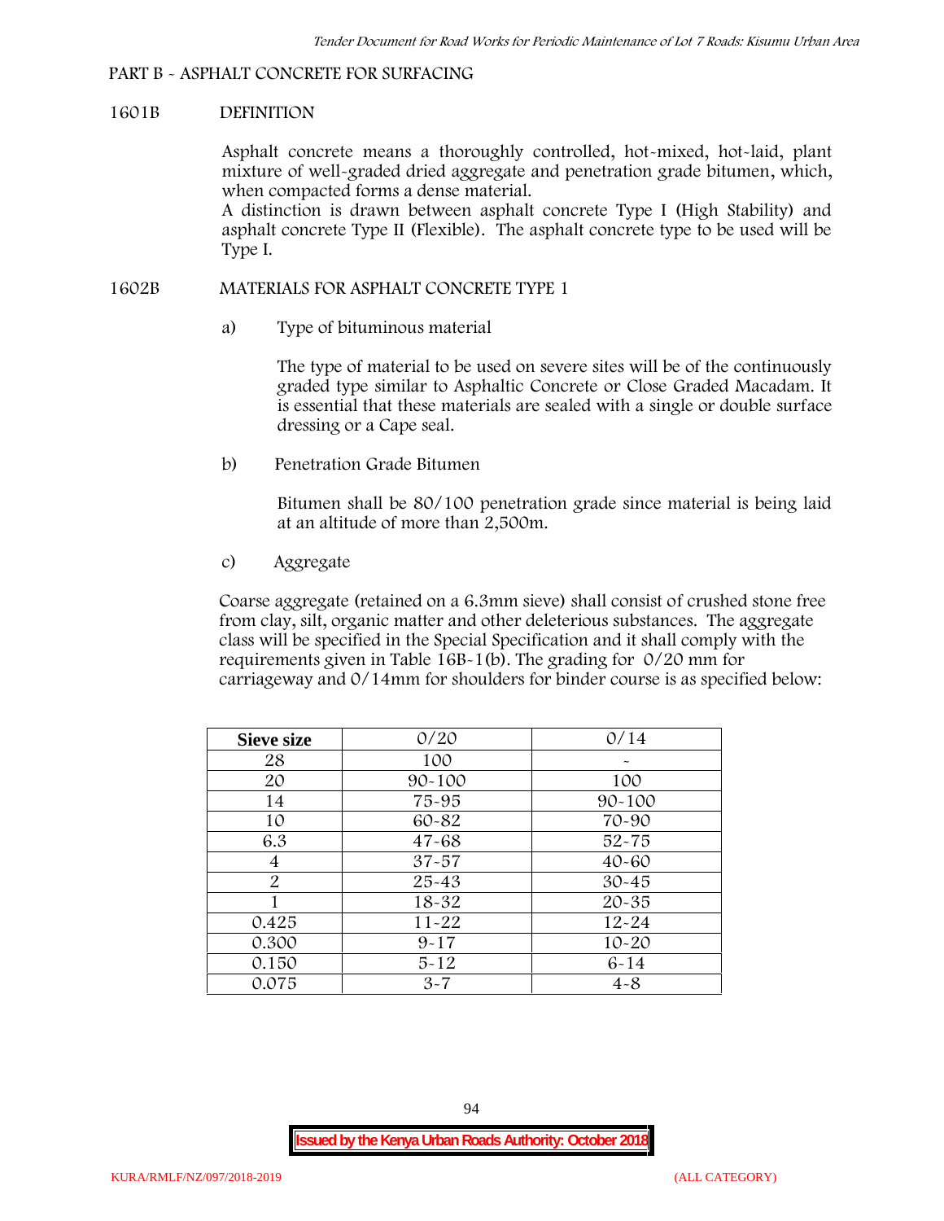## PART B - ASPHALT CONCRETE FOR SURFACING

### 1601B DEFINITION

Asphalt concrete means a thoroughly controlled, hot-mixed, hot-laid, plant mixture of well-graded dried aggregate and penetration grade bitumen, which, when compacted forms a dense material.

A distinction is drawn between asphalt concrete Type I (High Stability) and asphalt concrete Type II (Flexible). The asphalt concrete type to be used will be Type I.

### 1602B MATERIALS FOR ASPHALT CONCRETE TYPE 1

a) Type of bituminous material

The type of material to be used on severe sites will be of the continuously graded type similar to Asphaltic Concrete or Close Graded Macadam. It is essential that these materials are sealed with a single or double surface dressing or a Cape seal.

b) Penetration Grade Bitumen

Bitumen shall be 80/100 penetration grade since material is being laid at an altitude of more than 2,500m.

c) Aggregate

Coarse aggregate (retained on a 6.3mm sieve) shall consist of crushed stone free from clay, silt, organic matter and other deleterious substances. The aggregate class will be specified in the Special Specification and it shall comply with the requirements given in Table 16B-1(b). The grading for 0/20 mm for carriageway and 0/14mm for shoulders for binder course is as specified below:

| Sieve size | 0/20 | 0/14 |
|---|---|---|
| 28 | 100 | - |
| 20 | 90-100 | 100 |
| 14 | 75-95 | 90-100 |
| 10 | 60-82 | 70-90 |
| 6.3 | 47-68 | 52-75 |
| 4 | 37-57 | 40-60 |
| 2 | 25-43 | 30-45 |
| 1 | 18-32 | 20-35 |
| 0.425 | 11-22 | 12-24 |
| 0.300 | 9-17 | 10-20 |
| 0.150 | 5-12 | 6-14 |
| 0.075 | 3-7 | 4-8 |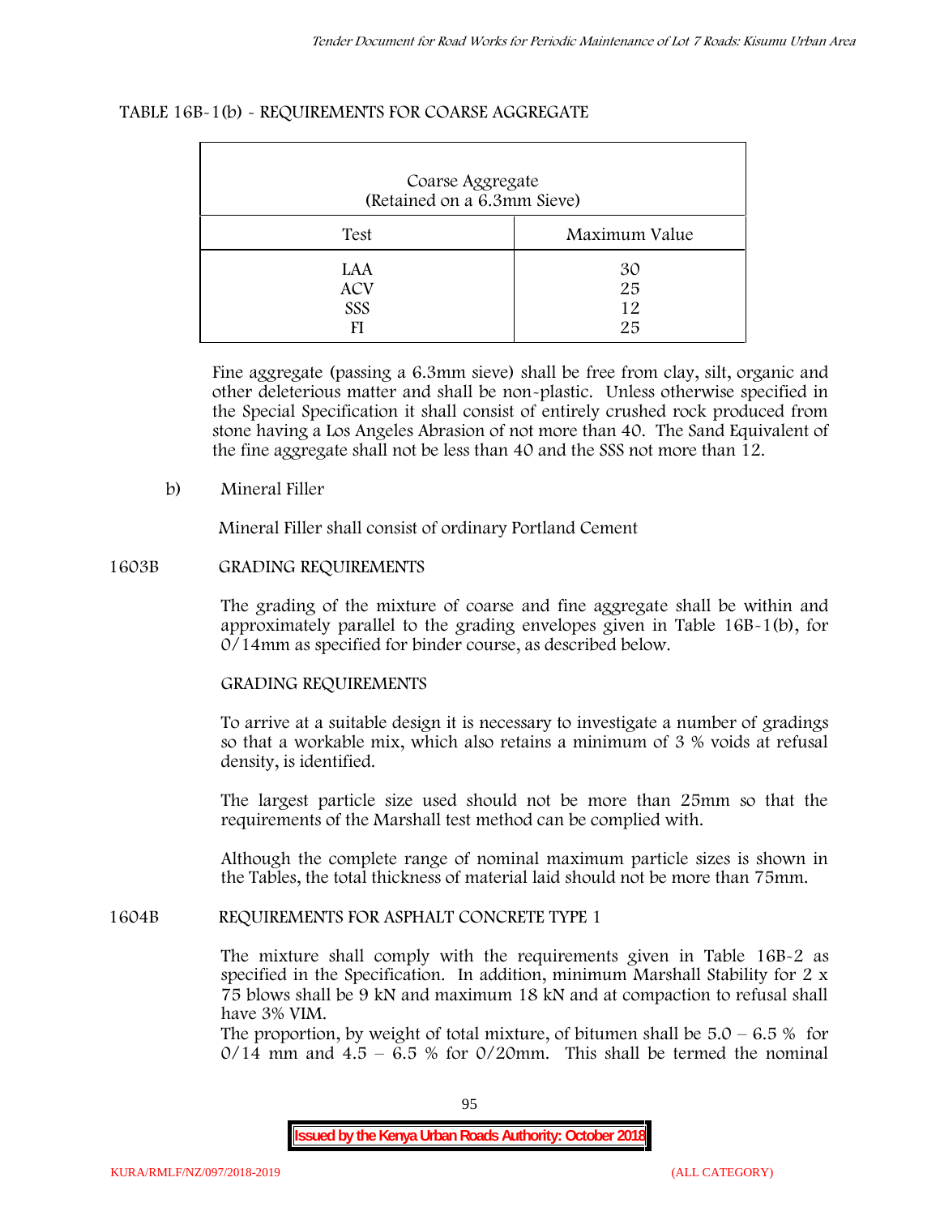TABLE 16B-1(b) - REQUIREMENTS FOR COARSE AGGREGATE

| Coarse Aggregate (Retained on a 6.3mm Sieve) | |
|---|---|
| Test | Maximum Value |
| LAA | 30 |
| ACV | 25 |
| SSS | 12 |
| FI | 25 |

Fine aggregate (passing a 6.3mm sieve) shall be free from clay, silt, organic and other deleterious matter and shall be non-plastic. Unless otherwise specified in the Special Specification it shall consist of entirely crushed rock produced from stone having a Los Angeles Abrasion of not more than 40. The Sand Equivalent of the fine aggregate shall not be less than 40 and the SSS not more than 12.

b) Mineral Filler

Mineral Filler shall consist of ordinary Portland Cement

## 1603B GRADING REQUIREMENTS

The grading of the mixture of coarse and fine aggregate shall be within and approximately parallel to the grading envelopes given in Table 16B-1(b), for 0/14mm as specified for binder course, as described below.

GRADING REQUIREMENTS

To arrive at a suitable design it is necessary to investigate a number of gradings so that a workable mix, which also retains a minimum of 3 % voids at refusal density, is identified.

The largest particle size used should not be more than 25mm so that the requirements of the Marshall test method can be complied with.

Although the complete range of nominal maximum particle sizes is shown in the Tables, the total thickness of material laid should not be more than 75mm.

## 1604B REQUIREMENTS FOR ASPHALT CONCRETE TYPE 1

The mixture shall comply with the requirements given in Table 16B-2 as specified in the Specification. In addition, minimum Marshall Stability for 2 x 75 blows shall be 9 kN and maximum 18 kN and at compaction to refusal shall have 3% VIM.

The proportion, by weight of total mixture, of bitumen shall be 5.0 – 6.5 % for 0/14 mm and 4.5 – 6.5 % for 0/20mm. This shall be termed the nominal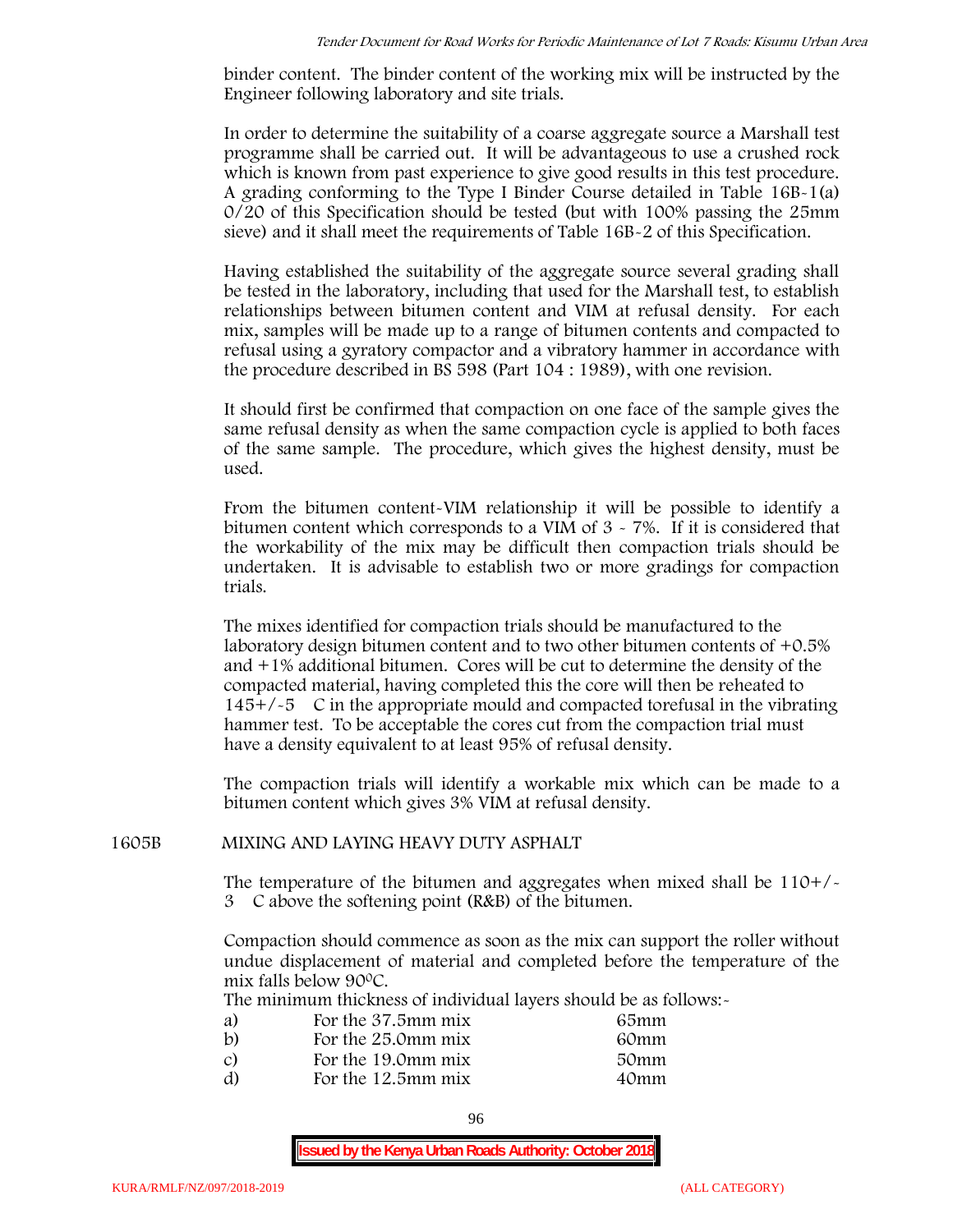binder content. The binder content of the working mix will be instructed by the Engineer following laboratory and site trials.

In order to determine the suitability of a coarse aggregate source a Marshall test programme shall be carried out. It will be advantageous to use a crushed rock which is known from past experience to give good results in this test procedure. A grading conforming to the Type I Binder Course detailed in Table 16B-1(a) 0/20 of this Specification should be tested (but with 100% passing the 25mm sieve) and it shall meet the requirements of Table 16B-2 of this Specification.

Having established the suitability of the aggregate source several grading shall be tested in the laboratory, including that used for the Marshall test, to establish relationships between bitumen content and VIM at refusal density. For each mix, samples will be made up to a range of bitumen contents and compacted to refusal using a gyratory compactor and a vibratory hammer in accordance with the procedure described in BS 598 (Part 104 : 1989), with one revision.

It should first be confirmed that compaction on one face of the sample gives the same refusal density as when the same compaction cycle is applied to both faces of the same sample. The procedure, which gives the highest density, must be used.

From the bitumen content-VIM relationship it will be possible to identify a bitumen content which corresponds to a VIM of 3 - 7%. If it is considered that the workability of the mix may be difficult then compaction trials should be undertaken. It is advisable to establish two or more gradings for compaction trials.

The mixes identified for compaction trials should be manufactured to the laboratory design bitumen content and to two other bitumen contents of +0.5% and +1% additional bitumen. Cores will be cut to determine the density of the compacted material, having completed this the core will then be reheated to 145+/-5 C in the appropriate mould and compacted torefusal in the vibrating hammer test. To be acceptable the cores cut from the compaction trial must have a density equivalent to at least 95% of refusal density.

The compaction trials will identify a workable mix which can be made to a bitumen content which gives 3% VIM at refusal density.

## 1605B MIXING AND LAYING HEAVY DUTY ASPHALT

The temperature of the bitumen and aggregates when mixed shall be 110+/-3 C above the softening point (R&B) of the bitumen.

Compaction should commence as soon as the mix can support the roller without undue displacement of material and completed before the temperature of the mix falls below 90$^{0}$C.

The minimum thickness of individual layers should be as follows:-

| | | |
|---|---|---|
| a) | For the 37.5mm mix | 65mm |
| b) | For the 25.0mm mix | 60mm |
| c) | For the 19.0mm mix | 50mm |
| d) | For the 12.5mm mix | 40mm |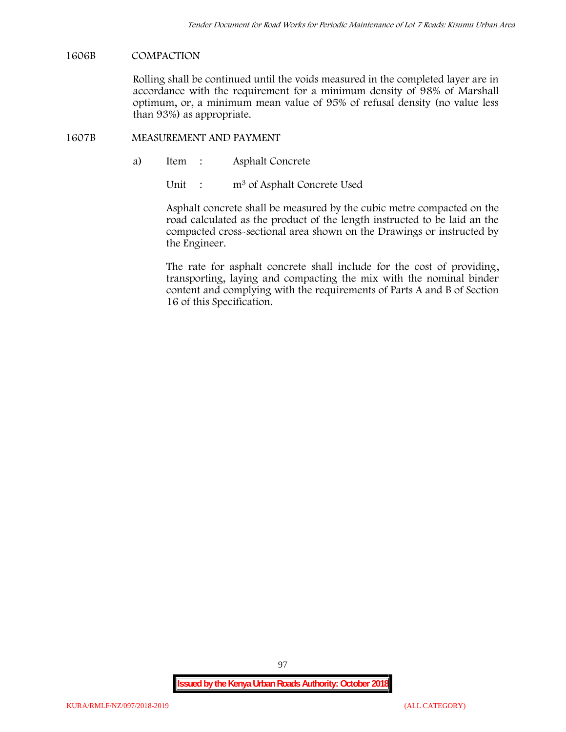## 1606B COMPACTION

Rolling shall be continued until the voids measured in the completed layer are in accordance with the requirement for a minimum density of 98% of Marshall optimum, or, a minimum mean value of 95% of refusal density (no value less than 93%) as appropriate.

## 1607B MEASUREMENT AND PAYMENT

a) Item : Asphalt Concrete

Unit : $m^3$ of Asphalt Concrete Used

Asphalt concrete shall be measured by the cubic metre compacted on the road calculated as the product of the length instructed to be laid an the compacted cross-sectional area shown on the Drawings or instructed by the Engineer.

The rate for asphalt concrete shall include for the cost of providing, transporting, laying and compacting the mix with the nominal binder content and complying with the requirements of Parts A and B of Section 16 of this Specification.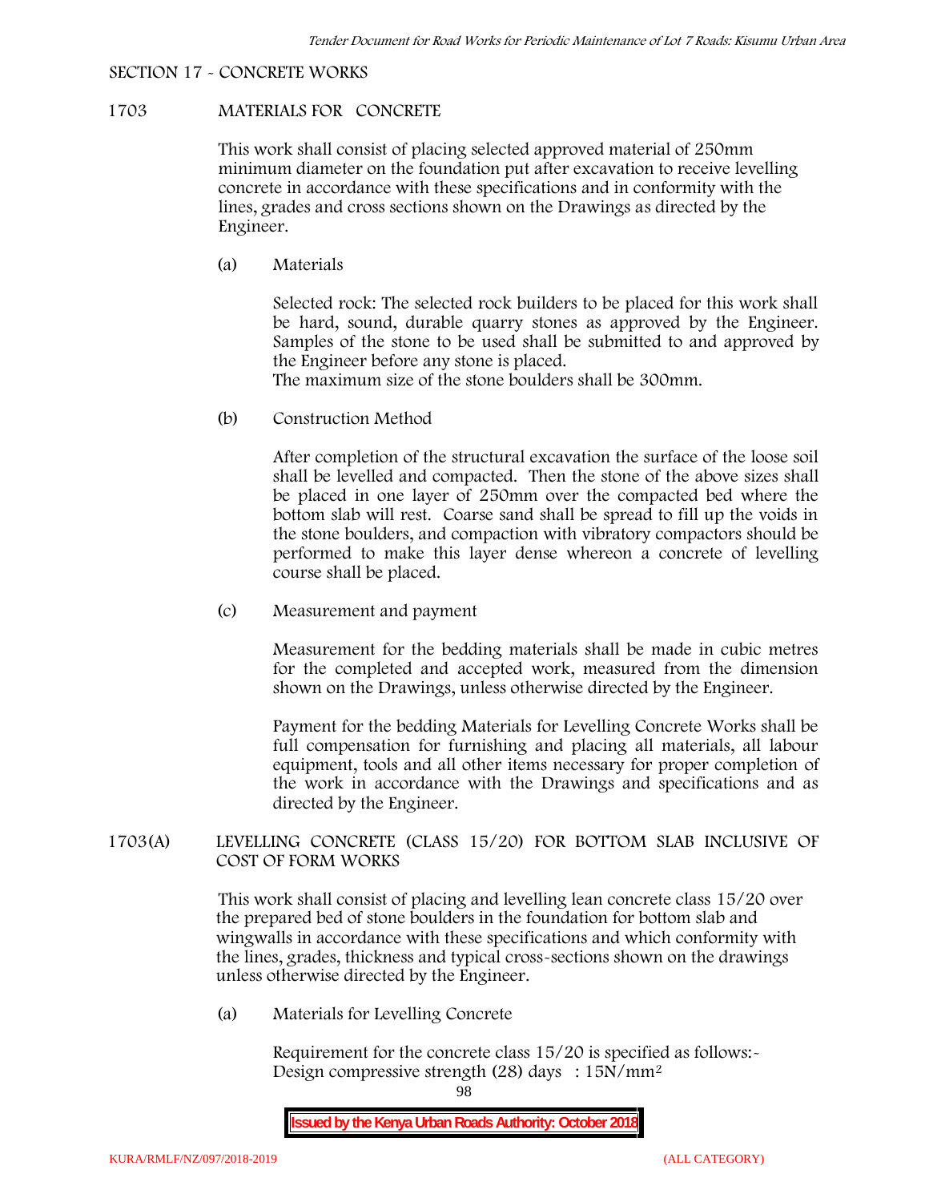SECTION 17 - CONCRETE WORKS

1703 MATERIALS FOR CONCRETE

This work shall consist of placing selected approved material of 250mm minimum diameter on the foundation put after excavation to receive levelling concrete in accordance with these specifications and in conformity with the lines, grades and cross sections shown on the Drawings as directed by the Engineer.

(a) Materials

Selected rock: The selected rock builders to be placed for this work shall be hard, sound, durable quarry stones as approved by the Engineer. Samples of the stone to be used shall be submitted to and approved by the Engineer before any stone is placed.
The maximum size of the stone boulders shall be 300mm.

(b) Construction Method

After completion of the structural excavation the surface of the loose soil shall be levelled and compacted. Then the stone of the above sizes shall be placed in one layer of 250mm over the compacted bed where the bottom slab will rest. Coarse sand shall be spread to fill up the voids in the stone boulders, and compaction with vibratory compactors should be performed to make this layer dense whereon a concrete of levelling course shall be placed.

(c) Measurement and payment

Measurement for the bedding materials shall be made in cubic metres for the completed and accepted work, measured from the dimension shown on the Drawings, unless otherwise directed by the Engineer.

Payment for the bedding Materials for Levelling Concrete Works shall be full compensation for furnishing and placing all materials, all labour equipment, tools and all other items necessary for proper completion of the work in accordance with the Drawings and specifications and as directed by the Engineer.

1703(A) LEVELLING CONCRETE (CLASS 15/20) FOR BOTTOM SLAB INCLUSIVE OF COST OF FORM WORKS

This work shall consist of placing and levelling lean concrete class 15/20 over the prepared bed of stone boulders in the foundation for bottom slab and wingwalls in accordance with these specifications and which conformity with the lines, grades, thickness and typical cross-sections shown on the drawings unless otherwise directed by the Engineer.

(a) Materials for Levelling Concrete

Requirement for the concrete class 15/20 is specified as follows:-
Design compressive strength (28) days : 15N/mm$^2$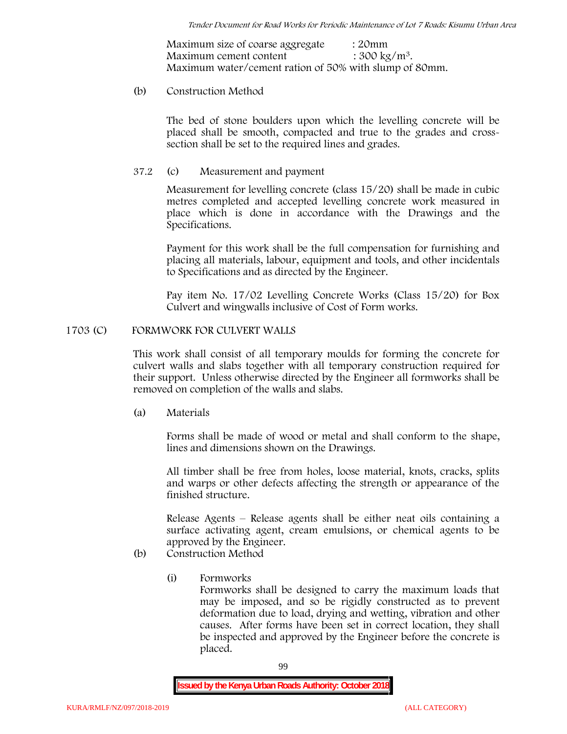Maximum size of coarse aggregate : 20mm
Maximum cement content : 300 kg/m$^3$.
Maximum water/cement ration of 50% with slump of 80mm.

(b) Construction Method

The bed of stone boulders upon which the levelling concrete will be placed shall be smooth, compacted and true to the grades and cross-section shall be set to the required lines and grades.

37.2 (c) Measurement and payment

Measurement for levelling concrete (class 15/20) shall be made in cubic metres completed and accepted levelling concrete work measured in place which is done in accordance with the Drawings and the Specifications.

Payment for this work shall be the full compensation for furnishing and placing all materials, labour, equipment and tools, and other incidentals to Specifications and as directed by the Engineer.

Pay item No. 17/02 Levelling Concrete Works (Class 15/20) for Box Culvert and wingwalls inclusive of Cost of Form works.

## 1703 (C) FORMWORK FOR CULVERT WALLS

This work shall consist of all temporary moulds for forming the concrete for culvert walls and slabs together with all temporary construction required for their support. Unless otherwise directed by the Engineer all formworks shall be removed on completion of the walls and slabs.

(a) Materials

Forms shall be made of wood or metal and shall conform to the shape, lines and dimensions shown on the Drawings.

All timber shall be free from holes, loose material, knots, cracks, splits and warps or other defects affecting the strength or appearance of the finished structure.

Release Agents – Release agents shall be either neat oils containing a surface activating agent, cream emulsions, or chemical agents to be approved by the Engineer.

(b) Construction Method

(i) Formworks
Formworks shall be designed to carry the maximum loads that may be imposed, and so be rigidly constructed as to prevent deformation due to load, drying and wetting, vibration and other causes. After forms have been set in correct location, they shall be inspected and approved by the Engineer before the concrete is placed.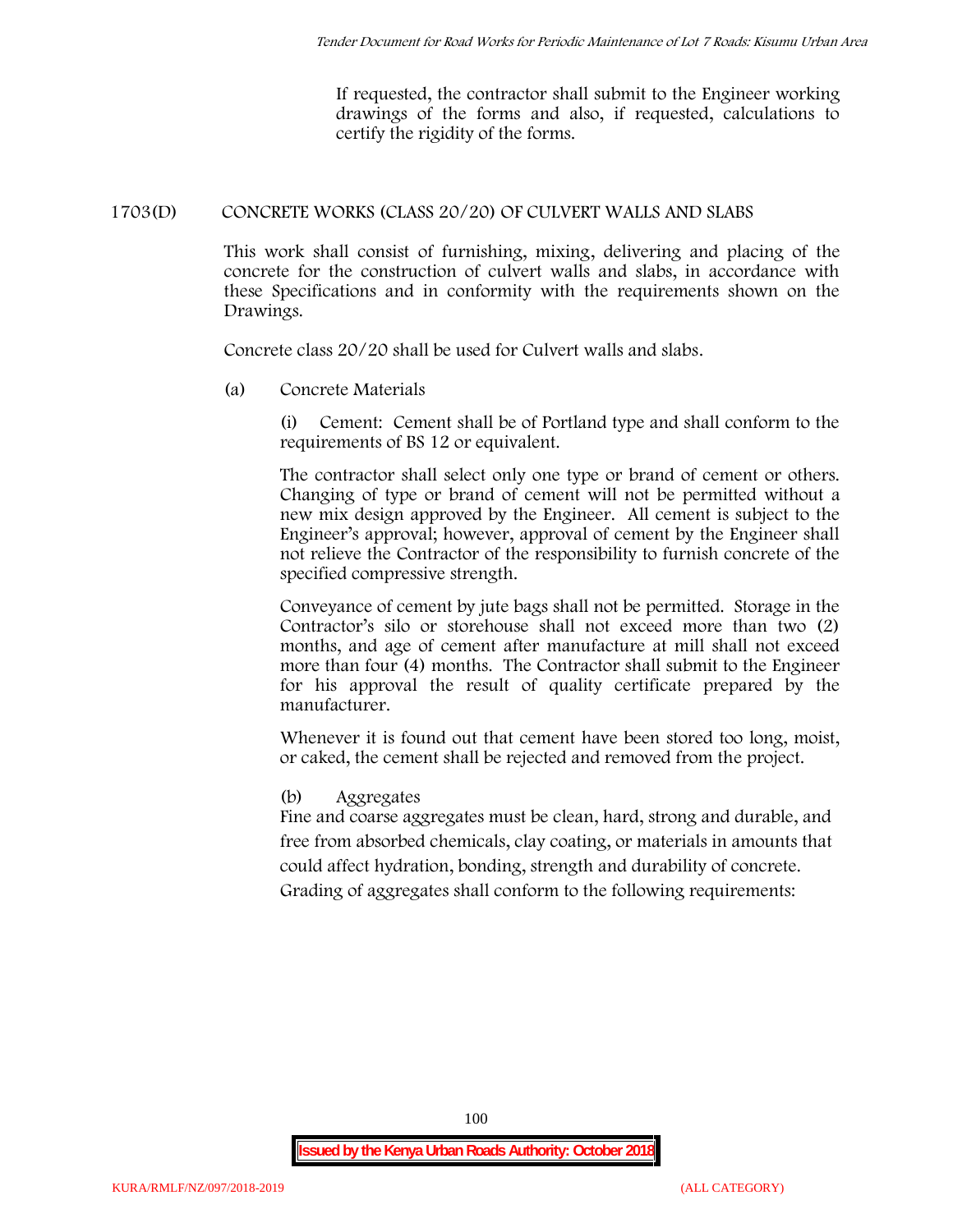If requested, the contractor shall submit to the Engineer working drawings of the forms and also, if requested, calculations to certify the rigidity of the forms.

## 1703(D) CONCRETE WORKS (CLASS 20/20) OF CULVERT WALLS AND SLABS

This work shall consist of furnishing, mixing, delivering and placing of the concrete for the construction of culvert walls and slabs, in accordance with these Specifications and in conformity with the requirements shown on the Drawings.

Concrete class 20/20 shall be used for Culvert walls and slabs.

(a) Concrete Materials

(i) Cement: Cement shall be of Portland type and shall conform to the requirements of BS 12 or equivalent.

The contractor shall select only one type or brand of cement or others. Changing of type or brand of cement will not be permitted without a new mix design approved by the Engineer. All cement is subject to the Engineer's approval; however, approval of cement by the Engineer shall not relieve the Contractor of the responsibility to furnish concrete of the specified compressive strength.

Conveyance of cement by jute bags shall not be permitted. Storage in the Contractor's silo or storehouse shall not exceed more than two (2) months, and age of cement after manufacture at mill shall not exceed more than four (4) months. The Contractor shall submit to the Engineer for his approval the result of quality certificate prepared by the manufacturer.

Whenever it is found out that cement have been stored too long, moist, or caked, the cement shall be rejected and removed from the project.

(b) Aggregates

Fine and coarse aggregates must be clean, hard, strong and durable, and free from absorbed chemicals, clay coating, or materials in amounts that could affect hydration, bonding, strength and durability of concrete. Grading of aggregates shall conform to the following requirements: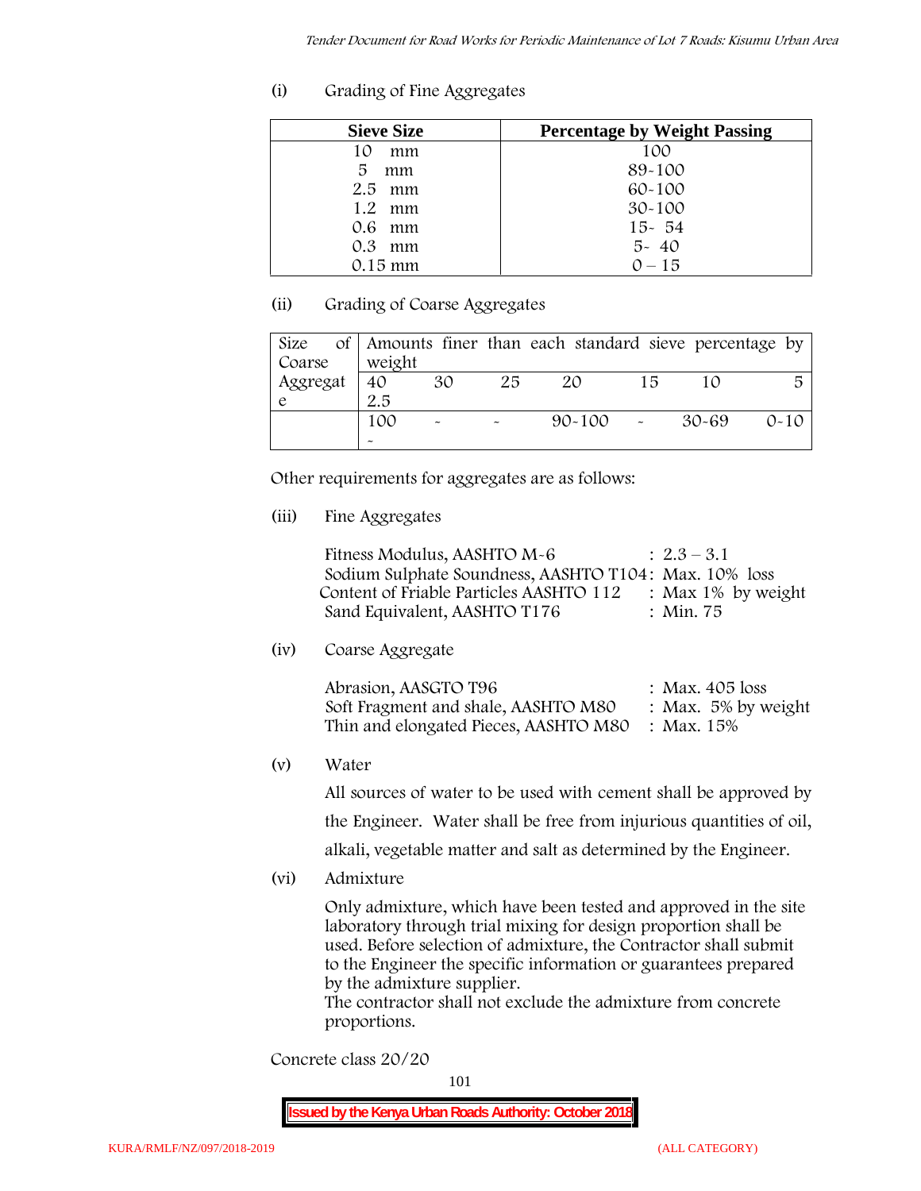(i) Grading of Fine Aggregates

| Sieve Size | Percentage by Weight Passing |
|---|---|
| 10 mm | 100 |
| 5 mm | 89-100 |
| 2.5 mm | 60-100 |
| 1.2 mm | 30-100 |
| 0.6 mm | 15- 54 |
| 0.3 mm | 5- 40 |
| 0.15 mm | 0 – 15 |

(ii) Grading of Coarse Aggregates

| Size of Coarse Aggregate | Amounts finer than each standard sieve percentage by weight | | | | | | |
|---|---|---|---|---|---|---|---|
| | 40 2.5 | 30 | 25 | 20 | 15 | 10 | 5 |
| | 100 - | - | - | 90-100 | - | 30-69 | 0-10 |

Other requirements for aggregates are as follows:

(iii) Fine Aggregates

Fitness Modulus, AASHTO M-6 : 2.3 – 3.1
Sodium Sulphate Soundness, AASHTO T104: Max. 10% loss
Content of Friable Particles AASHTO 112 : Max 1% by weight
Sand Equivalent, AASHTO T176 : Min. 75

(iv) Coarse Aggregate

Abrasion, AASGTO T96 : Max. 405 loss
Soft Fragment and shale, AASHTO M80 : Max. 5% by weight
Thin and elongated Pieces, AASHTO M80 : Max. 15%

(v) Water

All sources of water to be used with cement shall be approved by the Engineer. Water shall be free from injurious quantities of oil, alkali, vegetable matter and salt as determined by the Engineer.

(vi) Admixture

Only admixture, which have been tested and approved in the site laboratory through trial mixing for design proportion shall be used. Before selection of admixture, the Contractor shall submit to the Engineer the specific information or guarantees prepared by the admixture supplier.
The contractor shall not exclude the admixture from concrete proportions.

Concrete class 20/20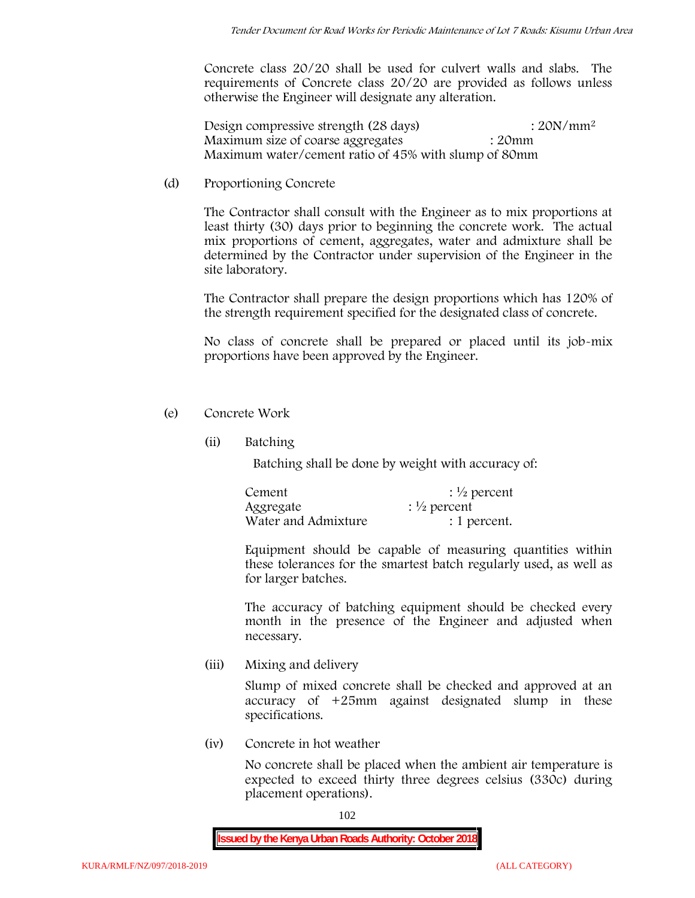Concrete class 20/20 shall be used for culvert walls and slabs. The requirements of Concrete class 20/20 are provided as follows unless otherwise the Engineer will designate any alteration.

Design compressive strength (28 days) : $20N/mm^2$
Maximum size of coarse aggregates : 20mm
Maximum water/cement ratio of 45% with slump of 80mm

(d) Proportioning Concrete

The Contractor shall consult with the Engineer as to mix proportions at least thirty (30) days prior to beginning the concrete work. The actual mix proportions of cement, aggregates, water and admixture shall be determined by the Contractor under supervision of the Engineer in the site laboratory.

The Contractor shall prepare the design proportions which has 120% of the strength requirement specified for the designated class of concrete.

No class of concrete shall be prepared or placed until its job-mix proportions have been approved by the Engineer.

(e) Concrete Work

(ii) Batching

Batching shall be done by weight with accuracy of:

Cement : ½ percent
Aggregate : ½ percent
Water and Admixture : 1 percent.

Equipment should be capable of measuring quantities within these tolerances for the smartest batch regularly used, as well as for larger batches.

The accuracy of batching equipment should be checked every month in the presence of the Engineer and adjusted when necessary.

(iii) Mixing and delivery

Slump of mixed concrete shall be checked and approved at an accuracy of +25mm against designated slump in these specifications.

(iv) Concrete in hot weather

No concrete shall be placed when the ambient air temperature is expected to exceed thirty three degrees celsius (330c) during placement operations).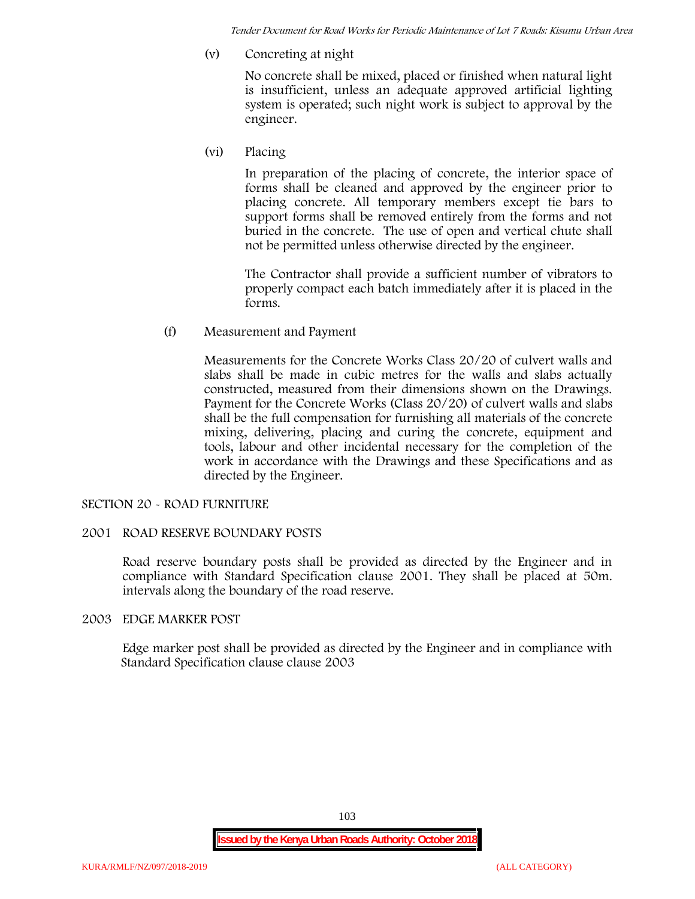(v) Concreting at night

No concrete shall be mixed, placed or finished when natural light is insufficient, unless an adequate approved artificial lighting system is operated; such night work is subject to approval by the engineer.

(vi) Placing

In preparation of the placing of concrete, the interior space of forms shall be cleaned and approved by the engineer prior to placing concrete. All temporary members except tie bars to support forms shall be removed entirely from the forms and not buried in the concrete. The use of open and vertical chute shall not be permitted unless otherwise directed by the engineer.

The Contractor shall provide a sufficient number of vibrators to properly compact each batch immediately after it is placed in the forms.

(f) Measurement and Payment

Measurements for the Concrete Works Class 20/20 of culvert walls and slabs shall be made in cubic metres for the walls and slabs actually constructed, measured from their dimensions shown on the Drawings. Payment for the Concrete Works (Class 20/20) of culvert walls and slabs shall be the full compensation for furnishing all materials of the concrete mixing, delivering, placing and curing the concrete, equipment and tools, labour and other incidental necessary for the completion of the work in accordance with the Drawings and these Specifications and as directed by the Engineer.

## SECTION 20 - ROAD FURNITURE

### 2001 ROAD RESERVE BOUNDARY POSTS

Road reserve boundary posts shall be provided as directed by the Engineer and in compliance with Standard Specification clause 2001. They shall be placed at 50m. intervals along the boundary of the road reserve.

### 2003 EDGE MARKER POST

Edge marker post shall be provided as directed by the Engineer and in compliance with Standard Specification clause clause 2003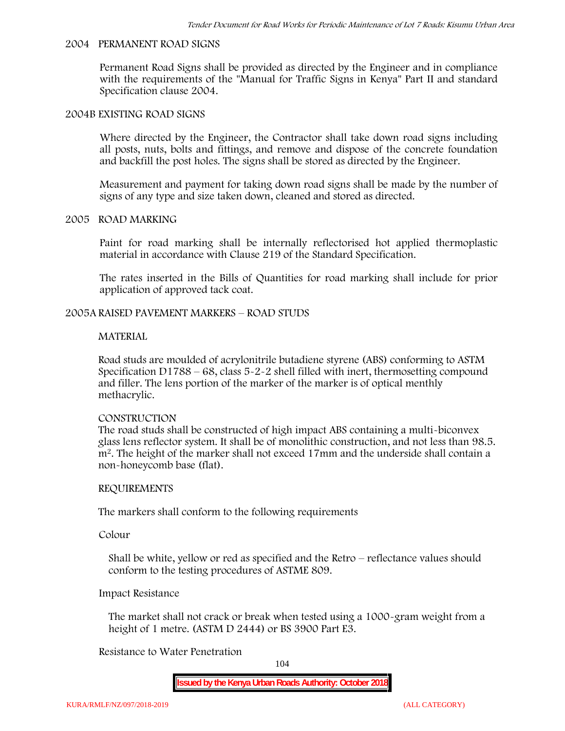## 2004 PERMANENT ROAD SIGNS

Permanent Road Signs shall be provided as directed by the Engineer and in compliance with the requirements of the "Manual for Traffic Signs in Kenya" Part II and standard Specification clause 2004.

## 2004B EXISTING ROAD SIGNS

Where directed by the Engineer, the Contractor shall take down road signs including all posts, nuts, bolts and fittings, and remove and dispose of the concrete foundation and backfill the post holes. The signs shall be stored as directed by the Engineer.

Measurement and payment for taking down road signs shall be made by the number of signs of any type and size taken down, cleaned and stored as directed.

## 2005 ROAD MARKING

Paint for road marking shall be internally reflectorised hot applied thermoplastic material in accordance with Clause 219 of the Standard Specification.

The rates inserted in the Bills of Quantities for road marking shall include for prior application of approved tack coat.

## 2005A RAISED PAVEMENT MARKERS – ROAD STUDS

### MATERIAL

Road studs are moulded of acrylonitrile butadiene styrene (ABS) conforming to ASTM Specification D1788 – 68, class 5-2-2 shell filled with inert, thermosetting compound and filler. The lens portion of the marker of the marker is of optical menthly methacrylic.

### CONSTRUCTION

The road studs shall be constructed of high impact ABS containing a multi-biconvex glass lens reflector system. It shall be of monolithic construction, and not less than 98.5. $m^2$. The height of the marker shall not exceed 17mm and the underside shall contain a non-honeycomb base (flat).

### REQUIREMENTS

The markers shall conform to the following requirements

Colour

Shall be white, yellow or red as specified and the Retro – reflectance values should conform to the testing procedures of ASTME 809.

Impact Resistance

The market shall not crack or break when tested using a 1000-gram weight from a height of 1 metre. (ASTM D 2444) or BS 3900 Part E3.

Resistance to Water Penetration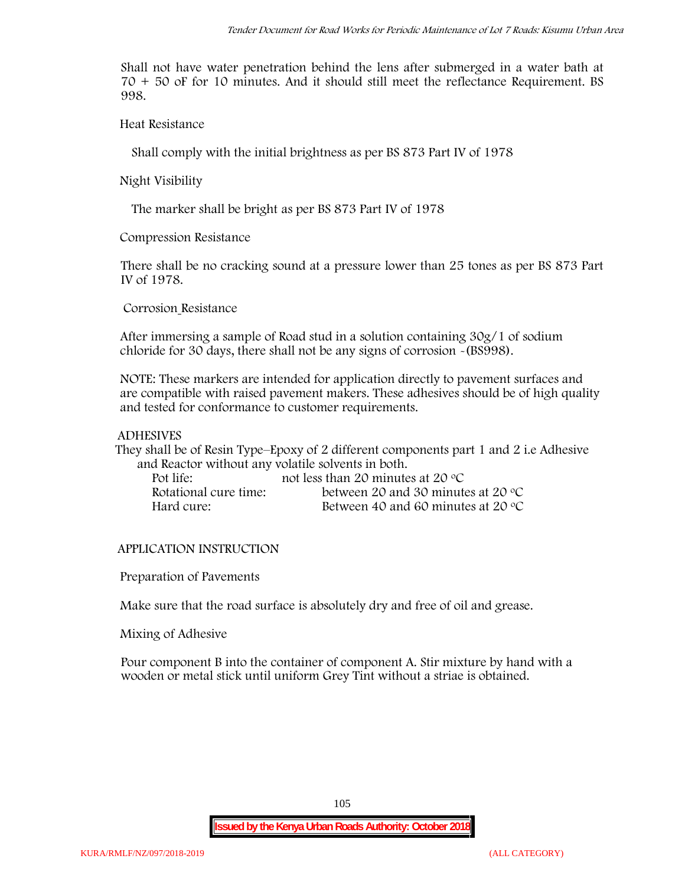Shall not have water penetration behind the lens after submerged in a water bath at 70 + 50 oF for 10 minutes. And it should still meet the reflectance Requirement. BS 998.

Heat Resistance

Shall comply with the initial brightness as per BS 873 Part IV of 1978

Night Visibility

The marker shall be bright as per BS 873 Part IV of 1978

Compression Resistance

There shall be no cracking sound at a pressure lower than 25 tones as per BS 873 Part IV of 1978.

Corrosion Resistance

After immersing a sample of Road stud in a solution containing 30g/1 of sodium chloride for 30 days, there shall not be any signs of corrosion -(BS998).

NOTE: These markers are intended for application directly to pavement surfaces and are compatible with raised pavement makers. These adhesives should be of high quality and tested for conformance to customer requirements.

ADHESIVES

They shall be of Resin Type–Epoxy of 2 different components part 1 and 2 i.e Adhesive and Reactor without any volatile solvents in both.

| | |
|---|---|
| Pot life: | not less than 20 minutes at 20 °C |
| Rotational cure time: | between 20 and 30 minutes at 20 °C |
| Hard cure: | Between 40 and 60 minutes at 20 °C |

APPLICATION INSTRUCTION

Preparation of Pavements

Make sure that the road surface is absolutely dry and free of oil and grease.

Mixing of Adhesive

Pour component B into the container of component A. Stir mixture by hand with a wooden or metal stick until uniform Grey Tint without a striae is obtained.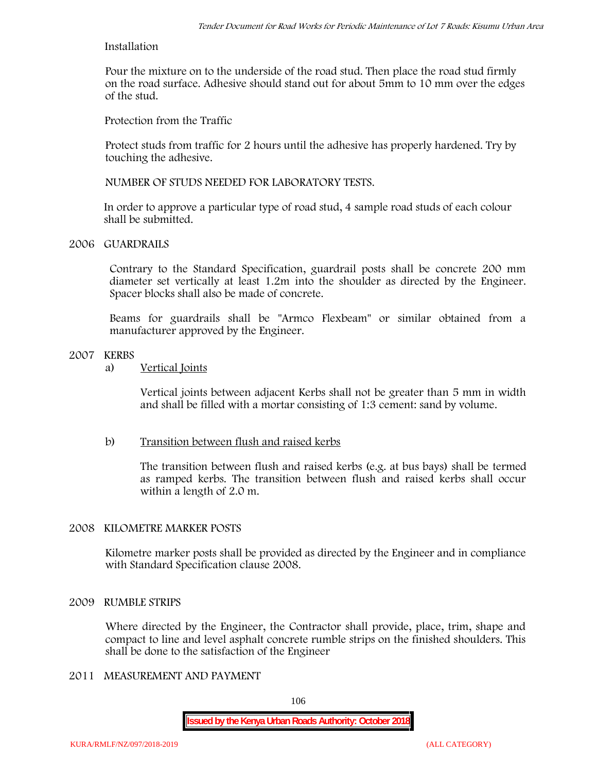Installation

Pour the mixture on to the underside of the road stud. Then place the road stud firmly on the road surface. Adhesive should stand out for about 5mm to 10 mm over the edges of the stud.

Protection from the Traffic

Protect studs from traffic for 2 hours until the adhesive has properly hardened. Try by touching the adhesive.

NUMBER OF STUDS NEEDED FOR LABORATORY TESTS.

In order to approve a particular type of road stud, 4 sample road studs of each colour shall be submitted.

## 2006 GUARDRAILS

Contrary to the Standard Specification, guardrail posts shall be concrete 200 mm diameter set vertically at least 1.2m into the shoulder as directed by the Engineer. Spacer blocks shall also be made of concrete.

Beams for guardrails shall be "Armco Flexbeam" or similar obtained from a manufacturer approved by the Engineer.

## 2007 KERBS

a) Vertical Joints

Vertical joints between adjacent Kerbs shall not be greater than 5 mm in width and shall be filled with a mortar consisting of 1:3 cement: sand by volume.

b) Transition between flush and raised kerbs

The transition between flush and raised kerbs (e.g. at bus bays) shall be termed as ramped kerbs. The transition between flush and raised kerbs shall occur within a length of 2.0 m.

## 2008 KILOMETRE MARKER POSTS

Kilometre marker posts shall be provided as directed by the Engineer and in compliance with Standard Specification clause 2008.

## 2009 RUMBLE STRIPS

Where directed by the Engineer, the Contractor shall provide, place, trim, shape and compact to line and level asphalt concrete rumble strips on the finished shoulders. This shall be done to the satisfaction of the Engineer

## 2011 MEASUREMENT AND PAYMENT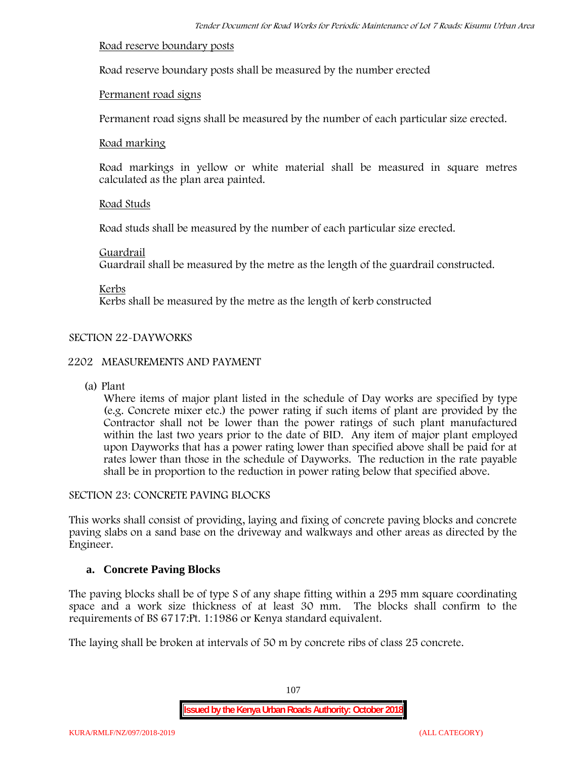Road reserve boundary posts

Road reserve boundary posts shall be measured by the number erected

Permanent road signs

Permanent road signs shall be measured by the number of each particular size erected.

Road marking

Road markings in yellow or white material shall be measured in square metres calculated as the plan area painted.

Road Studs

Road studs shall be measured by the number of each particular size erected.

Guardrail

Guardrail shall be measured by the metre as the length of the guardrail constructed.

Kerbs

Kerbs shall be measured by the metre as the length of kerb constructed

SECTION 22-DAYWORKS

2202 MEASUREMENTS AND PAYMENT

(a) Plant

Where items of major plant listed in the schedule of Day works are specified by type (e.g. Concrete mixer etc.) the power rating if such items of plant are provided by the Contractor shall not be lower than the power ratings of such plant manufactured within the last two years prior to the date of BID. Any item of major plant employed upon Dayworks that has a power rating lower than specified above shall be paid for at rates lower than those in the schedule of Dayworks. The reduction in the rate payable shall be in proportion to the reduction in power rating below that specified above.

SECTION 23: CONCRETE PAVING BLOCKS

This works shall consist of providing, laying and fixing of concrete paving blocks and concrete paving slabs on a sand base on the driveway and walkways and other areas as directed by the Engineer.

## a. Concrete Paving Blocks

The paving blocks shall be of type S of any shape fitting within a 295 mm square coordinating space and a work size thickness of at least 30 mm. The blocks shall confirm to the requirements of BS 6717:Pt. 1:1986 or Kenya standard equivalent.

The laying shall be broken at intervals of 50 m by concrete ribs of class 25 concrete.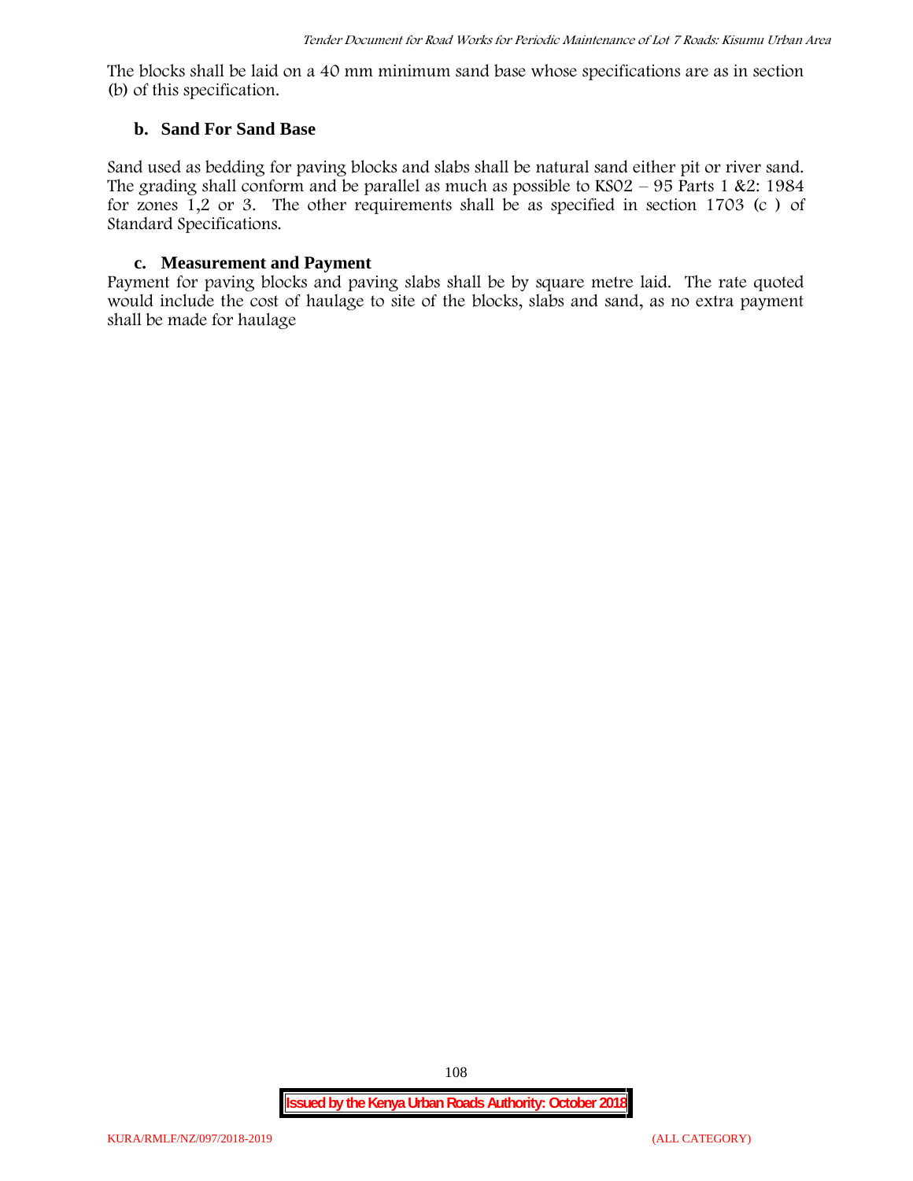The blocks shall be laid on a 40 mm minimum sand base whose specifications are as in section (b) of this specification.

### b. Sand For Sand Base

Sand used as bedding for paving blocks and slabs shall be natural sand either pit or river sand. The grading shall conform and be parallel as much as possible to KS02 – 95 Parts 1 &2: 1984 for zones 1,2 or 3. The other requirements shall be as specified in section 1703 (c ) of Standard Specifications.

### c. Measurement and Payment

Payment for paving blocks and paving slabs shall be by square metre laid. The rate quoted would include the cost of haulage to site of the blocks, slabs and sand, as no extra payment shall be made for haulage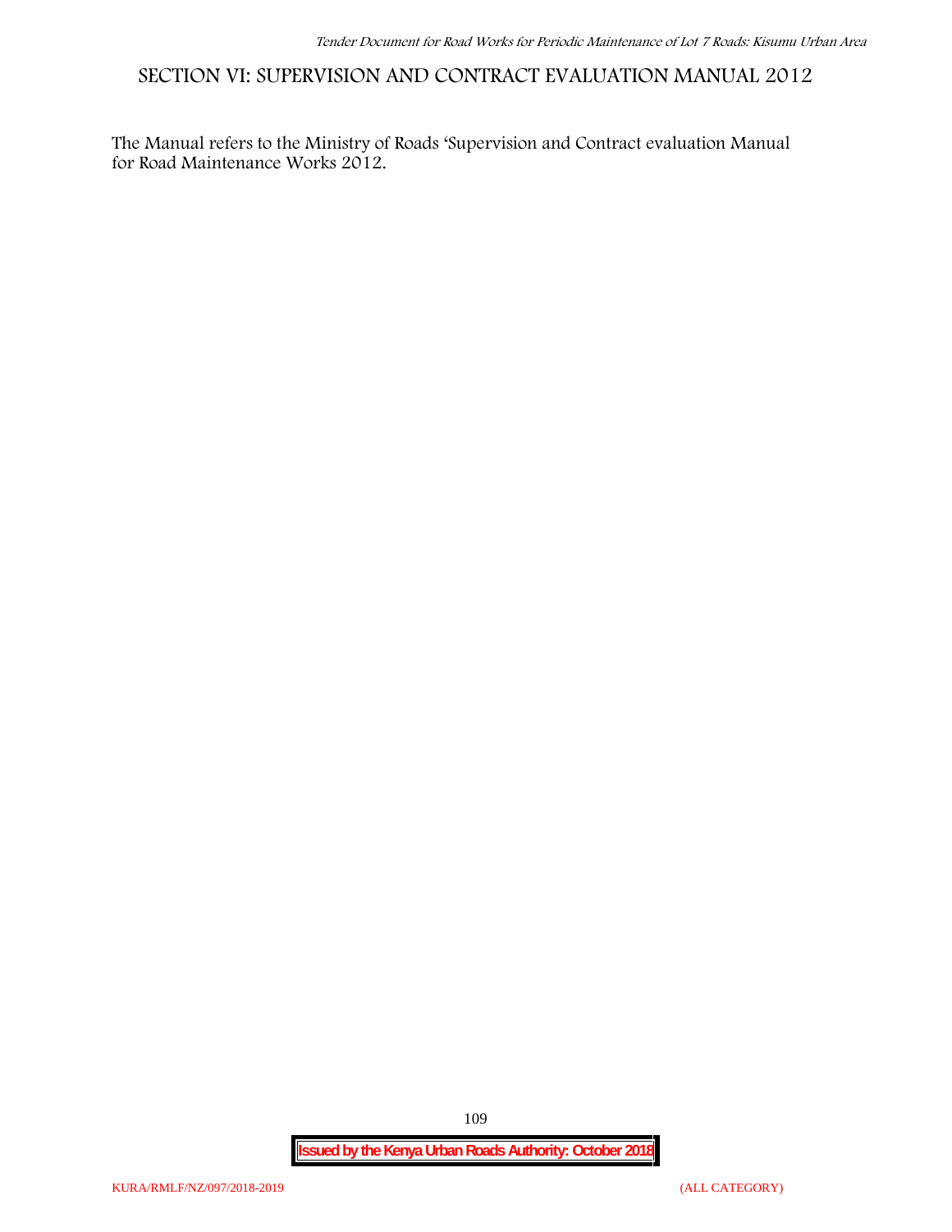# SECTION VI: SUPERVISION AND CONTRACT EVALUATION MANUAL 2012

The Manual refers to the Ministry of Roads 'Supervision and Contract evaluation Manual for Road Maintenance Works 2012.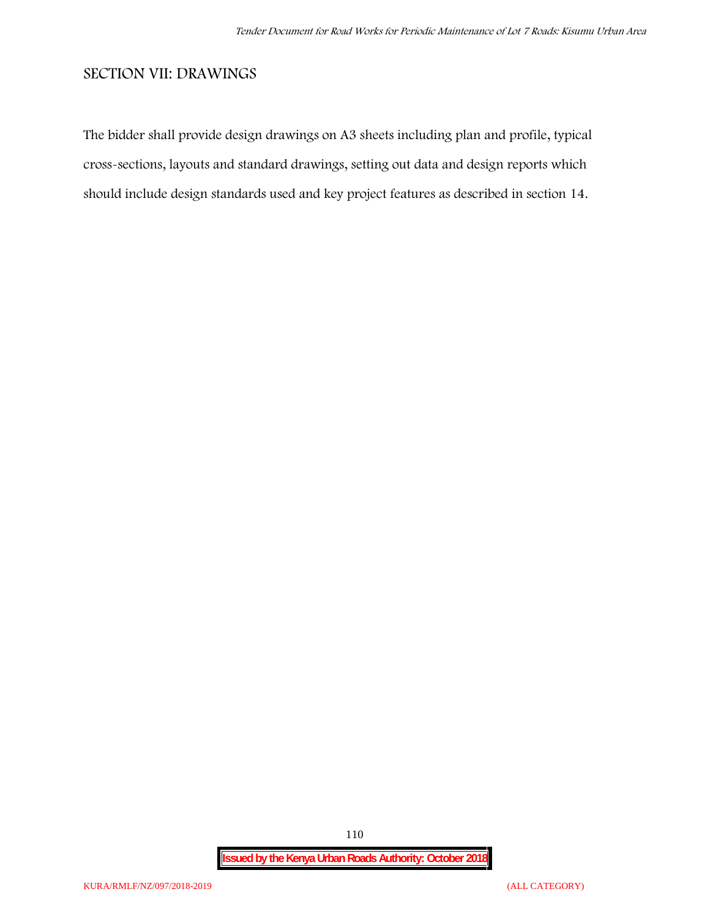## SECTION VII: DRAWINGS

The bidder shall provide design drawings on A3 sheets including plan and profile, typical cross-sections, layouts and standard drawings, setting out data and design reports which should include design standards used and key project features as described in section 14.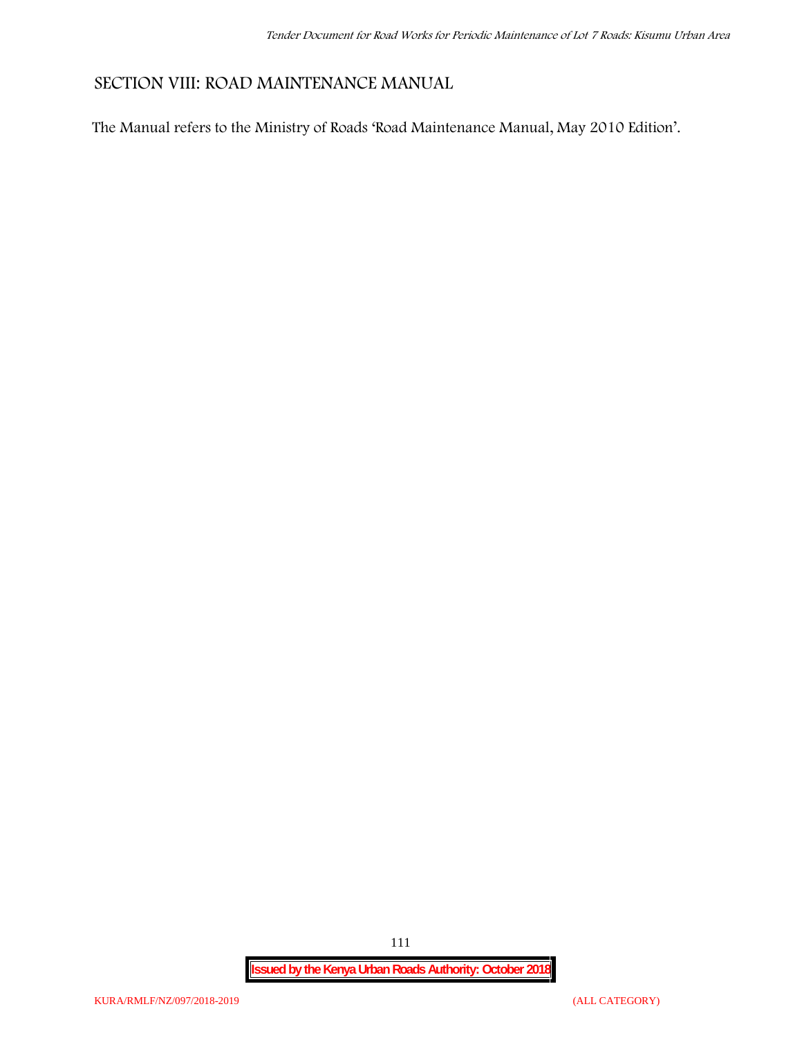## SECTION VIII: ROAD MAINTENANCE MANUAL

The Manual refers to the Ministry of Roads 'Road Maintenance Manual, May 2010 Edition'.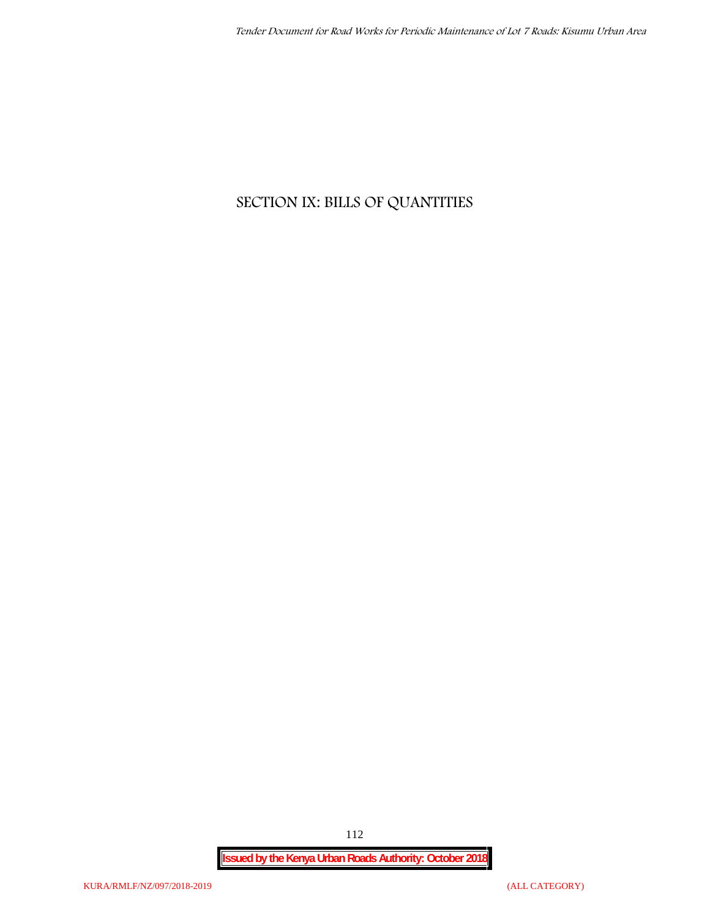# SECTION IX: BILLS OF QUANTITIES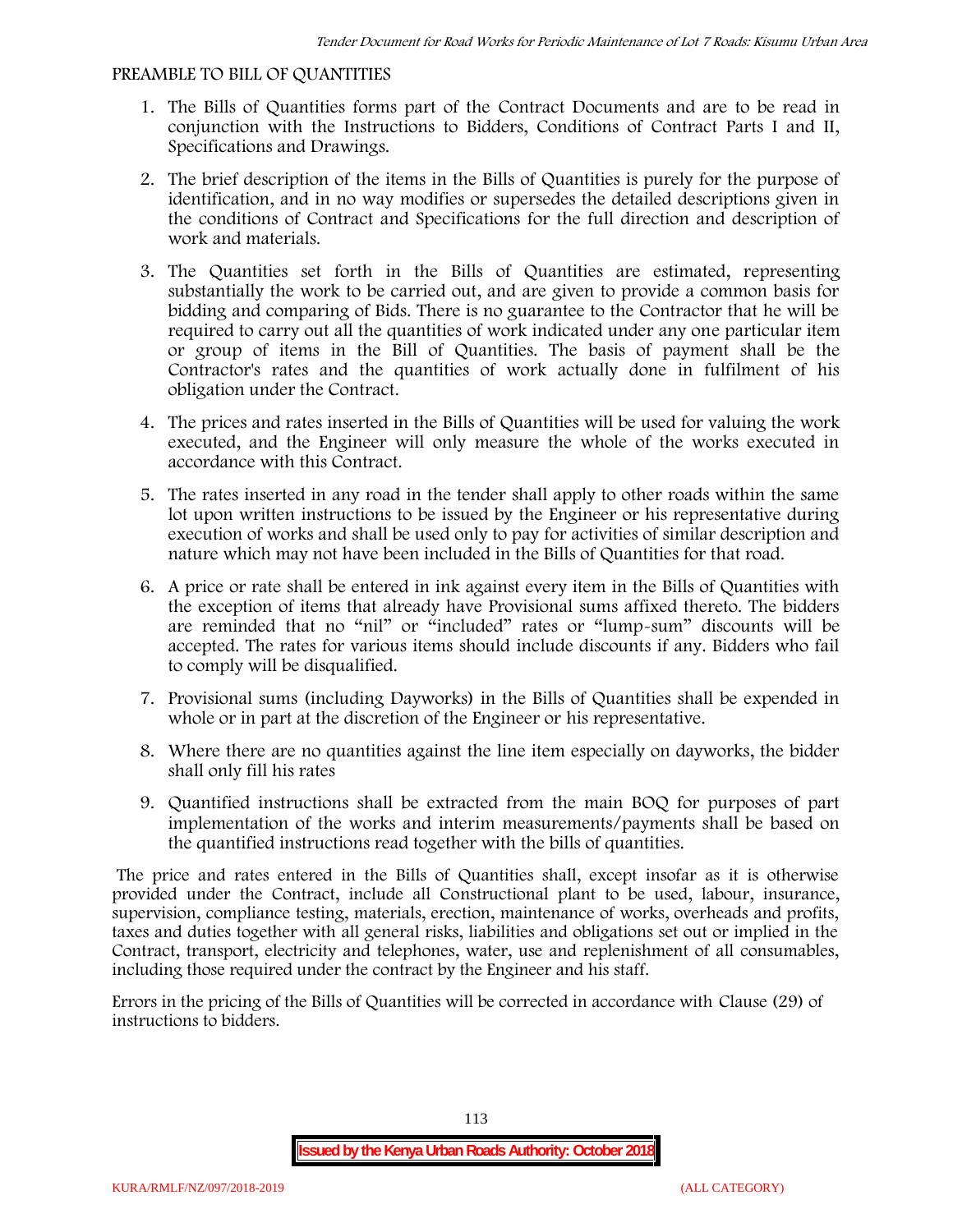PREAMBLE TO BILL OF QUANTITIES

1. The Bills of Quantities forms part of the Contract Documents and are to be read in conjunction with the Instructions to Bidders, Conditions of Contract Parts I and II, Specifications and Drawings.

2. The brief description of the items in the Bills of Quantities is purely for the purpose of identification, and in no way modifies or supersedes the detailed descriptions given in the conditions of Contract and Specifications for the full direction and description of work and materials.

3. The Quantities set forth in the Bills of Quantities are estimated, representing substantially the work to be carried out, and are given to provide a common basis for bidding and comparing of Bids. There is no guarantee to the Contractor that he will be required to carry out all the quantities of work indicated under any one particular item or group of items in the Bill of Quantities. The basis of payment shall be the Contractor's rates and the quantities of work actually done in fulfilment of his obligation under the Contract.

4. The prices and rates inserted in the Bills of Quantities will be used for valuing the work executed, and the Engineer will only measure the whole of the works executed in accordance with this Contract.

5. The rates inserted in any road in the tender shall apply to other roads within the same lot upon written instructions to be issued by the Engineer or his representative during execution of works and shall be used only to pay for activities of similar description and nature which may not have been included in the Bills of Quantities for that road.

6. A price or rate shall be entered in ink against every item in the Bills of Quantities with the exception of items that already have Provisional sums affixed thereto. The bidders are reminded that no "nil" or "included" rates or "lump-sum" discounts will be accepted. The rates for various items should include discounts if any. Bidders who fail to comply will be disqualified.

7. Provisional sums (including Dayworks) in the Bills of Quantities shall be expended in whole or in part at the discretion of the Engineer or his representative.

8. Where there are no quantities against the line item especially on dayworks, the bidder shall only fill his rates

9. Quantified instructions shall be extracted from the main BOQ for purposes of part implementation of the works and interim measurements/payments shall be based on the quantified instructions read together with the bills of quantities.

The price and rates entered in the Bills of Quantities shall, except insofar as it is otherwise provided under the Contract, include all Constructional plant to be used, labour, insurance, supervision, compliance testing, materials, erection, maintenance of works, overheads and profits, taxes and duties together with all general risks, liabilities and obligations set out or implied in the Contract, transport, electricity and telephones, water, use and replenishment of all consumables, including those required under the contract by the Engineer and his staff.

Errors in the pricing of the Bills of Quantities will be corrected in accordance with Clause (29) of instructions to bidders.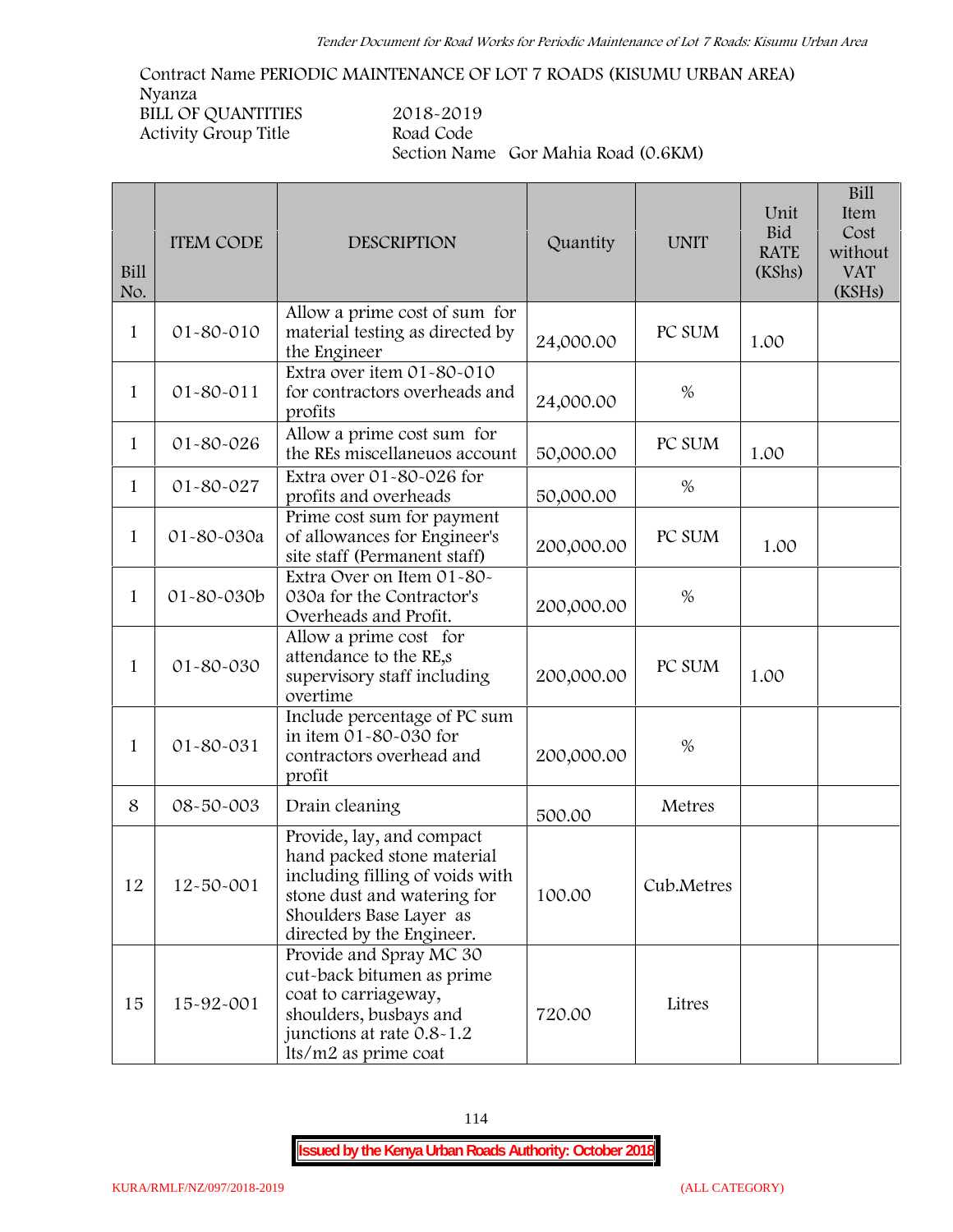Contract Name PERIODIC MAINTENANCE OF LOT 7 ROADS (KISUMU URBAN AREA)
Nyanza
BILL OF QUANTITIES 2018-2019
Activity Group Title Road Code
Section Name Gor Mahia Road (0.6KM)

| Bill No. | ITEM CODE | DESCRIPTION | Quantity | UNIT | Unit Bid RATE (KShs) | Bill Item Cost without VAT (KSHs) |
|---|---|---|---|---|---|---|
| 1 | 01-80-010 | Allow a prime cost of sum for material testing as directed by the Engineer | 24,000.00 | PC SUM | 1.00 | |
| 1 | 01-80-011 | Extra over item 01-80-010 for contractors overheads and profits | 24,000.00 | % | | |
| 1 | 01-80-026 | Allow a prime cost sum for the REs miscellaneuos account | 50,000.00 | PC SUM | 1.00 | |
| 1 | 01-80-027 | Extra over 01-80-026 for profits and overheads | 50,000.00 | % | | |
| 1 | 01-80-030a | Prime cost sum for payment of allowances for Engineer's site staff (Permanent staff) | 200,000.00 | PC SUM | 1.00 | |
| 1 | 01-80-030b | Extra Over on Item 01-80-030a for the Contractor's Overheads and Profit. | 200,000.00 | % | | |
| 1 | 01-80-030 | Allow a prime cost for attendance to the RE,s supervisory staff including overtime | 200,000.00 | PC SUM | 1.00 | |
| 1 | 01-80-031 | Include percentage of PC sum in item 01-80-030 for contractors overhead and profit | 200,000.00 | % | | |
| 8 | 08-50-003 | Drain cleaning | 500.00 | Metres | | |
| 12 | 12-50-001 | Provide, lay, and compact hand packed stone material including filling of voids with stone dust and watering for Shoulders Base Layer as directed by the Engineer. | 100.00 | Cub.Metres | | |
| 15 | 15-92-001 | Provide and Spray MC 30 cut-back bitumen as prime coat to carriageway, shoulders, busbays and junctions at rate 0.8-1.2 lts/m2 as prime coat | 720.00 | Litres | | |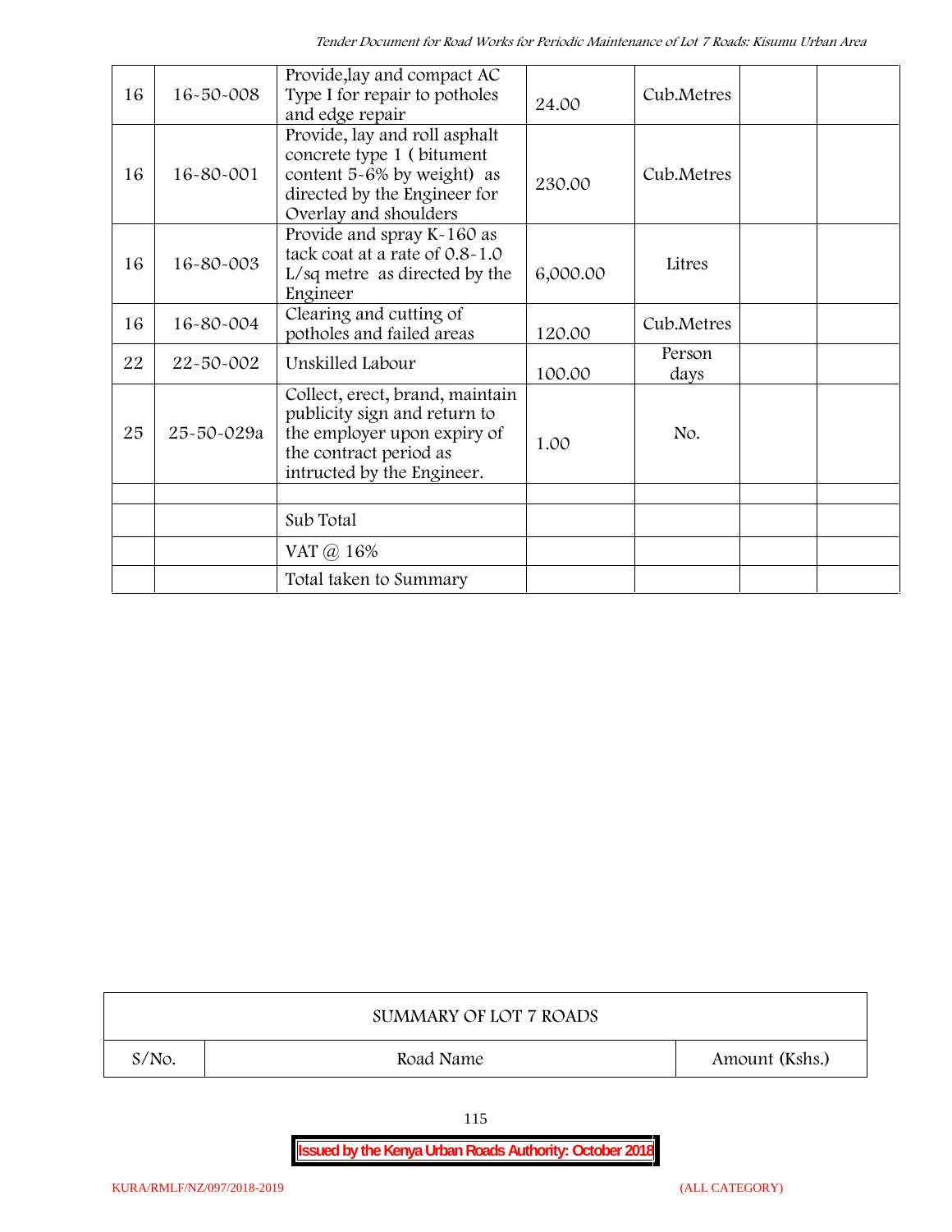| 16 | 16-50-008 | Provide,lay and compact AC Type I for repair to potholes and edge repair | 24.00 | Cub.Metres | | |
|---|---|---|---|---|---|---|
| 16 | 16-80-001 | Provide, lay and roll asphalt concrete type 1 ( bitument content 5-6% by weight) as directed by the Engineer for Overlay and shoulders | 230.00 | Cub.Metres | | |
| 16 | 16-80-003 | Provide and spray K-160 as tack coat at a rate of 0.8-1.0 L/sq metre as directed by the Engineer | 6,000.00 | Litres | | |
| 16 | 16-80-004 | Clearing and cutting of potholes and failed areas | 120.00 | Cub.Metres | | |
| 22 | 22-50-002 | Unskilled Labour | 100.00 | Person days | | |
| 25 | 25-50-029a | Collect, erect, brand, maintain publicity sign and return to the employer upon expiry of the contract period as intructed by the Engineer. | 1.00 | No. | | |
| | | | | | | |
| | | Sub Total | | | | |
| | | VAT @ 16% | | | | |
| | | Total taken to Summary | | | | |

| SUMMARY OF LOT 7 ROADS | | |
|---|---|---|
| S/No. | Road Name | Amount (Kshs.) |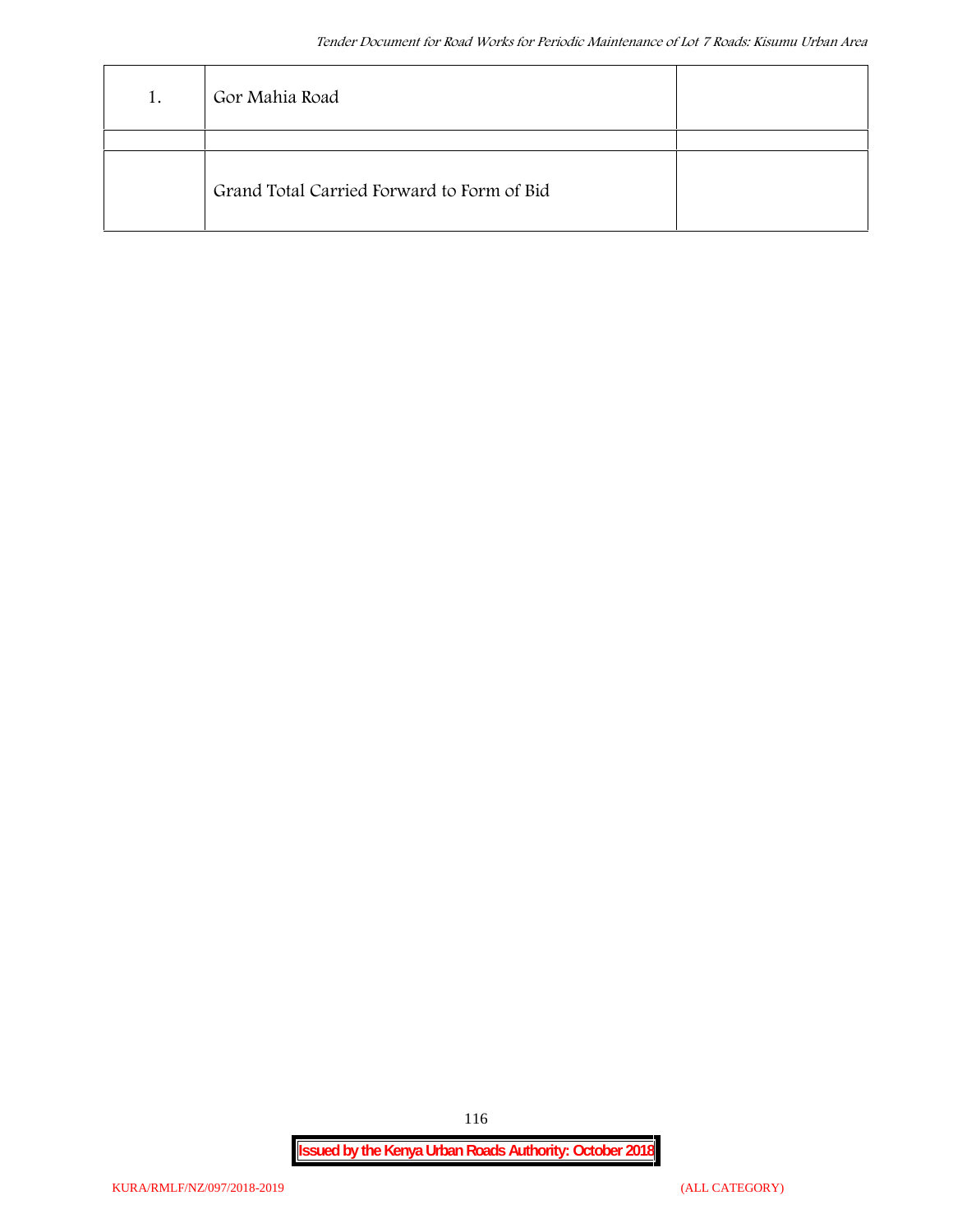| 1. | Gor Mahia Road | |
|---|---|---|
| | | |
| | Grand Total Carried Forward to Form of Bid | |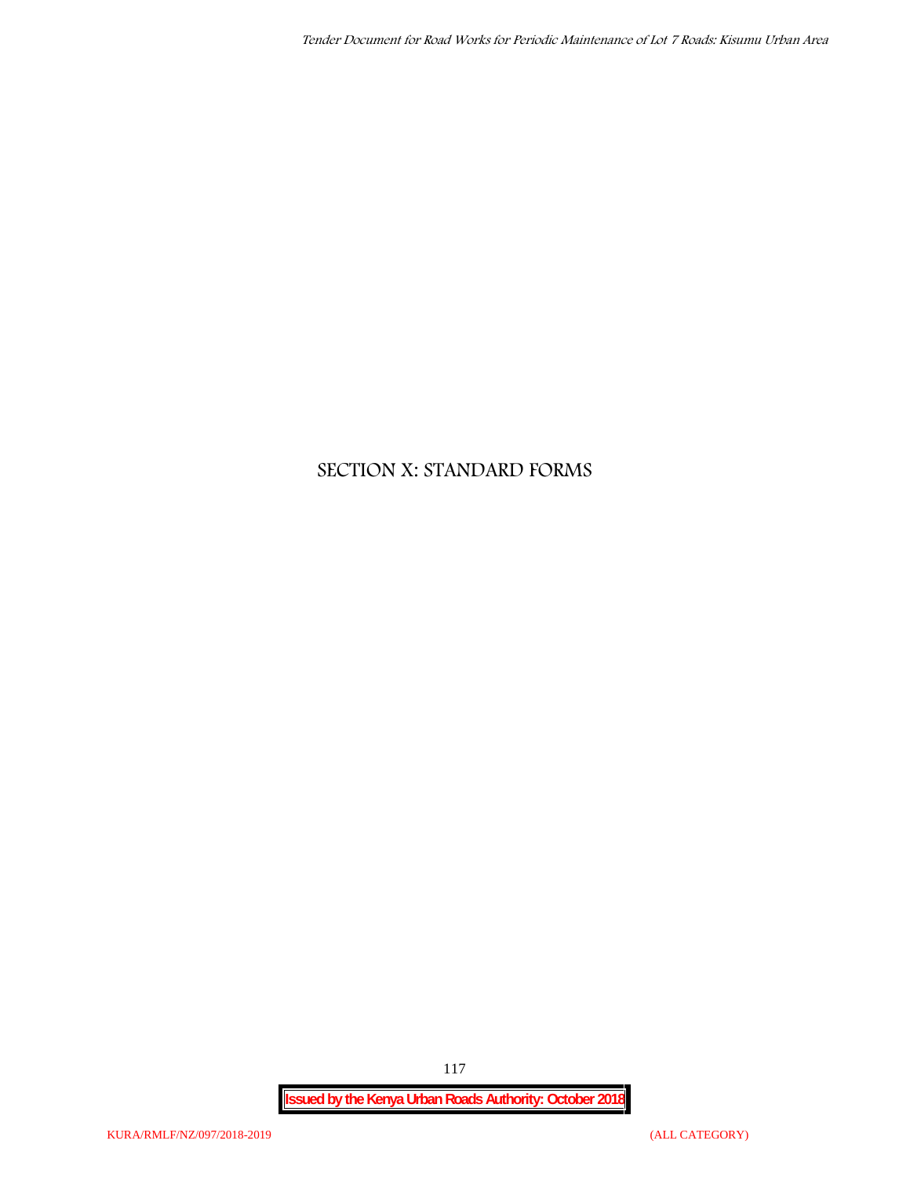# SECTION X: STANDARD FORMS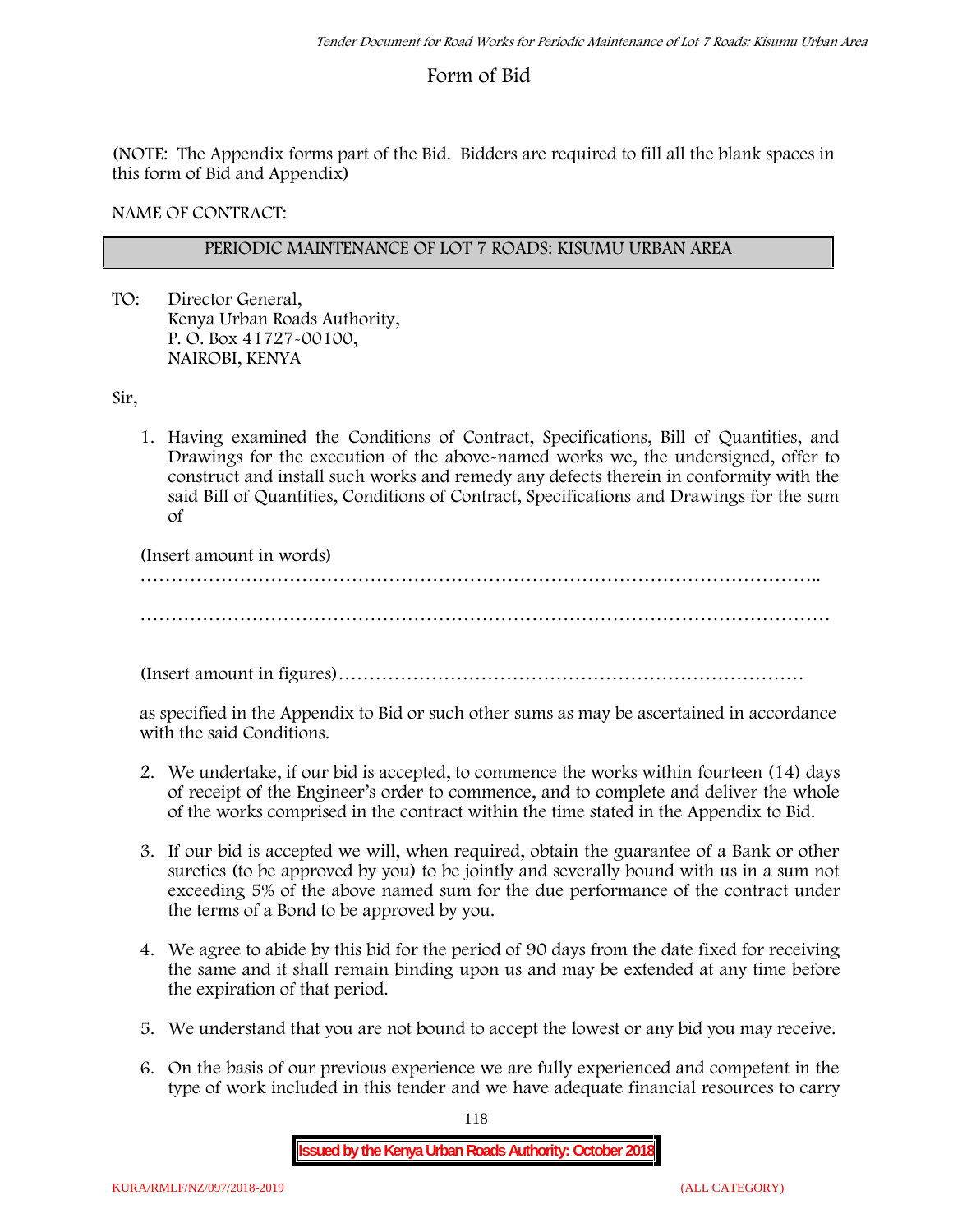# Form of Bid

(NOTE: The Appendix forms part of the Bid. Bidders are required to fill all the blank spaces in this form of Bid and Appendix)

NAME OF CONTRACT:

| PERIODIC MAINTENANCE OF LOT 7 ROADS: KISUMU URBAN AREA |
|---|

TO: Director General,
Kenya Urban Roads Authority,
P. O. Box 41727-00100,
NAIROBI, KENYA

Sir,

1. Having examined the Conditions of Contract, Specifications, Bill of Quantities, and Drawings for the execution of the above-named works we, the undersigned, offer to construct and install such works and remedy any defects therein in conformity with the said Bill of Quantities, Conditions of Contract, Specifications and Drawings for the sum of

   (Insert amount in words)

   ………………………………………………………………………………………………..

   ………………………………………………………………………………………………

   (Insert amount in figures)…………………………………………………………………

   as specified in the Appendix to Bid or such other sums as may be ascertained in accordance with the said Conditions.

2. We undertake, if our bid is accepted, to commence the works within fourteen (14) days of receipt of the Engineer's order to commence, and to complete and deliver the whole of the works comprised in the contract within the time stated in the Appendix to Bid.

3. If our bid is accepted we will, when required, obtain the guarantee of a Bank or other sureties (to be approved by you) to be jointly and severally bound with us in a sum not exceeding 5% of the above named sum for the due performance of the contract under the terms of a Bond to be approved by you.

4. We agree to abide by this bid for the period of 90 days from the date fixed for receiving the same and it shall remain binding upon us and may be extended at any time before the expiration of that period.

5. We understand that you are not bound to accept the lowest or any bid you may receive.

6. On the basis of our previous experience we are fully experienced and competent in the type of work included in this tender and we have adequate financial resources to carry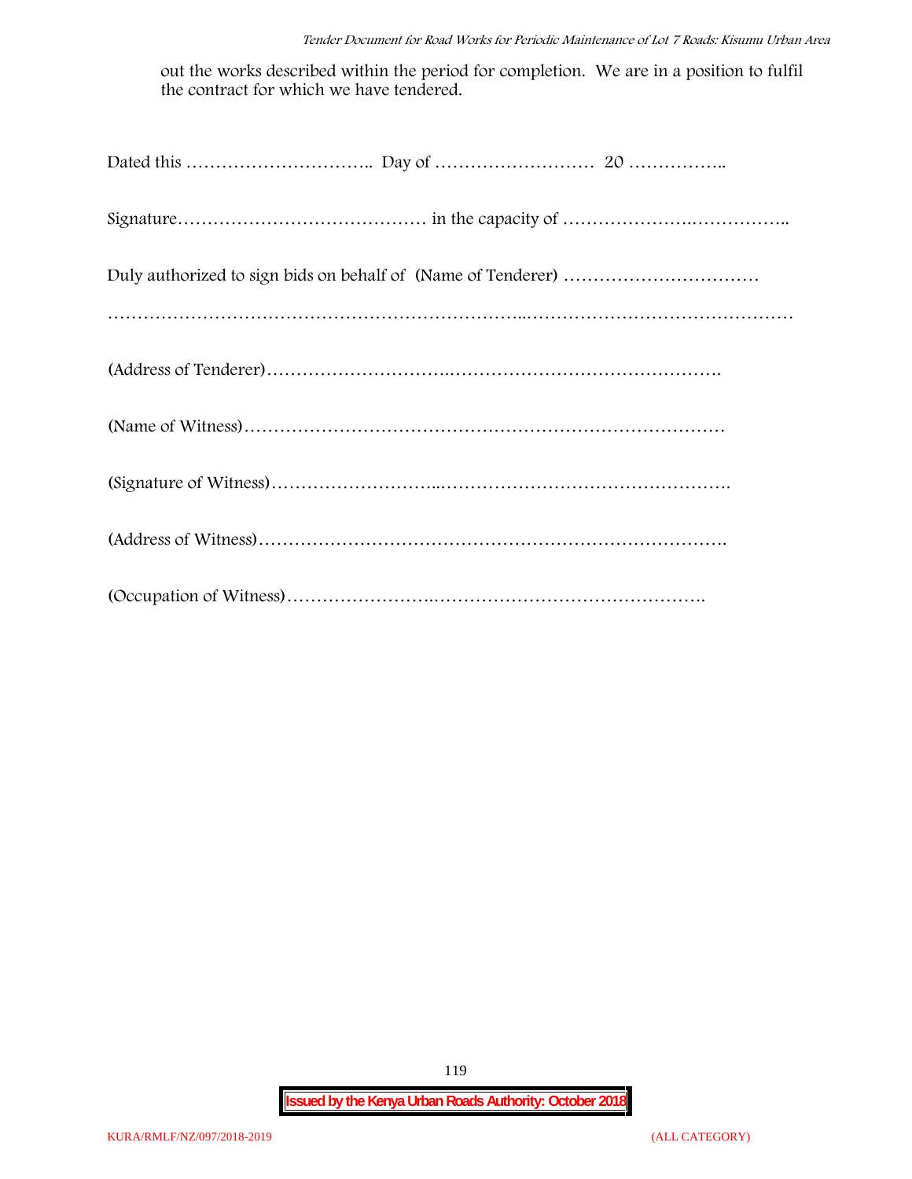out the works described within the period for completion. We are in a position to fulfil the contract for which we have tendered.

Dated this ………………………….. Day of ……………………… 20 ……………..

Signature…………………………………… in the capacity of ………………….……………..

Duly authorized to sign bids on behalf of (Name of Tenderer) ……………………………

……………………………………………………….………………………………………

(Address of Tenderer)…………………………………………………………………….

(Name of Witness)………………………………………………………………………

(Signature of Witness)……………………..………………………………………….

(Address of Witness)……………………………………………………………………….

(Occupation of Witness)…………………….……………………………………….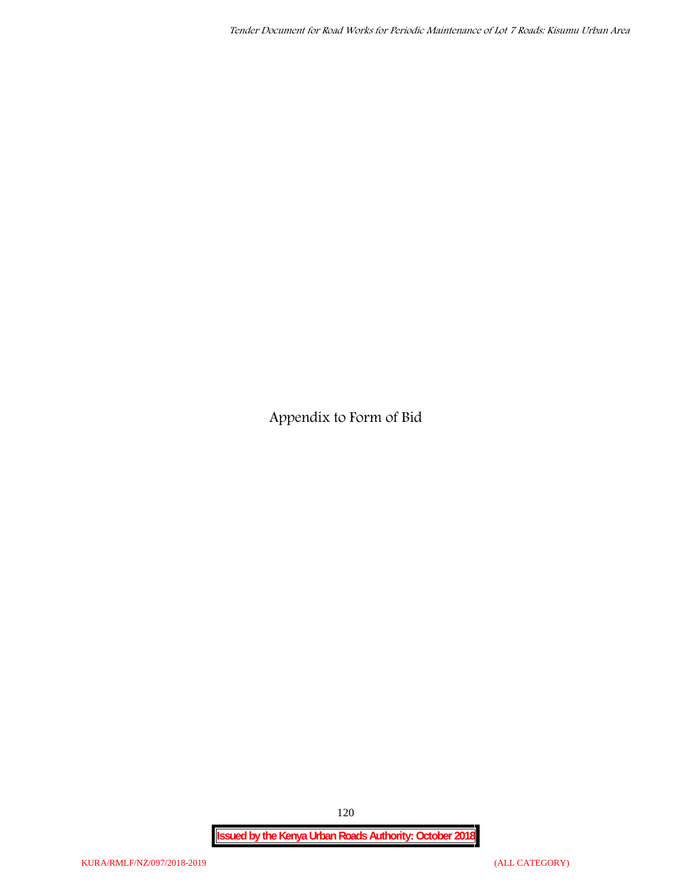# Appendix to Form of Bid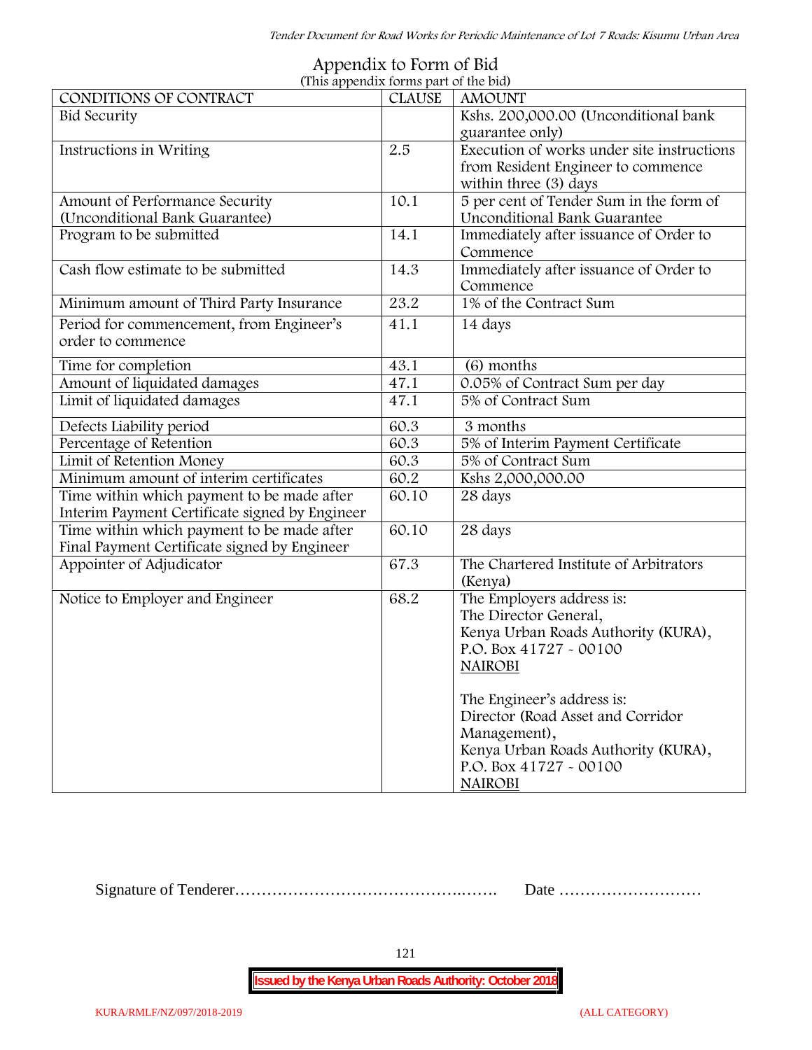# Appendix to Form of Bid

(This appendix forms part of the bid)

| CONDITIONS OF CONTRACT | CLAUSE | AMOUNT |
|---|---|---|
| Bid Security | | Kshs. 200,000.00 (Unconditional bank guarantee only) |
| Instructions in Writing | 2.5 | Execution of works under site instructions from Resident Engineer to commence within three (3) days |
| Amount of Performance Security (Unconditional Bank Guarantee) | 10.1 | 5 per cent of Tender Sum in the form of Unconditional Bank Guarantee |
| Program to be submitted | 14.1 | Immediately after issuance of Order to Commence |
| Cash flow estimate to be submitted | 14.3 | Immediately after issuance of Order to Commence |
| Minimum amount of Third Party Insurance | 23.2 | 1% of the Contract Sum |
| Period for commencement, from Engineer's order to commence | 41.1 | 14 days |
| Time for completion | 43.1 | (6) months |
| Amount of liquidated damages | 47.1 | 0.05% of Contract Sum per day |
| Limit of liquidated damages | 47.1 | 5% of Contract Sum |
| Defects Liability period | 60.3 | 3 months |
| Percentage of Retention | 60.3 | 5% of Interim Payment Certificate |
| Limit of Retention Money | 60.3 | 5% of Contract Sum |
| Minimum amount of interim certificates | 60.2 | Kshs 2,000,000.00 |
| Time within which payment to be made after Interim Payment Certificate signed by Engineer | 60.10 | 28 days |
| Time within which payment to be made after Final Payment Certificate signed by Engineer | 60.10 | 28 days |
| Appointer of Adjudicator | 67.3 | The Chartered Institute of Arbitrators (Kenya) |
| Notice to Employer and Engineer | 68.2 | The Employers address is:<br>The Director General,<br>Kenya Urban Roads Authority (KURA),<br>P.O. Box 41727 - 00100<br>NAIROBI<br><br>The Engineer's address is:<br>Director (Road Asset and Corridor Management),<br>Kenya Urban Roads Authority (KURA),<br>P.O. Box 41727 - 00100<br>NAIROBI |

Signature of Tenderer……………………………………..……. Date ………………………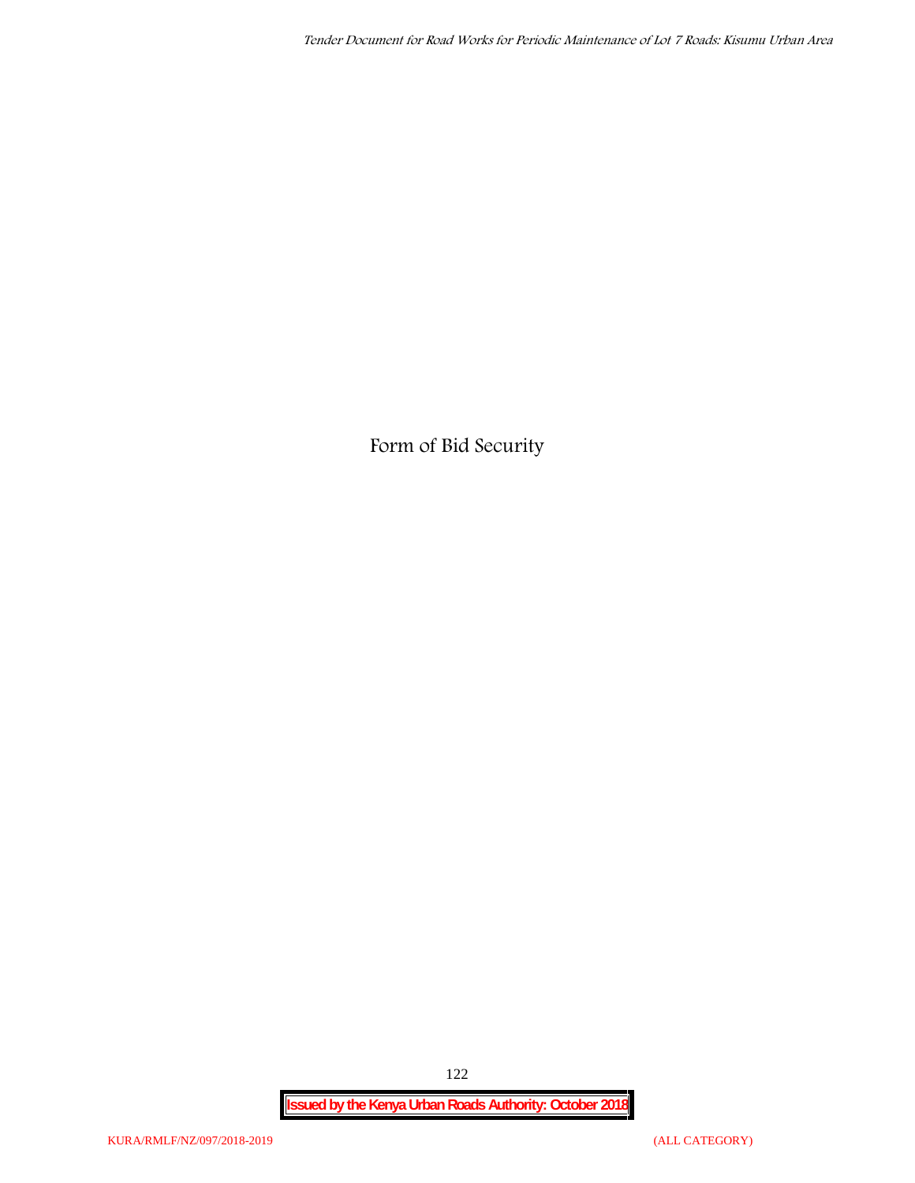# Form of Bid Security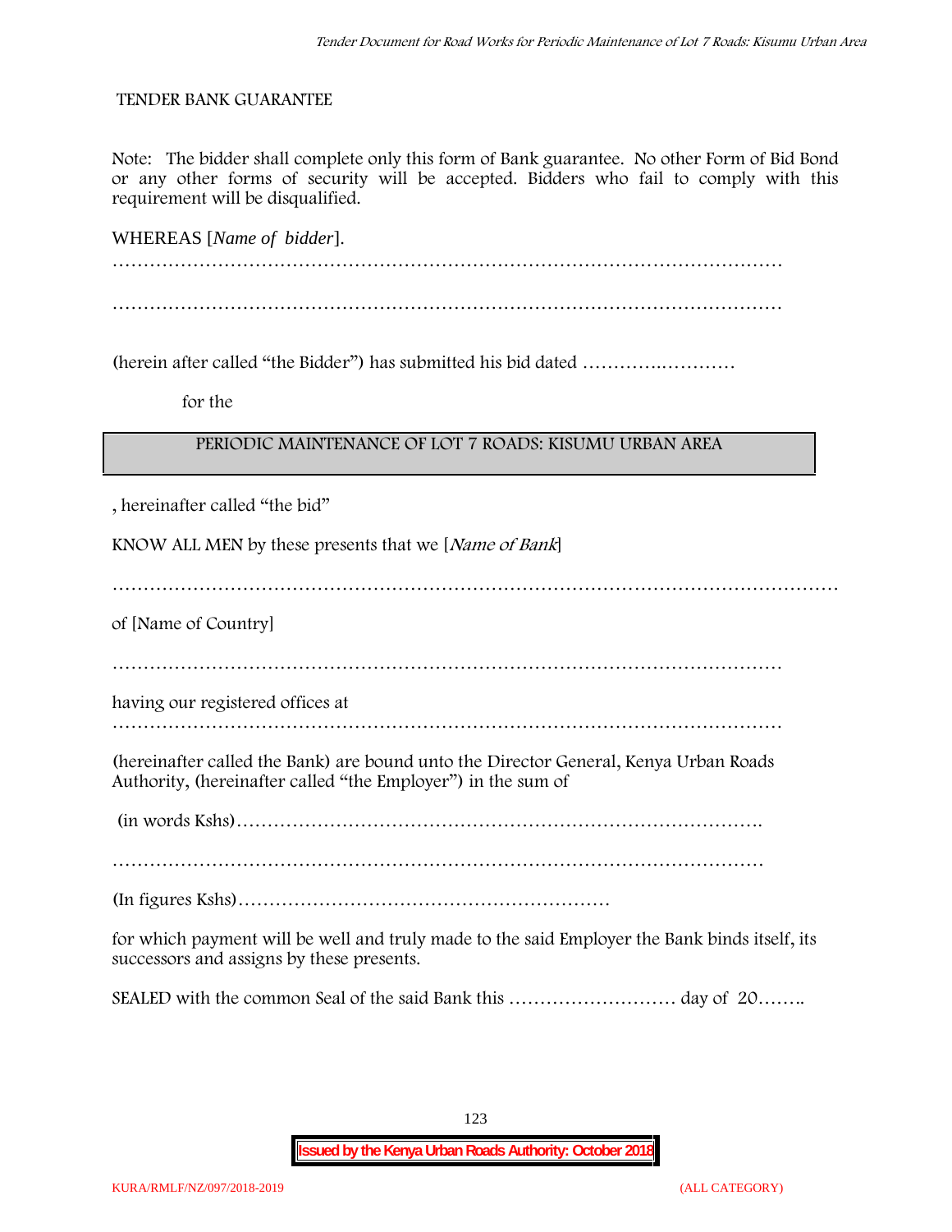TENDER BANK GUARANTEE

Note: The bidder shall complete only this form of Bank guarantee. No other Form of Bid Bond or any other forms of security will be accepted. Bidders who fail to comply with this requirement will be disqualified.

WHEREAS [*Name of bidder*].

…………………………………………………………………………………………………

…………………………………………………………………………………………………

(herein after called "the Bidder") has submitted his bid dated ………….…………

for the

| PERIODIC MAINTENANCE OF LOT 7 ROADS: KISUMU URBAN AREA |
|---|

, hereinafter called "the bid"

KNOW ALL MEN by these presents that we [*Name of Bank*]

……………………………………………………………………………………………………

of [Name of Country]

…………………………………………………………………………………………………

having our registered offices at
…………………………………………………………………………………………………

(hereinafter called the Bank) are bound unto the Director General, Kenya Urban Roads Authority, (hereinafter called "the Employer") in the sum of

(in words Kshs)……………………………………………………………………….

………………………………………………………………………………………………

(In figures Kshs)……………………………………………………

for which payment will be well and truly made to the said Employer the Bank binds itself, its successors and assigns by these presents.

SEALED with the common Seal of the said Bank this ……………………… day of 20……..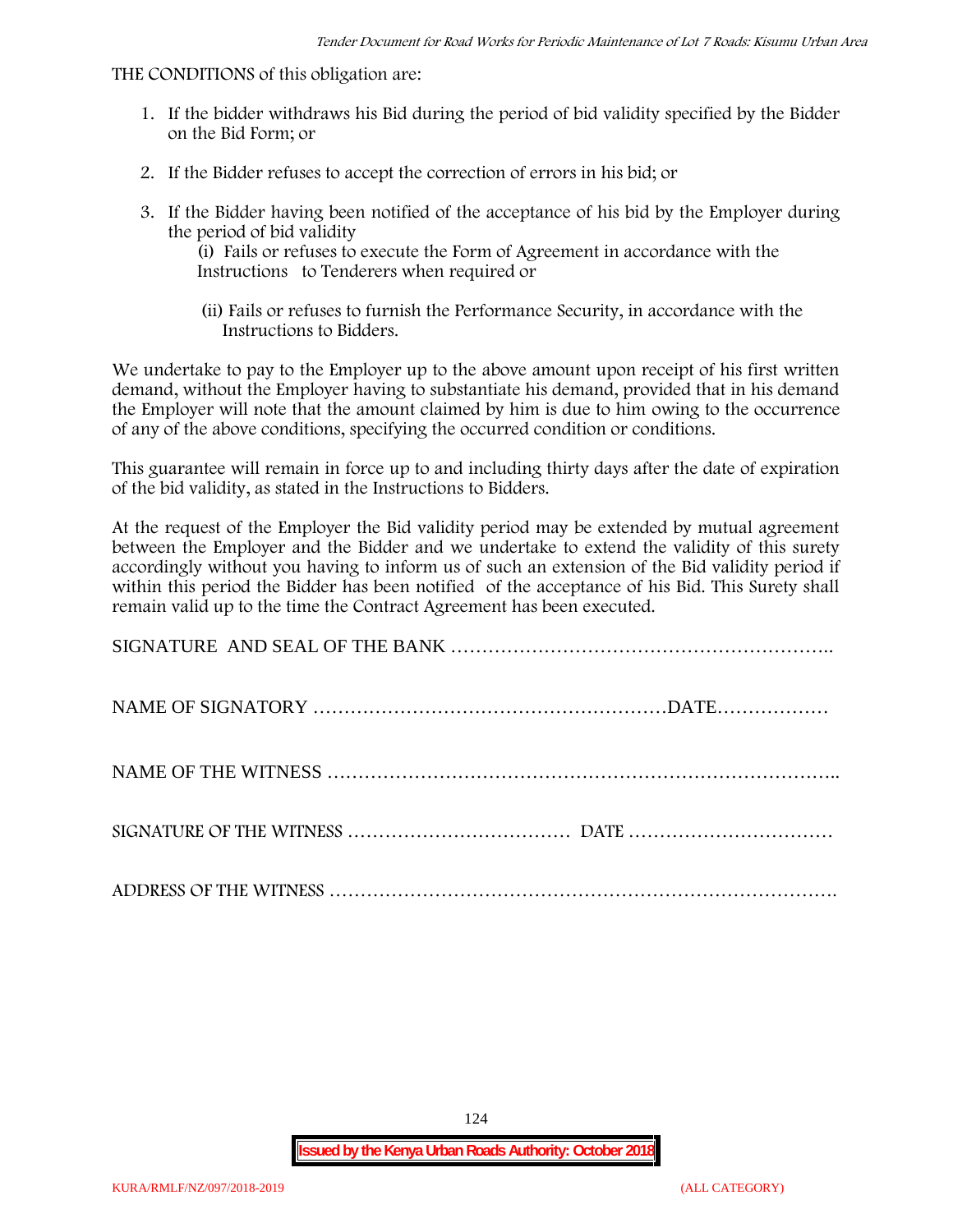THE CONDITIONS of this obligation are:

1. If the bidder withdraws his Bid during the period of bid validity specified by the Bidder on the Bid Form; or

2. If the Bidder refuses to accept the correction of errors in his bid; or

3. If the Bidder having been notified of the acceptance of his bid by the Employer during the period of bid validity

   (i) Fails or refuses to execute the Form of Agreement in accordance with the Instructions to Tenderers when required or

   (ii) Fails or refuses to furnish the Performance Security, in accordance with the Instructions to Bidders.

We undertake to pay to the Employer up to the above amount upon receipt of his first written demand, without the Employer having to substantiate his demand, provided that in his demand the Employer will note that the amount claimed by him is due to him owing to the occurrence of any of the above conditions, specifying the occurred condition or conditions.

This guarantee will remain in force up to and including thirty days after the date of expiration of the bid validity, as stated in the Instructions to Bidders.

At the request of the Employer the Bid validity period may be extended by mutual agreement between the Employer and the Bidder and we undertake to extend the validity of this surety accordingly without you having to inform us of such an extension of the Bid validity period if within this period the Bidder has been notified of the acceptance of his Bid. This Surety shall remain valid up to the time the Contract Agreement has been executed.

SIGNATURE AND SEAL OF THE BANK ……………………………………………………..

NAME OF SIGNATORY …………………………………………………DATE………………

NAME OF THE WITNESS ……………………………………………………………………..

SIGNATURE OF THE WITNESS ……………………………… DATE ……………………………

ADDRESS OF THE WITNESS …………………………………………………………………….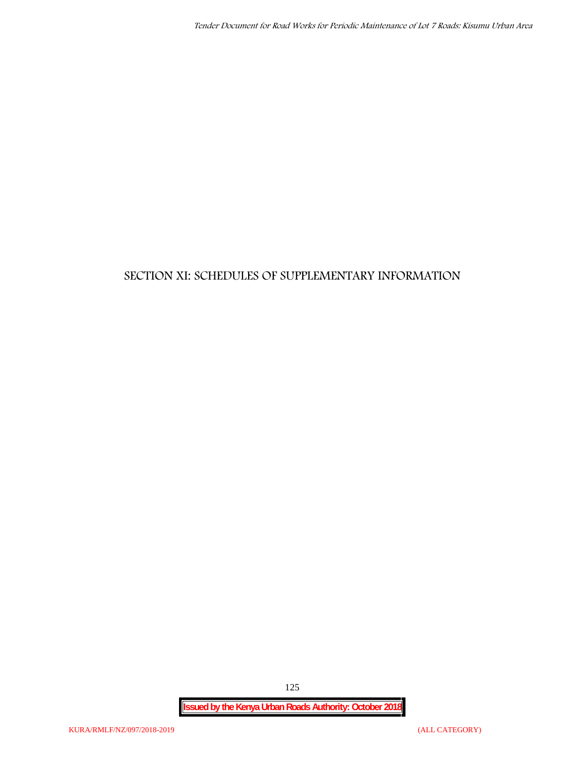# SECTION XI: SCHEDULES OF SUPPLEMENTARY INFORMATION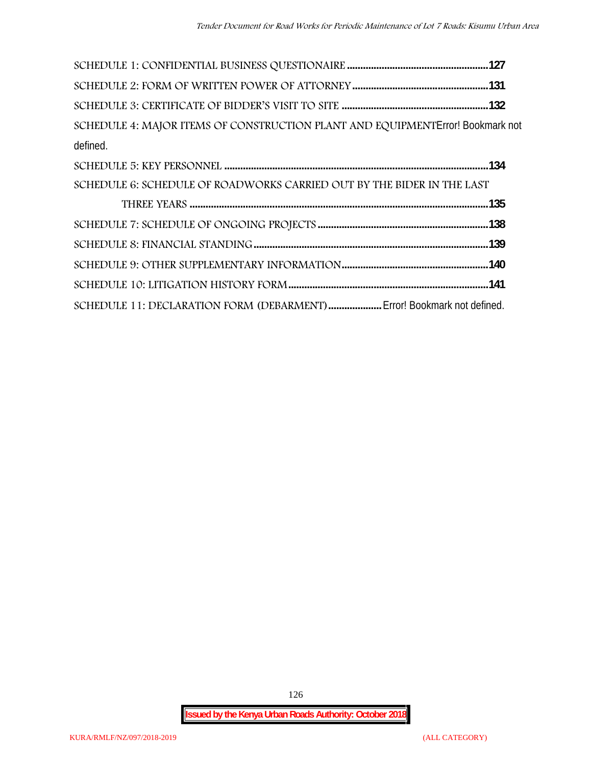SCHEDULE 1: CONFIDENTIAL BUSINESS QUESTIONAIRE ....................................................127

SCHEDULE 2: FORM OF WRITTEN POWER OF ATTORNEY ..................................................131

SCHEDULE 3: CERTIFICATE OF BIDDER'S VISIT TO SITE ......................................................132

SCHEDULE 4: MAJOR ITEMS OF CONSTRUCTION PLANT AND EQUIPMENTError! Bookmark not defined.

SCHEDULE 5: KEY PERSONNEL ..................................................................................................134

SCHEDULE 6: SCHEDULE OF ROADWORKS CARRIED OUT BY THE BIDER IN THE LAST THREE YEARS ...............................................................................................................135

SCHEDULE 7: SCHEDULE OF ONGOING PROJECTS ................................................................138

SCHEDULE 8: FINANCIAL STANDING........................................................................................139

SCHEDULE 9: OTHER SUPPLEMENTARY INFORMATION......................................................140

SCHEDULE 10: LITIGATION HISTORY FORM...........................................................................141

SCHEDULE 11: DECLARATION FORM (DEBARMENT) .................... Error! Bookmark not defined.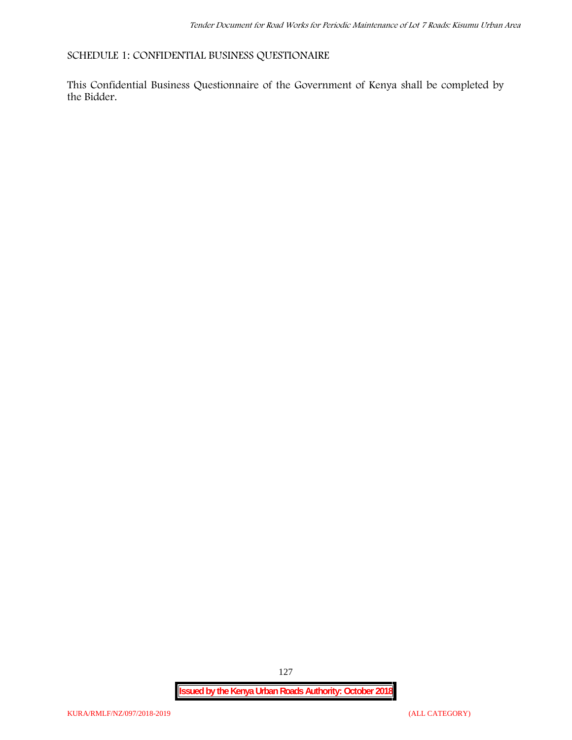## SCHEDULE 1: CONFIDENTIAL BUSINESS QUESTIONAIRE

This Confidential Business Questionnaire of the Government of Kenya shall be completed by the Bidder.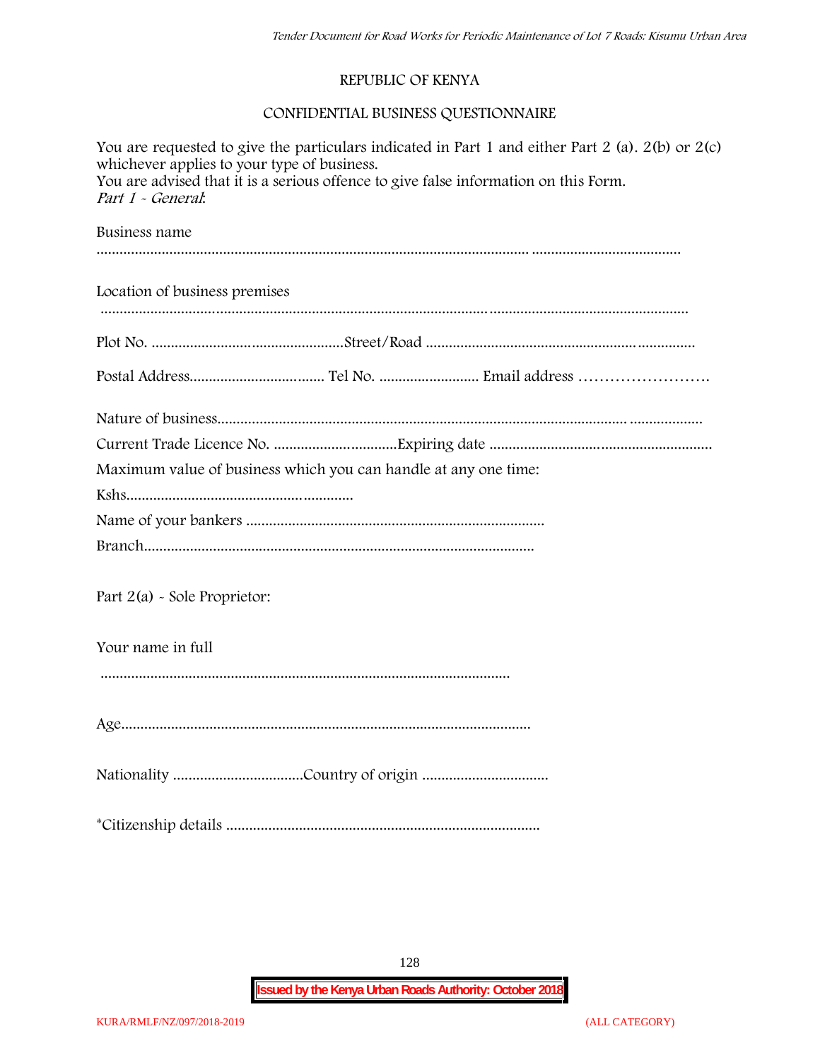REPUBLIC OF KENYA

CONFIDENTIAL BUSINESS QUESTIONNAIRE

You are requested to give the particulars indicated in Part 1 and either Part 2 (a). 2(b) or 2(c) whichever applies to your type of business.
You are advised that it is a serious offence to give false information on this Form.
*Part 1 - General:*

Business name

.......................................................................................................................................................

Location of business premises

.......................................................................................................................................................

Plot No. ..................................................Street/Road .......................................................................

Postal Address................................... Tel No. .......................... Email address ……………………

Nature of business............................................................................................................................

Current Trade Licence No. ................................Expiring date ...........................................................

Maximum value of business which you can handle at any one time:

Kshs.............................................................

Name of your bankers .............................................................................

Branch.....................................................................................................

Part 2(a) - Sole Proprietor:

Your name in full

.........................................................................................................

Age.........................................................................................................

Nationality .................................Country of origin .................................

*Citizenship details .................................................................................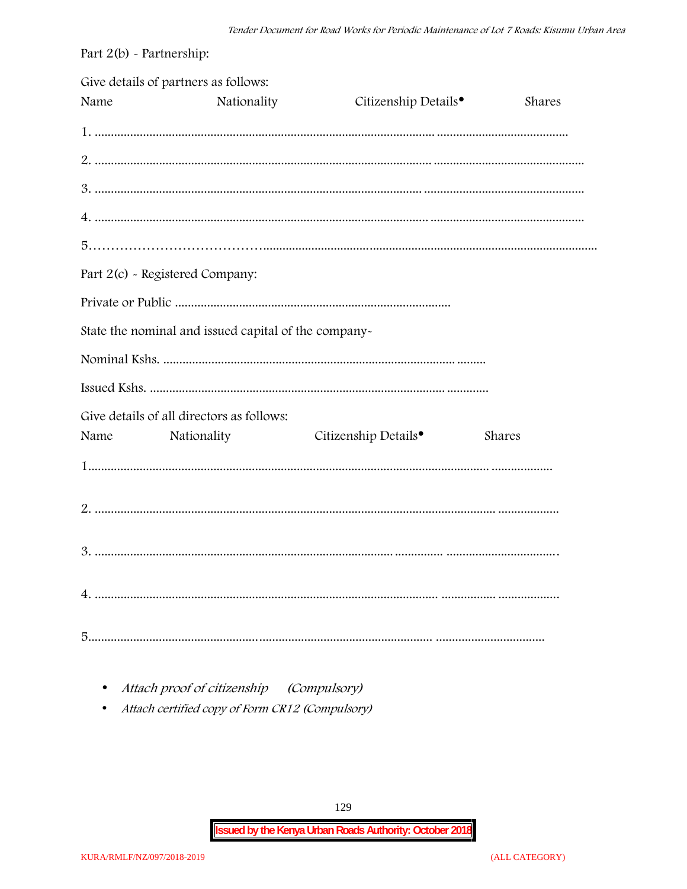Part 2(b) - Partnership:

Give details of partners as follows:

Name Nationality Citizenship Details• Shares

1. ....................................................................................................................... ........................................

2. ....................................................................................................................... ..............................................

3. ..................................................................................................................... ................................................

4. ...................................................................................................................... ...............................................

5………………………………….......................................................................................................................

Part 2(c) - Registered Company:

Private or Public .....................................................................................

State the nominal and issued capital of the company-

Nominal Kshs. ........................................................................................ .........

Issued Kshs. ......................................................................................... .............

Give details of all directors as follows:

Name Nationality Citizenship Details• Shares

1............................................................................................................................ ...................

2. ........................................................................................................................... ...................

3. ............................................................................................ ............... ..................................

4. ......................................................................................................... ................. ...................

5.......................................................................................................... .................................

- *Attach proof of citizenship (Compulsory)*
- *Attach certified copy of Form CR12 (Compulsory)*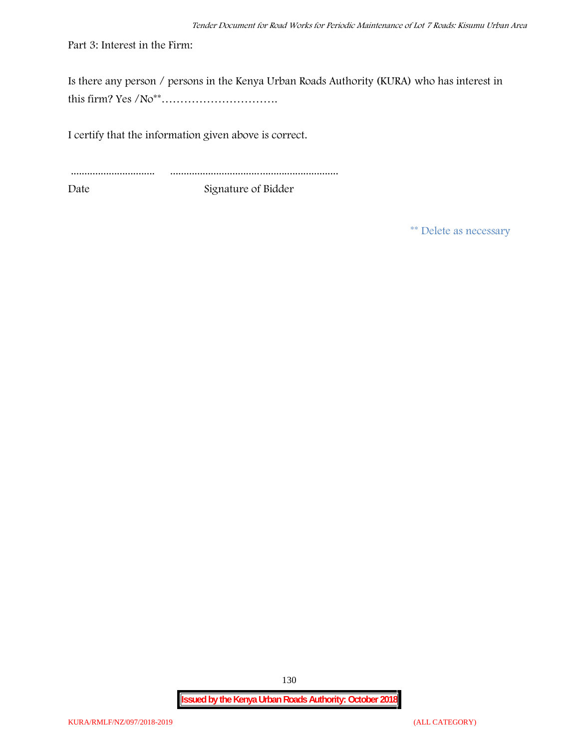Part 3: Interest in the Firm:

Is there any person / persons in the Kenya Urban Roads Authority (KURA) who has interest in this firm? Yes /No** ………………………….

I certify that the information given above is correct.

............................... ..............................................................

Date Signature of Bidder

** Delete as necessary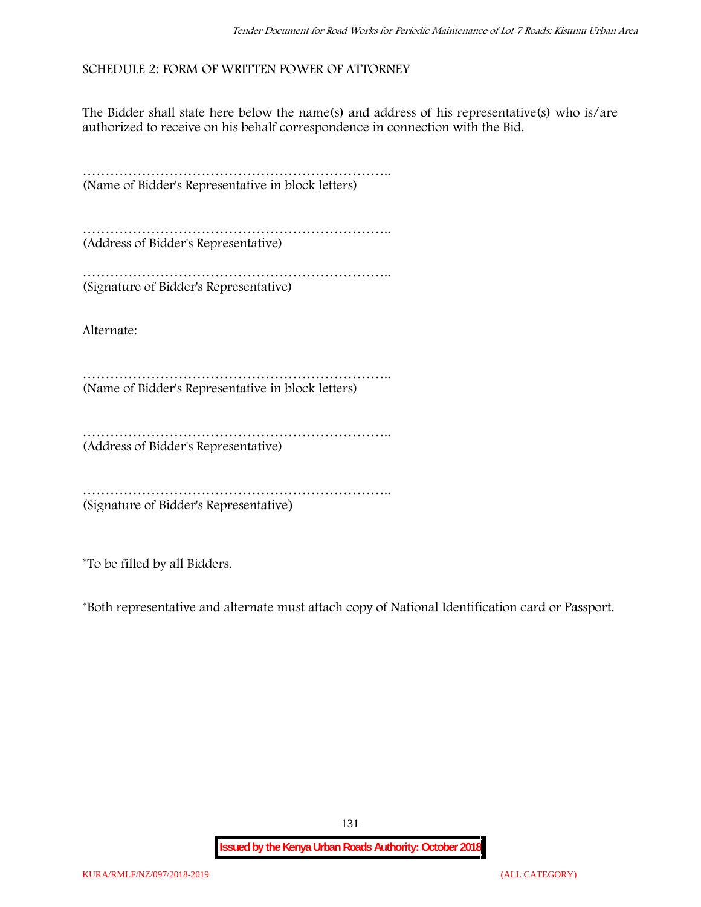## SCHEDULE 2: FORM OF WRITTEN POWER OF ATTORNEY

The Bidder shall state here below the name(s) and address of his representative(s) who is/are authorized to receive on his behalf correspondence in connection with the Bid.

…………………………………………………………..
(Name of Bidder's Representative in block letters)

…………………………………………………………..
(Address of Bidder's Representative)

…………………………………………………………..
(Signature of Bidder's Representative)

Alternate:

…………………………………………………………..
(Name of Bidder's Representative in block letters)

…………………………………………………………..
(Address of Bidder's Representative)

…………………………………………………………..
(Signature of Bidder's Representative)

*To be filled by all Bidders.

*Both representative and alternate must attach copy of National Identification card or Passport.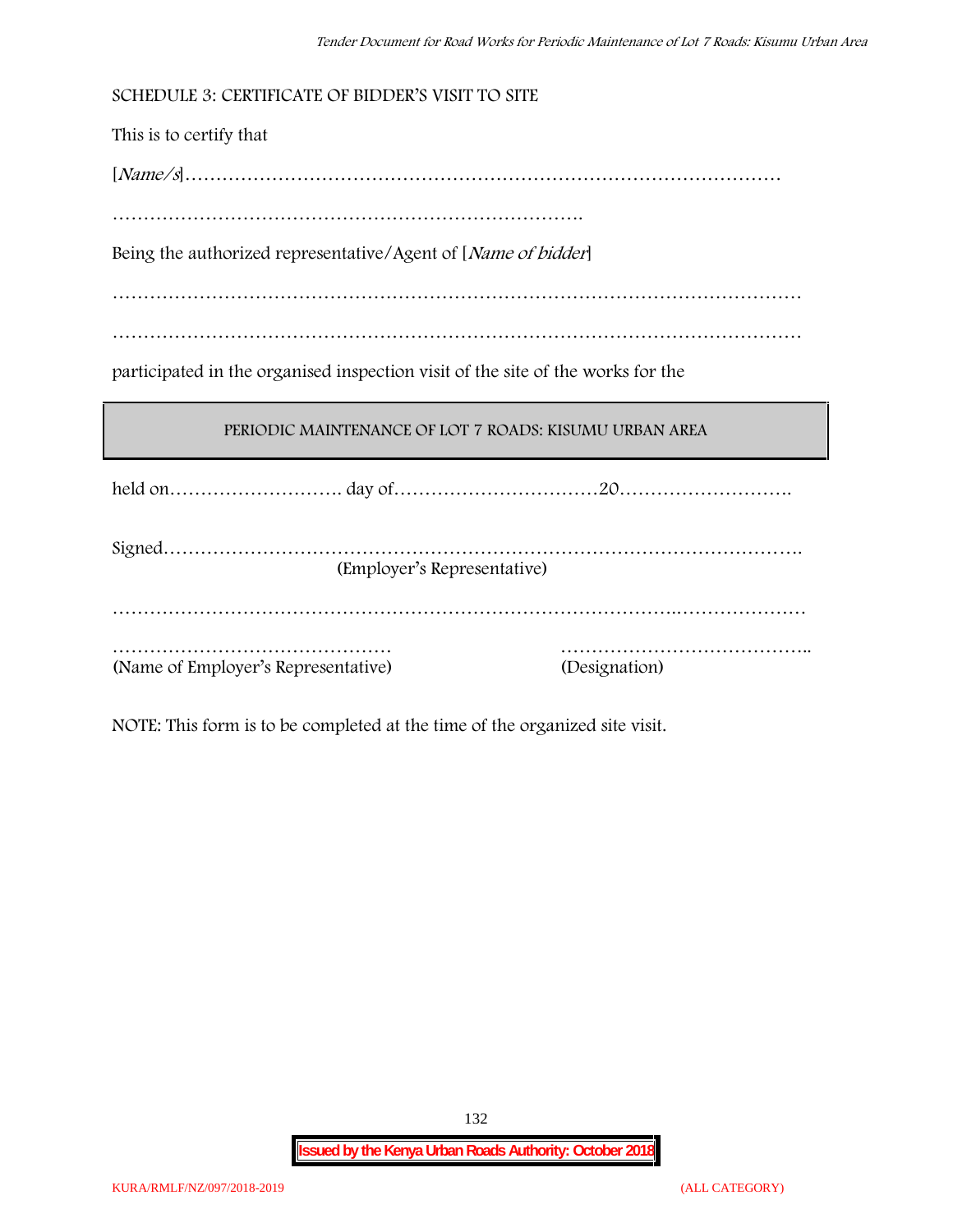SCHEDULE 3: CERTIFICATE OF BIDDER'S VISIT TO SITE

This is to certify that

[*Name/s*]……………………………………………………………………………………

………………………………………………………………….

Being the authorized representative/Agent of [*Name of bidder*]

…………………………………………………………………………………………………

…………………………………………………………………………………………………

participated in the organised inspection visit of the site of the works for the

| PERIODIC MAINTENANCE OF LOT 7 ROADS: KISUMU URBAN AREA |
|---|

held on………………………. day of……………………………20……………………….

Signed……………………………………………………………………………………….
(Employer's Representative)

…………………………………………………………………………..…………………

……………………………………… ………………………………..
(Name of Employer's Representative) (Designation)

NOTE: This form is to be completed at the time of the organized site visit.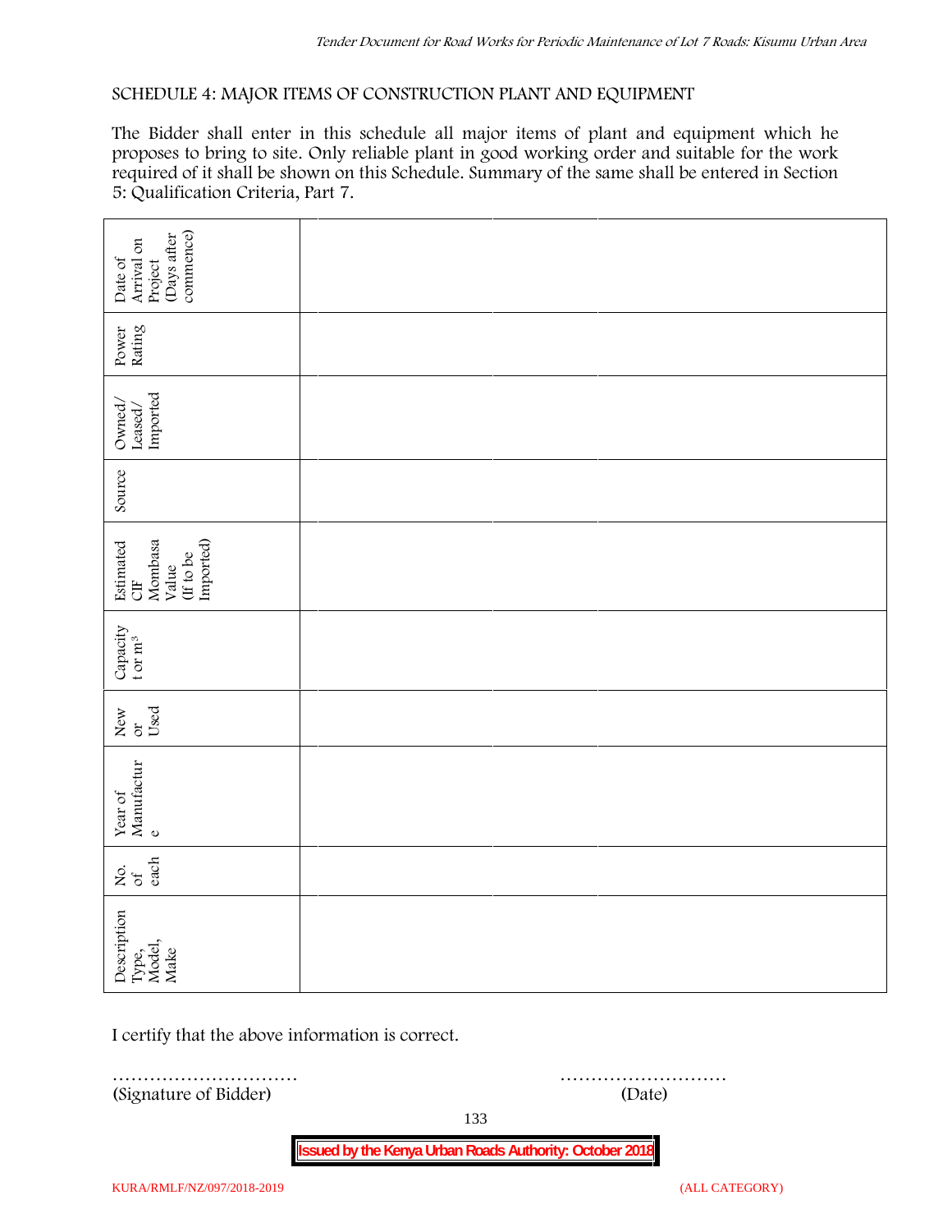SCHEDULE 4: MAJOR ITEMS OF CONSTRUCTION PLANT AND EQUIPMENT

The Bidder shall enter in this schedule all major items of plant and equipment which he proposes to bring to site. Only reliable plant in good working order and suitable for the work required of it shall be shown on this Schedule. Summary of the same shall be entered in Section 5: Qualification Criteria, Part 7.

| Description Type, Model, Make | No. of each | Year of Manufacture | New or Used | Capacity t or $m^3$ | Estimated CIF Mombasa Value (If to be Imported) | Source | Owned/ Leased/ Imported | Power Rating | Date of Arrival on Project (Days after commence) |
|---|---|---|---|---|---|---|---|---|---|
| | | | | | | | | | |

I certify that the above information is correct.

………………………… ………………………
(Signature of Bidder) (Date)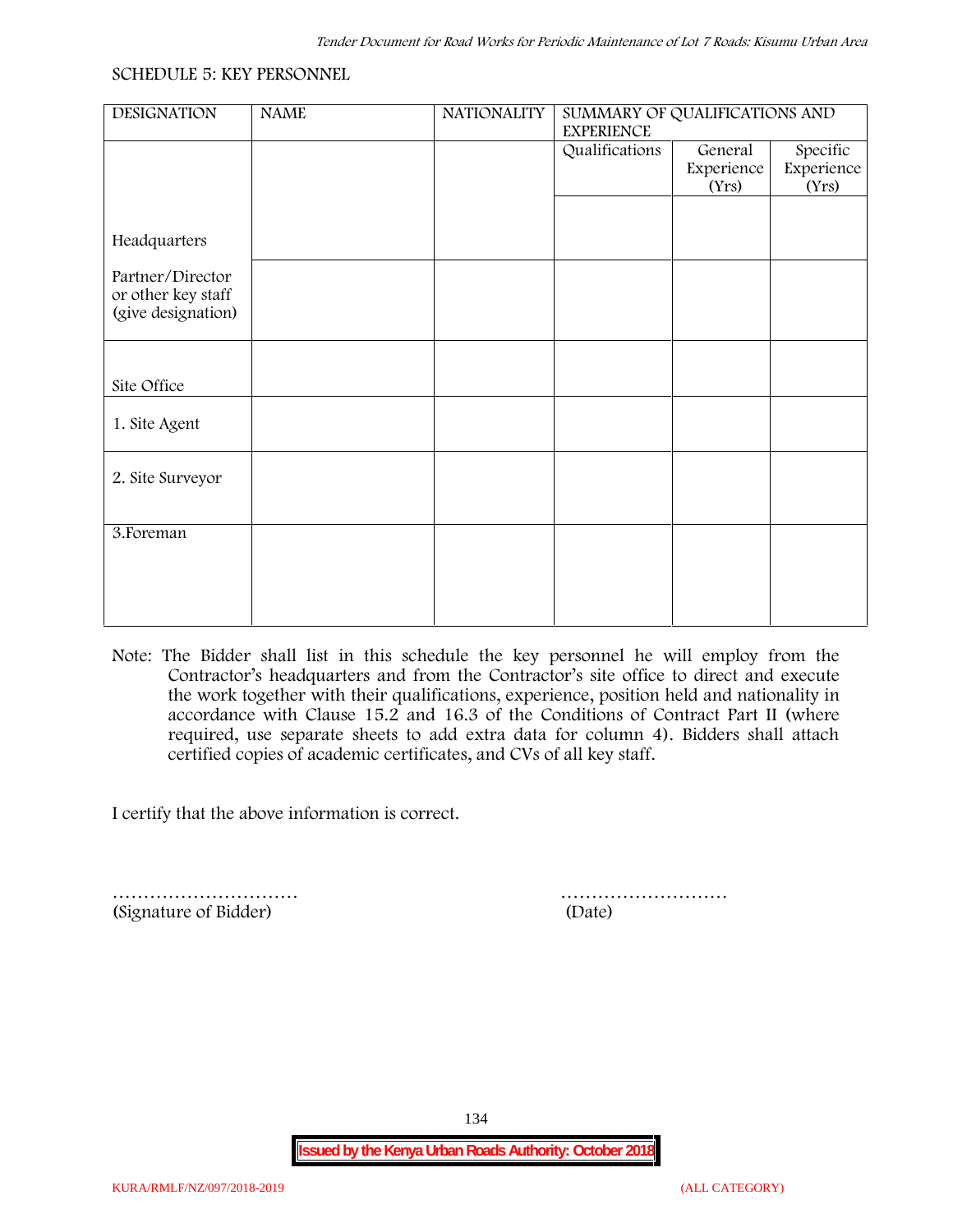SCHEDULE 5: KEY PERSONNEL

| DESIGNATION | NAME | NATIONALITY | SUMMARY OF QUALIFICATIONS AND EXPERIENCE | | |
|---|---|---|---|---|---|
| | | | Qualifications | General Experience (Yrs) | Specific Experience (Yrs) |
| Headquarters | | | | | |
| Partner/Director or other key staff (give designation) | | | | | |
| Site Office | | | | | |
| 1. Site Agent | | | | | |
| 2. Site Surveyor | | | | | |
| 3.Foreman | | | | | |

Note: The Bidder shall list in this schedule the key personnel he will employ from the Contractor's headquarters and from the Contractor's site office to direct and execute the work together with their qualifications, experience, position held and nationality in accordance with Clause 15.2 and 16.3 of the Conditions of Contract Part II (where required, use separate sheets to add extra data for column 4). Bidders shall attach certified copies of academic certificates, and CVs of all key staff.

I certify that the above information is correct.

…………………………  
(Signature of Bidder)

………………………  
(Date)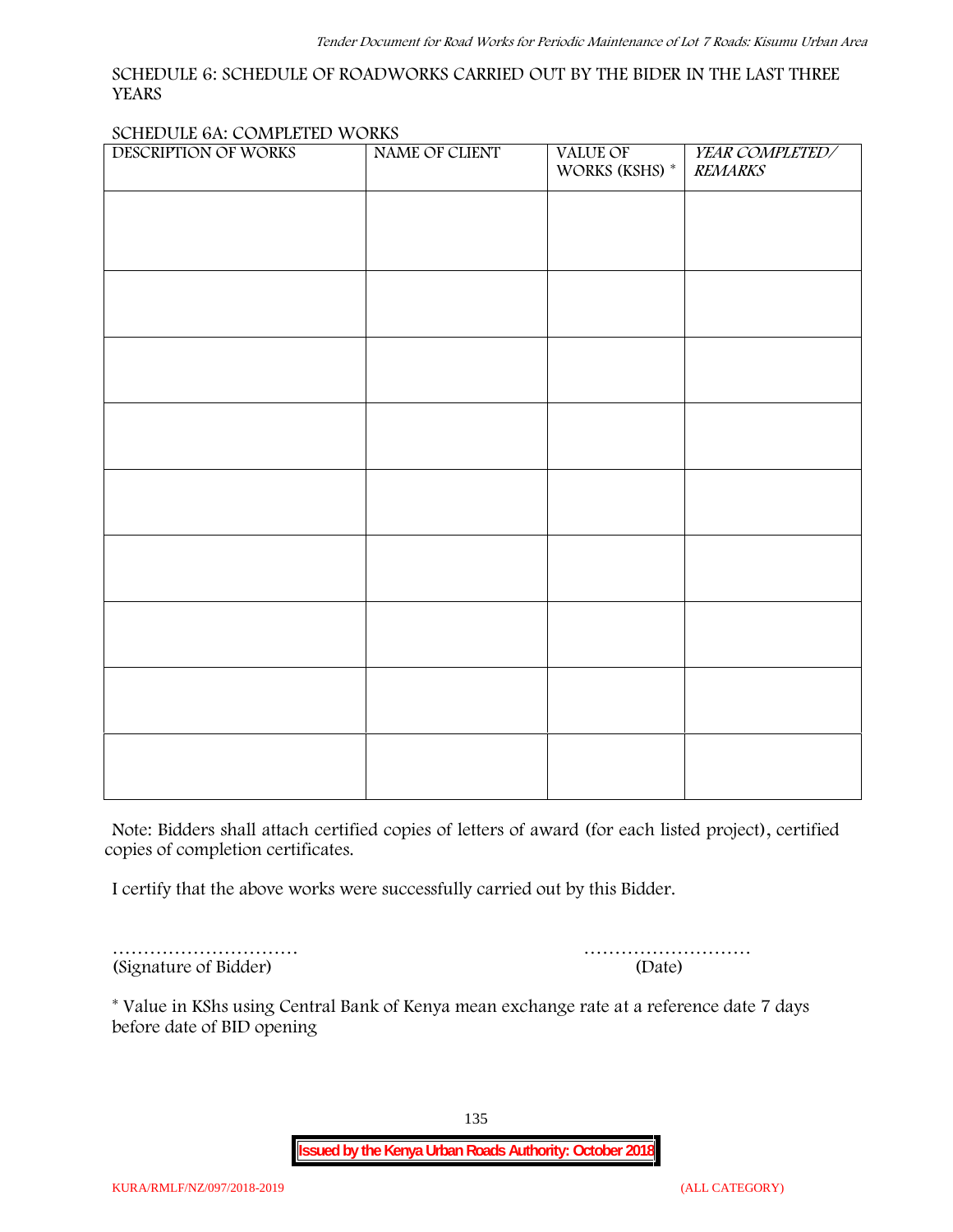SCHEDULE 6: SCHEDULE OF ROADWORKS CARRIED OUT BY THE BIDER IN THE LAST THREE YEARS

SCHEDULE 6A: COMPLETED WORKS

| DESCRIPTION OF WORKS | NAME OF CLIENT | VALUE OF WORKS (KSHS) * | *YEAR COMPLETED/ REMARKS* |
|---|---|---|---|
| | | | |
| | | | |
| | | | |
| | | | |
| | | | |
| | | | |
| | | | |
| | | | |
| | | | |

Note: Bidders shall attach certified copies of letters of award (for each listed project), certified copies of completion certificates.

I certify that the above works were successfully carried out by this Bidder.

………………………… ………………………

(Signature of Bidder) (Date)

* Value in KShs using Central Bank of Kenya mean exchange rate at a reference date 7 days before date of BID opening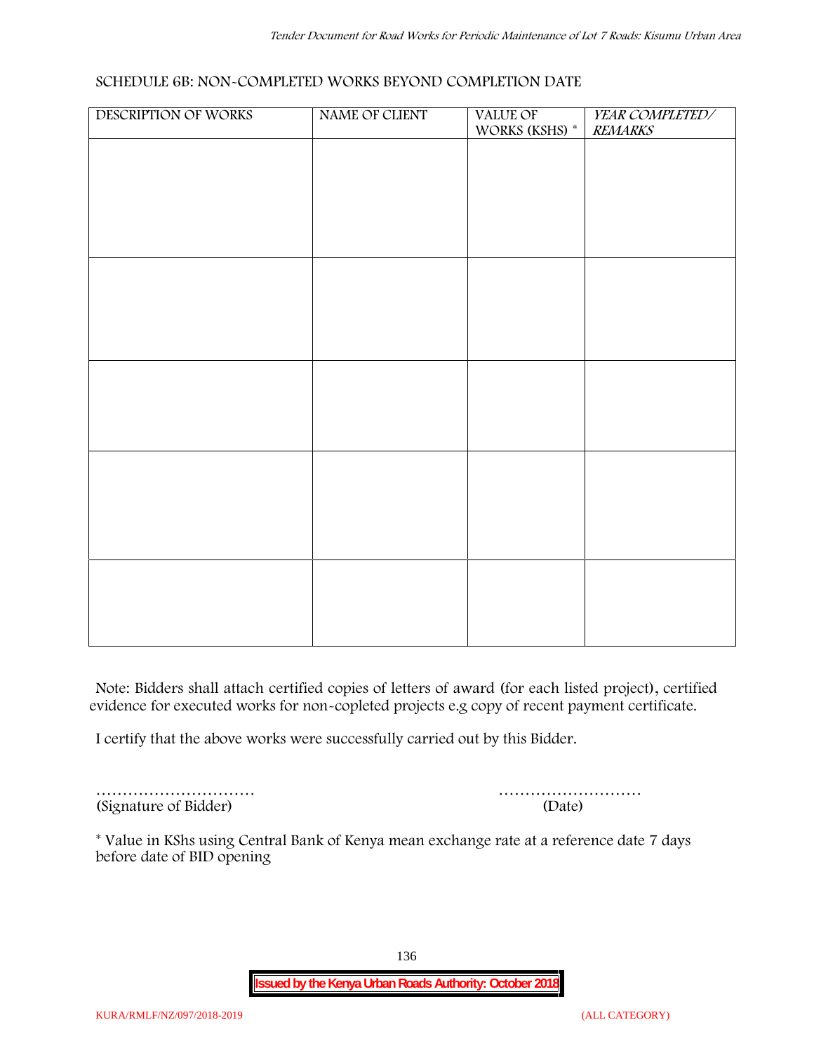SCHEDULE 6B: NON-COMPLETED WORKS BEYOND COMPLETION DATE

| DESCRIPTION OF WORKS | NAME OF CLIENT | VALUE OF WORKS (KSHS) * | *YEAR COMPLETED/ REMARKS* |
|---|---|---|---|
| | | | |
| | | | |
| | | | |
| | | | |
| | | | |

Note: Bidders shall attach certified copies of letters of award (for each listed project), certified evidence for executed works for non-copleted projects e.g copy of recent payment certificate.

I certify that the above works were successfully carried out by this Bidder.

………………………… (Signature of Bidder)

……………………… (Date)

* Value in KShs using Central Bank of Kenya mean exchange rate at a reference date 7 days before date of BID opening

**Issued by the Kenya Urban Roads Authority: October 2018**

KURA/RMLF/NZ/097/2018-2019 (ALL CATEGORY)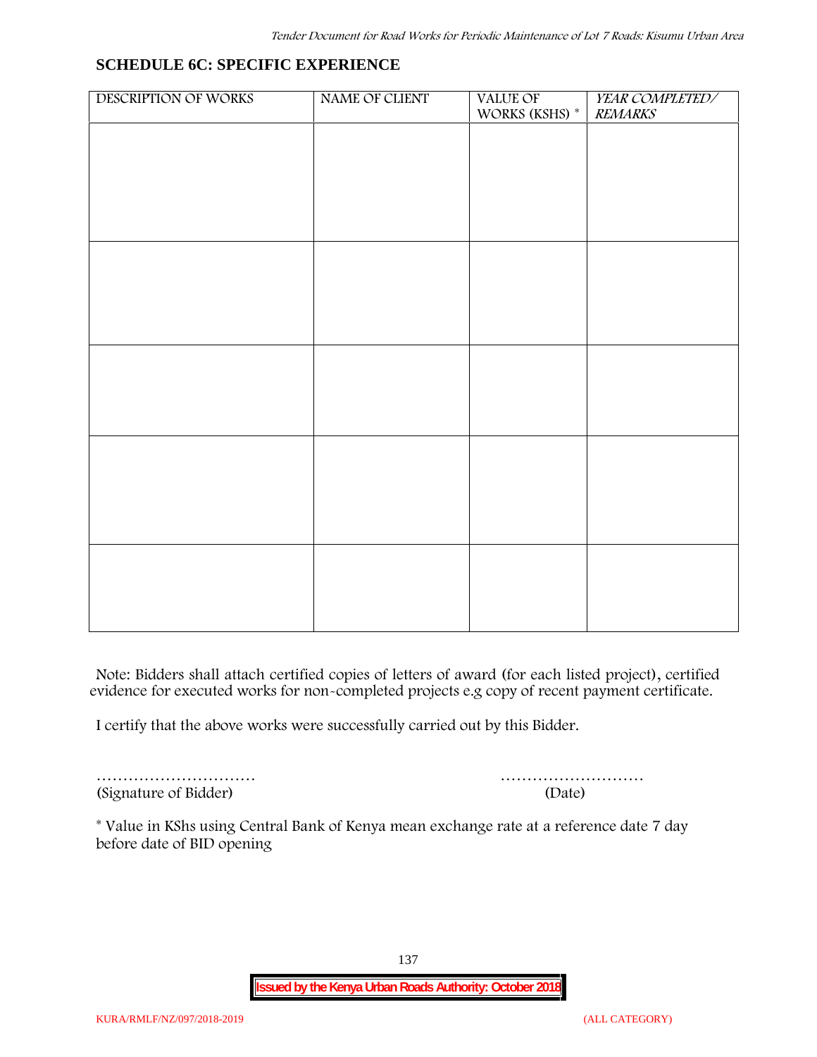## SCHEDULE 6C: SPECIFIC EXPERIENCE

| DESCRIPTION OF WORKS | NAME OF CLIENT | VALUE OF WORKS (KSHS) * | *YEAR COMPLETED/ REMARKS* |
|---|---|---|---|
| | | | |
| | | | |
| | | | |
| | | | |
| | | | |

Note: Bidders shall attach certified copies of letters of award (for each listed project), certified evidence for executed works for non-completed projects e.g copy of recent payment certificate.

I certify that the above works were successfully carried out by this Bidder.

………………………… ………………………
(Signature of Bidder) (Date)

* Value in KShs using Central Bank of Kenya mean exchange rate at a reference date 7 day before date of BID opening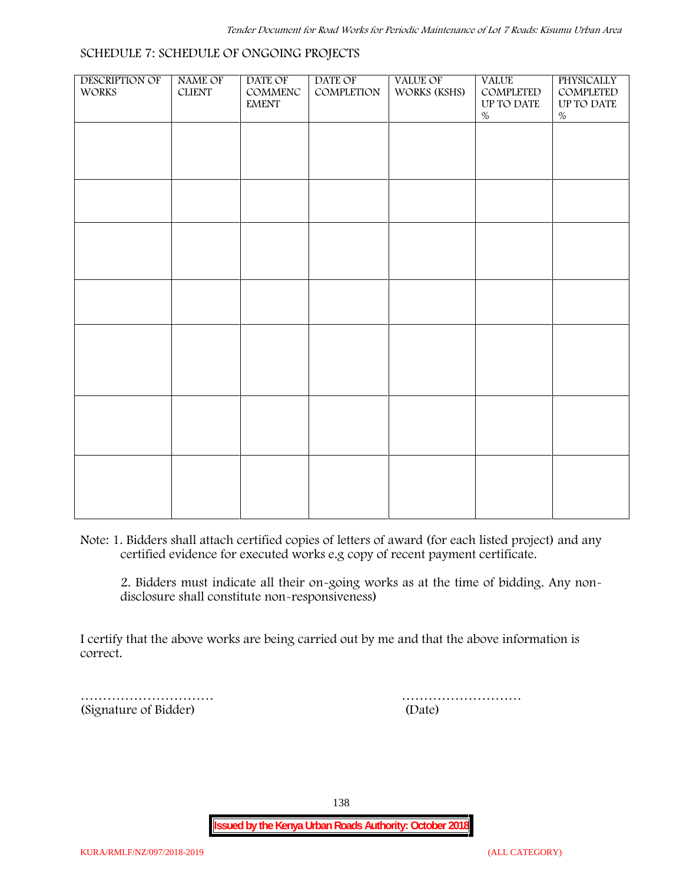SCHEDULE 7: SCHEDULE OF ONGOING PROJECTS

| DESCRIPTION OF WORKS | NAME OF CLIENT | DATE OF COMMENCEMENT | DATE OF COMPLETION | VALUE OF WORKS (KSHS) | VALUE COMPLETED UP TO DATE % | PHYSICALLY COMPLETED UP TO DATE % |
|---|---|---|---|---|---|---|
| | | | | | | |
| | | | | | | |
| | | | | | | |
| | | | | | | |
| | | | | | | |
| | | | | | | |
| | | | | | | |

Note: 1. Bidders shall attach certified copies of letters of award (for each listed project) and any certified evidence for executed works e.g copy of recent payment certificate.

2. Bidders must indicate all their on-going works as at the time of bidding. Any non-disclosure shall constitute non-responsiveness)

I certify that the above works are being carried out by me and that the above information is correct.

…………………………  
(Signature of Bidder)

………………………  
(Date)

**Issued by the Kenya Urban Roads Authority: October 2018**

KURA/RMLF/NZ/097/2018-2019 (ALL CATEGORY)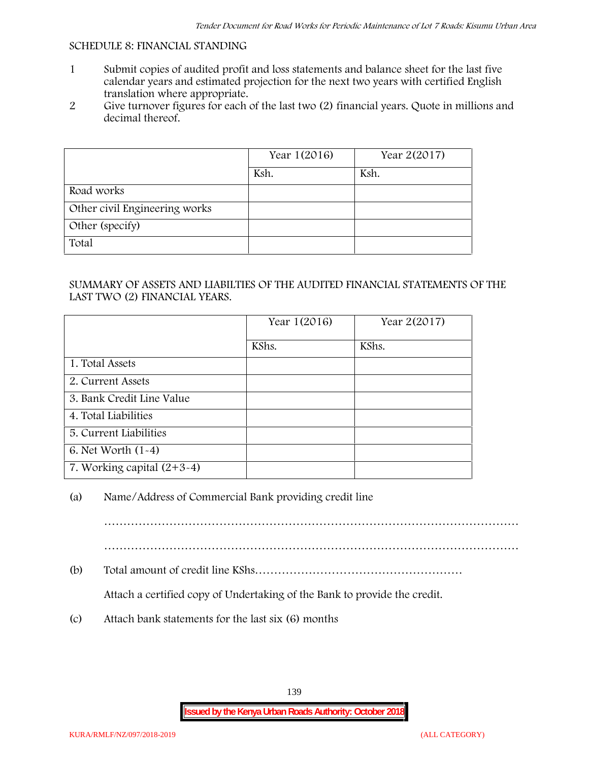SCHEDULE 8: FINANCIAL STANDING

1. Submit copies of audited profit and loss statements and balance sheet for the last five calendar years and estimated projection for the next two years with certified English translation where appropriate.
2. Give turnover figures for each of the last two (2) financial years. Quote in millions and decimal thereof.

| | Year 1(2016) | Year 2(2017) |
|---|---|---|
| | Ksh. | Ksh. |
| Road works | | |
| Other civil Engineering works | | |
| Other (specify) | | |
| Total | | |

SUMMARY OF ASSETS AND LIABILTIES OF THE AUDITED FINANCIAL STATEMENTS OF THE LAST TWO (2) FINANCIAL YEARS.

| | Year 1(2016) | Year 2(2017) |
|---|---|---|
| | KShs. | KShs. |
| 1. Total Assets | | |
| 2. Current Assets | | |
| 3. Bank Credit Line Value | | |
| 4. Total Liabilities | | |
| 5. Current Liabilities | | |
| 6. Net Worth (1-4) | | |
| 7. Working capital (2+3-4) | | |

(a) Name/Address of Commercial Bank providing credit line

………………………………………………………………………………………………

………………………………………………………………………………………………

(b) Total amount of credit line KShs………………………………………………

Attach a certified copy of Undertaking of the Bank to provide the credit.

(c) Attach bank statements for the last six (6) months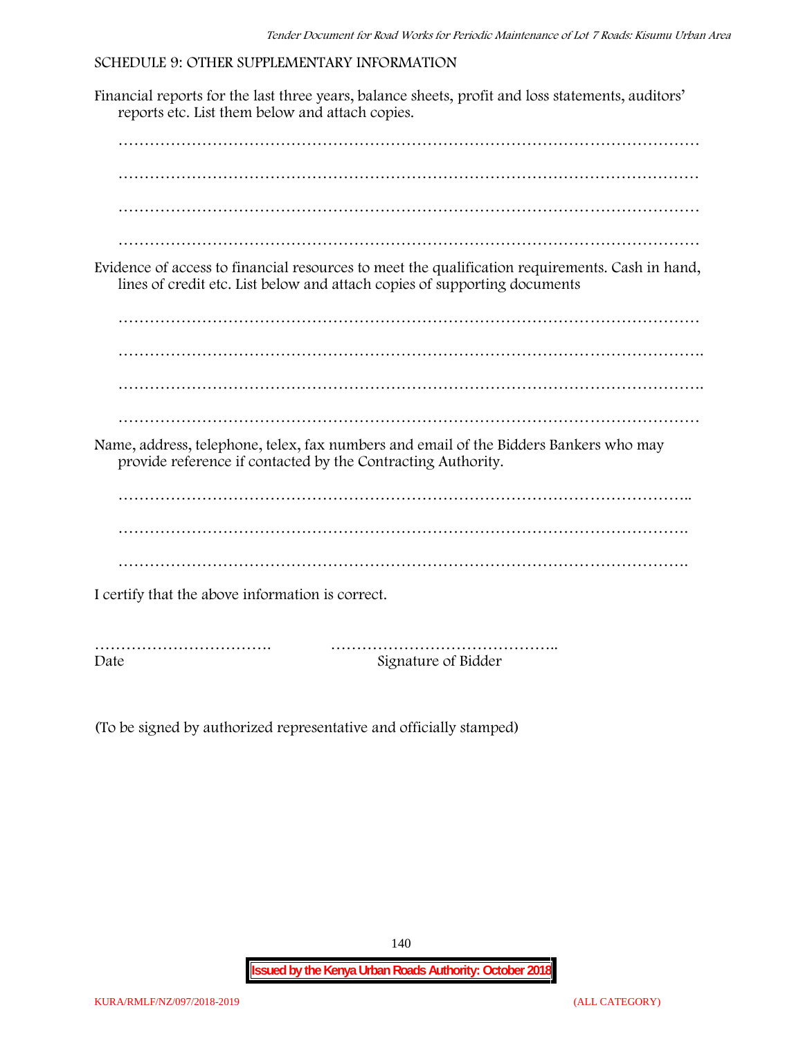## SCHEDULE 9: OTHER SUPPLEMENTARY INFORMATION

Financial reports for the last three years, balance sheets, profit and loss statements, auditors' reports etc. List them below and attach copies.

…………………………………………………………………………………………………

…………………………………………………………………………………………………

…………………………………………………………………………………………………

…………………………………………………………………………………………………

Evidence of access to financial resources to meet the qualification requirements. Cash in hand, lines of credit etc. List below and attach copies of supporting documents

…………………………………………………………………………………………………

………………………………………………………………………………………………….

………………………………………………………………………………………………….

…………………………………………………………………………………………………

Name, address, telephone, telex, fax numbers and email of the Bidders Bankers who may provide reference if contacted by the Contracting Authority.

………………………………………………………………………………………………..

……………………………………………………………………………………………….

……………………………………………………………………………………………….

I certify that the above information is correct.

……………………………. ……………………………………..

Date Signature of Bidder

(To be signed by authorized representative and officially stamped)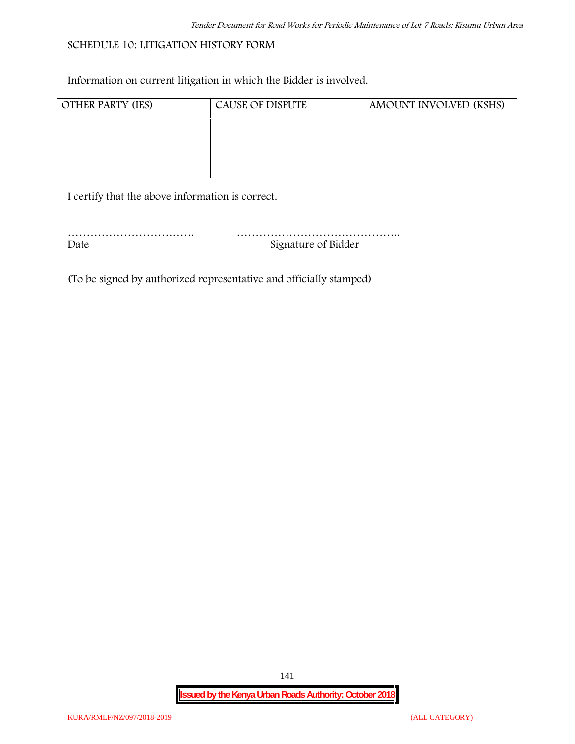## SCHEDULE 10: LITIGATION HISTORY FORM

Information on current litigation in which the Bidder is involved.

| OTHER PARTY (IES) | CAUSE OF DISPUTE | AMOUNT INVOLVED (KSHS) |
|---|---|---|
| | | |

I certify that the above information is correct.

……………………………. ……………………………………..

Date Signature of Bidder

(To be signed by authorized representative and officially stamped)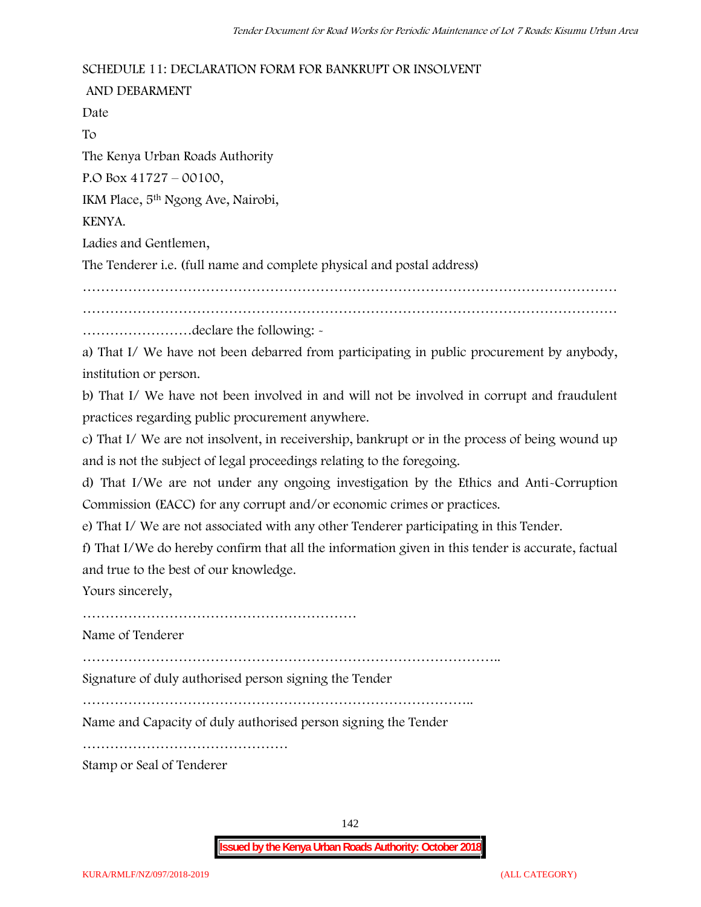## SCHEDULE 11: DECLARATION FORM FOR BANKRUPT OR INSOLVENT AND DEBARMENT

Date

To

The Kenya Urban Roads Authority

P.O Box 41727 – 00100,

IKM Place, 5th Ngong Ave, Nairobi,

KENYA.

Ladies and Gentlemen,

The Tenderer i.e. (full name and complete physical and postal address)

…………………………………………………………………………………………………………

…………………………………………………………………………………………………………

……………………declare the following: -

a) That I/ We have not been debarred from participating in public procurement by anybody, institution or person.

b) That I/ We have not been involved in and will not be involved in corrupt and fraudulent practices regarding public procurement anywhere.

c) That I/ We are not insolvent, in receivership, bankrupt or in the process of being wound up and is not the subject of legal proceedings relating to the foregoing.

d) That I/We are not under any ongoing investigation by the Ethics and Anti-Corruption Commission (EACC) for any corrupt and/or economic crimes or practices.

e) That I/ We are not associated with any other Tenderer participating in this Tender.

f) That I/We do hereby confirm that all the information given in this tender is accurate, factual and true to the best of our knowledge.

Yours sincerely,

……………………………………………………

Name of Tenderer

………………………………………………………………………………..

Signature of duly authorised person signing the Tender

…………………………………………………………………………..

Name and Capacity of duly authorised person signing the Tender

………………………………………

Stamp or Seal of Tenderer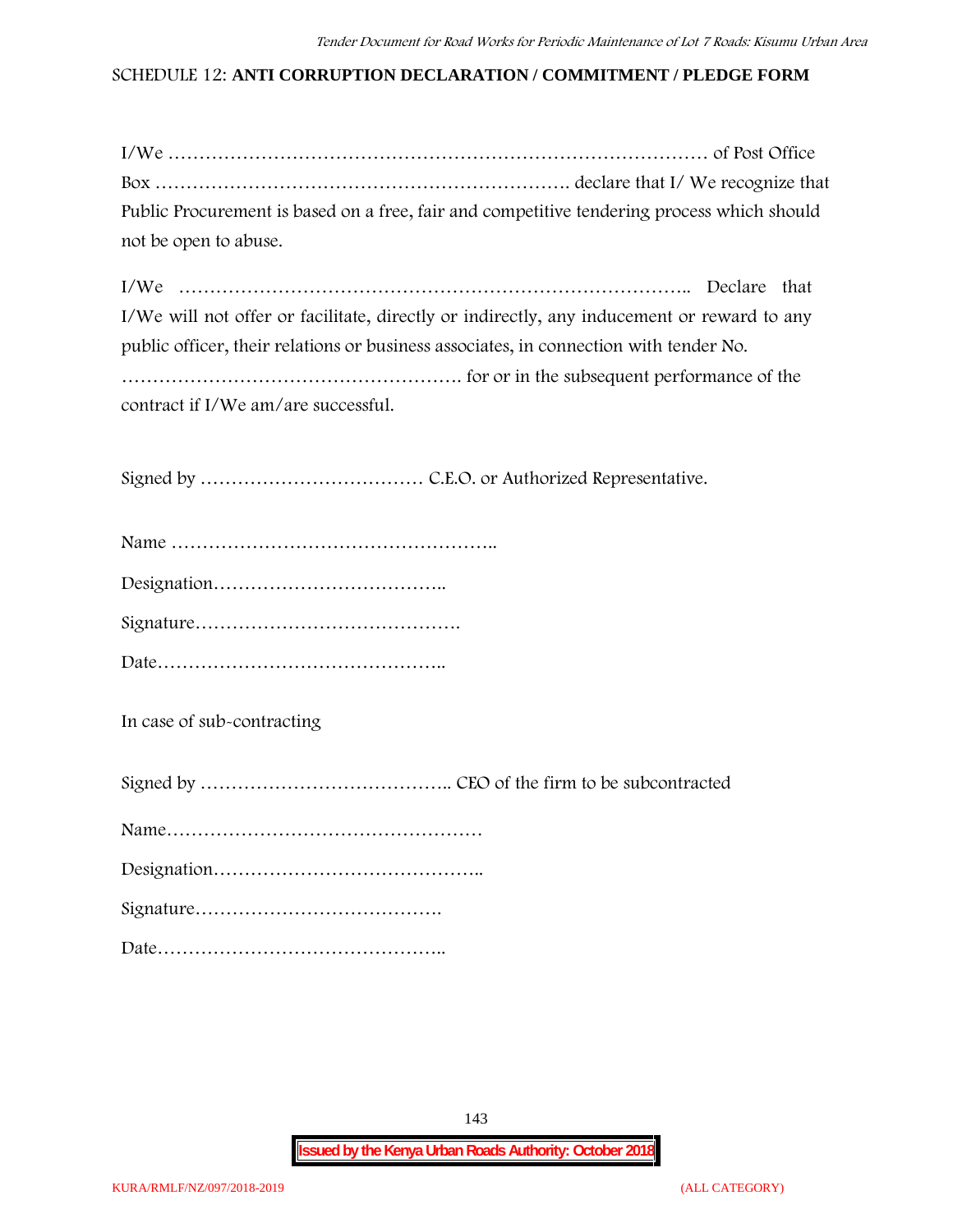SCHEDULE 12: **ANTI CORRUPTION DECLARATION / COMMITMENT / PLEDGE FORM**

I/We ……………………………………………………………………………… of Post Office Box …………………………………………………………. declare that I/ We recognize that Public Procurement is based on a free, fair and competitive tendering process which should not be open to abuse.

I/We ……………………………………………………………………….. Declare that I/We will not offer or facilitate, directly or indirectly, any inducement or reward to any public officer, their relations or business associates, in connection with tender No. ………………………………………………. for or in the subsequent performance of the contract if I/We am/are successful.

Signed by ……………………………… C.E.O. or Authorized Representative.

Name ……………………………………………..

Designation………………………………..

Signature…………………………………….

Date………………………………………..

In case of sub-contracting

Signed by ………………………………….. CEO of the firm to be subcontracted

Name……………………………………………

Designation……………………………………..

Signature………………………………….

Date………………………………………..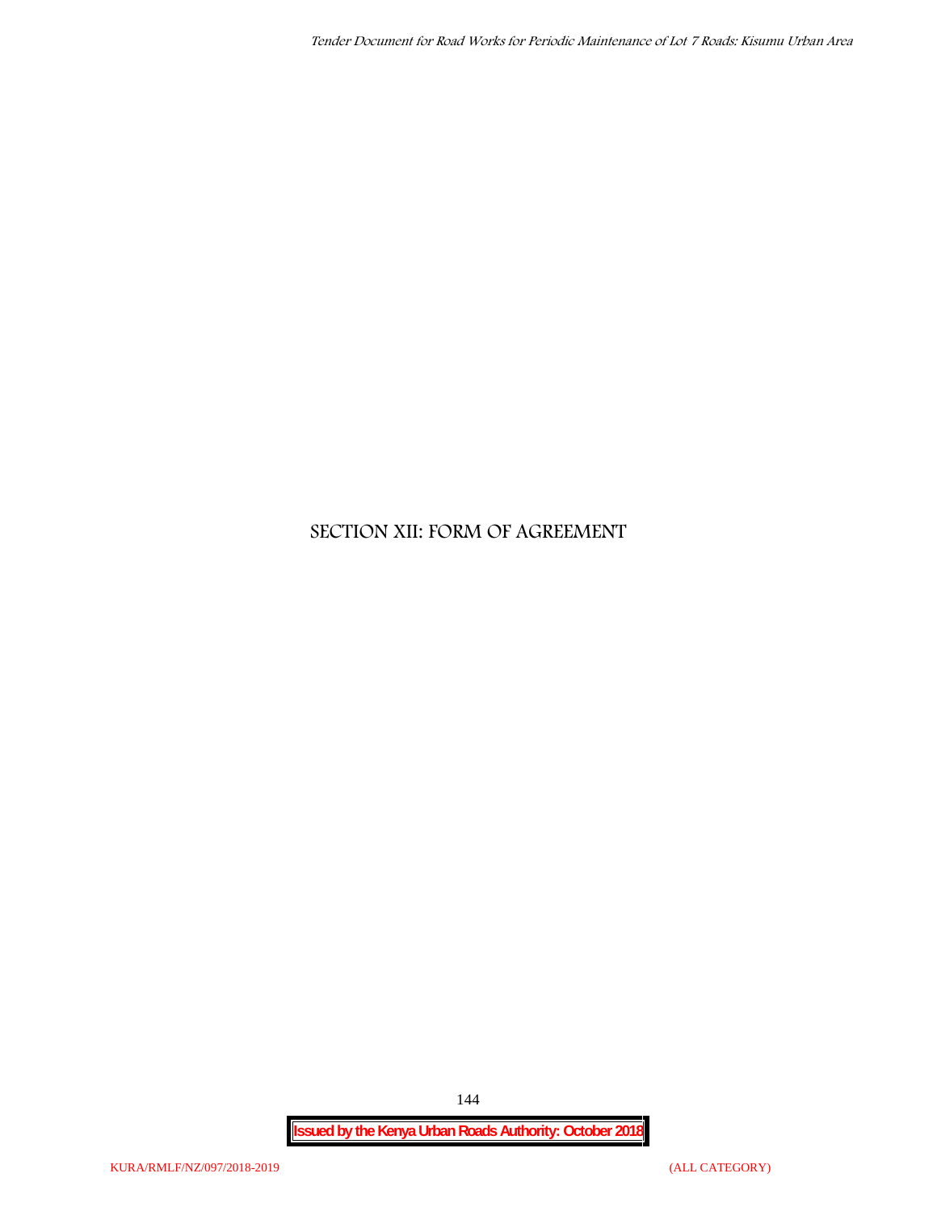# SECTION XII: FORM OF AGREEMENT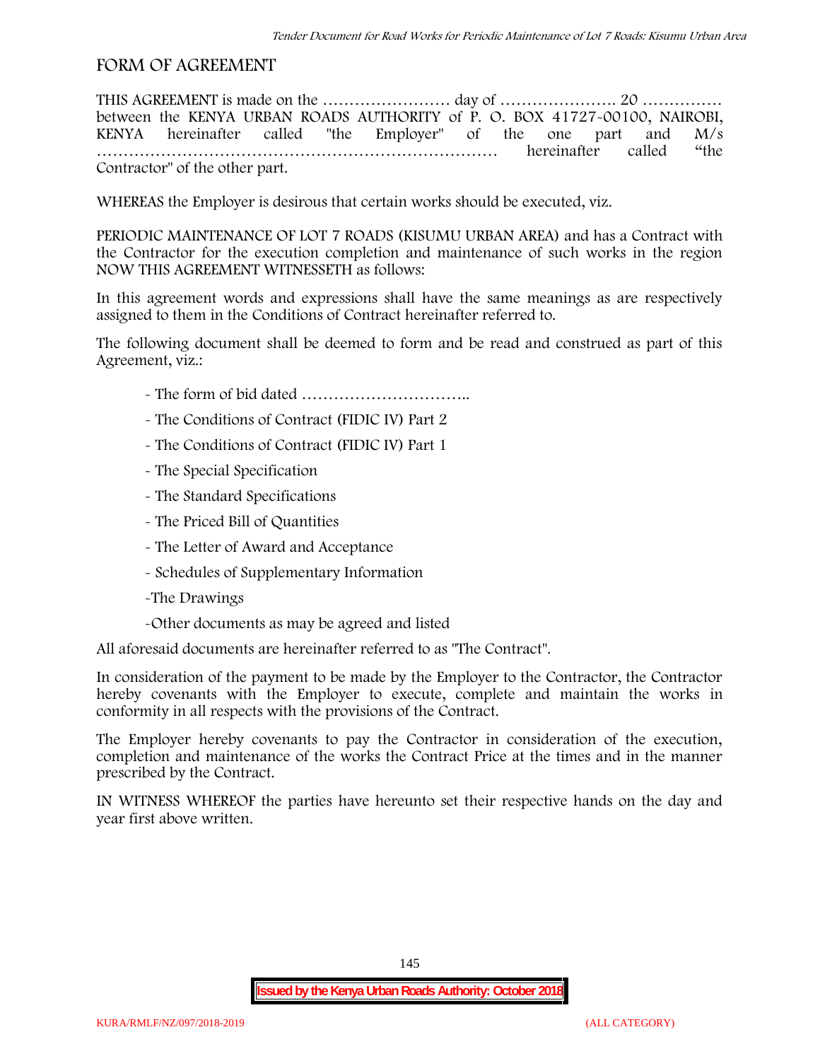# FORM OF AGREEMENT

THIS AGREEMENT is made on the …………………… day of …………………. 20 …………… between the KENYA URBAN ROADS AUTHORITY of P. O. BOX 41727-00100, NAIROBI, KENYA hereinafter called "the Employer" of the one part and M/s ……………………………………………………………… hereinafter called "the Contractor" of the other part.

WHEREAS the Employer is desirous that certain works should be executed, viz.

PERIODIC MAINTENANCE OF LOT 7 ROADS (KISUMU URBAN AREA) and has a Contract with the Contractor for the execution completion and maintenance of such works in the region NOW THIS AGREEMENT WITNESSETH as follows:

In this agreement words and expressions shall have the same meanings as are respectively assigned to them in the Conditions of Contract hereinafter referred to.

The following document shall be deemed to form and be read and construed as part of this Agreement, viz.:

- The form of bid dated …………………………..
- The Conditions of Contract (FIDIC IV) Part 2
- The Conditions of Contract (FIDIC IV) Part 1
- The Special Specification
- The Standard Specifications
- The Priced Bill of Quantities
- The Letter of Award and Acceptance
- Schedules of Supplementary Information
- The Drawings
- Other documents as may be agreed and listed

All aforesaid documents are hereinafter referred to as "The Contract".

In consideration of the payment to be made by the Employer to the Contractor, the Contractor hereby covenants with the Employer to execute, complete and maintain the works in conformity in all respects with the provisions of the Contract.

The Employer hereby covenants to pay the Contractor in consideration of the execution, completion and maintenance of the works the Contract Price at the times and in the manner prescribed by the Contract.

IN WITNESS WHEREOF the parties have hereunto set their respective hands on the day and year first above written.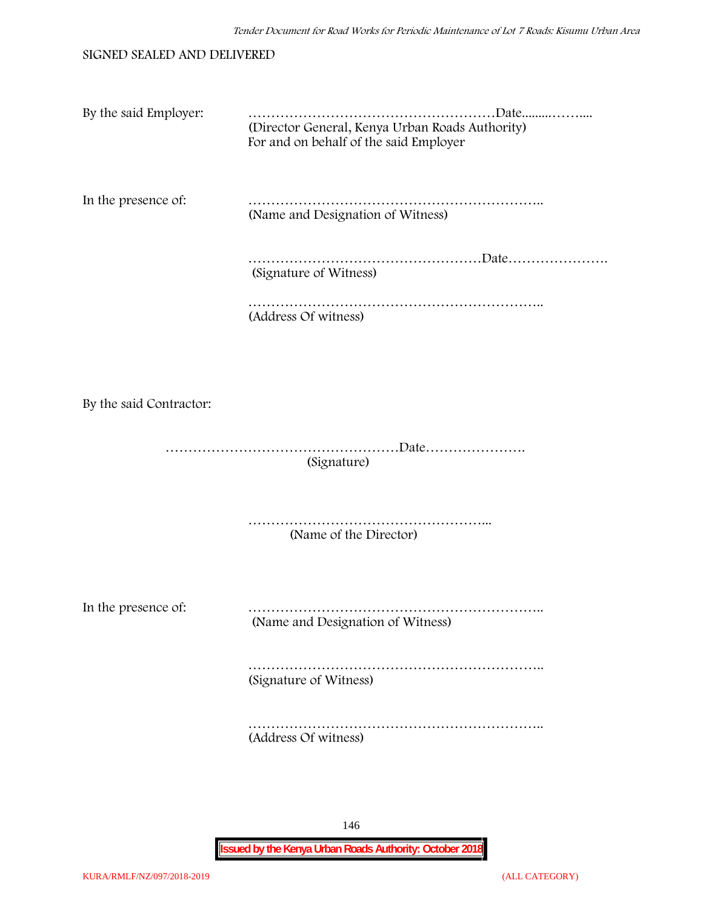SIGNED SEALED AND DELIVERED

By the said Employer: ………………………………………………Date.........……....
(Director General, Kenya Urban Roads Authority)
For and on behalf of the said Employer

In the presence of: ………………………………………………………..
(Name and Designation of Witness)

……………………………………………Date………………….
(Signature of Witness)

………………………………………………………..
(Address Of witness)

By the said Contractor:

……………………………………………Date………………….
(Signature)

……………………………………………...
(Name of the Director)

In the presence of: ………………………………………………………..
(Name and Designation of Witness)

………………………………………………………..
(Signature of Witness)

………………………………………………………..
(Address Of witness)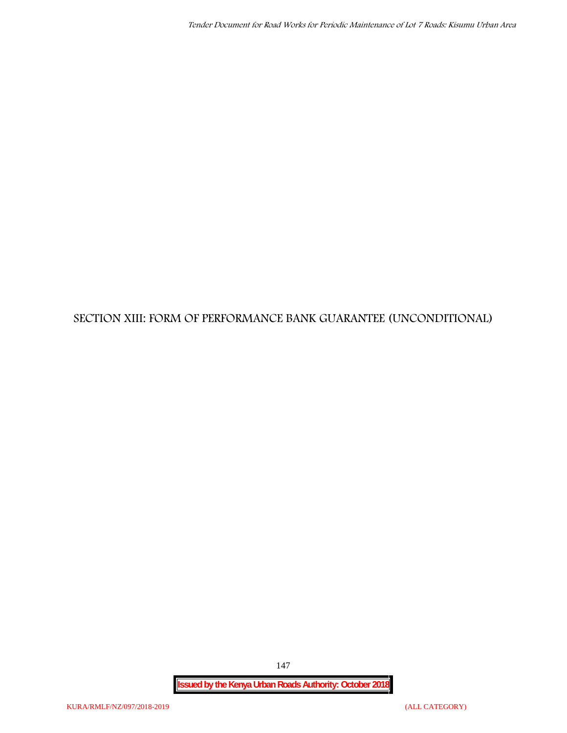# SECTION XIII: FORM OF PERFORMANCE BANK GUARANTEE (UNCONDITIONAL)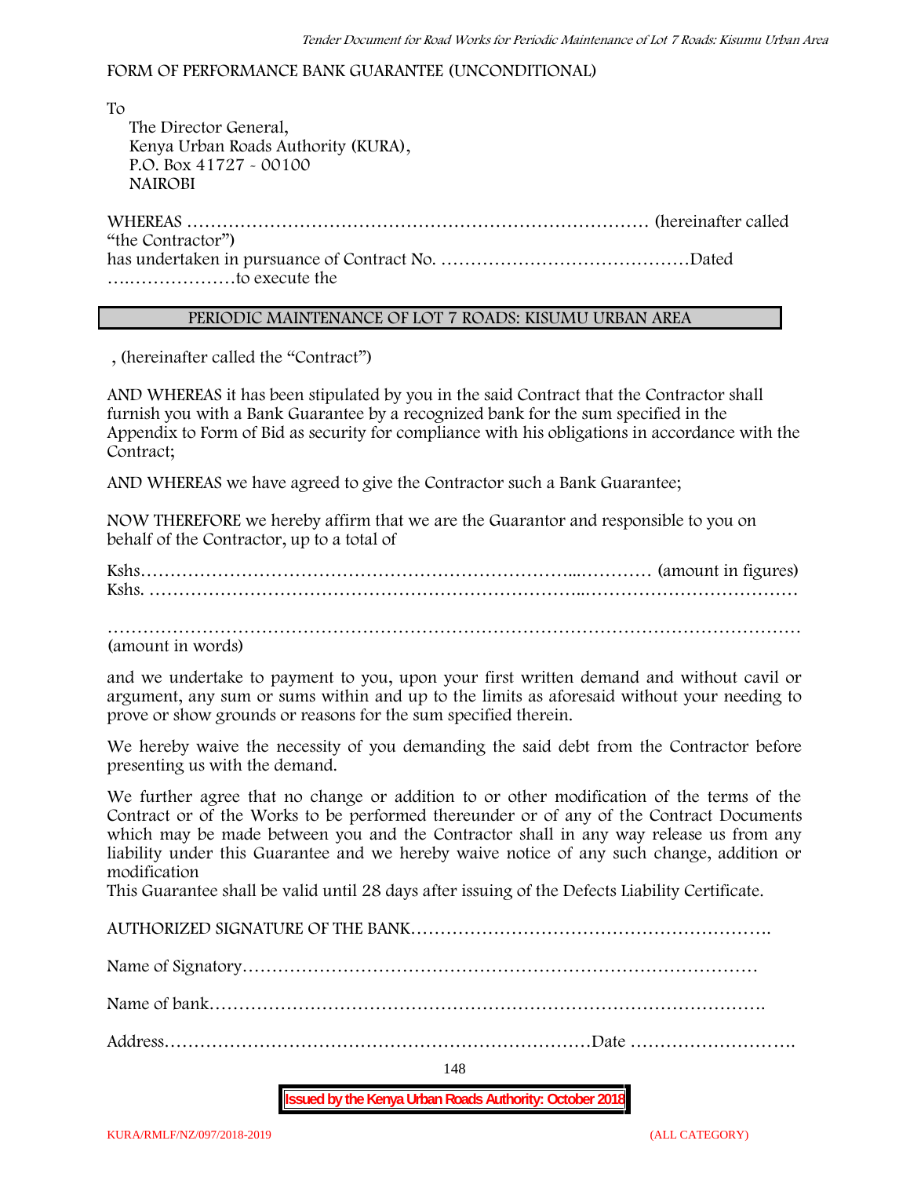FORM OF PERFORMANCE BANK GUARANTEE (UNCONDITIONAL)

To

The Director General,
Kenya Urban Roads Authority (KURA),
P.O. Box 41727 - 00100
NAIROBI

WHEREAS …………………………………………………………………… (hereinafter called "the Contractor")
has undertaken in pursuance of Contract No. ……………………………………Dated ….………………to execute the

**PERIODIC MAINTENANCE OF LOT 7 ROADS: KISUMU URBAN AREA**

, (hereinafter called the "Contract")

AND WHEREAS it has been stipulated by you in the said Contract that the Contractor shall furnish you with a Bank Guarantee by a recognized bank for the sum specified in the Appendix to Form of Bid as security for compliance with his obligations in accordance with the Contract;

AND WHEREAS we have agreed to give the Contractor such a Bank Guarantee;

NOW THEREFORE we hereby affirm that we are the Guarantor and responsible to you on behalf of the Contractor, up to a total of

Kshs……………………………………………………………...………… (amount in figures)
Kshs. …………………………………………………………..………………………………

…………………………………………………………………………………………………
(amount in words)

and we undertake to payment to you, upon your first written demand and without cavil or argument, any sum or sums within and up to the limits as aforesaid without your needing to prove or show grounds or reasons for the sum specified therein.

We hereby waive the necessity of you demanding the said debt from the Contractor before presenting us with the demand.

We further agree that no change or addition to or other modification of the terms of the Contract or of the Works to be performed thereunder or of any of the Contract Documents which may be made between you and the Contractor shall in any way release us from any liability under this Guarantee and we hereby waive notice of any such change, addition or modification
This Guarantee shall be valid until 28 days after issuing of the Defects Liability Certificate.

AUTHORIZED SIGNATURE OF THE BANK…………………………………………………….

Name of Signatory…………………………………………………………………………

Name of bank……………………………………………………………………………….

Address………………………………………………………………Date ……………………….